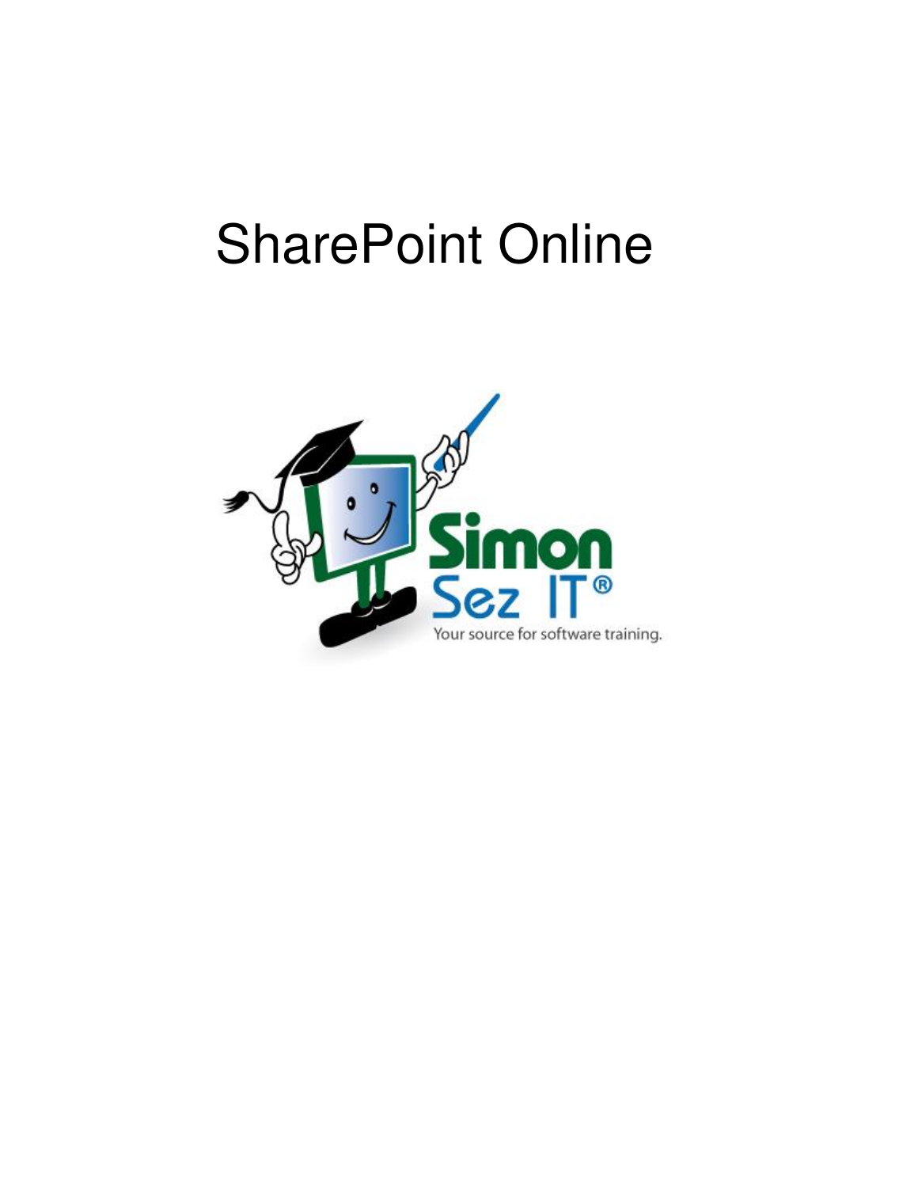# SharePoint Online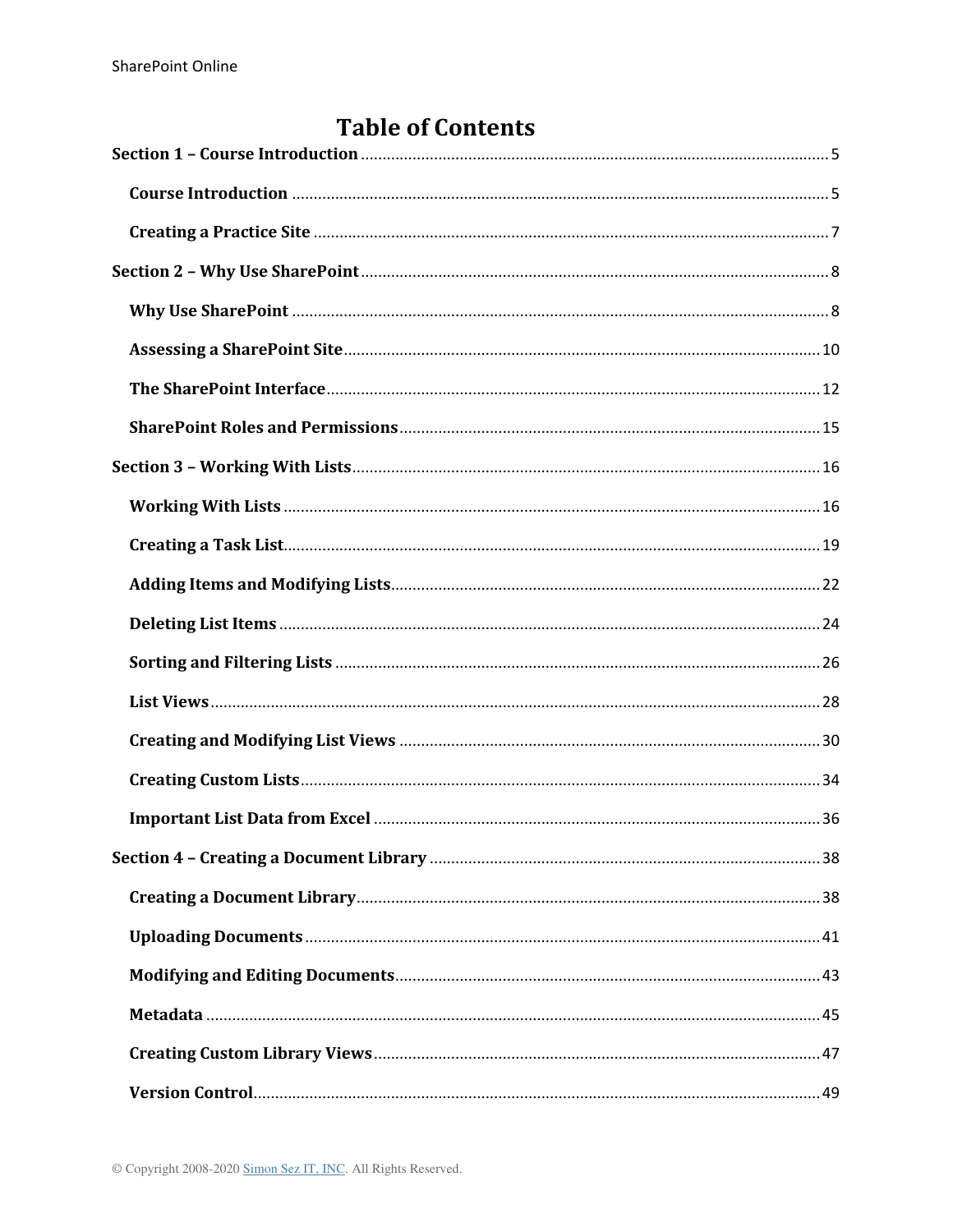# Table of Contents

**Section 1 – Course Introduction** ..... 5

- **Course Introduction** ..... 5
- **Creating a Practice Site** ..... 7

**Section 2 – Why Use SharePoint** ..... 8

- **Why Use SharePoint** ..... 8
- **Assessing a SharePoint Site** ..... 10
- **The SharePoint Interface** ..... 12
- **SharePoint Roles and Permissions** ..... 15

**Section 3 – Working With Lists** ..... 16

- **Working With Lists** ..... 16
- **Creating a Task List** ..... 19
- **Adding Items and Modifying Lists** ..... 22
- **Deleting List Items** ..... 24
- **Sorting and Filtering Lists** ..... 26
- **List Views** ..... 28
- **Creating and Modifying List Views** ..... 30
- **Creating Custom Lists** ..... 34
- **Important List Data from Excel** ..... 36

**Section 4 – Creating a Document Library** ..... 38

- **Creating a Document Library** ..... 38
- **Uploading Documents** ..... 41
- **Modifying and Editing Documents** ..... 43
- **Metadata** ..... 45
- **Creating Custom Library Views** ..... 47
- **Version Control** ..... 49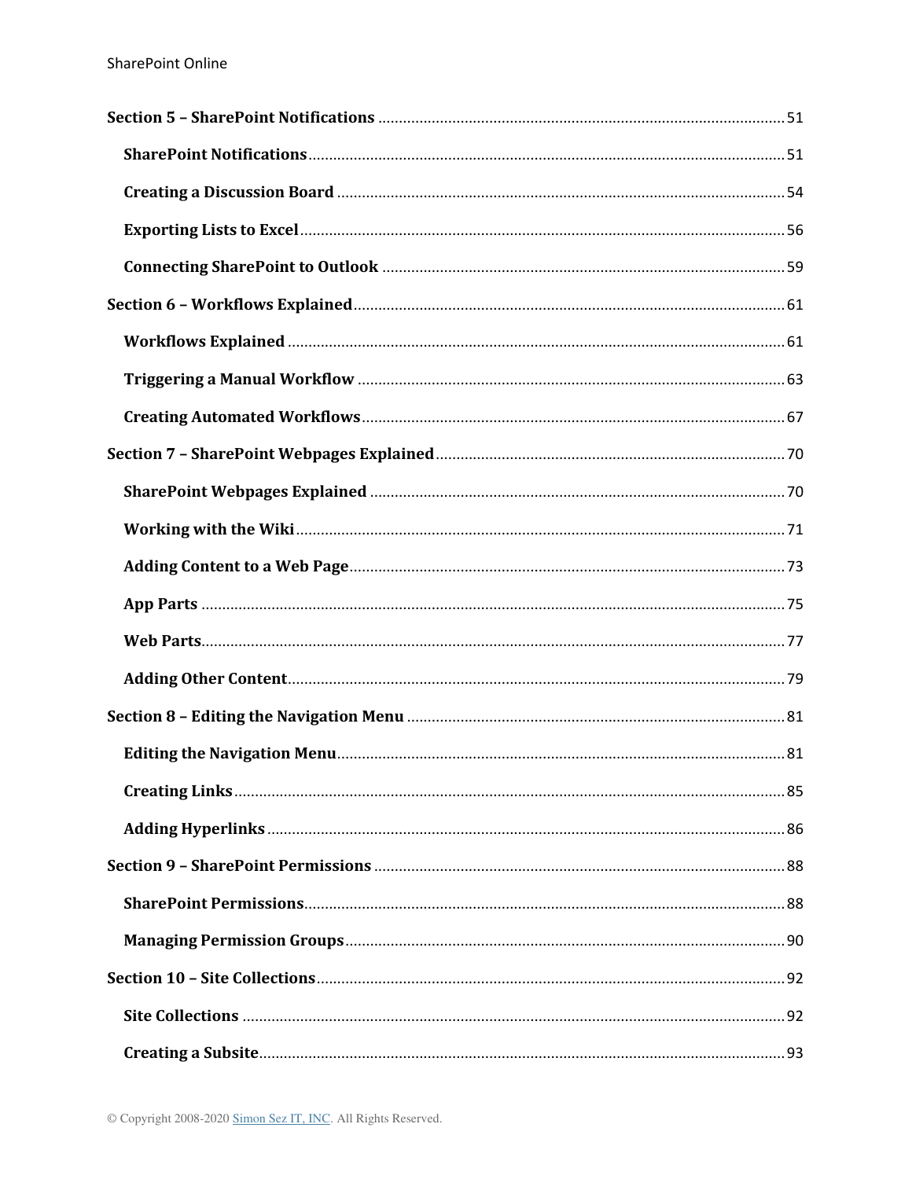**Section 5 – SharePoint Notifications** ........ 51

- **SharePoint Notifications** ........ 51
- **Creating a Discussion Board** ........ 54
- **Exporting Lists to Excel** ........ 56
- **Connecting SharePoint to Outlook** ........ 59

**Section 6 – Workflows Explained** ........ 61

- **Workflows Explained** ........ 61
- **Triggering a Manual Workflow** ........ 63
- **Creating Automated Workflows** ........ 67

**Section 7 – SharePoint Webpages Explained** ........ 70

- **SharePoint Webpages Explained** ........ 70
- **Working with the Wiki** ........ 71
- **Adding Content to a Web Page** ........ 73
- **App Parts** ........ 75
- **Web Parts** ........ 77
- **Adding Other Content** ........ 79

**Section 8 – Editing the Navigation Menu** ........ 81

- **Editing the Navigation Menu** ........ 81
- **Creating Links** ........ 85
- **Adding Hyperlinks** ........ 86

**Section 9 – SharePoint Permissions** ........ 88

- **SharePoint Permissions** ........ 88
- **Managing Permission Groups** ........ 90

**Section 10 – Site Collections** ........ 92

- **Site Collections** ........ 92
- **Creating a Subsite** ........ 93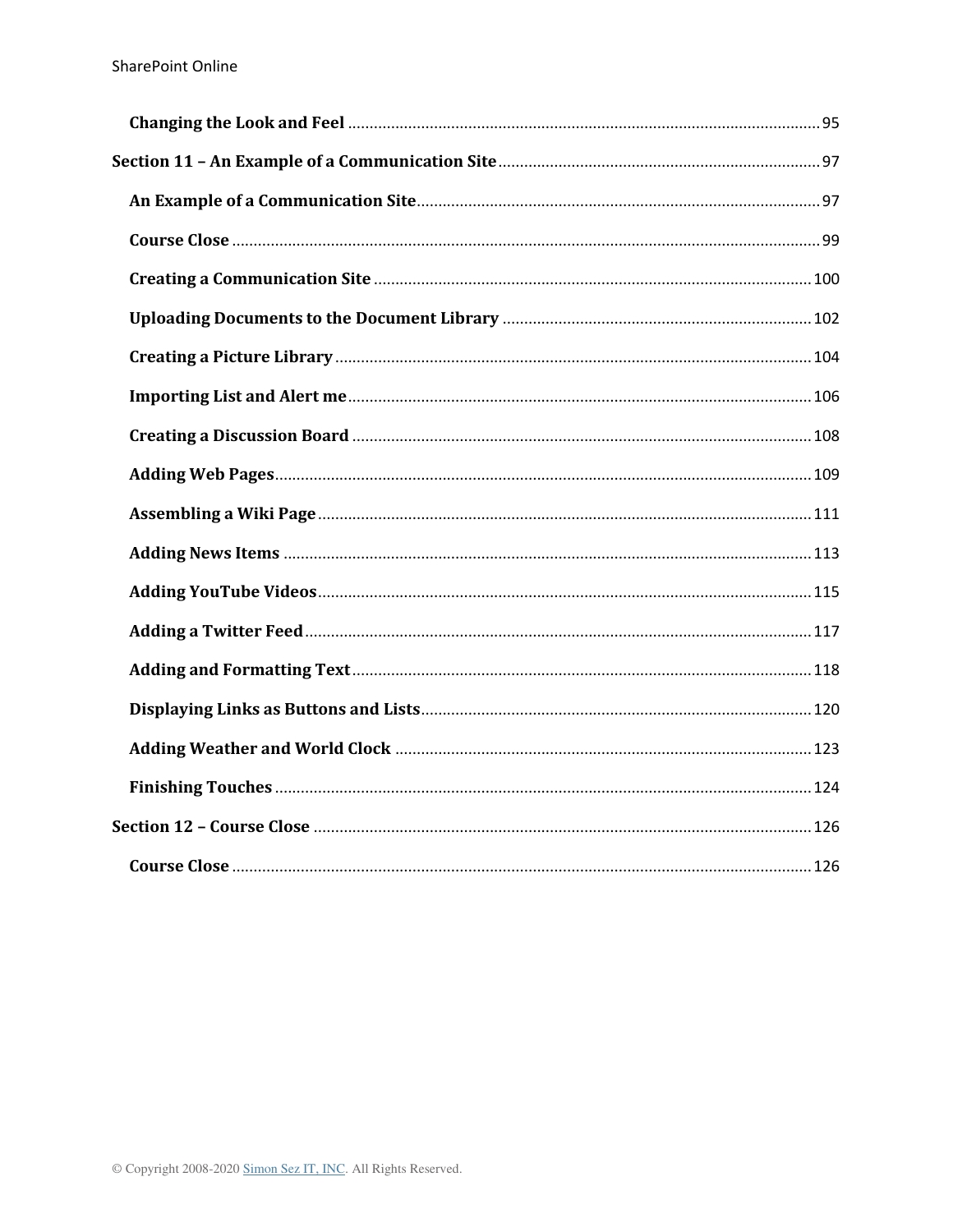**Changing the Look and Feel** .......... 95

**Section 11 – An Example of a Communication Site** .......... 97

**An Example of a Communication Site** .......... 97

**Course Close** .......... 99

**Creating a Communication Site** .......... 100

**Uploading Documents to the Document Library** .......... 102

**Creating a Picture Library** .......... 104

**Importing List and Alert me** .......... 106

**Creating a Discussion Board** .......... 108

**Adding Web Pages** .......... 109

**Assembling a Wiki Page** .......... 111

**Adding News Items** .......... 113

**Adding YouTube Videos** .......... 115

**Adding a Twitter Feed** .......... 117

**Adding and Formatting Text** .......... 118

**Displaying Links as Buttons and Lists** .......... 120

**Adding Weather and World Clock** .......... 123

**Finishing Touches** .......... 124

**Section 12 – Course Close** .......... 126

**Course Close** .......... 126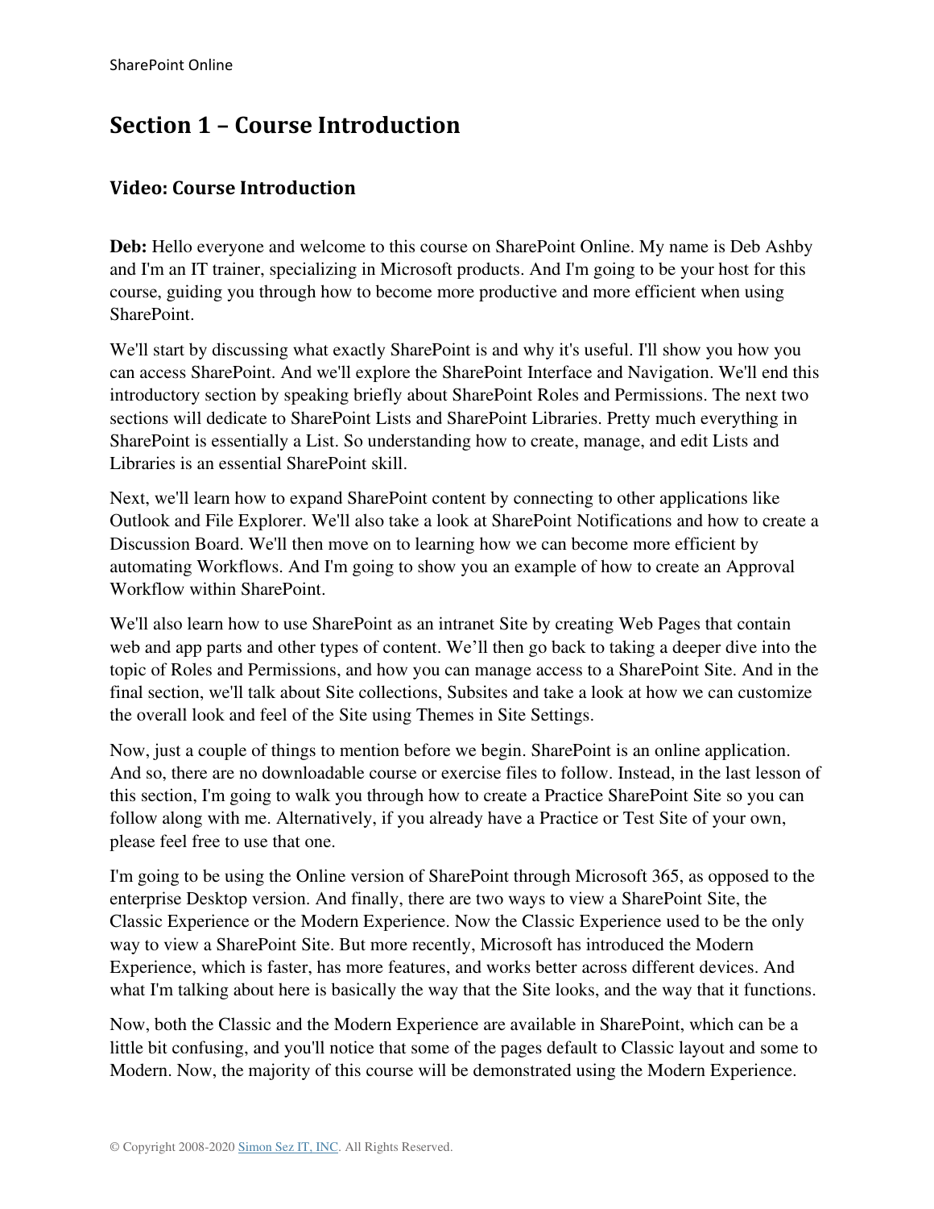# Section 1 – Course Introduction

## Video: Course Introduction

**Deb:** Hello everyone and welcome to this course on SharePoint Online. My name is Deb Ashby and I'm an IT trainer, specializing in Microsoft products. And I'm going to be your host for this course, guiding you through how to become more productive and more efficient when using SharePoint.

We'll start by discussing what exactly SharePoint is and why it's useful. I'll show you how you can access SharePoint. And we'll explore the SharePoint Interface and Navigation. We'll end this introductory section by speaking briefly about SharePoint Roles and Permissions. The next two sections will dedicate to SharePoint Lists and SharePoint Libraries. Pretty much everything in SharePoint is essentially a List. So understanding how to create, manage, and edit Lists and Libraries is an essential SharePoint skill.

Next, we'll learn how to expand SharePoint content by connecting to other applications like Outlook and File Explorer. We'll also take a look at SharePoint Notifications and how to create a Discussion Board. We'll then move on to learning how we can become more efficient by automating Workflows. And I'm going to show you an example of how to create an Approval Workflow within SharePoint.

We'll also learn how to use SharePoint as an intranet Site by creating Web Pages that contain web and app parts and other types of content. We'll then go back to taking a deeper dive into the topic of Roles and Permissions, and how you can manage access to a SharePoint Site. And in the final section, we'll talk about Site collections, Subsites and take a look at how we can customize the overall look and feel of the Site using Themes in Site Settings.

Now, just a couple of things to mention before we begin. SharePoint is an online application. And so, there are no downloadable course or exercise files to follow. Instead, in the last lesson of this section, I'm going to walk you through how to create a Practice SharePoint Site so you can follow along with me. Alternatively, if you already have a Practice or Test Site of your own, please feel free to use that one.

I'm going to be using the Online version of SharePoint through Microsoft 365, as opposed to the enterprise Desktop version. And finally, there are two ways to view a SharePoint Site, the Classic Experience or the Modern Experience. Now the Classic Experience used to be the only way to view a SharePoint Site. But more recently, Microsoft has introduced the Modern Experience, which is faster, has more features, and works better across different devices. And what I'm talking about here is basically the way that the Site looks, and the way that it functions.

Now, both the Classic and the Modern Experience are available in SharePoint, which can be a little bit confusing, and you'll notice that some of the pages default to Classic layout and some to Modern. Now, the majority of this course will be demonstrated using the Modern Experience.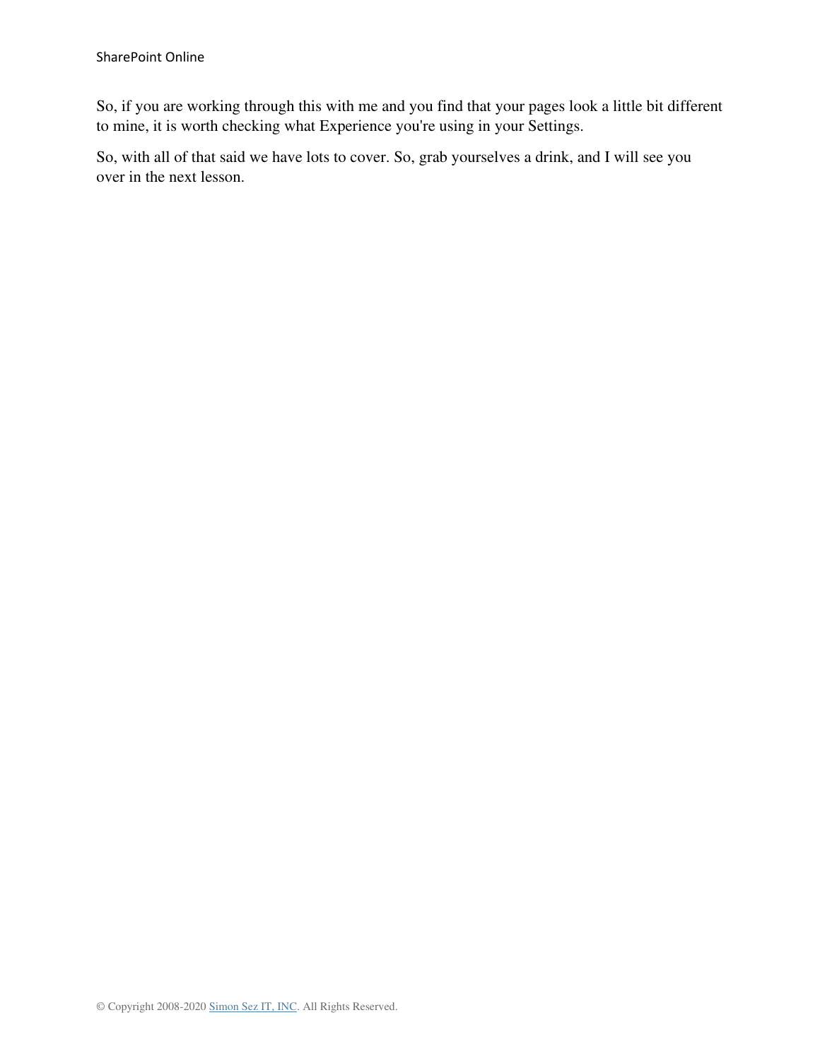So, if you are working through this with me and you find that your pages look a little bit different to mine, it is worth checking what Experience you're using in your Settings.

So, with all of that said we have lots to cover. So, grab yourselves a drink, and I will see you over in the next lesson.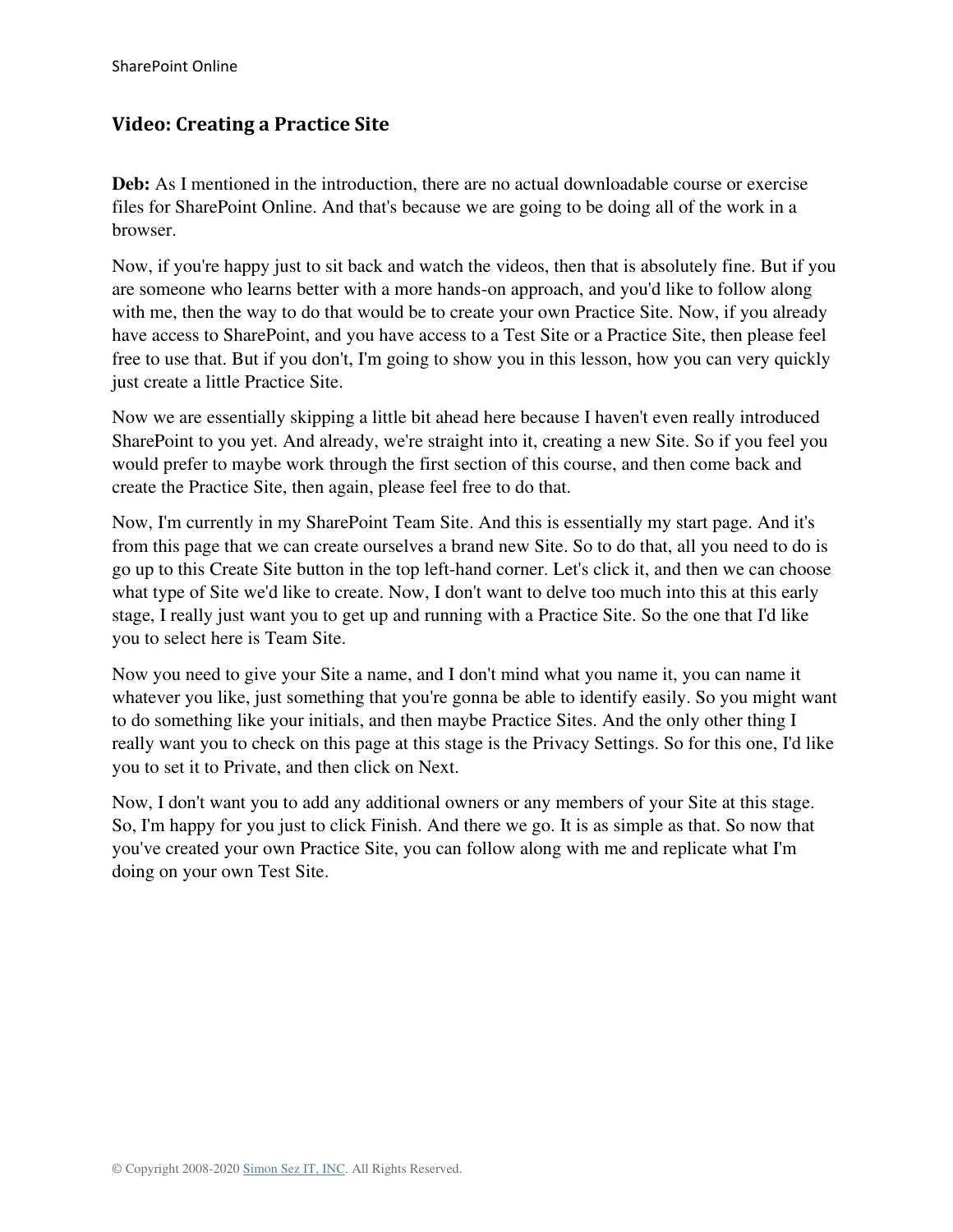## Video: Creating a Practice Site

**Deb:** As I mentioned in the introduction, there are no actual downloadable course or exercise files for SharePoint Online. And that's because we are going to be doing all of the work in a browser.

Now, if you're happy just to sit back and watch the videos, then that is absolutely fine. But if you are someone who learns better with a more hands-on approach, and you'd like to follow along with me, then the way to do that would be to create your own Practice Site. Now, if you already have access to SharePoint, and you have access to a Test Site or a Practice Site, then please feel free to use that. But if you don't, I'm going to show you in this lesson, how you can very quickly just create a little Practice Site.

Now we are essentially skipping a little bit ahead here because I haven't even really introduced SharePoint to you yet. And already, we're straight into it, creating a new Site. So if you feel you would prefer to maybe work through the first section of this course, and then come back and create the Practice Site, then again, please feel free to do that.

Now, I'm currently in my SharePoint Team Site. And this is essentially my start page. And it's from this page that we can create ourselves a brand new Site. So to do that, all you need to do is go up to this Create Site button in the top left-hand corner. Let's click it, and then we can choose what type of Site we'd like to create. Now, I don't want to delve too much into this at this early stage, I really just want you to get up and running with a Practice Site. So the one that I'd like you to select here is Team Site.

Now you need to give your Site a name, and I don't mind what you name it, you can name it whatever you like, just something that you're gonna be able to identify easily. So you might want to do something like your initials, and then maybe Practice Sites. And the only other thing I really want you to check on this page at this stage is the Privacy Settings. So for this one, I'd like you to set it to Private, and then click on Next.

Now, I don't want you to add any additional owners or any members of your Site at this stage. So, I'm happy for you just to click Finish. And there we go. It is as simple as that. So now that you've created your own Practice Site, you can follow along with me and replicate what I'm doing on your own Test Site.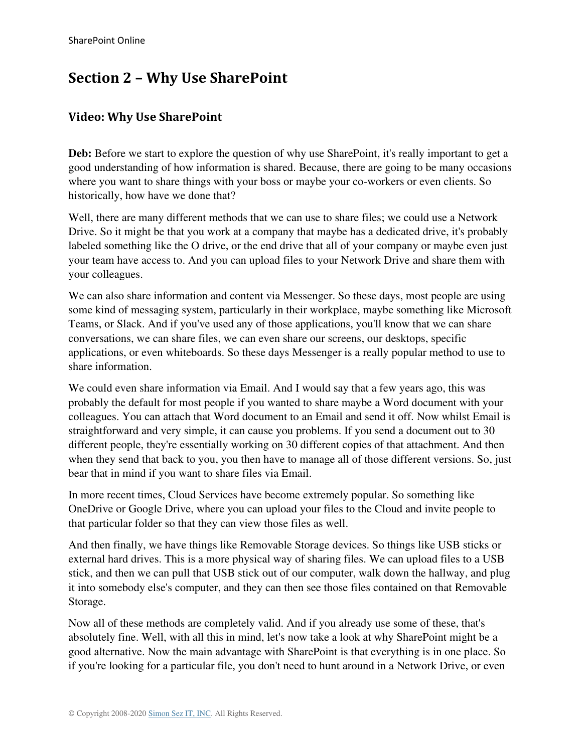# Section 2 – Why Use SharePoint

## Video: Why Use SharePoint

**Deb:** Before we start to explore the question of why use SharePoint, it's really important to get a good understanding of how information is shared. Because, there are going to be many occasions where you want to share things with your boss or maybe your co-workers or even clients. So historically, how have we done that?

Well, there are many different methods that we can use to share files; we could use a Network Drive. So it might be that you work at a company that maybe has a dedicated drive, it's probably labeled something like the O drive, or the end drive that all of your company or maybe even just your team have access to. And you can upload files to your Network Drive and share them with your colleagues.

We can also share information and content via Messenger. So these days, most people are using some kind of messaging system, particularly in their workplace, maybe something like Microsoft Teams, or Slack. And if you've used any of those applications, you'll know that we can share conversations, we can share files, we can even share our screens, our desktops, specific applications, or even whiteboards. So these days Messenger is a really popular method to use to share information.

We could even share information via Email. And I would say that a few years ago, this was probably the default for most people if you wanted to share maybe a Word document with your colleagues. You can attach that Word document to an Email and send it off. Now whilst Email is straightforward and very simple, it can cause you problems. If you send a document out to 30 different people, they're essentially working on 30 different copies of that attachment. And then when they send that back to you, you then have to manage all of those different versions. So, just bear that in mind if you want to share files via Email.

In more recent times, Cloud Services have become extremely popular. So something like OneDrive or Google Drive, where you can upload your files to the Cloud and invite people to that particular folder so that they can view those files as well.

And then finally, we have things like Removable Storage devices. So things like USB sticks or external hard drives. This is a more physical way of sharing files. We can upload files to a USB stick, and then we can pull that USB stick out of our computer, walk down the hallway, and plug it into somebody else's computer, and they can then see those files contained on that Removable Storage.

Now all of these methods are completely valid. And if you already use some of these, that's absolutely fine. Well, with all this in mind, let's now take a look at why SharePoint might be a good alternative. Now the main advantage with SharePoint is that everything is in one place. So if you're looking for a particular file, you don't need to hunt around in a Network Drive, or even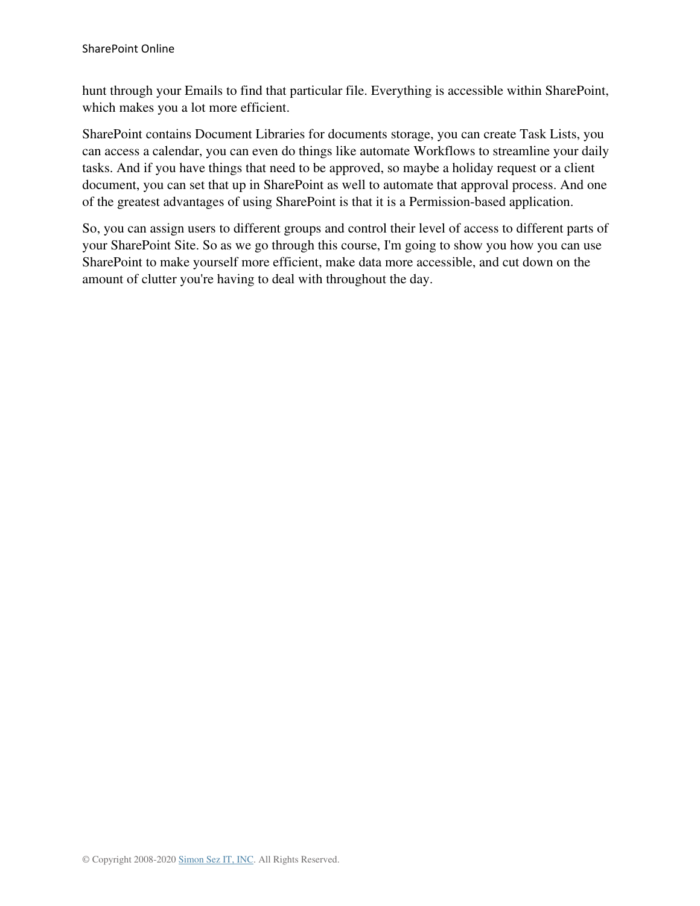hunt through your Emails to find that particular file. Everything is accessible within SharePoint, which makes you a lot more efficient.

SharePoint contains Document Libraries for documents storage, you can create Task Lists, you can access a calendar, you can even do things like automate Workflows to streamline your daily tasks. And if you have things that need to be approved, so maybe a holiday request or a client document, you can set that up in SharePoint as well to automate that approval process. And one of the greatest advantages of using SharePoint is that it is a Permission-based application.

So, you can assign users to different groups and control their level of access to different parts of your SharePoint Site. So as we go through this course, I'm going to show you how you can use SharePoint to make yourself more efficient, make data more accessible, and cut down on the amount of clutter you're having to deal with throughout the day.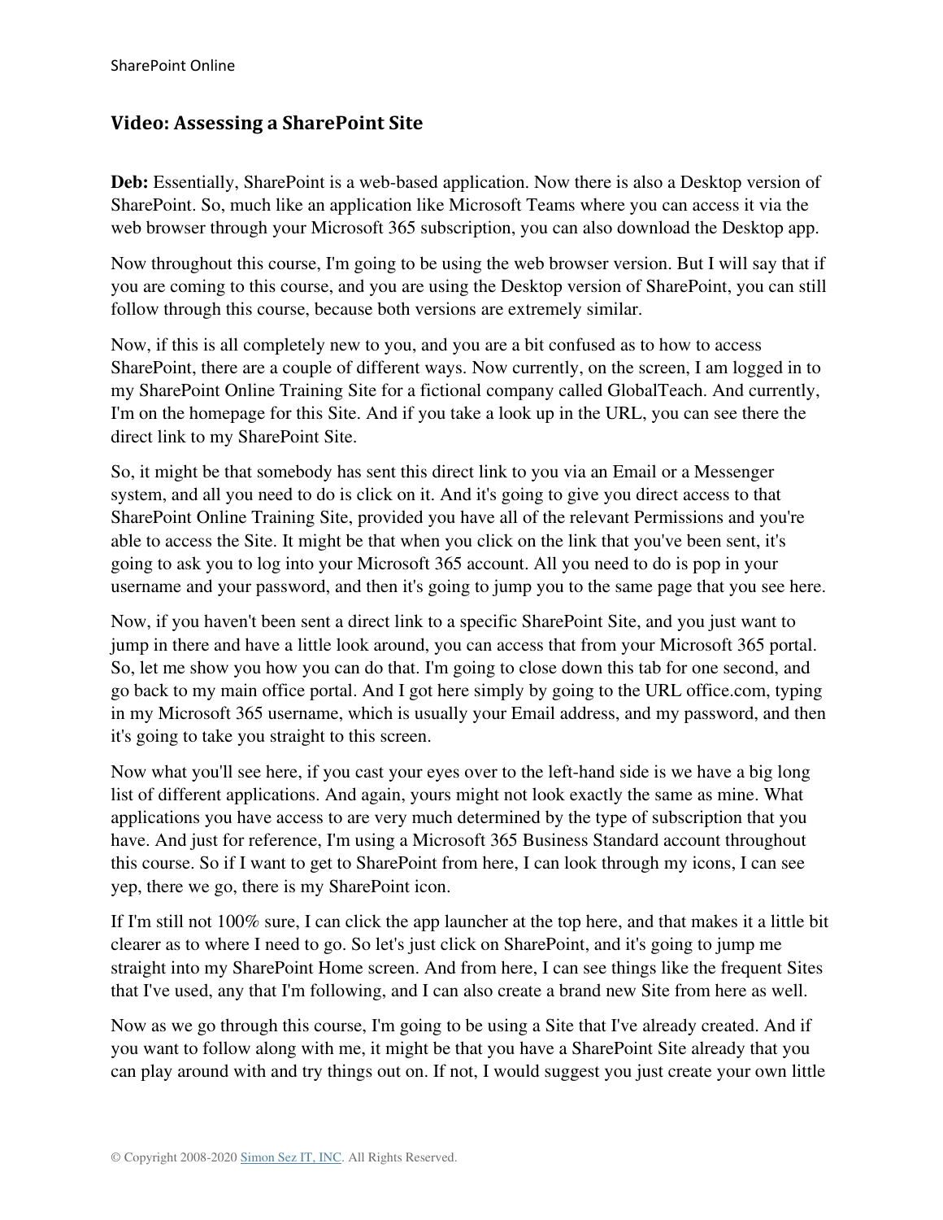## Video: Assessing a SharePoint Site

**Deb:** Essentially, SharePoint is a web-based application. Now there is also a Desktop version of SharePoint. So, much like an application like Microsoft Teams where you can access it via the web browser through your Microsoft 365 subscription, you can also download the Desktop app.

Now throughout this course, I'm going to be using the web browser version. But I will say that if you are coming to this course, and you are using the Desktop version of SharePoint, you can still follow through this course, because both versions are extremely similar.

Now, if this is all completely new to you, and you are a bit confused as to how to access SharePoint, there are a couple of different ways. Now currently, on the screen, I am logged in to my SharePoint Online Training Site for a fictional company called GlobalTeach. And currently, I'm on the homepage for this Site. And if you take a look up in the URL, you can see there the direct link to my SharePoint Site.

So, it might be that somebody has sent this direct link to you via an Email or a Messenger system, and all you need to do is click on it. And it's going to give you direct access to that SharePoint Online Training Site, provided you have all of the relevant Permissions and you're able to access the Site. It might be that when you click on the link that you've been sent, it's going to ask you to log into your Microsoft 365 account. All you need to do is pop in your username and your password, and then it's going to jump you to the same page that you see here.

Now, if you haven't been sent a direct link to a specific SharePoint Site, and you just want to jump in there and have a little look around, you can access that from your Microsoft 365 portal. So, let me show you how you can do that. I'm going to close down this tab for one second, and go back to my main office portal. And I got here simply by going to the URL office.com, typing in my Microsoft 365 username, which is usually your Email address, and my password, and then it's going to take you straight to this screen.

Now what you'll see here, if you cast your eyes over to the left-hand side is we have a big long list of different applications. And again, yours might not look exactly the same as mine. What applications you have access to are very much determined by the type of subscription that you have. And just for reference, I'm using a Microsoft 365 Business Standard account throughout this course. So if I want to get to SharePoint from here, I can look through my icons, I can see yep, there we go, there is my SharePoint icon.

If I'm still not 100% sure, I can click the app launcher at the top here, and that makes it a little bit clearer as to where I need to go. So let's just click on SharePoint, and it's going to jump me straight into my SharePoint Home screen. And from here, I can see things like the frequent Sites that I've used, any that I'm following, and I can also create a brand new Site from here as well.

Now as we go through this course, I'm going to be using a Site that I've already created. And if you want to follow along with me, it might be that you have a SharePoint Site already that you can play around with and try things out on. If not, I would suggest you just create your own little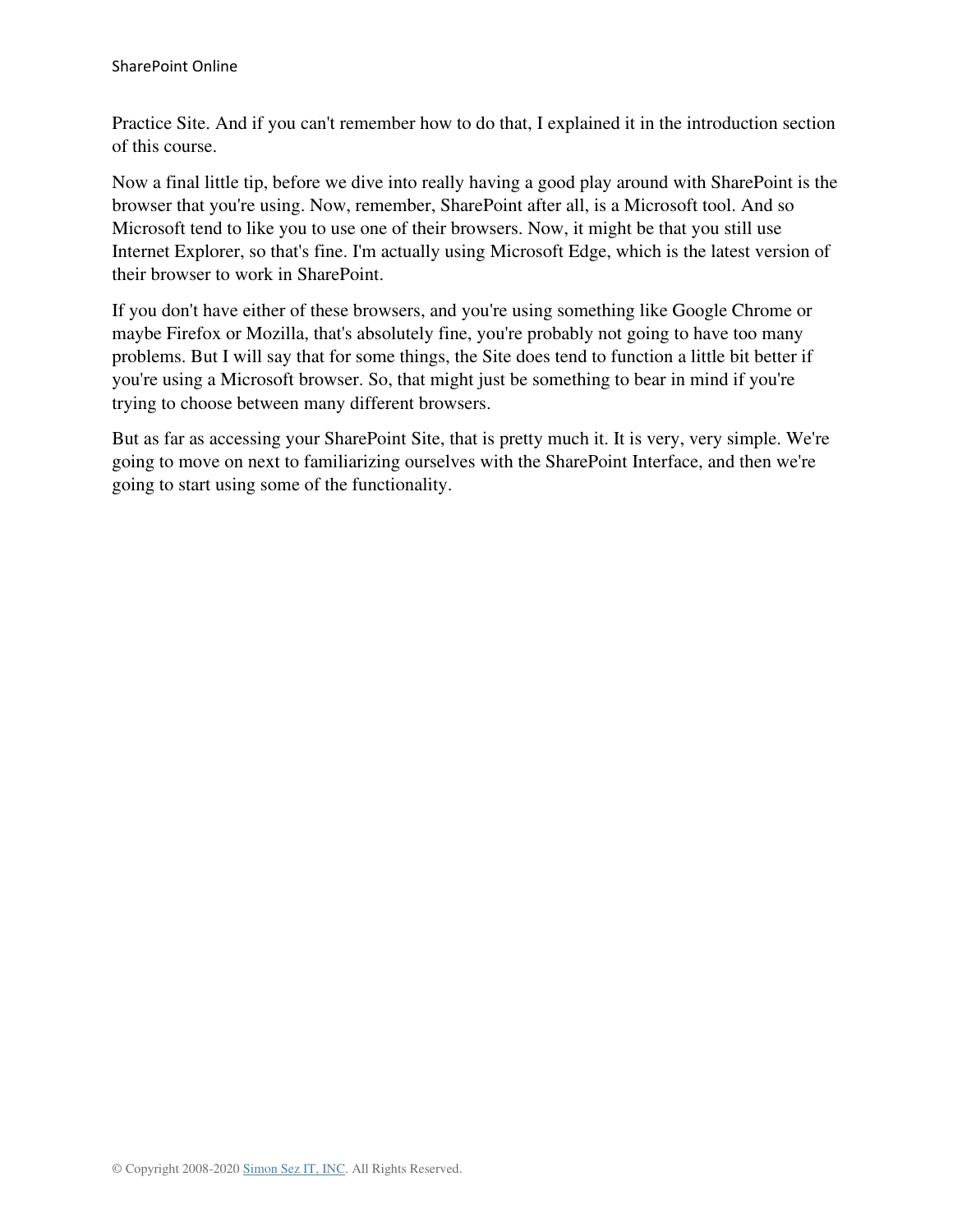Practice Site. And if you can't remember how to do that, I explained it in the introduction section of this course.

Now a final little tip, before we dive into really having a good play around with SharePoint is the browser that you're using. Now, remember, SharePoint after all, is a Microsoft tool. And so Microsoft tend to like you to use one of their browsers. Now, it might be that you still use Internet Explorer, so that's fine. I'm actually using Microsoft Edge, which is the latest version of their browser to work in SharePoint.

If you don't have either of these browsers, and you're using something like Google Chrome or maybe Firefox or Mozilla, that's absolutely fine, you're probably not going to have too many problems. But I will say that for some things, the Site does tend to function a little bit better if you're using a Microsoft browser. So, that might just be something to bear in mind if you're trying to choose between many different browsers.

But as far as accessing your SharePoint Site, that is pretty much it. It is very, very simple. We're going to move on next to familiarizing ourselves with the SharePoint Interface, and then we're going to start using some of the functionality.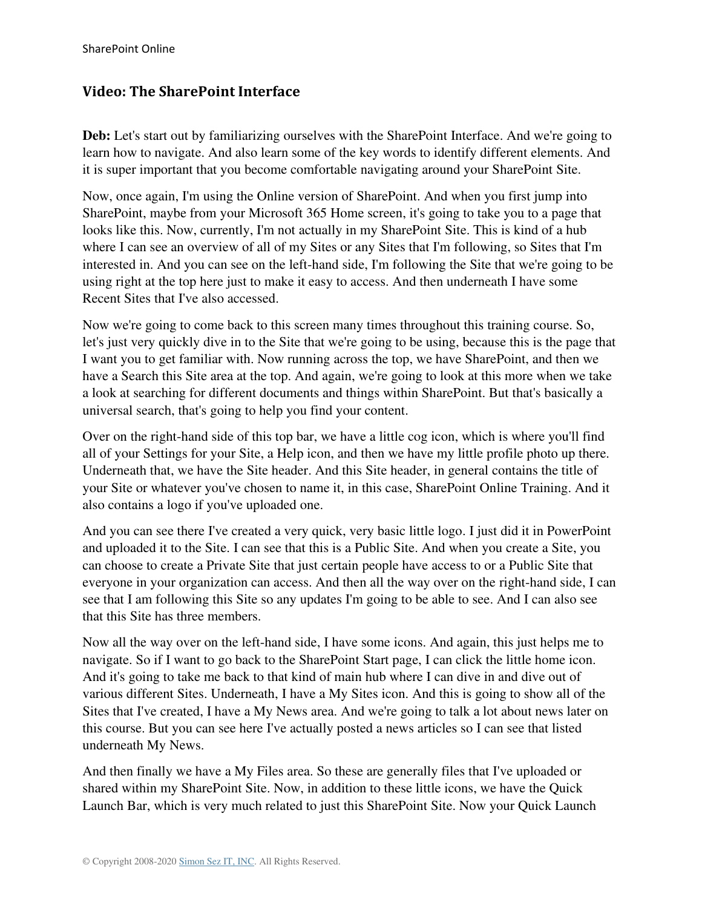## Video: The SharePoint Interface

**Deb:** Let's start out by familiarizing ourselves with the SharePoint Interface. And we're going to learn how to navigate. And also learn some of the key words to identify different elements. And it is super important that you become comfortable navigating around your SharePoint Site.

Now, once again, I'm using the Online version of SharePoint. And when you first jump into SharePoint, maybe from your Microsoft 365 Home screen, it's going to take you to a page that looks like this. Now, currently, I'm not actually in my SharePoint Site. This is kind of a hub where I can see an overview of all of my Sites or any Sites that I'm following, so Sites that I'm interested in. And you can see on the left-hand side, I'm following the Site that we're going to be using right at the top here just to make it easy to access. And then underneath I have some Recent Sites that I've also accessed.

Now we're going to come back to this screen many times throughout this training course. So, let's just very quickly dive in to the Site that we're going to be using, because this is the page that I want you to get familiar with. Now running across the top, we have SharePoint, and then we have a Search this Site area at the top. And again, we're going to look at this more when we take a look at searching for different documents and things within SharePoint. But that's basically a universal search, that's going to help you find your content.

Over on the right-hand side of this top bar, we have a little cog icon, which is where you'll find all of your Settings for your Site, a Help icon, and then we have my little profile photo up there. Underneath that, we have the Site header. And this Site header, in general contains the title of your Site or whatever you've chosen to name it, in this case, SharePoint Online Training. And it also contains a logo if you've uploaded one.

And you can see there I've created a very quick, very basic little logo. I just did it in PowerPoint and uploaded it to the Site. I can see that this is a Public Site. And when you create a Site, you can choose to create a Private Site that just certain people have access to or a Public Site that everyone in your organization can access. And then all the way over on the right-hand side, I can see that I am following this Site so any updates I'm going to be able to see. And I can also see that this Site has three members.

Now all the way over on the left-hand side, I have some icons. And again, this just helps me to navigate. So if I want to go back to the SharePoint Start page, I can click the little home icon. And it's going to take me back to that kind of main hub where I can dive in and dive out of various different Sites. Underneath, I have a My Sites icon. And this is going to show all of the Sites that I've created, I have a My News area. And we're going to talk a lot about news later on this course. But you can see here I've actually posted a news articles so I can see that listed underneath My News.

And then finally we have a My Files area. So these are generally files that I've uploaded or shared within my SharePoint Site. Now, in addition to these little icons, we have the Quick Launch Bar, which is very much related to just this SharePoint Site. Now your Quick Launch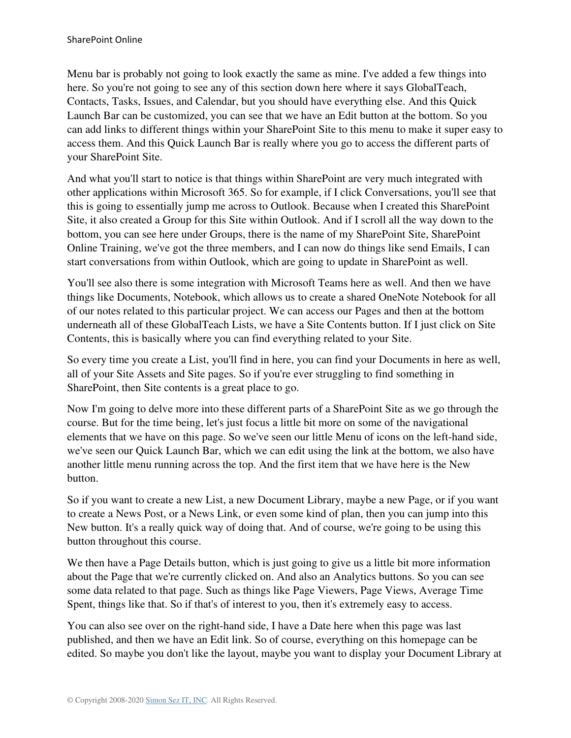Menu bar is probably not going to look exactly the same as mine. I've added a few things into here. So you're not going to see any of this section down here where it says GlobalTeach, Contacts, Tasks, Issues, and Calendar, but you should have everything else. And this Quick Launch Bar can be customized, you can see that we have an Edit button at the bottom. So you can add links to different things within your SharePoint Site to this menu to make it super easy to access them. And this Quick Launch Bar is really where you go to access the different parts of your SharePoint Site.

And what you'll start to notice is that things within SharePoint are very much integrated with other applications within Microsoft 365. So for example, if I click Conversations, you'll see that this is going to essentially jump me across to Outlook. Because when I created this SharePoint Site, it also created a Group for this Site within Outlook. And if I scroll all the way down to the bottom, you can see here under Groups, there is the name of my SharePoint Site, SharePoint Online Training, we've got the three members, and I can now do things like send Emails, I can start conversations from within Outlook, which are going to update in SharePoint as well.

You'll see also there is some integration with Microsoft Teams here as well. And then we have things like Documents, Notebook, which allows us to create a shared OneNote Notebook for all of our notes related to this particular project. We can access our Pages and then at the bottom underneath all of these GlobalTeach Lists, we have a Site Contents button. If I just click on Site Contents, this is basically where you can find everything related to your Site.

So every time you create a List, you'll find in here, you can find your Documents in here as well, all of your Site Assets and Site pages. So if you're ever struggling to find something in SharePoint, then Site contents is a great place to go.

Now I'm going to delve more into these different parts of a SharePoint Site as we go through the course. But for the time being, let's just focus a little bit more on some of the navigational elements that we have on this page. So we've seen our little Menu of icons on the left-hand side, we've seen our Quick Launch Bar, which we can edit using the link at the bottom, we also have another little menu running across the top. And the first item that we have here is the New button.

So if you want to create a new List, a new Document Library, maybe a new Page, or if you want to create a News Post, or a News Link, or even some kind of plan, then you can jump into this New button. It's a really quick way of doing that. And of course, we're going to be using this button throughout this course.

We then have a Page Details button, which is just going to give us a little bit more information about the Page that we're currently clicked on. And also an Analytics buttons. So you can see some data related to that page. Such as things like Page Viewers, Page Views, Average Time Spent, things like that. So if that's of interest to you, then it's extremely easy to access.

You can also see over on the right-hand side, I have a Date here when this page was last published, and then we have an Edit link. So of course, everything on this homepage can be edited. So maybe you don't like the layout, maybe you want to display your Document Library at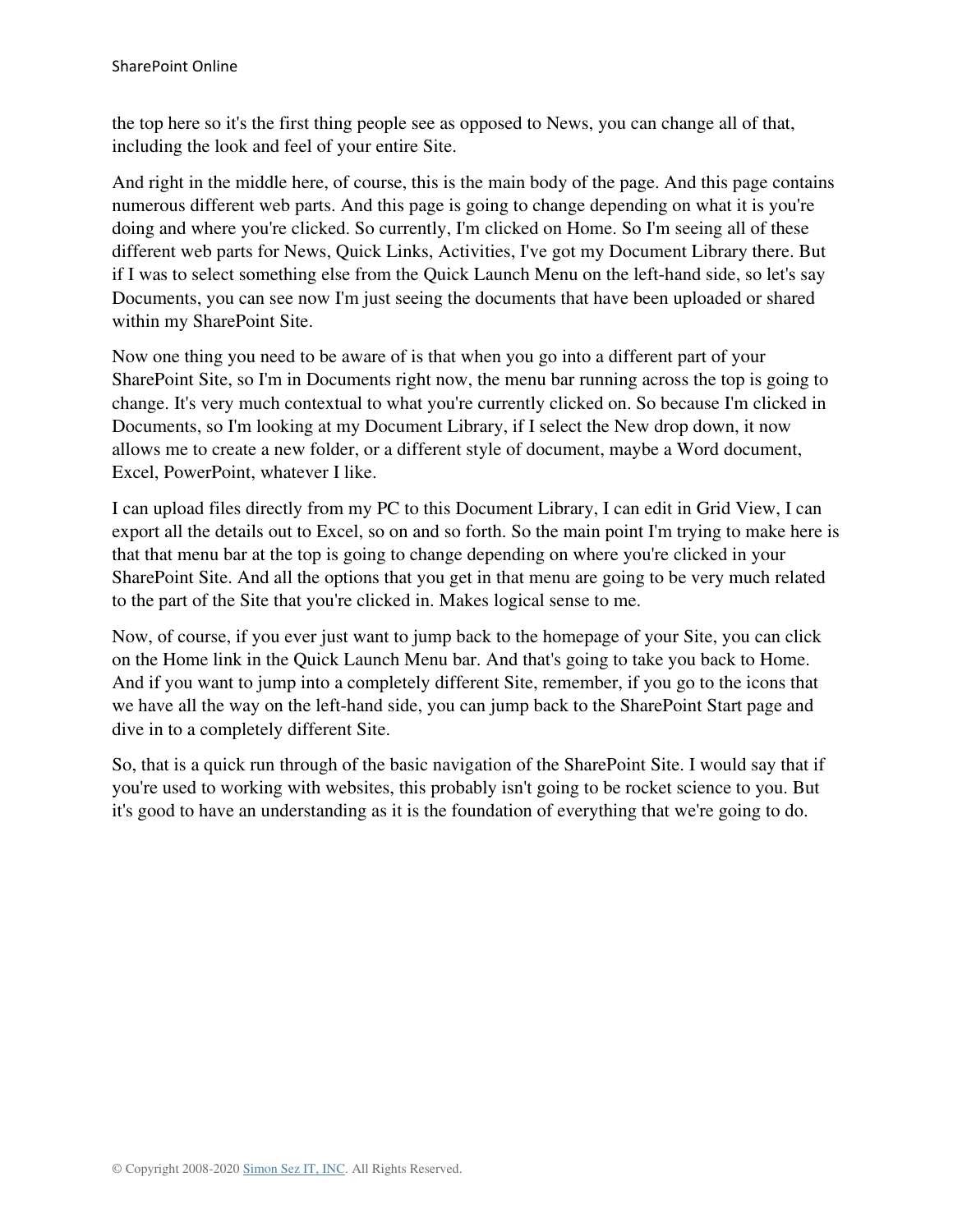the top here so it's the first thing people see as opposed to News, you can change all of that, including the look and feel of your entire Site.

And right in the middle here, of course, this is the main body of the page. And this page contains numerous different web parts. And this page is going to change depending on what it is you're doing and where you're clicked. So currently, I'm clicked on Home. So I'm seeing all of these different web parts for News, Quick Links, Activities, I've got my Document Library there. But if I was to select something else from the Quick Launch Menu on the left-hand side, so let's say Documents, you can see now I'm just seeing the documents that have been uploaded or shared within my SharePoint Site.

Now one thing you need to be aware of is that when you go into a different part of your SharePoint Site, so I'm in Documents right now, the menu bar running across the top is going to change. It's very much contextual to what you're currently clicked on. So because I'm clicked in Documents, so I'm looking at my Document Library, if I select the New drop down, it now allows me to create a new folder, or a different style of document, maybe a Word document, Excel, PowerPoint, whatever I like.

I can upload files directly from my PC to this Document Library, I can edit in Grid View, I can export all the details out to Excel, so on and so forth. So the main point I'm trying to make here is that that menu bar at the top is going to change depending on where you're clicked in your SharePoint Site. And all the options that you get in that menu are going to be very much related to the part of the Site that you're clicked in. Makes logical sense to me.

Now, of course, if you ever just want to jump back to the homepage of your Site, you can click on the Home link in the Quick Launch Menu bar. And that's going to take you back to Home. And if you want to jump into a completely different Site, remember, if you go to the icons that we have all the way on the left-hand side, you can jump back to the SharePoint Start page and dive in to a completely different Site.

So, that is a quick run through of the basic navigation of the SharePoint Site. I would say that if you're used to working with websites, this probably isn't going to be rocket science to you. But it's good to have an understanding as it is the foundation of everything that we're going to do.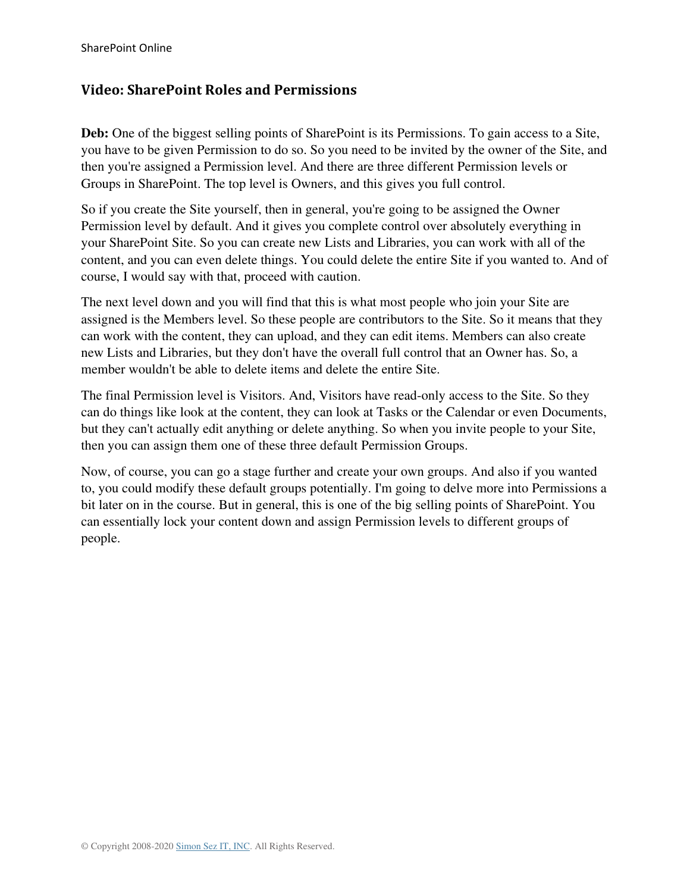## Video: SharePoint Roles and Permissions

**Deb:** One of the biggest selling points of SharePoint is its Permissions. To gain access to a Site, you have to be given Permission to do so. So you need to be invited by the owner of the Site, and then you're assigned a Permission level. And there are three different Permission levels or Groups in SharePoint. The top level is Owners, and this gives you full control.

So if you create the Site yourself, then in general, you're going to be assigned the Owner Permission level by default. And it gives you complete control over absolutely everything in your SharePoint Site. So you can create new Lists and Libraries, you can work with all of the content, and you can even delete things. You could delete the entire Site if you wanted to. And of course, I would say with that, proceed with caution.

The next level down and you will find that this is what most people who join your Site are assigned is the Members level. So these people are contributors to the Site. So it means that they can work with the content, they can upload, and they can edit items. Members can also create new Lists and Libraries, but they don't have the overall full control that an Owner has. So, a member wouldn't be able to delete items and delete the entire Site.

The final Permission level is Visitors. And, Visitors have read-only access to the Site. So they can do things like look at the content, they can look at Tasks or the Calendar or even Documents, but they can't actually edit anything or delete anything. So when you invite people to your Site, then you can assign them one of these three default Permission Groups.

Now, of course, you can go a stage further and create your own groups. And also if you wanted to, you could modify these default groups potentially. I'm going to delve more into Permissions a bit later on in the course. But in general, this is one of the big selling points of SharePoint. You can essentially lock your content down and assign Permission levels to different groups of people.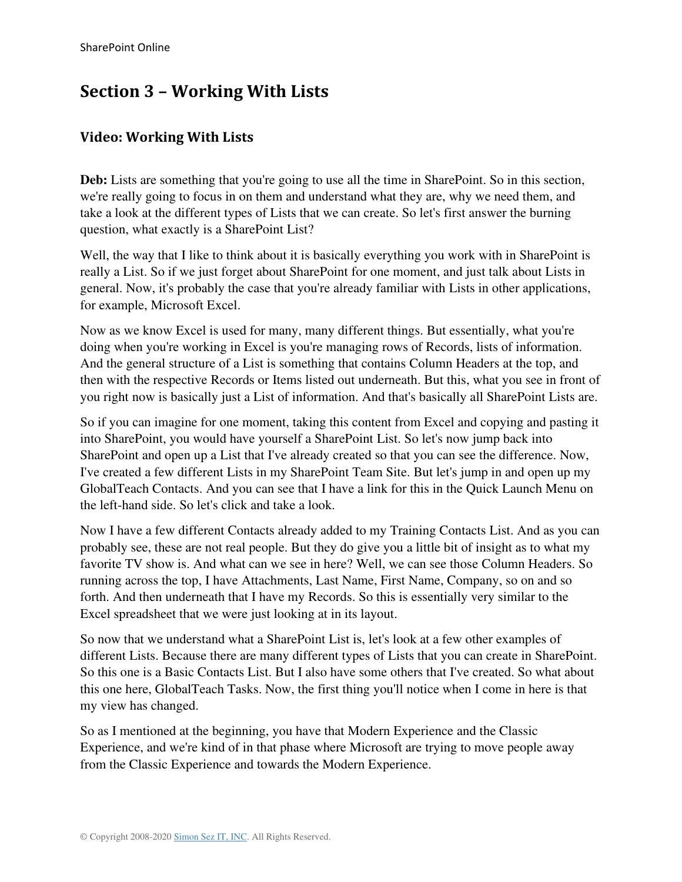# Section 3 – Working With Lists

## Video: Working With Lists

**Deb:** Lists are something that you're going to use all the time in SharePoint. So in this section, we're really going to focus in on them and understand what they are, why we need them, and take a look at the different types of Lists that we can create. So let's first answer the burning question, what exactly is a SharePoint List?

Well, the way that I like to think about it is basically everything you work with in SharePoint is really a List. So if we just forget about SharePoint for one moment, and just talk about Lists in general. Now, it's probably the case that you're already familiar with Lists in other applications, for example, Microsoft Excel.

Now as we know Excel is used for many, many different things. But essentially, what you're doing when you're working in Excel is you're managing rows of Records, lists of information. And the general structure of a List is something that contains Column Headers at the top, and then with the respective Records or Items listed out underneath. But this, what you see in front of you right now is basically just a List of information. And that's basically all SharePoint Lists are.

So if you can imagine for one moment, taking this content from Excel and copying and pasting it into SharePoint, you would have yourself a SharePoint List. So let's now jump back into SharePoint and open up a List that I've already created so that you can see the difference. Now, I've created a few different Lists in my SharePoint Team Site. But let's jump in and open up my GlobalTeach Contacts. And you can see that I have a link for this in the Quick Launch Menu on the left-hand side. So let's click and take a look.

Now I have a few different Contacts already added to my Training Contacts List. And as you can probably see, these are not real people. But they do give you a little bit of insight as to what my favorite TV show is. And what can we see in here? Well, we can see those Column Headers. So running across the top, I have Attachments, Last Name, First Name, Company, so on and so forth. And then underneath that I have my Records. So this is essentially very similar to the Excel spreadsheet that we were just looking at in its layout.

So now that we understand what a SharePoint List is, let's look at a few other examples of different Lists. Because there are many different types of Lists that you can create in SharePoint. So this one is a Basic Contacts List. But I also have some others that I've created. So what about this one here, GlobalTeach Tasks. Now, the first thing you'll notice when I come in here is that my view has changed.

So as I mentioned at the beginning, you have that Modern Experience and the Classic Experience, and we're kind of in that phase where Microsoft are trying to move people away from the Classic Experience and towards the Modern Experience.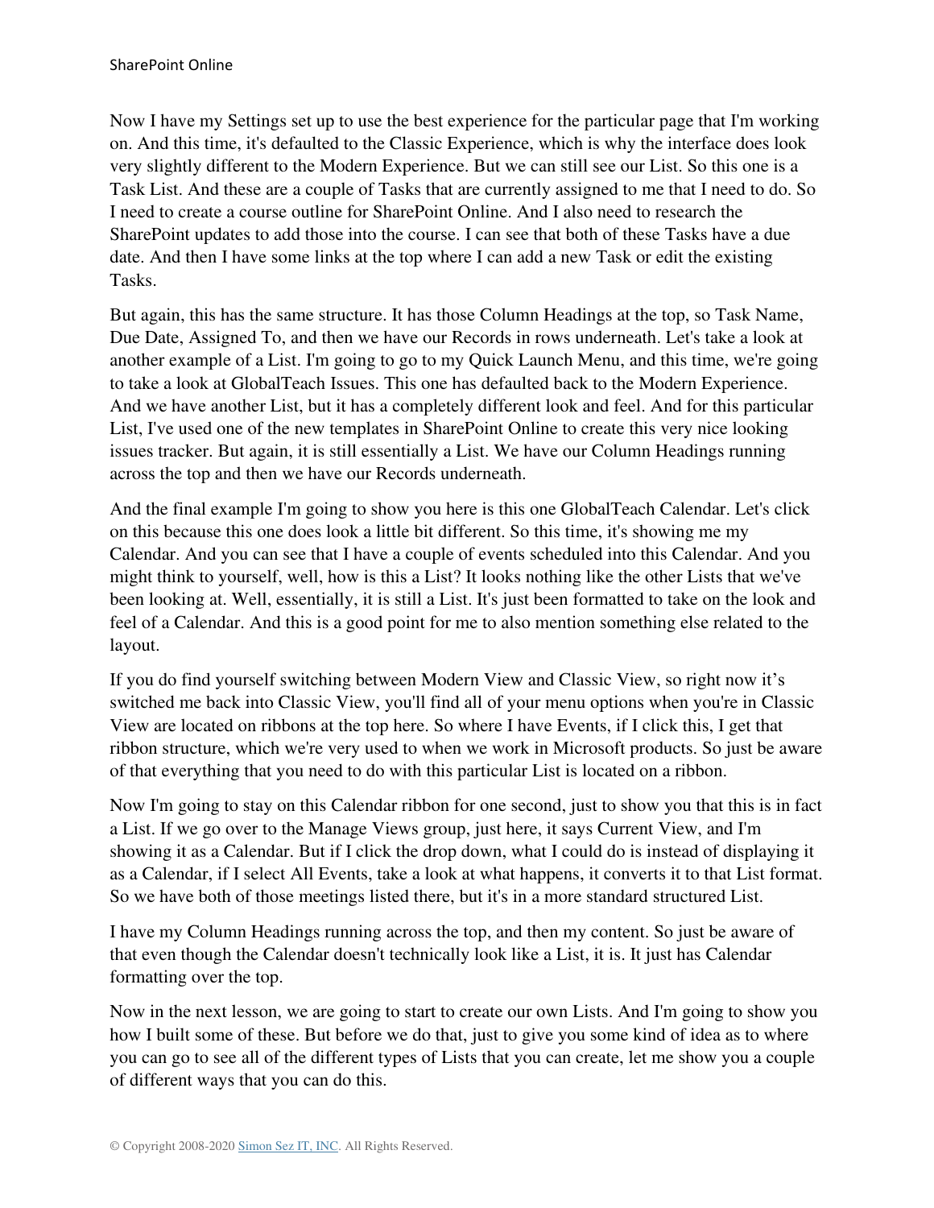Now I have my Settings set up to use the best experience for the particular page that I'm working on. And this time, it's defaulted to the Classic Experience, which is why the interface does look very slightly different to the Modern Experience. But we can still see our List. So this one is a Task List. And these are a couple of Tasks that are currently assigned to me that I need to do. So I need to create a course outline for SharePoint Online. And I also need to research the SharePoint updates to add those into the course. I can see that both of these Tasks have a due date. And then I have some links at the top where I can add a new Task or edit the existing Tasks.

But again, this has the same structure. It has those Column Headings at the top, so Task Name, Due Date, Assigned To, and then we have our Records in rows underneath. Let's take a look at another example of a List. I'm going to go to my Quick Launch Menu, and this time, we're going to take a look at GlobalTeach Issues. This one has defaulted back to the Modern Experience. And we have another List, but it has a completely different look and feel. And for this particular List, I've used one of the new templates in SharePoint Online to create this very nice looking issues tracker. But again, it is still essentially a List. We have our Column Headings running across the top and then we have our Records underneath.

And the final example I'm going to show you here is this one GlobalTeach Calendar. Let's click on this because this one does look a little bit different. So this time, it's showing me my Calendar. And you can see that I have a couple of events scheduled into this Calendar. And you might think to yourself, well, how is this a List? It looks nothing like the other Lists that we've been looking at. Well, essentially, it is still a List. It's just been formatted to take on the look and feel of a Calendar. And this is a good point for me to also mention something else related to the layout.

If you do find yourself switching between Modern View and Classic View, so right now it's switched me back into Classic View, you'll find all of your menu options when you're in Classic View are located on ribbons at the top here. So where I have Events, if I click this, I get that ribbon structure, which we're very used to when we work in Microsoft products. So just be aware of that everything that you need to do with this particular List is located on a ribbon.

Now I'm going to stay on this Calendar ribbon for one second, just to show you that this is in fact a List. If we go over to the Manage Views group, just here, it says Current View, and I'm showing it as a Calendar. But if I click the drop down, what I could do is instead of displaying it as a Calendar, if I select All Events, take a look at what happens, it converts it to that List format. So we have both of those meetings listed there, but it's in a more standard structured List.

I have my Column Headings running across the top, and then my content. So just be aware of that even though the Calendar doesn't technically look like a List, it is. It just has Calendar formatting over the top.

Now in the next lesson, we are going to start to create our own Lists. And I'm going to show you how I built some of these. But before we do that, just to give you some kind of idea as to where you can go to see all of the different types of Lists that you can create, let me show you a couple of different ways that you can do this.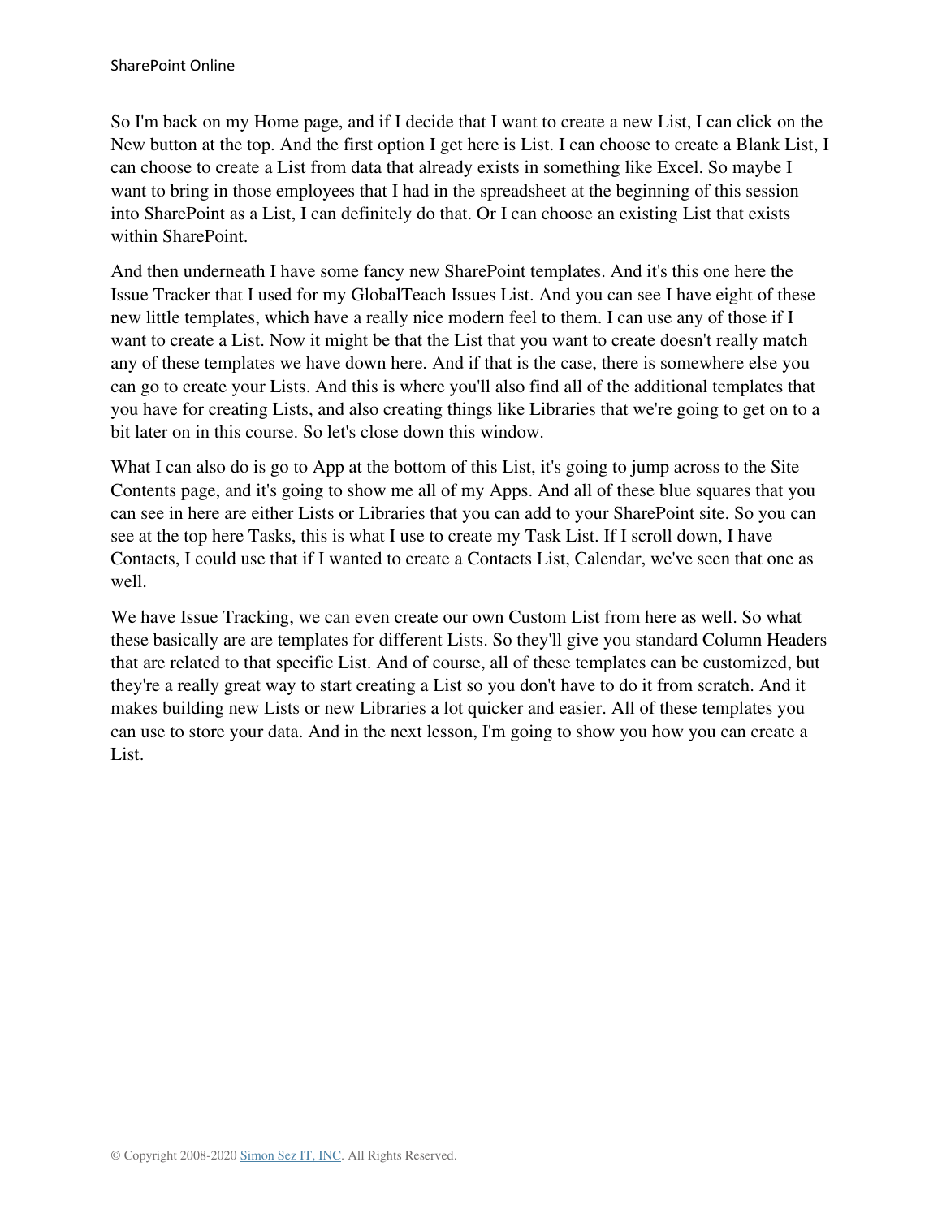So I'm back on my Home page, and if I decide that I want to create a new List, I can click on the New button at the top. And the first option I get here is List. I can choose to create a Blank List, I can choose to create a List from data that already exists in something like Excel. So maybe I want to bring in those employees that I had in the spreadsheet at the beginning of this session into SharePoint as a List, I can definitely do that. Or I can choose an existing List that exists within SharePoint.

And then underneath I have some fancy new SharePoint templates. And it's this one here the Issue Tracker that I used for my GlobalTeach Issues List. And you can see I have eight of these new little templates, which have a really nice modern feel to them. I can use any of those if I want to create a List. Now it might be that the List that you want to create doesn't really match any of these templates we have down here. And if that is the case, there is somewhere else you can go to create your Lists. And this is where you'll also find all of the additional templates that you have for creating Lists, and also creating things like Libraries that we're going to get on to a bit later on in this course. So let's close down this window.

What I can also do is go to App at the bottom of this List, it's going to jump across to the Site Contents page, and it's going to show me all of my Apps. And all of these blue squares that you can see in here are either Lists or Libraries that you can add to your SharePoint site. So you can see at the top here Tasks, this is what I use to create my Task List. If I scroll down, I have Contacts, I could use that if I wanted to create a Contacts List, Calendar, we've seen that one as well.

We have Issue Tracking, we can even create our own Custom List from here as well. So what these basically are are templates for different Lists. So they'll give you standard Column Headers that are related to that specific List. And of course, all of these templates can be customized, but they're a really great way to start creating a List so you don't have to do it from scratch. And it makes building new Lists or new Libraries a lot quicker and easier. All of these templates you can use to store your data. And in the next lesson, I'm going to show you how you can create a List.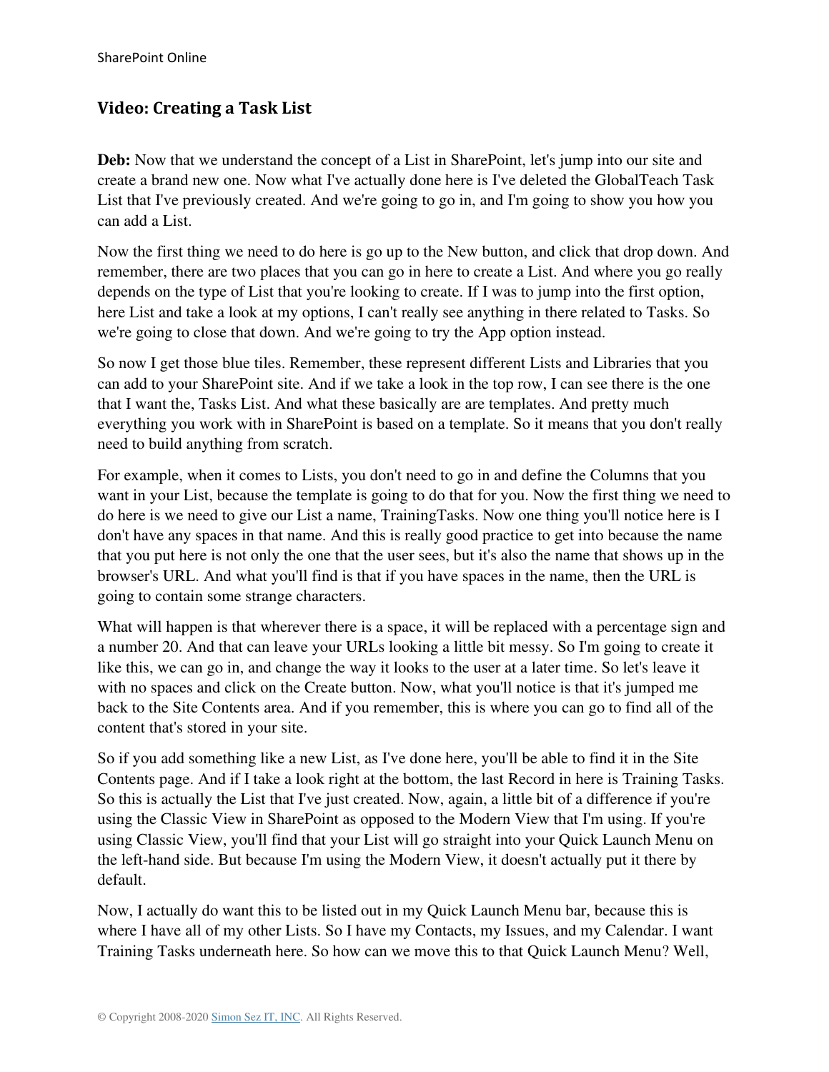## Video: Creating a Task List

**Deb:** Now that we understand the concept of a List in SharePoint, let's jump into our site and create a brand new one. Now what I've actually done here is I've deleted the GlobalTeach Task List that I've previously created. And we're going to go in, and I'm going to show you how you can add a List.

Now the first thing we need to do here is go up to the New button, and click that drop down. And remember, there are two places that you can go in here to create a List. And where you go really depends on the type of List that you're looking to create. If I was to jump into the first option, here List and take a look at my options, I can't really see anything in there related to Tasks. So we're going to close that down. And we're going to try the App option instead.

So now I get those blue tiles. Remember, these represent different Lists and Libraries that you can add to your SharePoint site. And if we take a look in the top row, I can see there is the one that I want the, Tasks List. And what these basically are are templates. And pretty much everything you work with in SharePoint is based on a template. So it means that you don't really need to build anything from scratch.

For example, when it comes to Lists, you don't need to go in and define the Columns that you want in your List, because the template is going to do that for you. Now the first thing we need to do here is we need to give our List a name, TrainingTasks. Now one thing you'll notice here is I don't have any spaces in that name. And this is really good practice to get into because the name that you put here is not only the one that the user sees, but it's also the name that shows up in the browser's URL. And what you'll find is that if you have spaces in the name, then the URL is going to contain some strange characters.

What will happen is that wherever there is a space, it will be replaced with a percentage sign and a number 20. And that can leave your URLs looking a little bit messy. So I'm going to create it like this, we can go in, and change the way it looks to the user at a later time. So let's leave it with no spaces and click on the Create button. Now, what you'll notice is that it's jumped me back to the Site Contents area. And if you remember, this is where you can go to find all of the content that's stored in your site.

So if you add something like a new List, as I've done here, you'll be able to find it in the Site Contents page. And if I take a look right at the bottom, the last Record in here is Training Tasks. So this is actually the List that I've just created. Now, again, a little bit of a difference if you're using the Classic View in SharePoint as opposed to the Modern View that I'm using. If you're using Classic View, you'll find that your List will go straight into your Quick Launch Menu on the left-hand side. But because I'm using the Modern View, it doesn't actually put it there by default.

Now, I actually do want this to be listed out in my Quick Launch Menu bar, because this is where I have all of my other Lists. So I have my Contacts, my Issues, and my Calendar. I want Training Tasks underneath here. So how can we move this to that Quick Launch Menu? Well,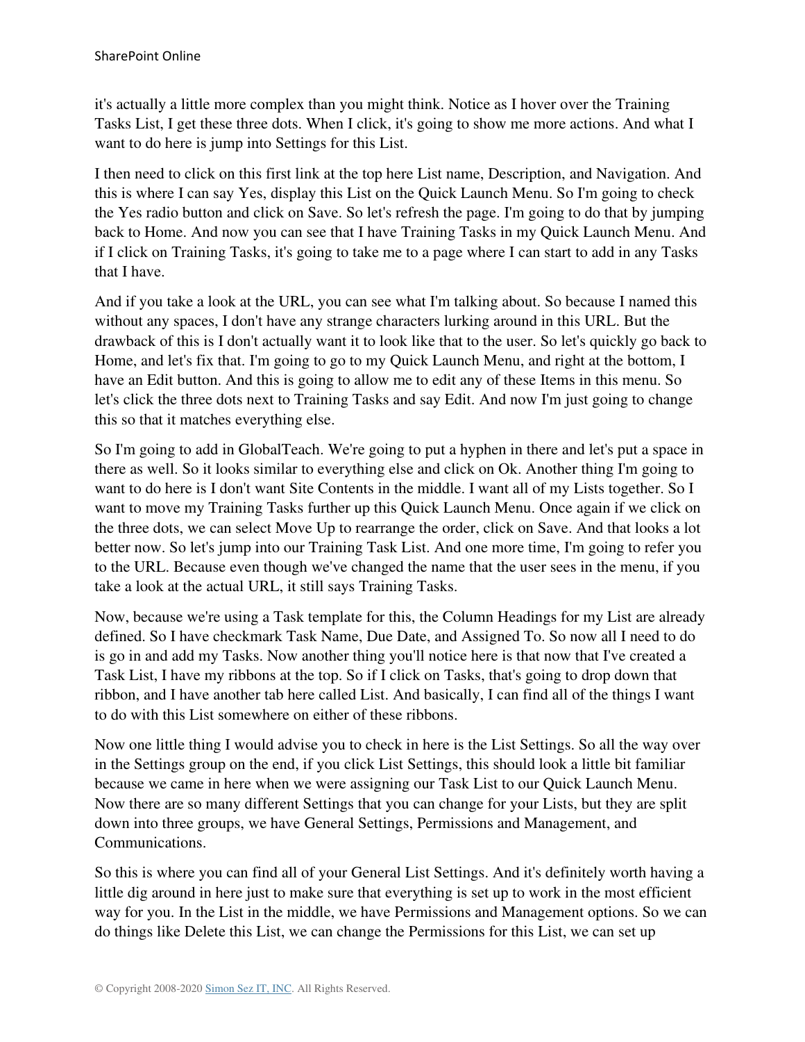it's actually a little more complex than you might think. Notice as I hover over the Training Tasks List, I get these three dots. When I click, it's going to show me more actions. And what I want to do here is jump into Settings for this List.

I then need to click on this first link at the top here List name, Description, and Navigation. And this is where I can say Yes, display this List on the Quick Launch Menu. So I'm going to check the Yes radio button and click on Save. So let's refresh the page. I'm going to do that by jumping back to Home. And now you can see that I have Training Tasks in my Quick Launch Menu. And if I click on Training Tasks, it's going to take me to a page where I can start to add in any Tasks that I have.

And if you take a look at the URL, you can see what I'm talking about. So because I named this without any spaces, I don't have any strange characters lurking around in this URL. But the drawback of this is I don't actually want it to look like that to the user. So let's quickly go back to Home, and let's fix that. I'm going to go to my Quick Launch Menu, and right at the bottom, I have an Edit button. And this is going to allow me to edit any of these Items in this menu. So let's click the three dots next to Training Tasks and say Edit. And now I'm just going to change this so that it matches everything else.

So I'm going to add in GlobalTeach. We're going to put a hyphen in there and let's put a space in there as well. So it looks similar to everything else and click on Ok. Another thing I'm going to want to do here is I don't want Site Contents in the middle. I want all of my Lists together. So I want to move my Training Tasks further up this Quick Launch Menu. Once again if we click on the three dots, we can select Move Up to rearrange the order, click on Save. And that looks a lot better now. So let's jump into our Training Task List. And one more time, I'm going to refer you to the URL. Because even though we've changed the name that the user sees in the menu, if you take a look at the actual URL, it still says Training Tasks.

Now, because we're using a Task template for this, the Column Headings for my List are already defined. So I have checkmark Task Name, Due Date, and Assigned To. So now all I need to do is go in and add my Tasks. Now another thing you'll notice here is that now that I've created a Task List, I have my ribbons at the top. So if I click on Tasks, that's going to drop down that ribbon, and I have another tab here called List. And basically, I can find all of the things I want to do with this List somewhere on either of these ribbons.

Now one little thing I would advise you to check in here is the List Settings. So all the way over in the Settings group on the end, if you click List Settings, this should look a little bit familiar because we came in here when we were assigning our Task List to our Quick Launch Menu. Now there are so many different Settings that you can change for your Lists, but they are split down into three groups, we have General Settings, Permissions and Management, and Communications.

So this is where you can find all of your General List Settings. And it's definitely worth having a little dig around in here just to make sure that everything is set up to work in the most efficient way for you. In the List in the middle, we have Permissions and Management options. So we can do things like Delete this List, we can change the Permissions for this List, we can set up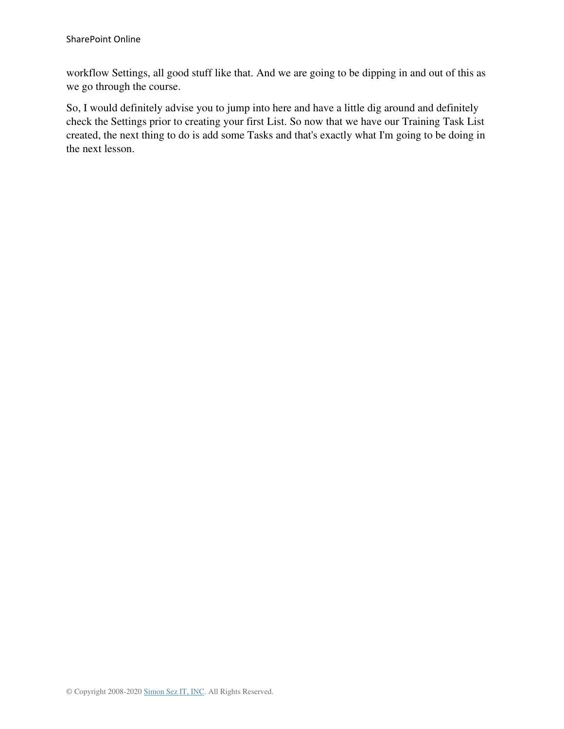workflow Settings, all good stuff like that. And we are going to be dipping in and out of this as we go through the course.

So, I would definitely advise you to jump into here and have a little dig around and definitely check the Settings prior to creating your first List. So now that we have our Training Task List created, the next thing to do is add some Tasks and that's exactly what I'm going to be doing in the next lesson.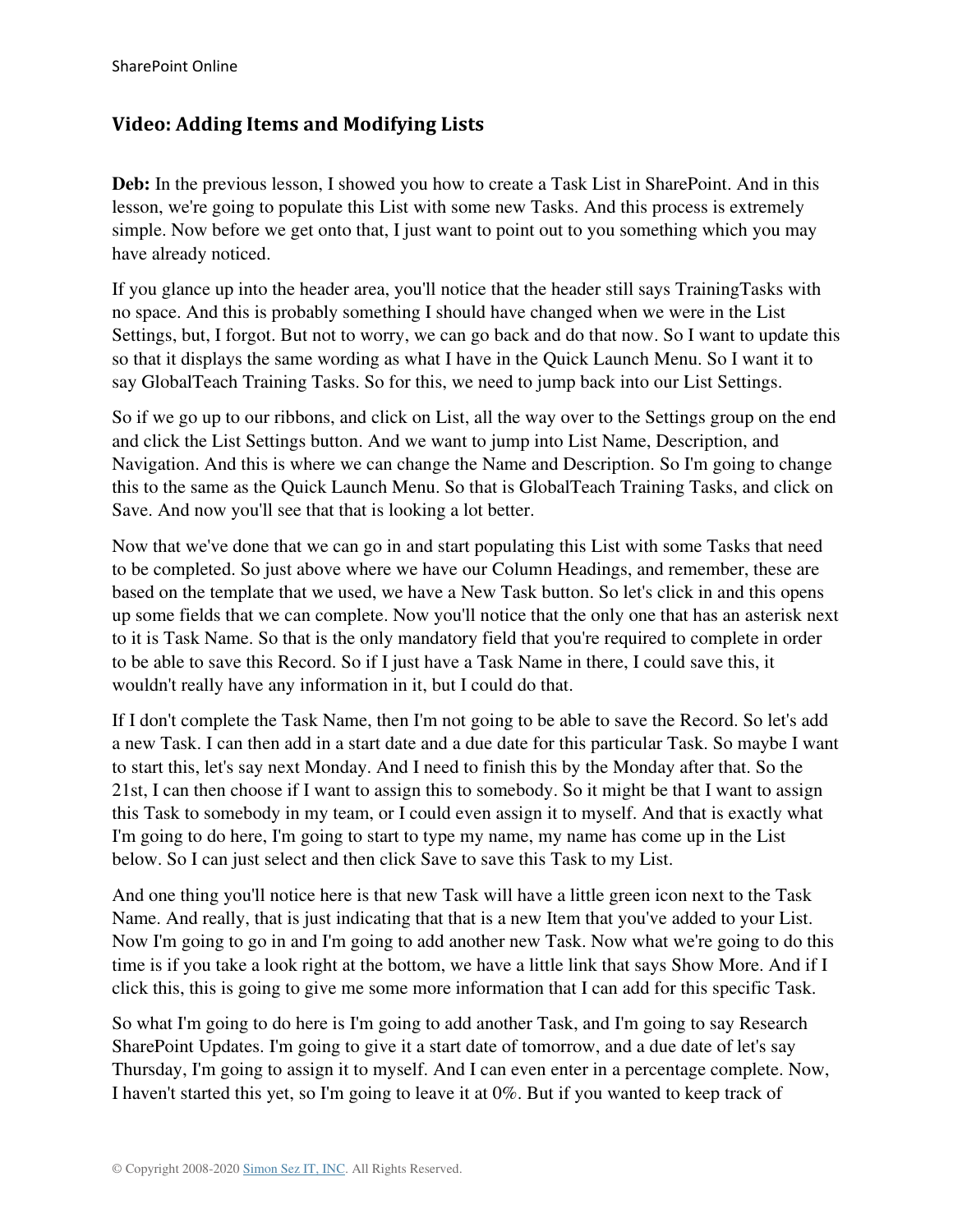## Video: Adding Items and Modifying Lists

**Deb:** In the previous lesson, I showed you how to create a Task List in SharePoint. And in this lesson, we're going to populate this List with some new Tasks. And this process is extremely simple. Now before we get onto that, I just want to point out to you something which you may have already noticed.

If you glance up into the header area, you'll notice that the header still says TrainingTasks with no space. And this is probably something I should have changed when we were in the List Settings, but, I forgot. But not to worry, we can go back and do that now. So I want to update this so that it displays the same wording as what I have in the Quick Launch Menu. So I want it to say GlobalTeach Training Tasks. So for this, we need to jump back into our List Settings.

So if we go up to our ribbons, and click on List, all the way over to the Settings group on the end and click the List Settings button. And we want to jump into List Name, Description, and Navigation. And this is where we can change the Name and Description. So I'm going to change this to the same as the Quick Launch Menu. So that is GlobalTeach Training Tasks, and click on Save. And now you'll see that that is looking a lot better.

Now that we've done that we can go in and start populating this List with some Tasks that need to be completed. So just above where we have our Column Headings, and remember, these are based on the template that we used, we have a New Task button. So let's click in and this opens up some fields that we can complete. Now you'll notice that the only one that has an asterisk next to it is Task Name. So that is the only mandatory field that you're required to complete in order to be able to save this Record. So if I just have a Task Name in there, I could save this, it wouldn't really have any information in it, but I could do that.

If I don't complete the Task Name, then I'm not going to be able to save the Record. So let's add a new Task. I can then add in a start date and a due date for this particular Task. So maybe I want to start this, let's say next Monday. And I need to finish this by the Monday after that. So the 21st, I can then choose if I want to assign this to somebody. So it might be that I want to assign this Task to somebody in my team, or I could even assign it to myself. And that is exactly what I'm going to do here, I'm going to start to type my name, my name has come up in the List below. So I can just select and then click Save to save this Task to my List.

And one thing you'll notice here is that new Task will have a little green icon next to the Task Name. And really, that is just indicating that that is a new Item that you've added to your List. Now I'm going to go in and I'm going to add another new Task. Now what we're going to do this time is if you take a look right at the bottom, we have a little link that says Show More. And if I click this, this is going to give me some more information that I can add for this specific Task.

So what I'm going to do here is I'm going to add another Task, and I'm going to say Research SharePoint Updates. I'm going to give it a start date of tomorrow, and a due date of let's say Thursday, I'm going to assign it to myself. And I can even enter in a percentage complete. Now, I haven't started this yet, so I'm going to leave it at 0%. But if you wanted to keep track of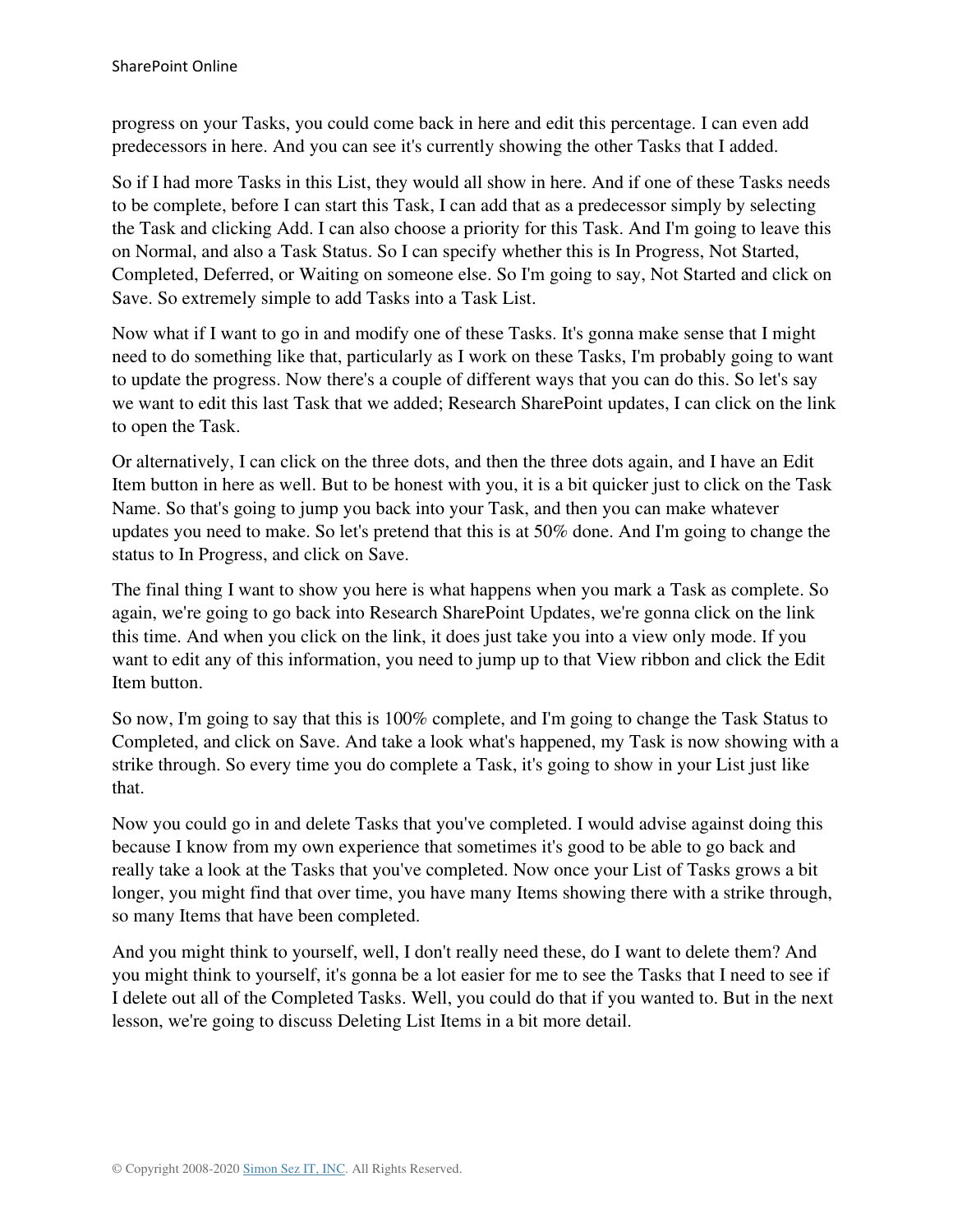progress on your Tasks, you could come back in here and edit this percentage. I can even add predecessors in here. And you can see it's currently showing the other Tasks that I added.

So if I had more Tasks in this List, they would all show in here. And if one of these Tasks needs to be complete, before I can start this Task, I can add that as a predecessor simply by selecting the Task and clicking Add. I can also choose a priority for this Task. And I'm going to leave this on Normal, and also a Task Status. So I can specify whether this is In Progress, Not Started, Completed, Deferred, or Waiting on someone else. So I'm going to say, Not Started and click on Save. So extremely simple to add Tasks into a Task List.

Now what if I want to go in and modify one of these Tasks. It's gonna make sense that I might need to do something like that, particularly as I work on these Tasks, I'm probably going to want to update the progress. Now there's a couple of different ways that you can do this. So let's say we want to edit this last Task that we added; Research SharePoint updates, I can click on the link to open the Task.

Or alternatively, I can click on the three dots, and then the three dots again, and I have an Edit Item button in here as well. But to be honest with you, it is a bit quicker just to click on the Task Name. So that's going to jump you back into your Task, and then you can make whatever updates you need to make. So let's pretend that this is at 50% done. And I'm going to change the status to In Progress, and click on Save.

The final thing I want to show you here is what happens when you mark a Task as complete. So again, we're going to go back into Research SharePoint Updates, we're gonna click on the link this time. And when you click on the link, it does just take you into a view only mode. If you want to edit any of this information, you need to jump up to that View ribbon and click the Edit Item button.

So now, I'm going to say that this is 100% complete, and I'm going to change the Task Status to Completed, and click on Save. And take a look what's happened, my Task is now showing with a strike through. So every time you do complete a Task, it's going to show in your List just like that.

Now you could go in and delete Tasks that you've completed. I would advise against doing this because I know from my own experience that sometimes it's good to be able to go back and really take a look at the Tasks that you've completed. Now once your List of Tasks grows a bit longer, you might find that over time, you have many Items showing there with a strike through, so many Items that have been completed.

And you might think to yourself, well, I don't really need these, do I want to delete them? And you might think to yourself, it's gonna be a lot easier for me to see the Tasks that I need to see if I delete out all of the Completed Tasks. Well, you could do that if you wanted to. But in the next lesson, we're going to discuss Deleting List Items in a bit more detail.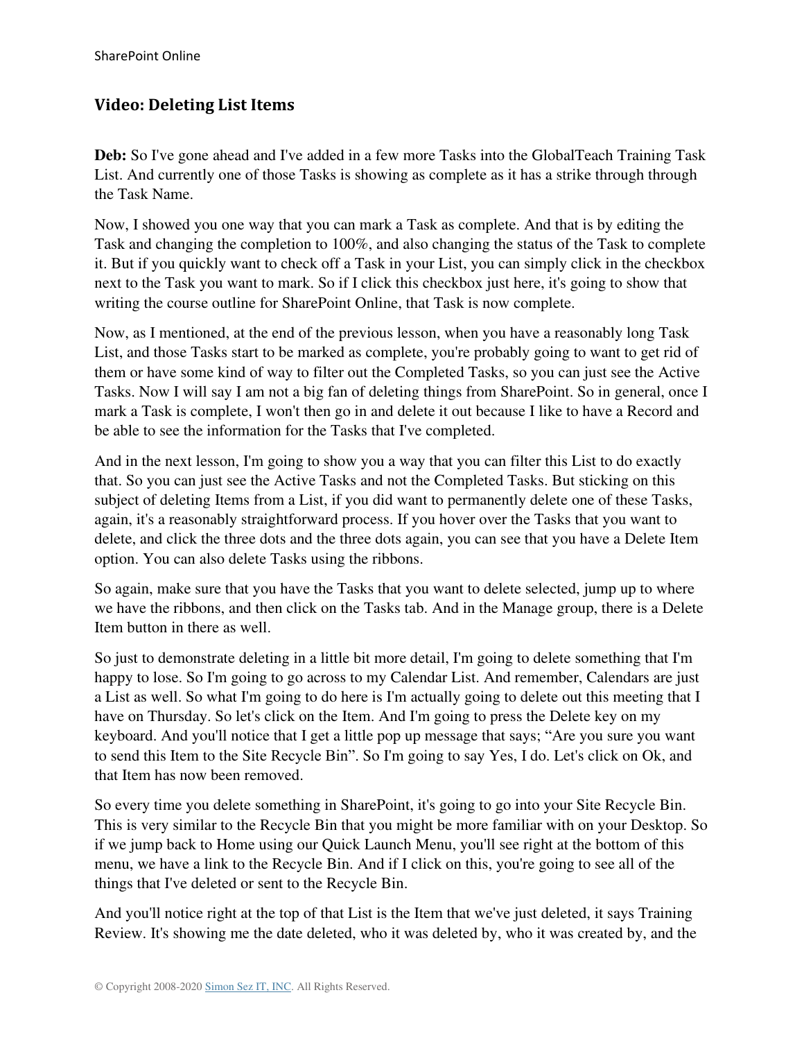## Video: Deleting List Items

**Deb:** So I've gone ahead and I've added in a few more Tasks into the GlobalTeach Training Task List. And currently one of those Tasks is showing as complete as it has a strike through through the Task Name.

Now, I showed you one way that you can mark a Task as complete. And that is by editing the Task and changing the completion to 100%, and also changing the status of the Task to complete it. But if you quickly want to check off a Task in your List, you can simply click in the checkbox next to the Task you want to mark. So if I click this checkbox just here, it's going to show that writing the course outline for SharePoint Online, that Task is now complete.

Now, as I mentioned, at the end of the previous lesson, when you have a reasonably long Task List, and those Tasks start to be marked as complete, you're probably going to want to get rid of them or have some kind of way to filter out the Completed Tasks, so you can just see the Active Tasks. Now I will say I am not a big fan of deleting things from SharePoint. So in general, once I mark a Task is complete, I won't then go in and delete it out because I like to have a Record and be able to see the information for the Tasks that I've completed.

And in the next lesson, I'm going to show you a way that you can filter this List to do exactly that. So you can just see the Active Tasks and not the Completed Tasks. But sticking on this subject of deleting Items from a List, if you did want to permanently delete one of these Tasks, again, it's a reasonably straightforward process. If you hover over the Tasks that you want to delete, and click the three dots and the three dots again, you can see that you have a Delete Item option. You can also delete Tasks using the ribbons.

So again, make sure that you have the Tasks that you want to delete selected, jump up to where we have the ribbons, and then click on the Tasks tab. And in the Manage group, there is a Delete Item button in there as well.

So just to demonstrate deleting in a little bit more detail, I'm going to delete something that I'm happy to lose. So I'm going to go across to my Calendar List. And remember, Calendars are just a List as well. So what I'm going to do here is I'm actually going to delete out this meeting that I have on Thursday. So let's click on the Item. And I'm going to press the Delete key on my keyboard. And you'll notice that I get a little pop up message that says; "Are you sure you want to send this Item to the Site Recycle Bin". So I'm going to say Yes, I do. Let's click on Ok, and that Item has now been removed.

So every time you delete something in SharePoint, it's going to go into your Site Recycle Bin. This is very similar to the Recycle Bin that you might be more familiar with on your Desktop. So if we jump back to Home using our Quick Launch Menu, you'll see right at the bottom of this menu, we have a link to the Recycle Bin. And if I click on this, you're going to see all of the things that I've deleted or sent to the Recycle Bin.

And you'll notice right at the top of that List is the Item that we've just deleted, it says Training Review. It's showing me the date deleted, who it was deleted by, who it was created by, and the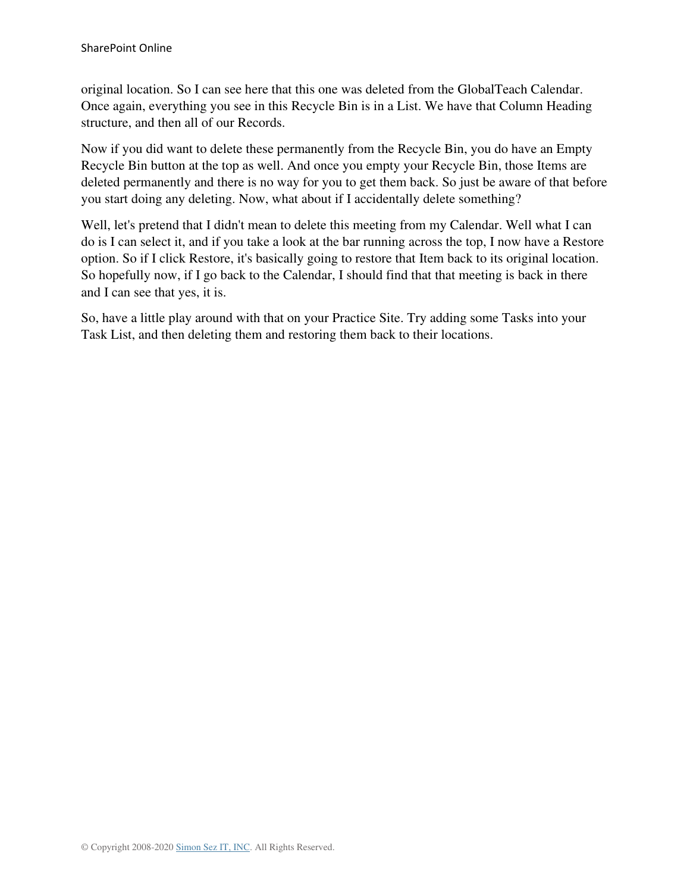original location. So I can see here that this one was deleted from the GlobalTeach Calendar. Once again, everything you see in this Recycle Bin is in a List. We have that Column Heading structure, and then all of our Records.

Now if you did want to delete these permanently from the Recycle Bin, you do have an Empty Recycle Bin button at the top as well. And once you empty your Recycle Bin, those Items are deleted permanently and there is no way for you to get them back. So just be aware of that before you start doing any deleting. Now, what about if I accidentally delete something?

Well, let's pretend that I didn't mean to delete this meeting from my Calendar. Well what I can do is I can select it, and if you take a look at the bar running across the top, I now have a Restore option. So if I click Restore, it's basically going to restore that Item back to its original location. So hopefully now, if I go back to the Calendar, I should find that that meeting is back in there and I can see that yes, it is.

So, have a little play around with that on your Practice Site. Try adding some Tasks into your Task List, and then deleting them and restoring them back to their locations.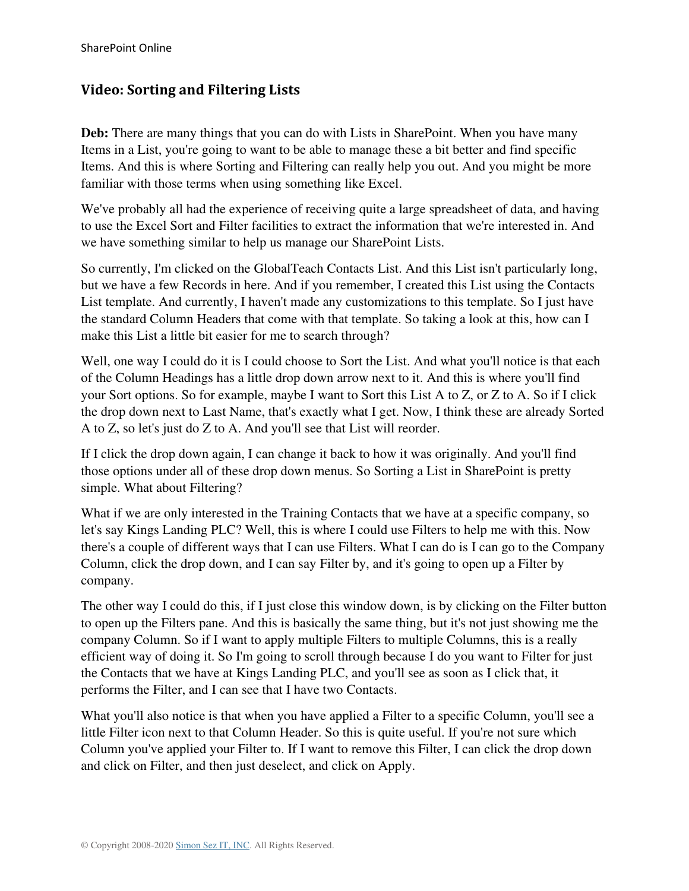## Video: Sorting and Filtering Lists

**Deb:** There are many things that you can do with Lists in SharePoint. When you have many Items in a List, you're going to want to be able to manage these a bit better and find specific Items. And this is where Sorting and Filtering can really help you out. And you might be more familiar with those terms when using something like Excel.

We've probably all had the experience of receiving quite a large spreadsheet of data, and having to use the Excel Sort and Filter facilities to extract the information that we're interested in. And we have something similar to help us manage our SharePoint Lists.

So currently, I'm clicked on the GlobalTeach Contacts List. And this List isn't particularly long, but we have a few Records in here. And if you remember, I created this List using the Contacts List template. And currently, I haven't made any customizations to this template. So I just have the standard Column Headers that come with that template. So taking a look at this, how can I make this List a little bit easier for me to search through?

Well, one way I could do it is I could choose to Sort the List. And what you'll notice is that each of the Column Headings has a little drop down arrow next to it. And this is where you'll find your Sort options. So for example, maybe I want to Sort this List A to Z, or Z to A. So if I click the drop down next to Last Name, that's exactly what I get. Now, I think these are already Sorted A to Z, so let's just do Z to A. And you'll see that List will reorder.

If I click the drop down again, I can change it back to how it was originally. And you'll find those options under all of these drop down menus. So Sorting a List in SharePoint is pretty simple. What about Filtering?

What if we are only interested in the Training Contacts that we have at a specific company, so let's say Kings Landing PLC? Well, this is where I could use Filters to help me with this. Now there's a couple of different ways that I can use Filters. What I can do is I can go to the Company Column, click the drop down, and I can say Filter by, and it's going to open up a Filter by company.

The other way I could do this, if I just close this window down, is by clicking on the Filter button to open up the Filters pane. And this is basically the same thing, but it's not just showing me the company Column. So if I want to apply multiple Filters to multiple Columns, this is a really efficient way of doing it. So I'm going to scroll through because I do you want to Filter for just the Contacts that we have at Kings Landing PLC, and you'll see as soon as I click that, it performs the Filter, and I can see that I have two Contacts.

What you'll also notice is that when you have applied a Filter to a specific Column, you'll see a little Filter icon next to that Column Header. So this is quite useful. If you're not sure which Column you've applied your Filter to. If I want to remove this Filter, I can click the drop down and click on Filter, and then just deselect, and click on Apply.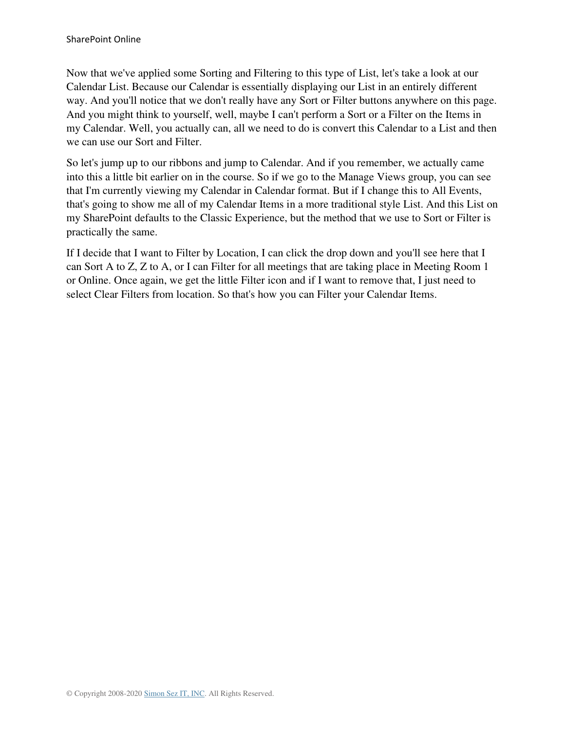Now that we've applied some Sorting and Filtering to this type of List, let's take a look at our Calendar List. Because our Calendar is essentially displaying our List in an entirely different way. And you'll notice that we don't really have any Sort or Filter buttons anywhere on this page. And you might think to yourself, well, maybe I can't perform a Sort or a Filter on the Items in my Calendar. Well, you actually can, all we need to do is convert this Calendar to a List and then we can use our Sort and Filter.

So let's jump up to our ribbons and jump to Calendar. And if you remember, we actually came into this a little bit earlier on in the course. So if we go to the Manage Views group, you can see that I'm currently viewing my Calendar in Calendar format. But if I change this to All Events, that's going to show me all of my Calendar Items in a more traditional style List. And this List on my SharePoint defaults to the Classic Experience, but the method that we use to Sort or Filter is practically the same.

If I decide that I want to Filter by Location, I can click the drop down and you'll see here that I can Sort A to Z, Z to A, or I can Filter for all meetings that are taking place in Meeting Room 1 or Online. Once again, we get the little Filter icon and if I want to remove that, I just need to select Clear Filters from location. So that's how you can Filter your Calendar Items.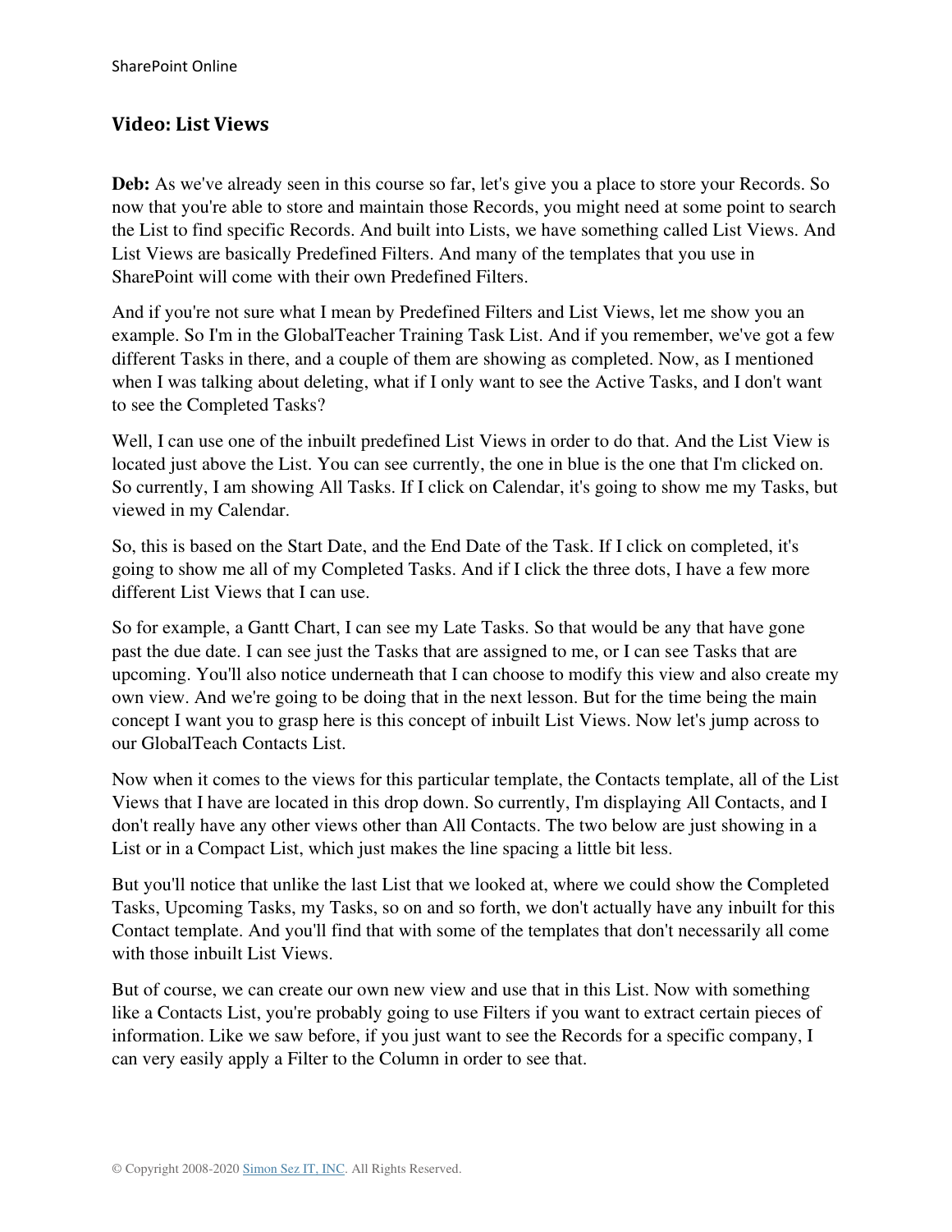## Video: List Views

**Deb:** As we've already seen in this course so far, let's give you a place to store your Records. So now that you're able to store and maintain those Records, you might need at some point to search the List to find specific Records. And built into Lists, we have something called List Views. And List Views are basically Predefined Filters. And many of the templates that you use in SharePoint will come with their own Predefined Filters.

And if you're not sure what I mean by Predefined Filters and List Views, let me show you an example. So I'm in the GlobalTeacher Training Task List. And if you remember, we've got a few different Tasks in there, and a couple of them are showing as completed. Now, as I mentioned when I was talking about deleting, what if I only want to see the Active Tasks, and I don't want to see the Completed Tasks?

Well, I can use one of the inbuilt predefined List Views in order to do that. And the List View is located just above the List. You can see currently, the one in blue is the one that I'm clicked on. So currently, I am showing All Tasks. If I click on Calendar, it's going to show me my Tasks, but viewed in my Calendar.

So, this is based on the Start Date, and the End Date of the Task. If I click on completed, it's going to show me all of my Completed Tasks. And if I click the three dots, I have a few more different List Views that I can use.

So for example, a Gantt Chart, I can see my Late Tasks. So that would be any that have gone past the due date. I can see just the Tasks that are assigned to me, or I can see Tasks that are upcoming. You'll also notice underneath that I can choose to modify this view and also create my own view. And we're going to be doing that in the next lesson. But for the time being the main concept I want you to grasp here is this concept of inbuilt List Views. Now let's jump across to our GlobalTeach Contacts List.

Now when it comes to the views for this particular template, the Contacts template, all of the List Views that I have are located in this drop down. So currently, I'm displaying All Contacts, and I don't really have any other views other than All Contacts. The two below are just showing in a List or in a Compact List, which just makes the line spacing a little bit less.

But you'll notice that unlike the last List that we looked at, where we could show the Completed Tasks, Upcoming Tasks, my Tasks, so on and so forth, we don't actually have any inbuilt for this Contact template. And you'll find that with some of the templates that don't necessarily all come with those inbuilt List Views.

But of course, we can create our own new view and use that in this List. Now with something like a Contacts List, you're probably going to use Filters if you want to extract certain pieces of information. Like we saw before, if you just want to see the Records for a specific company, I can very easily apply a Filter to the Column in order to see that.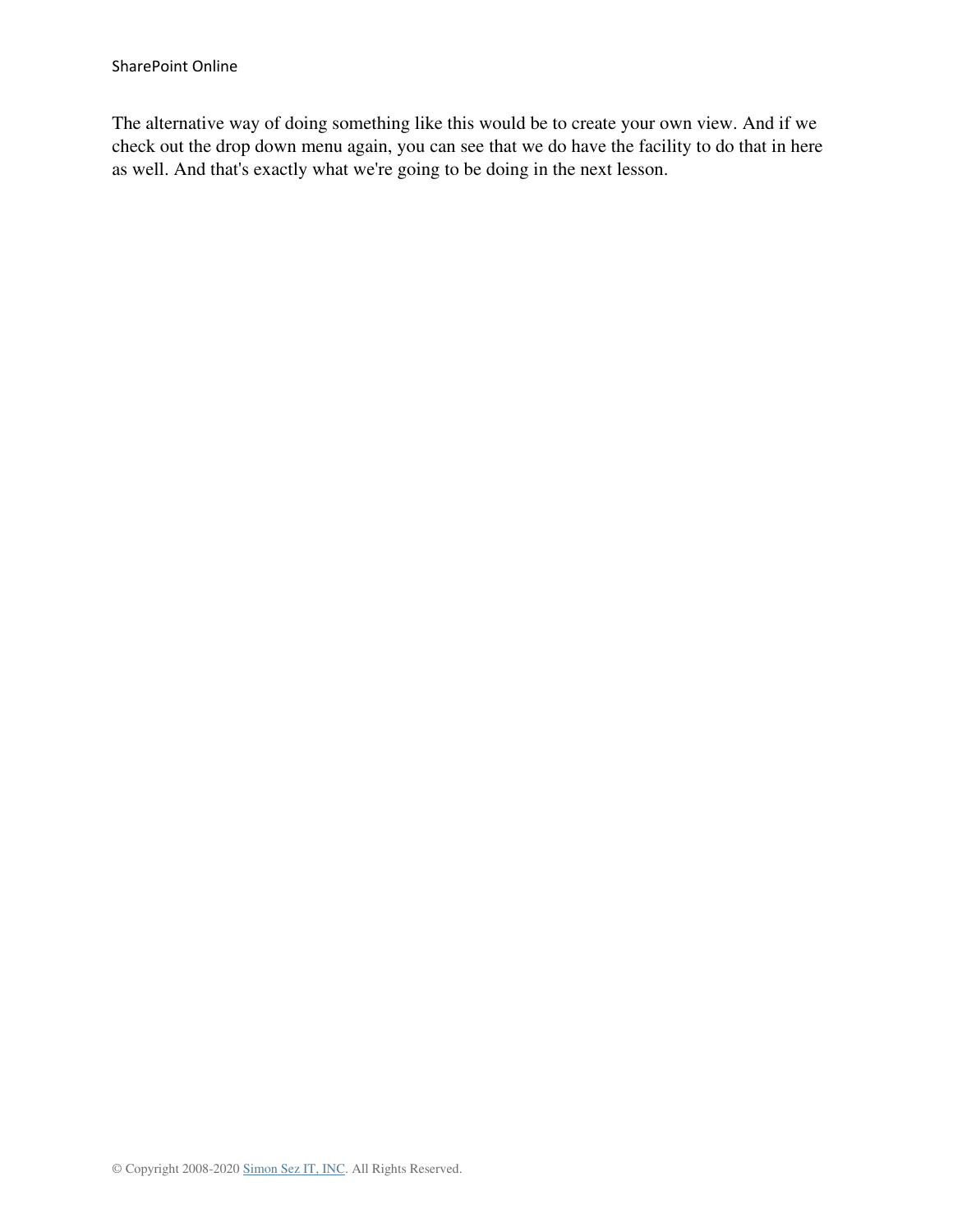The alternative way of doing something like this would be to create your own view. And if we check out the drop down menu again, you can see that we do have the facility to do that in here as well. And that's exactly what we're going to be doing in the next lesson.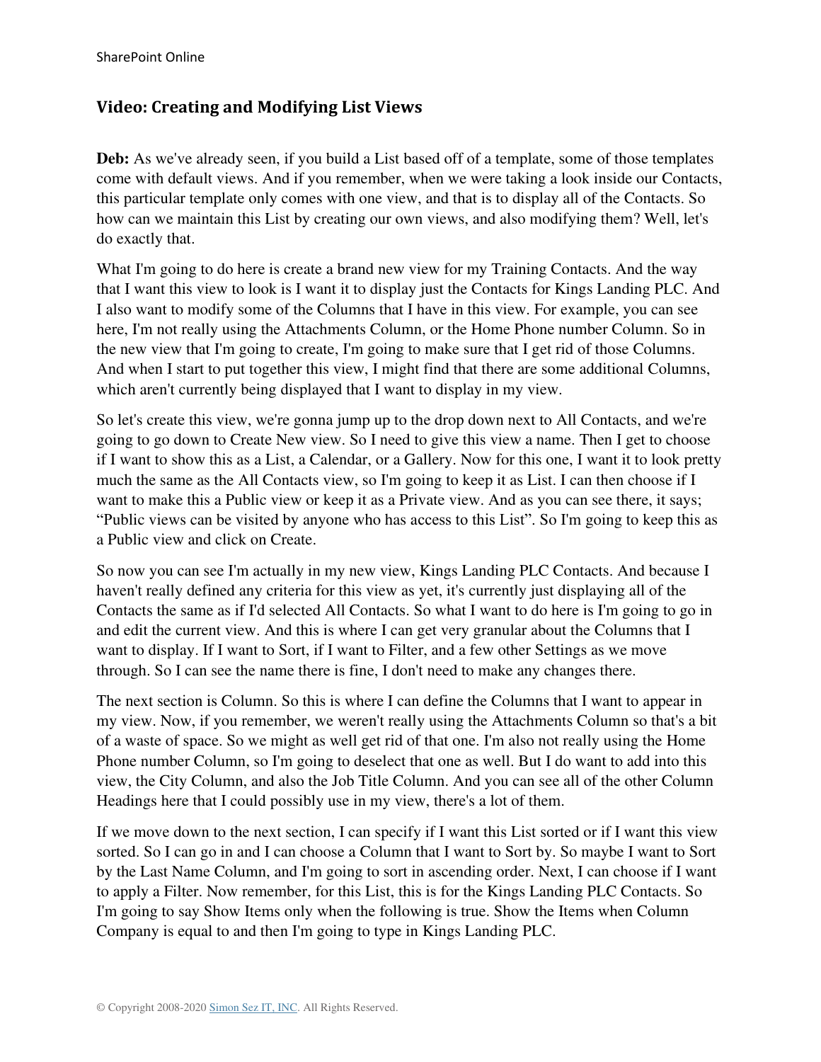## Video: Creating and Modifying List Views

**Deb:** As we've already seen, if you build a List based off of a template, some of those templates come with default views. And if you remember, when we were taking a look inside our Contacts, this particular template only comes with one view, and that is to display all of the Contacts. So how can we maintain this List by creating our own views, and also modifying them? Well, let's do exactly that.

What I'm going to do here is create a brand new view for my Training Contacts. And the way that I want this view to look is I want it to display just the Contacts for Kings Landing PLC. And I also want to modify some of the Columns that I have in this view. For example, you can see here, I'm not really using the Attachments Column, or the Home Phone number Column. So in the new view that I'm going to create, I'm going to make sure that I get rid of those Columns. And when I start to put together this view, I might find that there are some additional Columns, which aren't currently being displayed that I want to display in my view.

So let's create this view, we're gonna jump up to the drop down next to All Contacts, and we're going to go down to Create New view. So I need to give this view a name. Then I get to choose if I want to show this as a List, a Calendar, or a Gallery. Now for this one, I want it to look pretty much the same as the All Contacts view, so I'm going to keep it as List. I can then choose if I want to make this a Public view or keep it as a Private view. And as you can see there, it says; "Public views can be visited by anyone who has access to this List". So I'm going to keep this as a Public view and click on Create.

So now you can see I'm actually in my new view, Kings Landing PLC Contacts. And because I haven't really defined any criteria for this view as yet, it's currently just displaying all of the Contacts the same as if I'd selected All Contacts. So what I want to do here is I'm going to go in and edit the current view. And this is where I can get very granular about the Columns that I want to display. If I want to Sort, if I want to Filter, and a few other Settings as we move through. So I can see the name there is fine, I don't need to make any changes there.

The next section is Column. So this is where I can define the Columns that I want to appear in my view. Now, if you remember, we weren't really using the Attachments Column so that's a bit of a waste of space. So we might as well get rid of that one. I'm also not really using the Home Phone number Column, so I'm going to deselect that one as well. But I do want to add into this view, the City Column, and also the Job Title Column. And you can see all of the other Column Headings here that I could possibly use in my view, there's a lot of them.

If we move down to the next section, I can specify if I want this List sorted or if I want this view sorted. So I can go in and I can choose a Column that I want to Sort by. So maybe I want to Sort by the Last Name Column, and I'm going to sort in ascending order. Next, I can choose if I want to apply a Filter. Now remember, for this List, this is for the Kings Landing PLC Contacts. So I'm going to say Show Items only when the following is true. Show the Items when Column Company is equal to and then I'm going to type in Kings Landing PLC.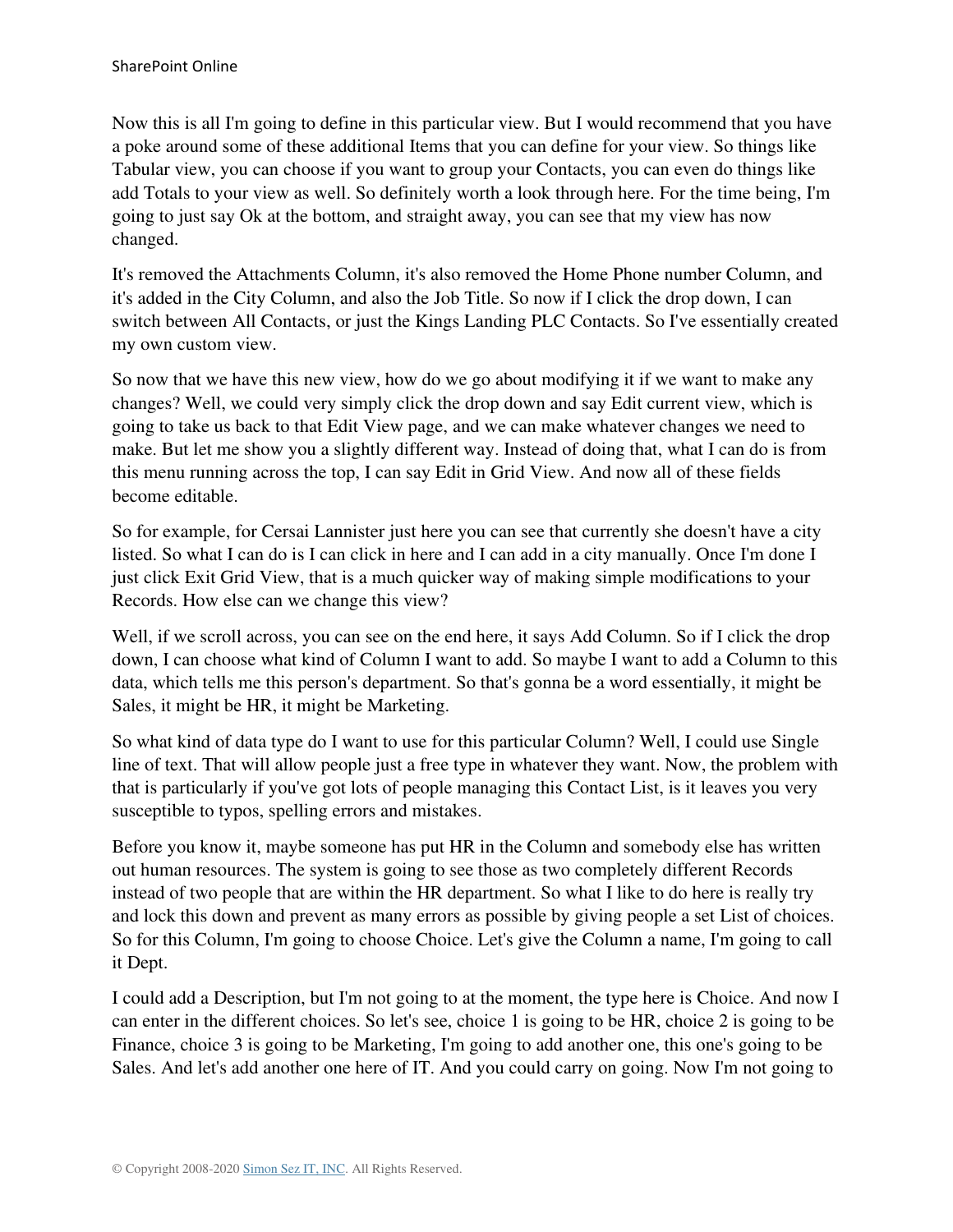Now this is all I'm going to define in this particular view. But I would recommend that you have a poke around some of these additional Items that you can define for your view. So things like Tabular view, you can choose if you want to group your Contacts, you can even do things like add Totals to your view as well. So definitely worth a look through here. For the time being, I'm going to just say Ok at the bottom, and straight away, you can see that my view has now changed.

It's removed the Attachments Column, it's also removed the Home Phone number Column, and it's added in the City Column, and also the Job Title. So now if I click the drop down, I can switch between All Contacts, or just the Kings Landing PLC Contacts. So I've essentially created my own custom view.

So now that we have this new view, how do we go about modifying it if we want to make any changes? Well, we could very simply click the drop down and say Edit current view, which is going to take us back to that Edit View page, and we can make whatever changes we need to make. But let me show you a slightly different way. Instead of doing that, what I can do is from this menu running across the top, I can say Edit in Grid View. And now all of these fields become editable.

So for example, for Cersai Lannister just here you can see that currently she doesn't have a city listed. So what I can do is I can click in here and I can add in a city manually. Once I'm done I just click Exit Grid View, that is a much quicker way of making simple modifications to your Records. How else can we change this view?

Well, if we scroll across, you can see on the end here, it says Add Column. So if I click the drop down, I can choose what kind of Column I want to add. So maybe I want to add a Column to this data, which tells me this person's department. So that's gonna be a word essentially, it might be Sales, it might be HR, it might be Marketing.

So what kind of data type do I want to use for this particular Column? Well, I could use Single line of text. That will allow people just a free type in whatever they want. Now, the problem with that is particularly if you've got lots of people managing this Contact List, is it leaves you very susceptible to typos, spelling errors and mistakes.

Before you know it, maybe someone has put HR in the Column and somebody else has written out human resources. The system is going to see those as two completely different Records instead of two people that are within the HR department. So what I like to do here is really try and lock this down and prevent as many errors as possible by giving people a set List of choices. So for this Column, I'm going to choose Choice. Let's give the Column a name, I'm going to call it Dept.

I could add a Description, but I'm not going to at the moment, the type here is Choice. And now I can enter in the different choices. So let's see, choice 1 is going to be HR, choice 2 is going to be Finance, choice 3 is going to be Marketing, I'm going to add another one, this one's going to be Sales. And let's add another one here of IT. And you could carry on going. Now I'm not going to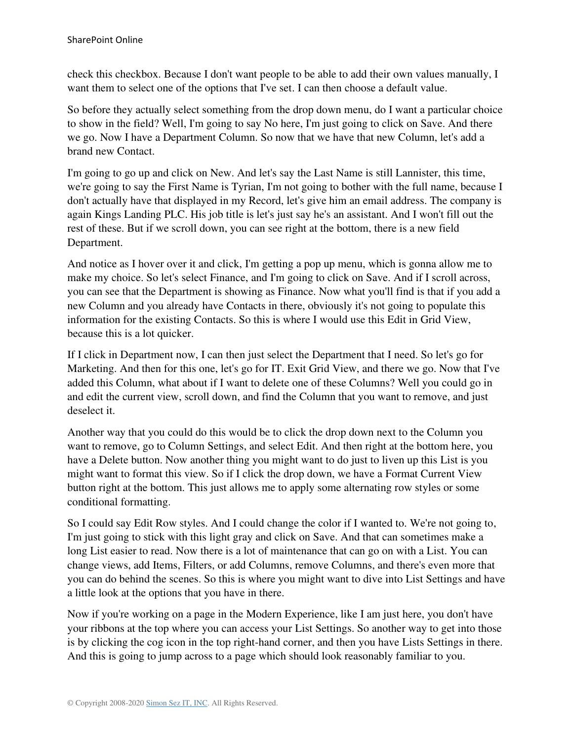check this checkbox. Because I don't want people to be able to add their own values manually, I want them to select one of the options that I've set. I can then choose a default value.

So before they actually select something from the drop down menu, do I want a particular choice to show in the field? Well, I'm going to say No here, I'm just going to click on Save. And there we go. Now I have a Department Column. So now that we have that new Column, let's add a brand new Contact.

I'm going to go up and click on New. And let's say the Last Name is still Lannister, this time, we're going to say the First Name is Tyrian, I'm not going to bother with the full name, because I don't actually have that displayed in my Record, let's give him an email address. The company is again Kings Landing PLC. His job title is let's just say he's an assistant. And I won't fill out the rest of these. But if we scroll down, you can see right at the bottom, there is a new field Department.

And notice as I hover over it and click, I'm getting a pop up menu, which is gonna allow me to make my choice. So let's select Finance, and I'm going to click on Save. And if I scroll across, you can see that the Department is showing as Finance. Now what you'll find is that if you add a new Column and you already have Contacts in there, obviously it's not going to populate this information for the existing Contacts. So this is where I would use this Edit in Grid View, because this is a lot quicker.

If I click in Department now, I can then just select the Department that I need. So let's go for Marketing. And then for this one, let's go for IT. Exit Grid View, and there we go. Now that I've added this Column, what about if I want to delete one of these Columns? Well you could go in and edit the current view, scroll down, and find the Column that you want to remove, and just deselect it.

Another way that you could do this would be to click the drop down next to the Column you want to remove, go to Column Settings, and select Edit. And then right at the bottom here, you have a Delete button. Now another thing you might want to do just to liven up this List is you might want to format this view. So if I click the drop down, we have a Format Current View button right at the bottom. This just allows me to apply some alternating row styles or some conditional formatting.

So I could say Edit Row styles. And I could change the color if I wanted to. We're not going to, I'm just going to stick with this light gray and click on Save. And that can sometimes make a long List easier to read. Now there is a lot of maintenance that can go on with a List. You can change views, add Items, Filters, or add Columns, remove Columns, and there's even more that you can do behind the scenes. So this is where you might want to dive into List Settings and have a little look at the options that you have in there.

Now if you're working on a page in the Modern Experience, like I am just here, you don't have your ribbons at the top where you can access your List Settings. So another way to get into those is by clicking the cog icon in the top right-hand corner, and then you have Lists Settings in there. And this is going to jump across to a page which should look reasonably familiar to you.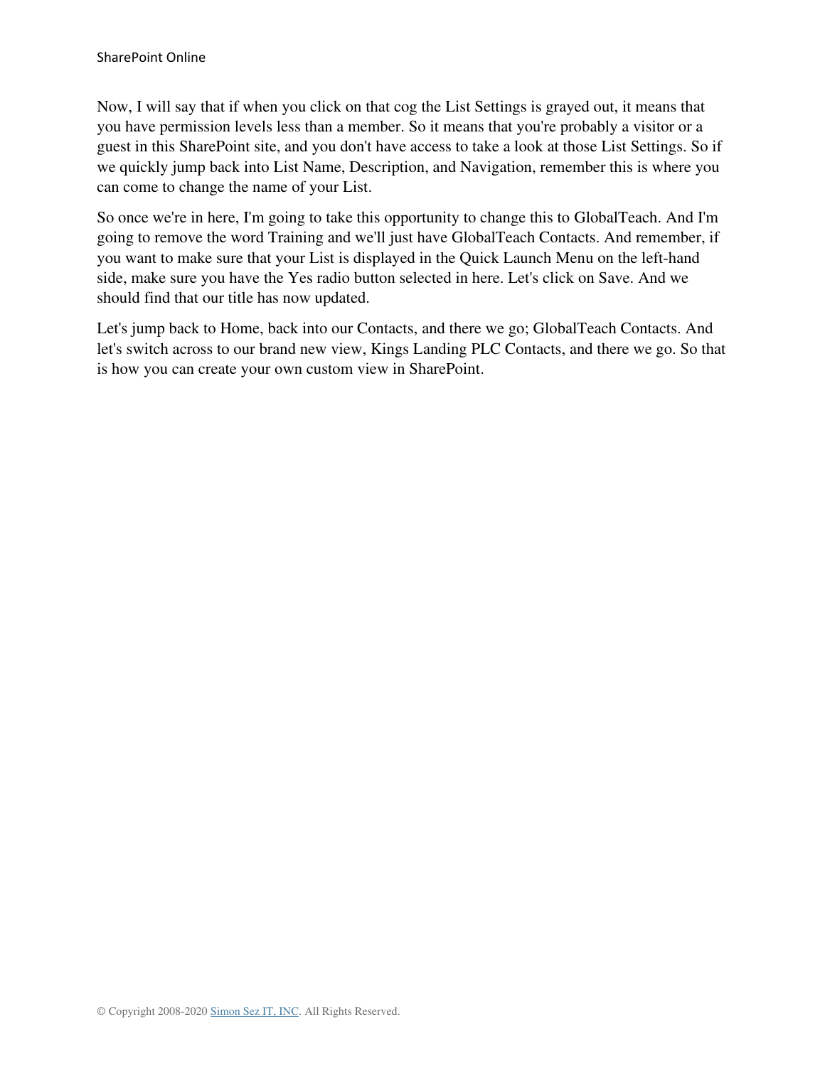Now, I will say that if when you click on that cog the List Settings is grayed out, it means that you have permission levels less than a member. So it means that you're probably a visitor or a guest in this SharePoint site, and you don't have access to take a look at those List Settings. So if we quickly jump back into List Name, Description, and Navigation, remember this is where you can come to change the name of your List.

So once we're in here, I'm going to take this opportunity to change this to GlobalTeach. And I'm going to remove the word Training and we'll just have GlobalTeach Contacts. And remember, if you want to make sure that your List is displayed in the Quick Launch Menu on the left-hand side, make sure you have the Yes radio button selected in here. Let's click on Save. And we should find that our title has now updated.

Let's jump back to Home, back into our Contacts, and there we go; GlobalTeach Contacts. And let's switch across to our brand new view, Kings Landing PLC Contacts, and there we go. So that is how you can create your own custom view in SharePoint.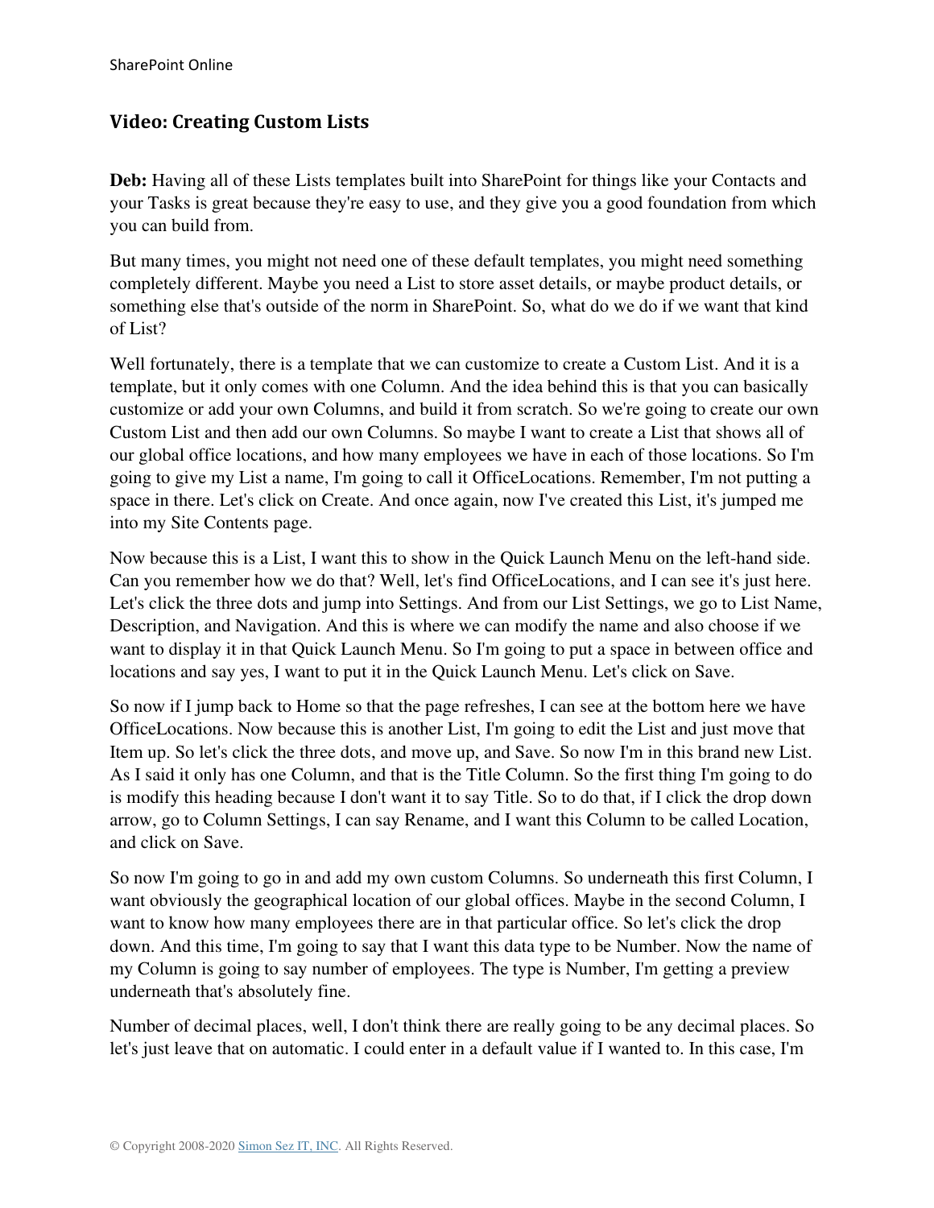## Video: Creating Custom Lists

**Deb:** Having all of these Lists templates built into SharePoint for things like your Contacts and your Tasks is great because they're easy to use, and they give you a good foundation from which you can build from.

But many times, you might not need one of these default templates, you might need something completely different. Maybe you need a List to store asset details, or maybe product details, or something else that's outside of the norm in SharePoint. So, what do we do if we want that kind of List?

Well fortunately, there is a template that we can customize to create a Custom List. And it is a template, but it only comes with one Column. And the idea behind this is that you can basically customize or add your own Columns, and build it from scratch. So we're going to create our own Custom List and then add our own Columns. So maybe I want to create a List that shows all of our global office locations, and how many employees we have in each of those locations. So I'm going to give my List a name, I'm going to call it OfficeLocations. Remember, I'm not putting a space in there. Let's click on Create. And once again, now I've created this List, it's jumped me into my Site Contents page.

Now because this is a List, I want this to show in the Quick Launch Menu on the left-hand side. Can you remember how we do that? Well, let's find OfficeLocations, and I can see it's just here. Let's click the three dots and jump into Settings. And from our List Settings, we go to List Name, Description, and Navigation. And this is where we can modify the name and also choose if we want to display it in that Quick Launch Menu. So I'm going to put a space in between office and locations and say yes, I want to put it in the Quick Launch Menu. Let's click on Save.

So now if I jump back to Home so that the page refreshes, I can see at the bottom here we have OfficeLocations. Now because this is another List, I'm going to edit the List and just move that Item up. So let's click the three dots, and move up, and Save. So now I'm in this brand new List. As I said it only has one Column, and that is the Title Column. So the first thing I'm going to do is modify this heading because I don't want it to say Title. So to do that, if I click the drop down arrow, go to Column Settings, I can say Rename, and I want this Column to be called Location, and click on Save.

So now I'm going to go in and add my own custom Columns. So underneath this first Column, I want obviously the geographical location of our global offices. Maybe in the second Column, I want to know how many employees there are in that particular office. So let's click the drop down. And this time, I'm going to say that I want this data type to be Number. Now the name of my Column is going to say number of employees. The type is Number, I'm getting a preview underneath that's absolutely fine.

Number of decimal places, well, I don't think there are really going to be any decimal places. So let's just leave that on automatic. I could enter in a default value if I wanted to. In this case, I'm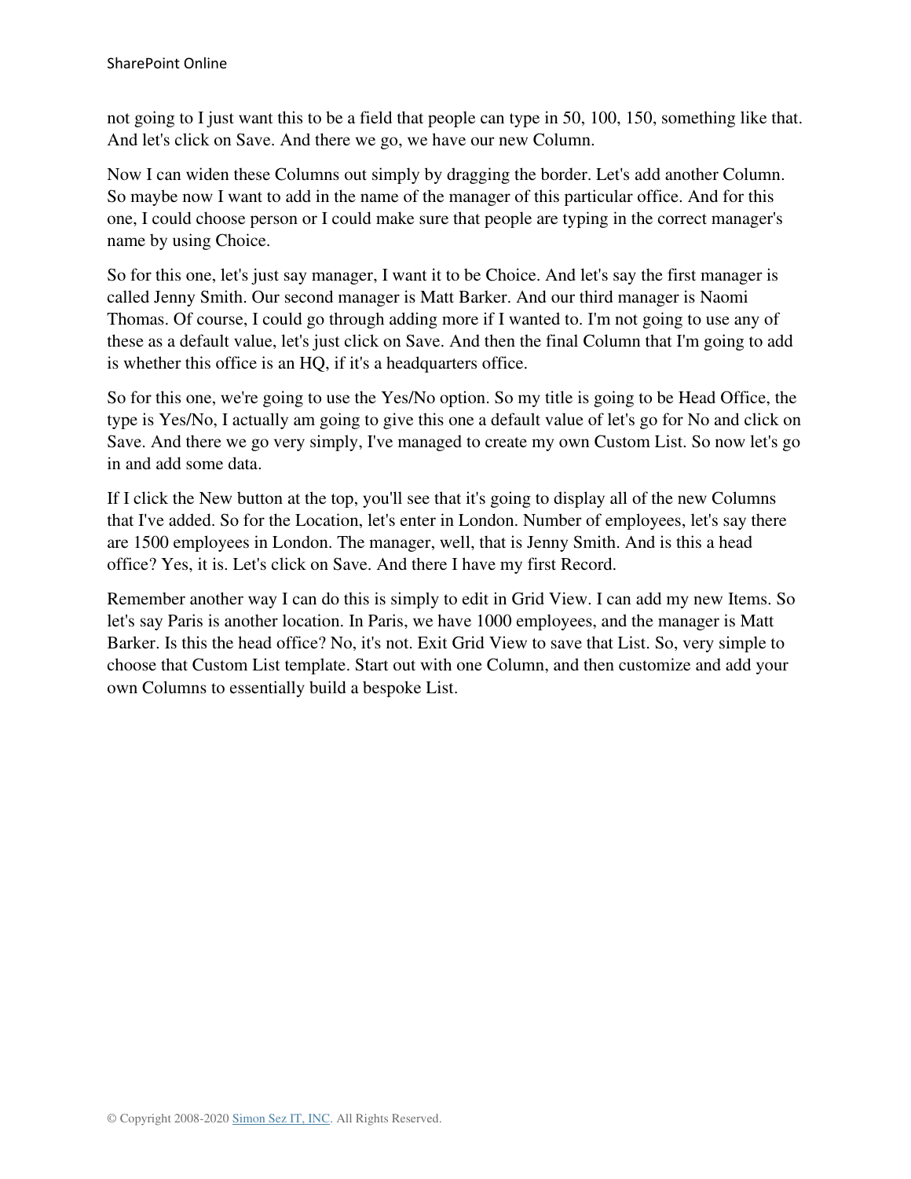not going to I just want this to be a field that people can type in 50, 100, 150, something like that. And let's click on Save. And there we go, we have our new Column.

Now I can widen these Columns out simply by dragging the border. Let's add another Column. So maybe now I want to add in the name of the manager of this particular office. And for this one, I could choose person or I could make sure that people are typing in the correct manager's name by using Choice.

So for this one, let's just say manager, I want it to be Choice. And let's say the first manager is called Jenny Smith. Our second manager is Matt Barker. And our third manager is Naomi Thomas. Of course, I could go through adding more if I wanted to. I'm not going to use any of these as a default value, let's just click on Save. And then the final Column that I'm going to add is whether this office is an HQ, if it's a headquarters office.

So for this one, we're going to use the Yes/No option. So my title is going to be Head Office, the type is Yes/No, I actually am going to give this one a default value of let's go for No and click on Save. And there we go very simply, I've managed to create my own Custom List. So now let's go in and add some data.

If I click the New button at the top, you'll see that it's going to display all of the new Columns that I've added. So for the Location, let's enter in London. Number of employees, let's say there are 1500 employees in London. The manager, well, that is Jenny Smith. And is this a head office? Yes, it is. Let's click on Save. And there I have my first Record.

Remember another way I can do this is simply to edit in Grid View. I can add my new Items. So let's say Paris is another location. In Paris, we have 1000 employees, and the manager is Matt Barker. Is this the head office? No, it's not. Exit Grid View to save that List. So, very simple to choose that Custom List template. Start out with one Column, and then customize and add your own Columns to essentially build a bespoke List.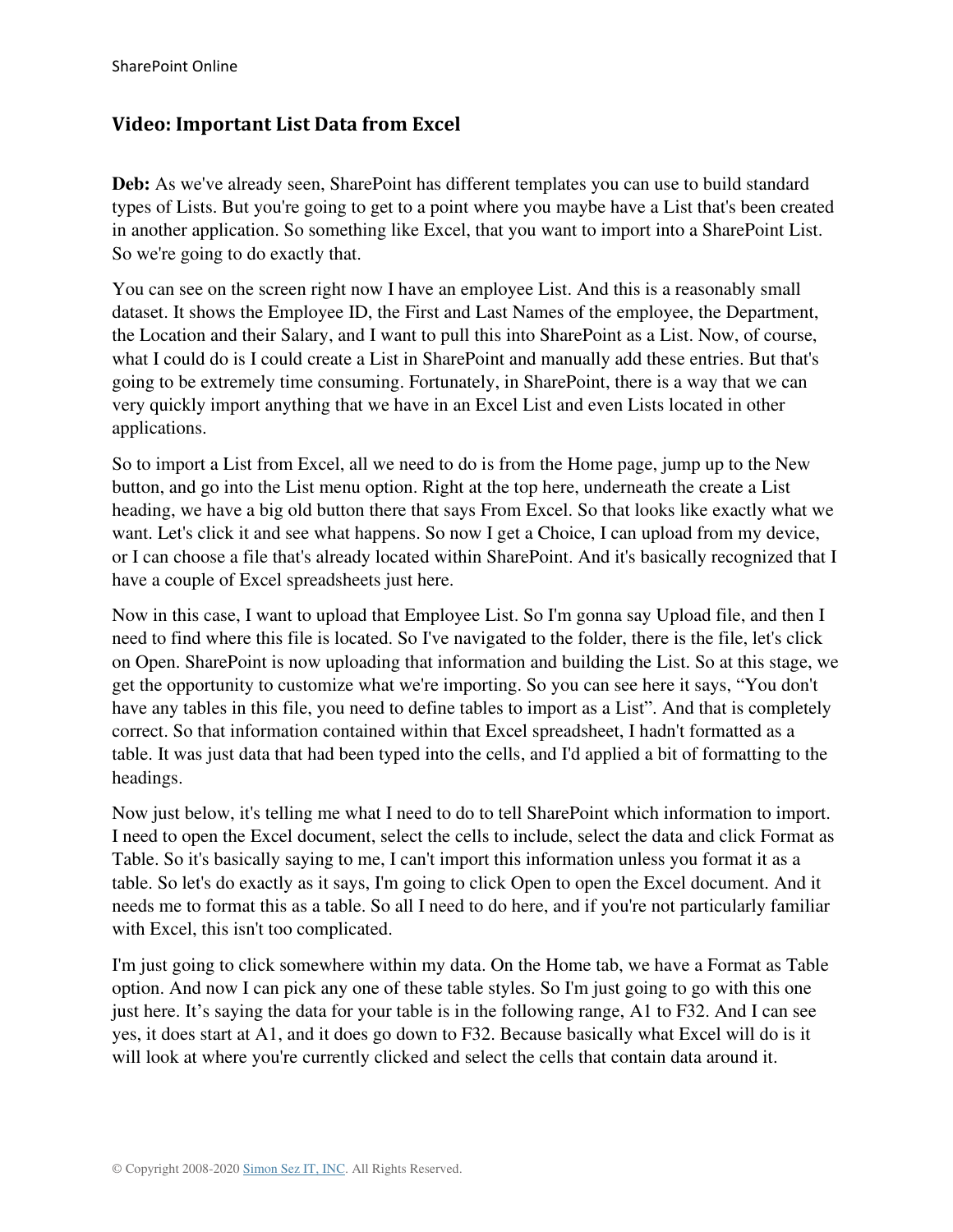## Video: Important List Data from Excel

**Deb:** As we've already seen, SharePoint has different templates you can use to build standard types of Lists. But you're going to get to a point where you maybe have a List that's been created in another application. So something like Excel, that you want to import into a SharePoint List. So we're going to do exactly that.

You can see on the screen right now I have an employee List. And this is a reasonably small dataset. It shows the Employee ID, the First and Last Names of the employee, the Department, the Location and their Salary, and I want to pull this into SharePoint as a List. Now, of course, what I could do is I could create a List in SharePoint and manually add these entries. But that's going to be extremely time consuming. Fortunately, in SharePoint, there is a way that we can very quickly import anything that we have in an Excel List and even Lists located in other applications.

So to import a List from Excel, all we need to do is from the Home page, jump up to the New button, and go into the List menu option. Right at the top here, underneath the create a List heading, we have a big old button there that says From Excel. So that looks like exactly what we want. Let's click it and see what happens. So now I get a Choice, I can upload from my device, or I can choose a file that's already located within SharePoint. And it's basically recognized that I have a couple of Excel spreadsheets just here.

Now in this case, I want to upload that Employee List. So I'm gonna say Upload file, and then I need to find where this file is located. So I've navigated to the folder, there is the file, let's click on Open. SharePoint is now uploading that information and building the List. So at this stage, we get the opportunity to customize what we're importing. So you can see here it says, "You don't have any tables in this file, you need to define tables to import as a List". And that is completely correct. So that information contained within that Excel spreadsheet, I hadn't formatted as a table. It was just data that had been typed into the cells, and I'd applied a bit of formatting to the headings.

Now just below, it's telling me what I need to do to tell SharePoint which information to import. I need to open the Excel document, select the cells to include, select the data and click Format as Table. So it's basically saying to me, I can't import this information unless you format it as a table. So let's do exactly as it says, I'm going to click Open to open the Excel document. And it needs me to format this as a table. So all I need to do here, and if you're not particularly familiar with Excel, this isn't too complicated.

I'm just going to click somewhere within my data. On the Home tab, we have a Format as Table option. And now I can pick any one of these table styles. So I'm just going to go with this one just here. It's saying the data for your table is in the following range, A1 to F32. And I can see yes, it does start at A1, and it does go down to F32. Because basically what Excel will do is it will look at where you're currently clicked and select the cells that contain data around it.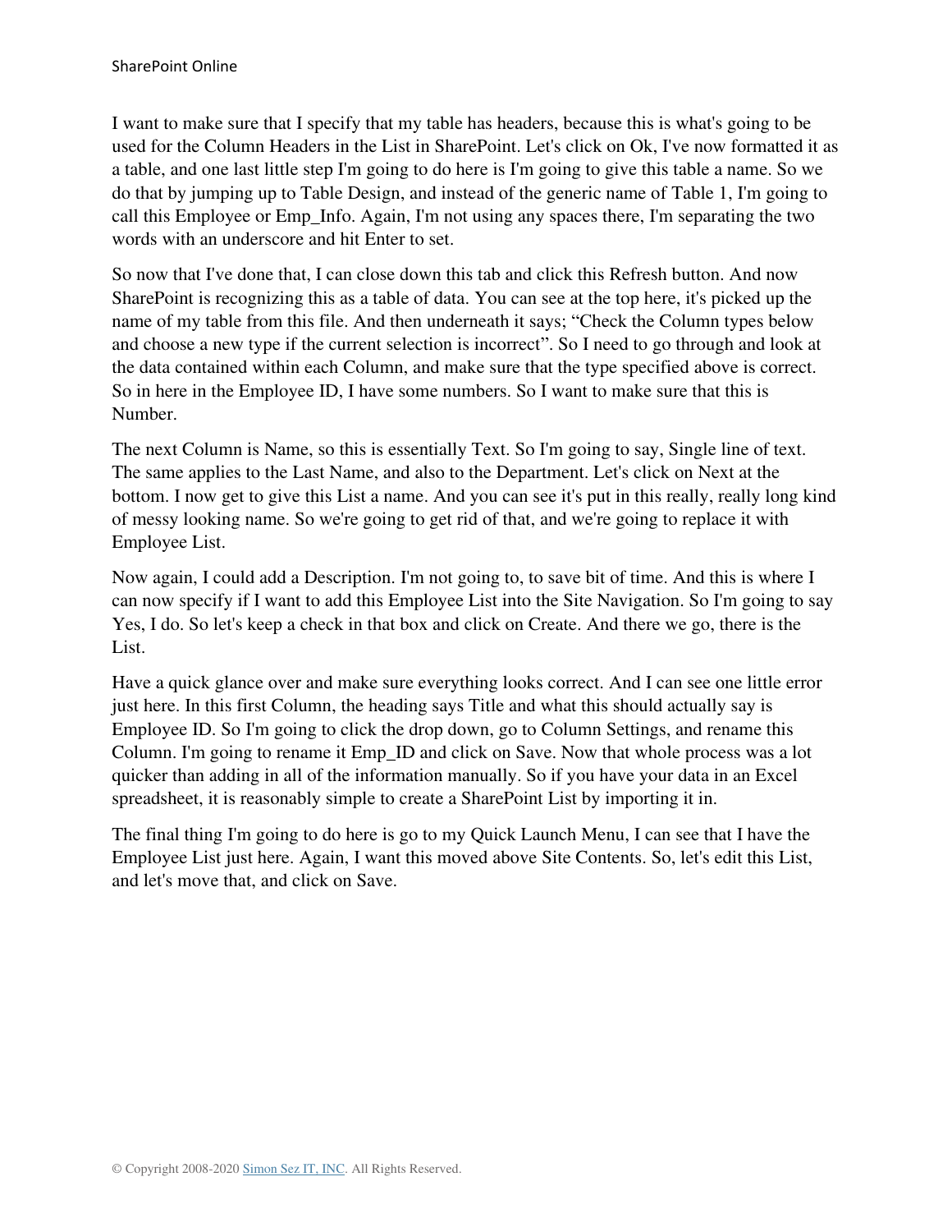I want to make sure that I specify that my table has headers, because this is what's going to be used for the Column Headers in the List in SharePoint. Let's click on Ok, I've now formatted it as a table, and one last little step I'm going to do here is I'm going to give this table a name. So we do that by jumping up to Table Design, and instead of the generic name of Table 1, I'm going to call this Employee or Emp_Info. Again, I'm not using any spaces there, I'm separating the two words with an underscore and hit Enter to set.

So now that I've done that, I can close down this tab and click this Refresh button. And now SharePoint is recognizing this as a table of data. You can see at the top here, it's picked up the name of my table from this file. And then underneath it says; "Check the Column types below and choose a new type if the current selection is incorrect". So I need to go through and look at the data contained within each Column, and make sure that the type specified above is correct. So in here in the Employee ID, I have some numbers. So I want to make sure that this is Number.

The next Column is Name, so this is essentially Text. So I'm going to say, Single line of text. The same applies to the Last Name, and also to the Department. Let's click on Next at the bottom. I now get to give this List a name. And you can see it's put in this really, really long kind of messy looking name. So we're going to get rid of that, and we're going to replace it with Employee List.

Now again, I could add a Description. I'm not going to, to save bit of time. And this is where I can now specify if I want to add this Employee List into the Site Navigation. So I'm going to say Yes, I do. So let's keep a check in that box and click on Create. And there we go, there is the List.

Have a quick glance over and make sure everything looks correct. And I can see one little error just here. In this first Column, the heading says Title and what this should actually say is Employee ID. So I'm going to click the drop down, go to Column Settings, and rename this Column. I'm going to rename it Emp_ID and click on Save. Now that whole process was a lot quicker than adding in all of the information manually. So if you have your data in an Excel spreadsheet, it is reasonably simple to create a SharePoint List by importing it in.

The final thing I'm going to do here is go to my Quick Launch Menu, I can see that I have the Employee List just here. Again, I want this moved above Site Contents. So, let's edit this List, and let's move that, and click on Save.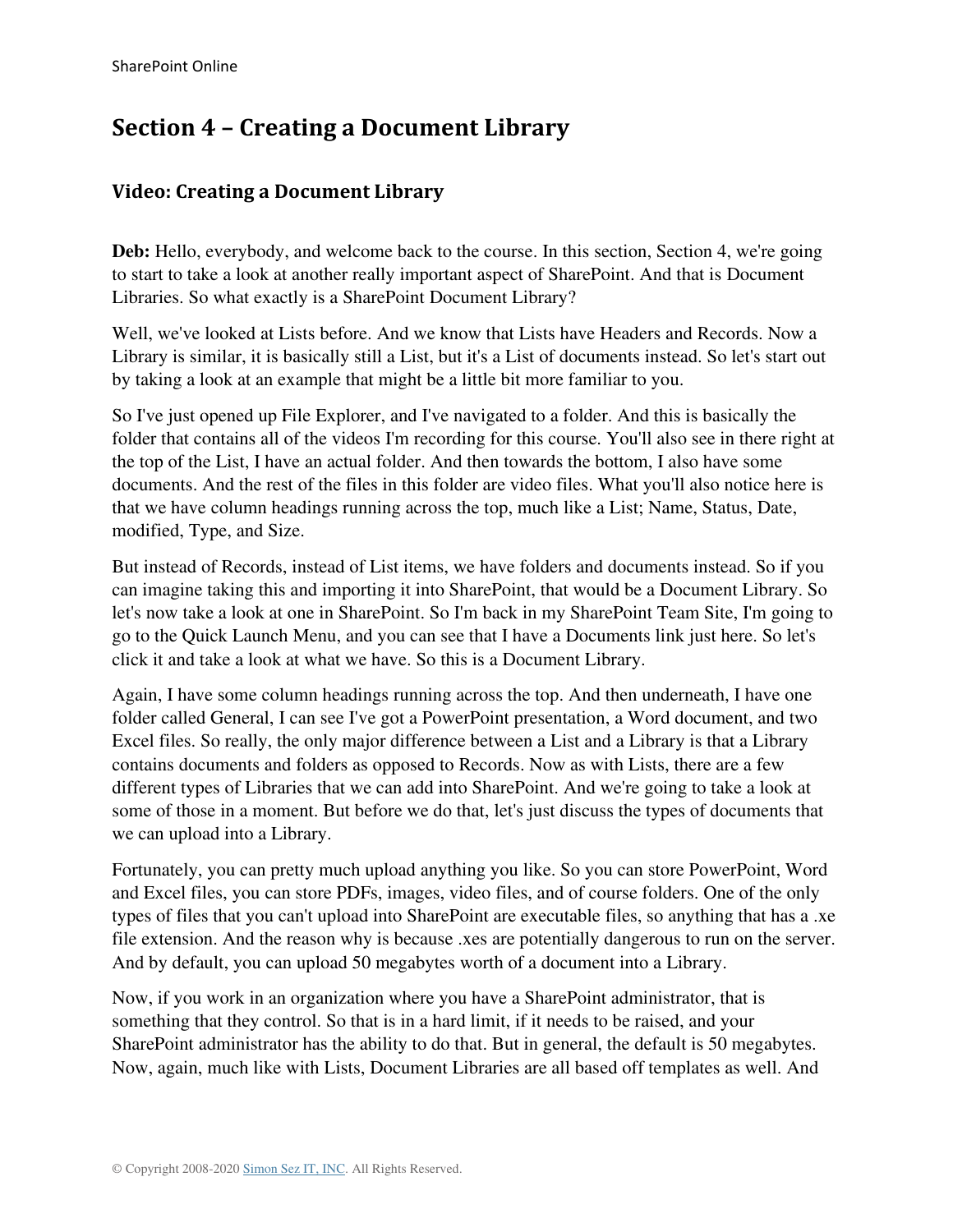# Section 4 – Creating a Document Library

## Video: Creating a Document Library

**Deb:** Hello, everybody, and welcome back to the course. In this section, Section 4, we're going to start to take a look at another really important aspect of SharePoint. And that is Document Libraries. So what exactly is a SharePoint Document Library?

Well, we've looked at Lists before. And we know that Lists have Headers and Records. Now a Library is similar, it is basically still a List, but it's a List of documents instead. So let's start out by taking a look at an example that might be a little bit more familiar to you.

So I've just opened up File Explorer, and I've navigated to a folder. And this is basically the folder that contains all of the videos I'm recording for this course. You'll also see in there right at the top of the List, I have an actual folder. And then towards the bottom, I also have some documents. And the rest of the files in this folder are video files. What you'll also notice here is that we have column headings running across the top, much like a List; Name, Status, Date, modified, Type, and Size.

But instead of Records, instead of List items, we have folders and documents instead. So if you can imagine taking this and importing it into SharePoint, that would be a Document Library. So let's now take a look at one in SharePoint. So I'm back in my SharePoint Team Site, I'm going to go to the Quick Launch Menu, and you can see that I have a Documents link just here. So let's click it and take a look at what we have. So this is a Document Library.

Again, I have some column headings running across the top. And then underneath, I have one folder called General, I can see I've got a PowerPoint presentation, a Word document, and two Excel files. So really, the only major difference between a List and a Library is that a Library contains documents and folders as opposed to Records. Now as with Lists, there are a few different types of Libraries that we can add into SharePoint. And we're going to take a look at some of those in a moment. But before we do that, let's just discuss the types of documents that we can upload into a Library.

Fortunately, you can pretty much upload anything you like. So you can store PowerPoint, Word and Excel files, you can store PDFs, images, video files, and of course folders. One of the only types of files that you can't upload into SharePoint are executable files, so anything that has a .xe file extension. And the reason why is because .xes are potentially dangerous to run on the server. And by default, you can upload 50 megabytes worth of a document into a Library.

Now, if you work in an organization where you have a SharePoint administrator, that is something that they control. So that is in a hard limit, if it needs to be raised, and your SharePoint administrator has the ability to do that. But in general, the default is 50 megabytes. Now, again, much like with Lists, Document Libraries are all based off templates as well. And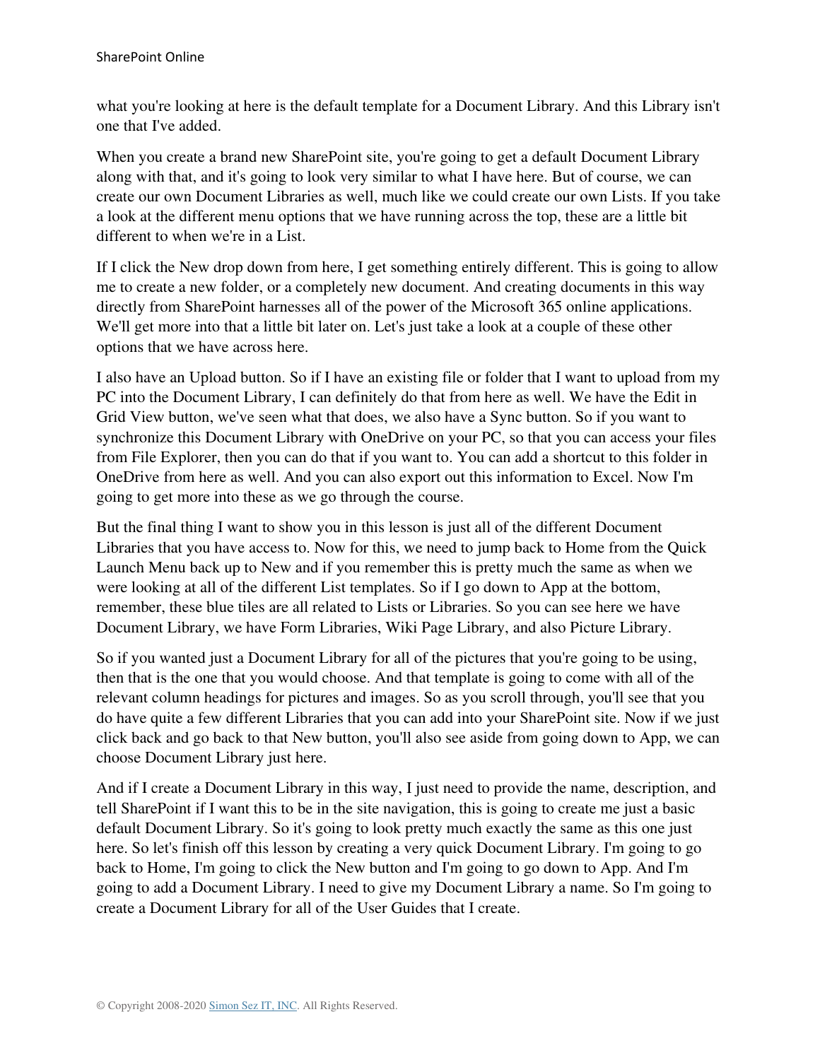what you're looking at here is the default template for a Document Library. And this Library isn't one that I've added.

When you create a brand new SharePoint site, you're going to get a default Document Library along with that, and it's going to look very similar to what I have here. But of course, we can create our own Document Libraries as well, much like we could create our own Lists. If you take a look at the different menu options that we have running across the top, these are a little bit different to when we're in a List.

If I click the New drop down from here, I get something entirely different. This is going to allow me to create a new folder, or a completely new document. And creating documents in this way directly from SharePoint harnesses all of the power of the Microsoft 365 online applications. We'll get more into that a little bit later on. Let's just take a look at a couple of these other options that we have across here.

I also have an Upload button. So if I have an existing file or folder that I want to upload from my PC into the Document Library, I can definitely do that from here as well. We have the Edit in Grid View button, we've seen what that does, we also have a Sync button. So if you want to synchronize this Document Library with OneDrive on your PC, so that you can access your files from File Explorer, then you can do that if you want to. You can add a shortcut to this folder in OneDrive from here as well. And you can also export out this information to Excel. Now I'm going to get more into these as we go through the course.

But the final thing I want to show you in this lesson is just all of the different Document Libraries that you have access to. Now for this, we need to jump back to Home from the Quick Launch Menu back up to New and if you remember this is pretty much the same as when we were looking at all of the different List templates. So if I go down to App at the bottom, remember, these blue tiles are all related to Lists or Libraries. So you can see here we have Document Library, we have Form Libraries, Wiki Page Library, and also Picture Library.

So if you wanted just a Document Library for all of the pictures that you're going to be using, then that is the one that you would choose. And that template is going to come with all of the relevant column headings for pictures and images. So as you scroll through, you'll see that you do have quite a few different Libraries that you can add into your SharePoint site. Now if we just click back and go back to that New button, you'll also see aside from going down to App, we can choose Document Library just here.

And if I create a Document Library in this way, I just need to provide the name, description, and tell SharePoint if I want this to be in the site navigation, this is going to create me just a basic default Document Library. So it's going to look pretty much exactly the same as this one just here. So let's finish off this lesson by creating a very quick Document Library. I'm going to go back to Home, I'm going to click the New button and I'm going to go down to App. And I'm going to add a Document Library. I need to give my Document Library a name. So I'm going to create a Document Library for all of the User Guides that I create.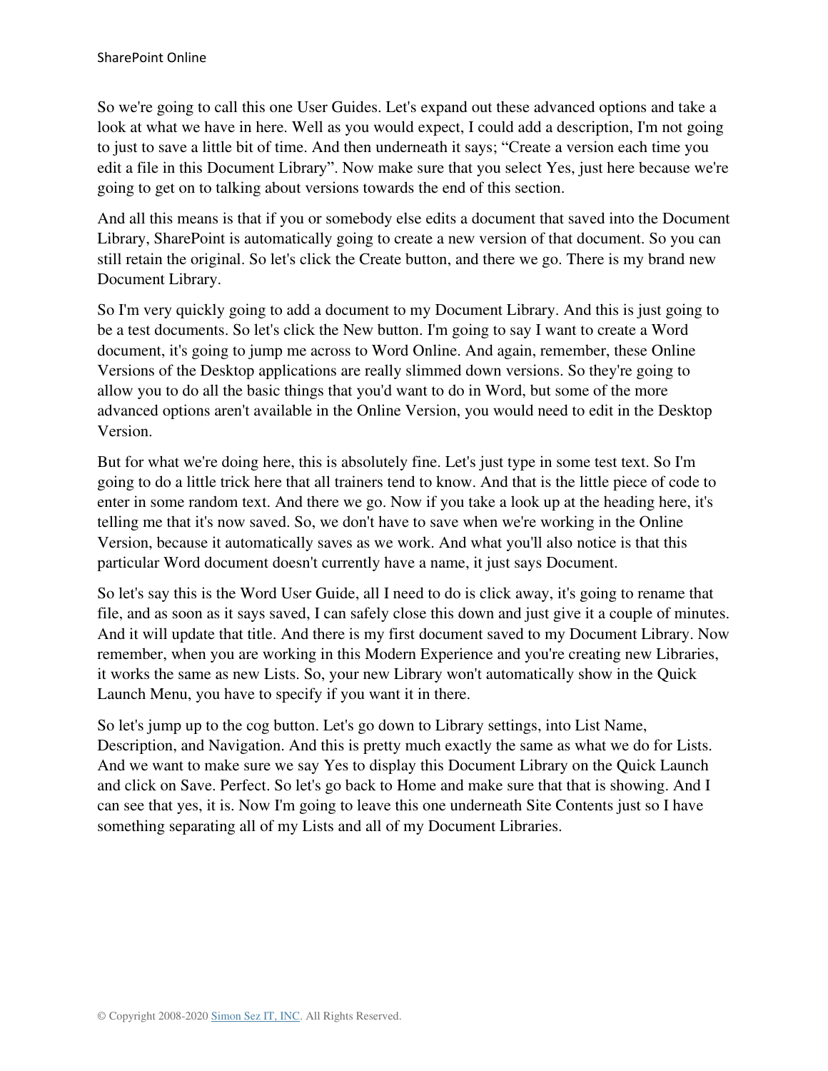So we're going to call this one User Guides. Let's expand out these advanced options and take a look at what we have in here. Well as you would expect, I could add a description, I'm not going to just to save a little bit of time. And then underneath it says; "Create a version each time you edit a file in this Document Library". Now make sure that you select Yes, just here because we're going to get on to talking about versions towards the end of this section.

And all this means is that if you or somebody else edits a document that saved into the Document Library, SharePoint is automatically going to create a new version of that document. So you can still retain the original. So let's click the Create button, and there we go. There is my brand new Document Library.

So I'm very quickly going to add a document to my Document Library. And this is just going to be a test documents. So let's click the New button. I'm going to say I want to create a Word document, it's going to jump me across to Word Online. And again, remember, these Online Versions of the Desktop applications are really slimmed down versions. So they're going to allow you to do all the basic things that you'd want to do in Word, but some of the more advanced options aren't available in the Online Version, you would need to edit in the Desktop Version.

But for what we're doing here, this is absolutely fine. Let's just type in some test text. So I'm going to do a little trick here that all trainers tend to know. And that is the little piece of code to enter in some random text. And there we go. Now if you take a look up at the heading here, it's telling me that it's now saved. So, we don't have to save when we're working in the Online Version, because it automatically saves as we work. And what you'll also notice is that this particular Word document doesn't currently have a name, it just says Document.

So let's say this is the Word User Guide, all I need to do is click away, it's going to rename that file, and as soon as it says saved, I can safely close this down and just give it a couple of minutes. And it will update that title. And there is my first document saved to my Document Library. Now remember, when you are working in this Modern Experience and you're creating new Libraries, it works the same as new Lists. So, your new Library won't automatically show in the Quick Launch Menu, you have to specify if you want it in there.

So let's jump up to the cog button. Let's go down to Library settings, into List Name, Description, and Navigation. And this is pretty much exactly the same as what we do for Lists. And we want to make sure we say Yes to display this Document Library on the Quick Launch and click on Save. Perfect. So let's go back to Home and make sure that that is showing. And I can see that yes, it is. Now I'm going to leave this one underneath Site Contents just so I have something separating all of my Lists and all of my Document Libraries.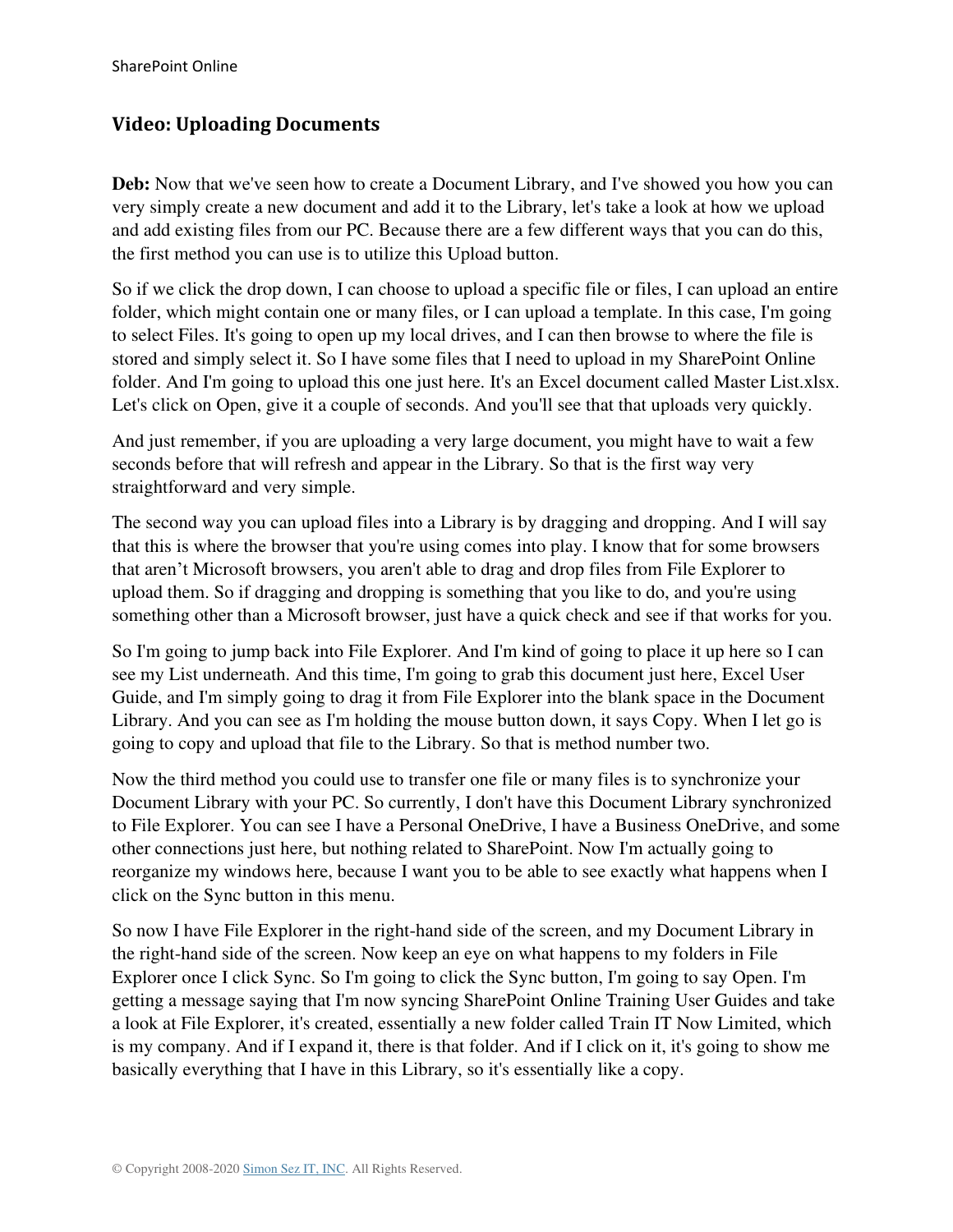## Video: Uploading Documents

**Deb:** Now that we've seen how to create a Document Library, and I've showed you how you can very simply create a new document and add it to the Library, let's take a look at how we upload and add existing files from our PC. Because there are a few different ways that you can do this, the first method you can use is to utilize this Upload button.

So if we click the drop down, I can choose to upload a specific file or files, I can upload an entire folder, which might contain one or many files, or I can upload a template. In this case, I'm going to select Files. It's going to open up my local drives, and I can then browse to where the file is stored and simply select it. So I have some files that I need to upload in my SharePoint Online folder. And I'm going to upload this one just here. It's an Excel document called Master List.xlsx. Let's click on Open, give it a couple of seconds. And you'll see that that uploads very quickly.

And just remember, if you are uploading a very large document, you might have to wait a few seconds before that will refresh and appear in the Library. So that is the first way very straightforward and very simple.

The second way you can upload files into a Library is by dragging and dropping. And I will say that this is where the browser that you're using comes into play. I know that for some browsers that aren't Microsoft browsers, you aren't able to drag and drop files from File Explorer to upload them. So if dragging and dropping is something that you like to do, and you're using something other than a Microsoft browser, just have a quick check and see if that works for you.

So I'm going to jump back into File Explorer. And I'm kind of going to place it up here so I can see my List underneath. And this time, I'm going to grab this document just here, Excel User Guide, and I'm simply going to drag it from File Explorer into the blank space in the Document Library. And you can see as I'm holding the mouse button down, it says Copy. When I let go is going to copy and upload that file to the Library. So that is method number two.

Now the third method you could use to transfer one file or many files is to synchronize your Document Library with your PC. So currently, I don't have this Document Library synchronized to File Explorer. You can see I have a Personal OneDrive, I have a Business OneDrive, and some other connections just here, but nothing related to SharePoint. Now I'm actually going to reorganize my windows here, because I want you to be able to see exactly what happens when I click on the Sync button in this menu.

So now I have File Explorer in the right-hand side of the screen, and my Document Library in the right-hand side of the screen. Now keep an eye on what happens to my folders in File Explorer once I click Sync. So I'm going to click the Sync button, I'm going to say Open. I'm getting a message saying that I'm now syncing SharePoint Online Training User Guides and take a look at File Explorer, it's created, essentially a new folder called Train IT Now Limited, which is my company. And if I expand it, there is that folder. And if I click on it, it's going to show me basically everything that I have in this Library, so it's essentially like a copy.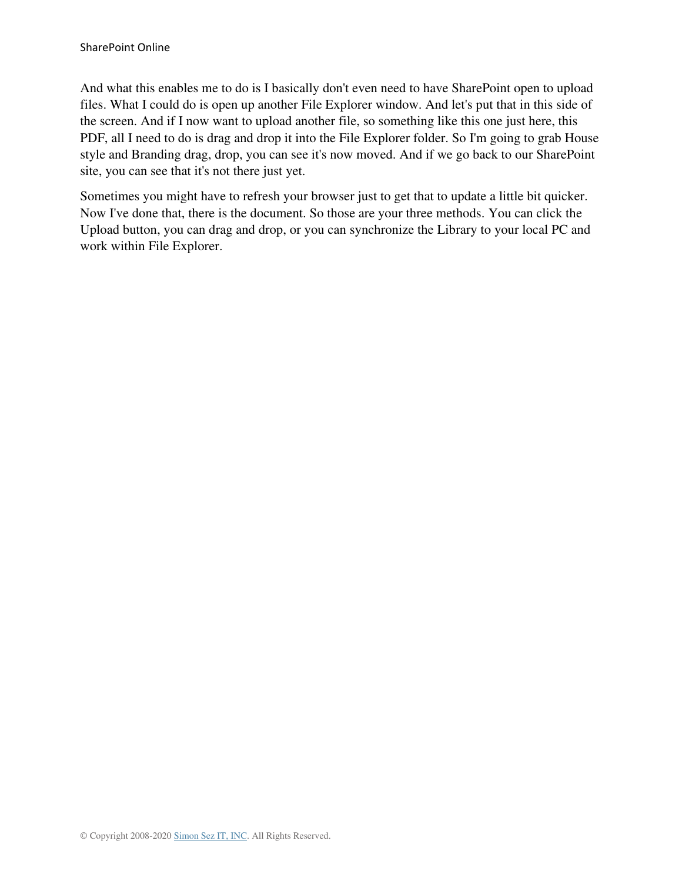And what this enables me to do is I basically don't even need to have SharePoint open to upload files. What I could do is open up another File Explorer window. And let's put that in this side of the screen. And if I now want to upload another file, so something like this one just here, this PDF, all I need to do is drag and drop it into the File Explorer folder. So I'm going to grab House style and Branding drag, drop, you can see it's now moved. And if we go back to our SharePoint site, you can see that it's not there just yet.

Sometimes you might have to refresh your browser just to get that to update a little bit quicker. Now I've done that, there is the document. So those are your three methods. You can click the Upload button, you can drag and drop, or you can synchronize the Library to your local PC and work within File Explorer.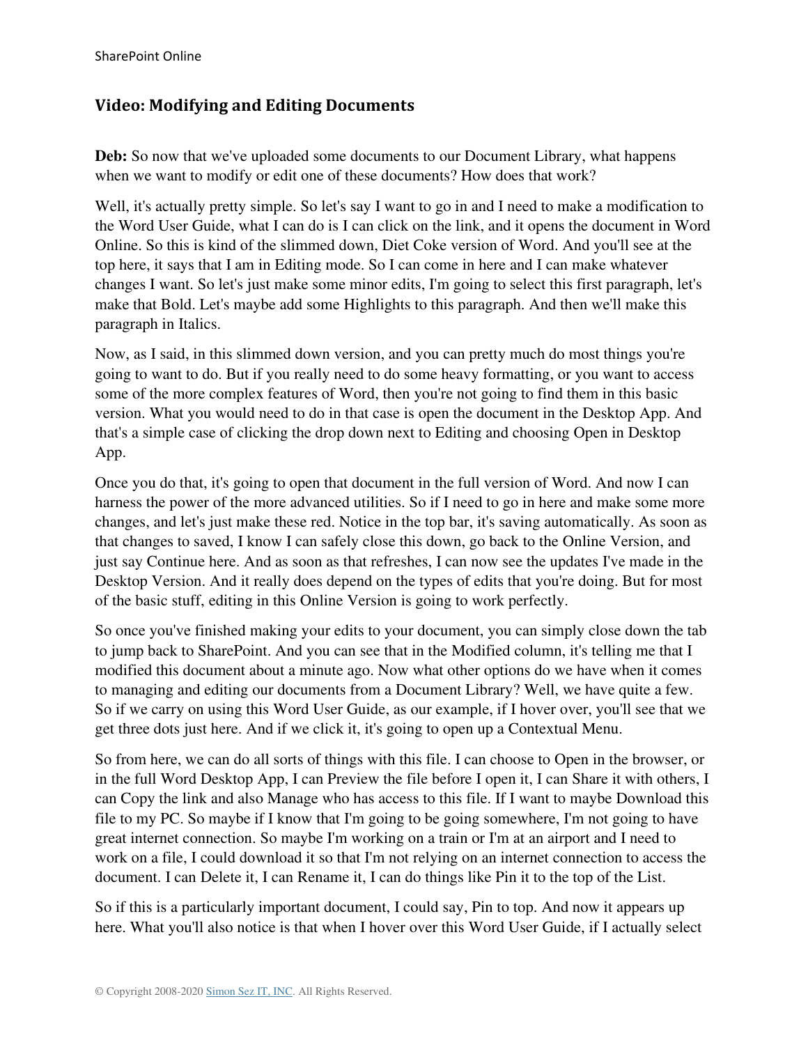## Video: Modifying and Editing Documents

**Deb:** So now that we've uploaded some documents to our Document Library, what happens when we want to modify or edit one of these documents? How does that work?

Well, it's actually pretty simple. So let's say I want to go in and I need to make a modification to the Word User Guide, what I can do is I can click on the link, and it opens the document in Word Online. So this is kind of the slimmed down, Diet Coke version of Word. And you'll see at the top here, it says that I am in Editing mode. So I can come in here and I can make whatever changes I want. So let's just make some minor edits, I'm going to select this first paragraph, let's make that Bold. Let's maybe add some Highlights to this paragraph. And then we'll make this paragraph in Italics.

Now, as I said, in this slimmed down version, and you can pretty much do most things you're going to want to do. But if you really need to do some heavy formatting, or you want to access some of the more complex features of Word, then you're not going to find them in this basic version. What you would need to do in that case is open the document in the Desktop App. And that's a simple case of clicking the drop down next to Editing and choosing Open in Desktop App.

Once you do that, it's going to open that document in the full version of Word. And now I can harness the power of the more advanced utilities. So if I need to go in here and make some more changes, and let's just make these red. Notice in the top bar, it's saving automatically. As soon as that changes to saved, I know I can safely close this down, go back to the Online Version, and just say Continue here. And as soon as that refreshes, I can now see the updates I've made in the Desktop Version. And it really does depend on the types of edits that you're doing. But for most of the basic stuff, editing in this Online Version is going to work perfectly.

So once you've finished making your edits to your document, you can simply close down the tab to jump back to SharePoint. And you can see that in the Modified column, it's telling me that I modified this document about a minute ago. Now what other options do we have when it comes to managing and editing our documents from a Document Library? Well, we have quite a few. So if we carry on using this Word User Guide, as our example, if I hover over, you'll see that we get three dots just here. And if we click it, it's going to open up a Contextual Menu.

So from here, we can do all sorts of things with this file. I can choose to Open in the browser, or in the full Word Desktop App, I can Preview the file before I open it, I can Share it with others, I can Copy the link and also Manage who has access to this file. If I want to maybe Download this file to my PC. So maybe if I know that I'm going to be going somewhere, I'm not going to have great internet connection. So maybe I'm working on a train or I'm at an airport and I need to work on a file, I could download it so that I'm not relying on an internet connection to access the document. I can Delete it, I can Rename it, I can do things like Pin it to the top of the List.

So if this is a particularly important document, I could say, Pin to top. And now it appears up here. What you'll also notice is that when I hover over this Word User Guide, if I actually select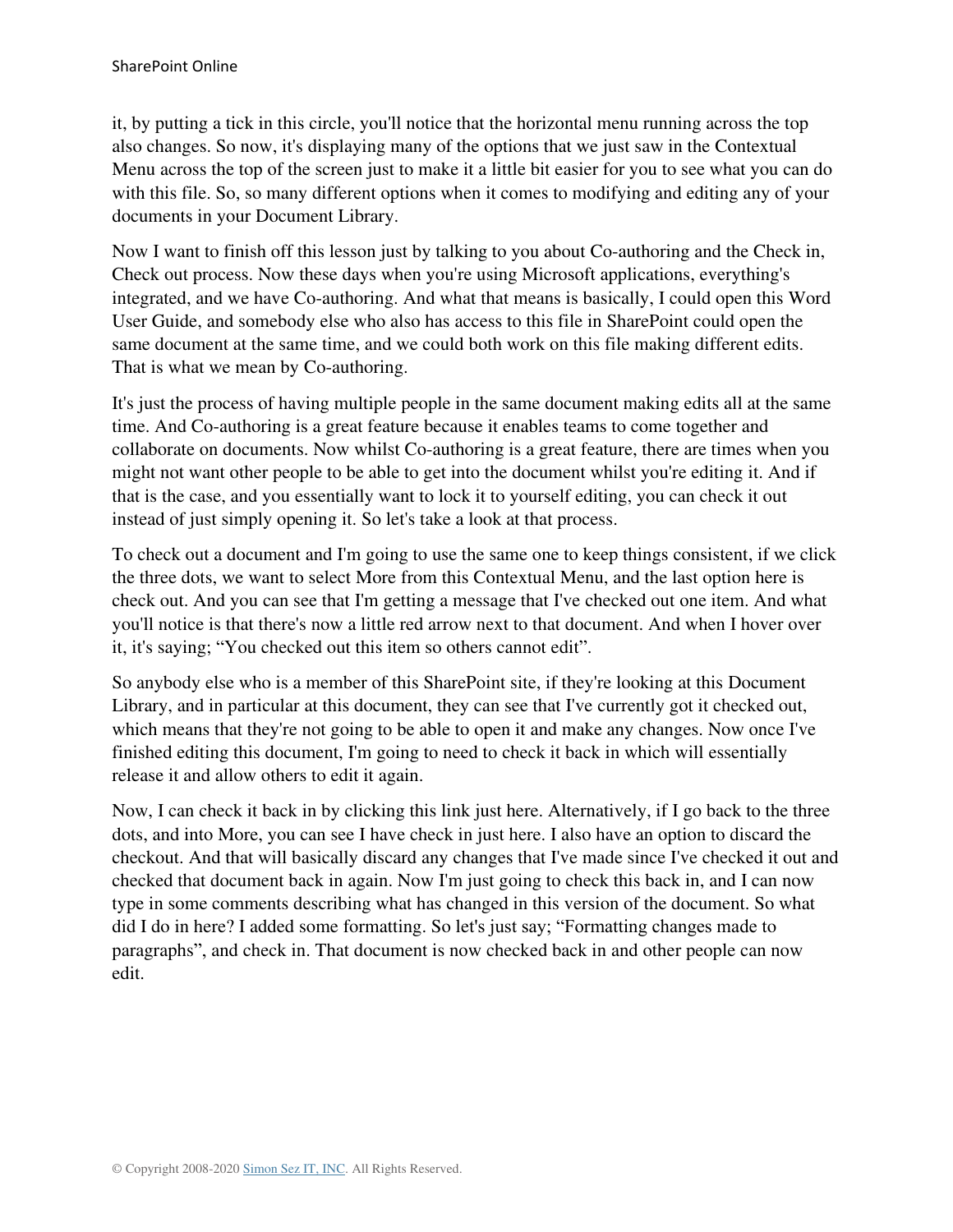it, by putting a tick in this circle, you'll notice that the horizontal menu running across the top also changes. So now, it's displaying many of the options that we just saw in the Contextual Menu across the top of the screen just to make it a little bit easier for you to see what you can do with this file. So, so many different options when it comes to modifying and editing any of your documents in your Document Library.

Now I want to finish off this lesson just by talking to you about Co-authoring and the Check in, Check out process. Now these days when you're using Microsoft applications, everything's integrated, and we have Co-authoring. And what that means is basically, I could open this Word User Guide, and somebody else who also has access to this file in SharePoint could open the same document at the same time, and we could both work on this file making different edits. That is what we mean by Co-authoring.

It's just the process of having multiple people in the same document making edits all at the same time. And Co-authoring is a great feature because it enables teams to come together and collaborate on documents. Now whilst Co-authoring is a great feature, there are times when you might not want other people to be able to get into the document whilst you're editing it. And if that is the case, and you essentially want to lock it to yourself editing, you can check it out instead of just simply opening it. So let's take a look at that process.

To check out a document and I'm going to use the same one to keep things consistent, if we click the three dots, we want to select More from this Contextual Menu, and the last option here is check out. And you can see that I'm getting a message that I've checked out one item. And what you'll notice is that there's now a little red arrow next to that document. And when I hover over it, it's saying; "You checked out this item so others cannot edit".

So anybody else who is a member of this SharePoint site, if they're looking at this Document Library, and in particular at this document, they can see that I've currently got it checked out, which means that they're not going to be able to open it and make any changes. Now once I've finished editing this document, I'm going to need to check it back in which will essentially release it and allow others to edit it again.

Now, I can check it back in by clicking this link just here. Alternatively, if I go back to the three dots, and into More, you can see I have check in just here. I also have an option to discard the checkout. And that will basically discard any changes that I've made since I've checked it out and checked that document back in again. Now I'm just going to check this back in, and I can now type in some comments describing what has changed in this version of the document. So what did I do in here? I added some formatting. So let's just say; "Formatting changes made to paragraphs", and check in. That document is now checked back in and other people can now edit.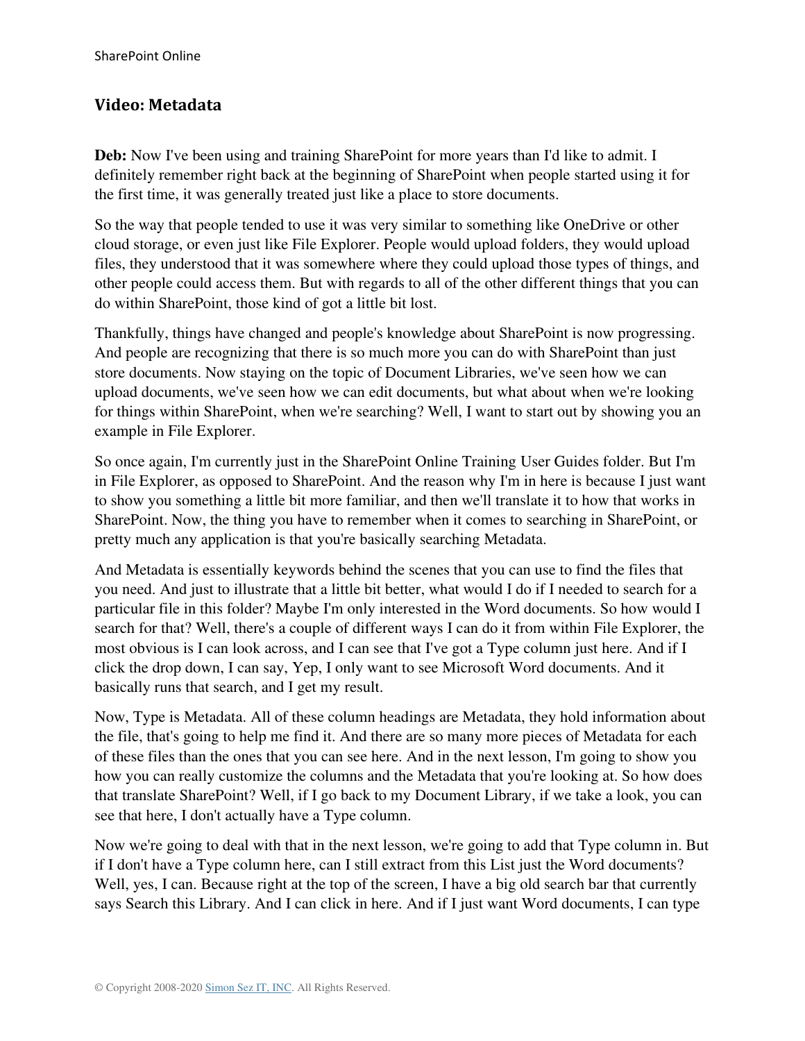## Video: Metadata

**Deb:** Now I've been using and training SharePoint for more years than I'd like to admit. I definitely remember right back at the beginning of SharePoint when people started using it for the first time, it was generally treated just like a place to store documents.

So the way that people tended to use it was very similar to something like OneDrive or other cloud storage, or even just like File Explorer. People would upload folders, they would upload files, they understood that it was somewhere where they could upload those types of things, and other people could access them. But with regards to all of the other different things that you can do within SharePoint, those kind of got a little bit lost.

Thankfully, things have changed and people's knowledge about SharePoint is now progressing. And people are recognizing that there is so much more you can do with SharePoint than just store documents. Now staying on the topic of Document Libraries, we've seen how we can upload documents, we've seen how we can edit documents, but what about when we're looking for things within SharePoint, when we're searching? Well, I want to start out by showing you an example in File Explorer.

So once again, I'm currently just in the SharePoint Online Training User Guides folder. But I'm in File Explorer, as opposed to SharePoint. And the reason why I'm in here is because I just want to show you something a little bit more familiar, and then we'll translate it to how that works in SharePoint. Now, the thing you have to remember when it comes to searching in SharePoint, or pretty much any application is that you're basically searching Metadata.

And Metadata is essentially keywords behind the scenes that you can use to find the files that you need. And just to illustrate that a little bit better, what would I do if I needed to search for a particular file in this folder? Maybe I'm only interested in the Word documents. So how would I search for that? Well, there's a couple of different ways I can do it from within File Explorer, the most obvious is I can look across, and I can see that I've got a Type column just here. And if I click the drop down, I can say, Yep, I only want to see Microsoft Word documents. And it basically runs that search, and I get my result.

Now, Type is Metadata. All of these column headings are Metadata, they hold information about the file, that's going to help me find it. And there are so many more pieces of Metadata for each of these files than the ones that you can see here. And in the next lesson, I'm going to show you how you can really customize the columns and the Metadata that you're looking at. So how does that translate SharePoint? Well, if I go back to my Document Library, if we take a look, you can see that here, I don't actually have a Type column.

Now we're going to deal with that in the next lesson, we're going to add that Type column in. But if I don't have a Type column here, can I still extract from this List just the Word documents? Well, yes, I can. Because right at the top of the screen, I have a big old search bar that currently says Search this Library. And I can click in here. And if I just want Word documents, I can type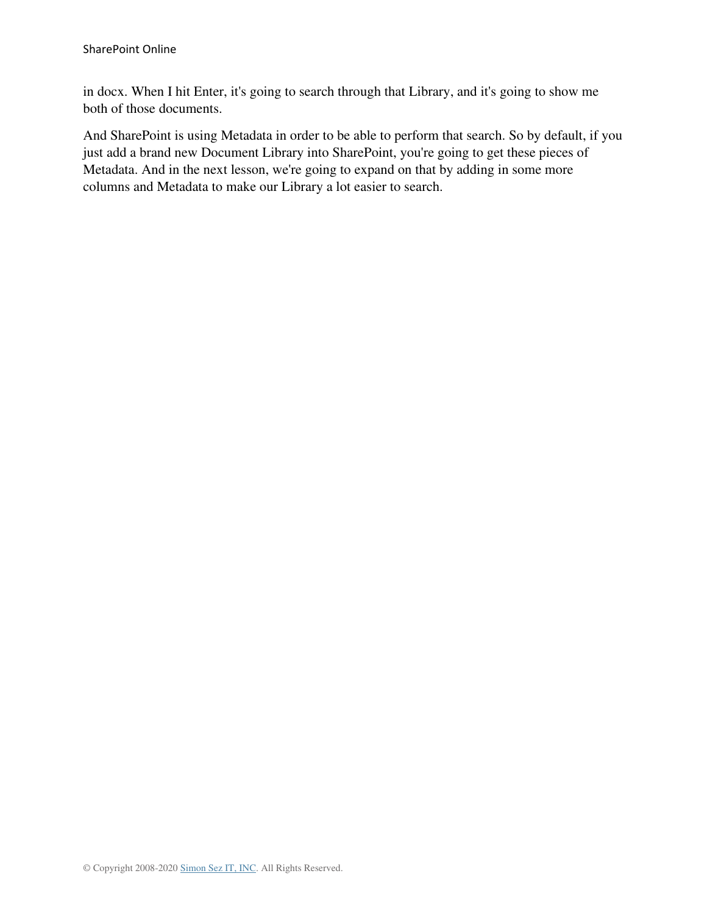in docx. When I hit Enter, it's going to search through that Library, and it's going to show me both of those documents.

And SharePoint is using Metadata in order to be able to perform that search. So by default, if you just add a brand new Document Library into SharePoint, you're going to get these pieces of Metadata. And in the next lesson, we're going to expand on that by adding in some more columns and Metadata to make our Library a lot easier to search.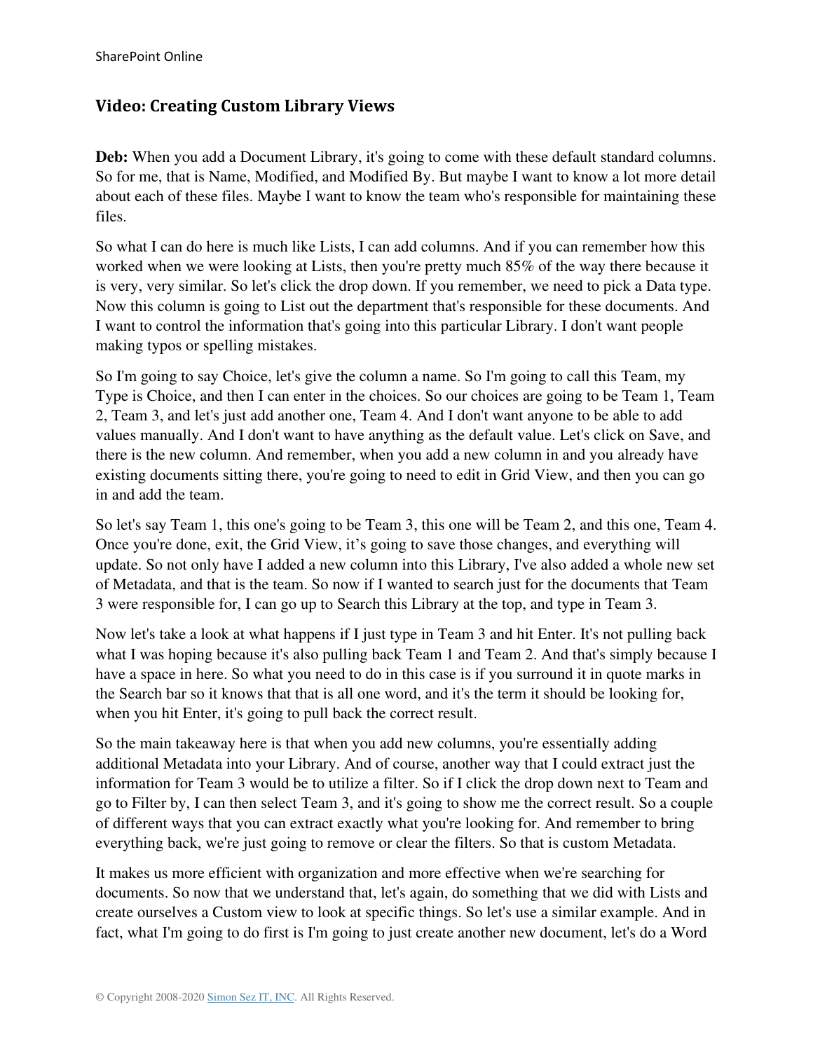## Video: Creating Custom Library Views

**Deb:** When you add a Document Library, it's going to come with these default standard columns. So for me, that is Name, Modified, and Modified By. But maybe I want to know a lot more detail about each of these files. Maybe I want to know the team who's responsible for maintaining these files.

So what I can do here is much like Lists, I can add columns. And if you can remember how this worked when we were looking at Lists, then you're pretty much 85% of the way there because it is very, very similar. So let's click the drop down. If you remember, we need to pick a Data type. Now this column is going to List out the department that's responsible for these documents. And I want to control the information that's going into this particular Library. I don't want people making typos or spelling mistakes.

So I'm going to say Choice, let's give the column a name. So I'm going to call this Team, my Type is Choice, and then I can enter in the choices. So our choices are going to be Team 1, Team 2, Team 3, and let's just add another one, Team 4. And I don't want anyone to be able to add values manually. And I don't want to have anything as the default value. Let's click on Save, and there is the new column. And remember, when you add a new column in and you already have existing documents sitting there, you're going to need to edit in Grid View, and then you can go in and add the team.

So let's say Team 1, this one's going to be Team 3, this one will be Team 2, and this one, Team 4. Once you're done, exit, the Grid View, it's going to save those changes, and everything will update. So not only have I added a new column into this Library, I've also added a whole new set of Metadata, and that is the team. So now if I wanted to search just for the documents that Team 3 were responsible for, I can go up to Search this Library at the top, and type in Team 3.

Now let's take a look at what happens if I just type in Team 3 and hit Enter. It's not pulling back what I was hoping because it's also pulling back Team 1 and Team 2. And that's simply because I have a space in here. So what you need to do in this case is if you surround it in quote marks in the Search bar so it knows that that is all one word, and it's the term it should be looking for, when you hit Enter, it's going to pull back the correct result.

So the main takeaway here is that when you add new columns, you're essentially adding additional Metadata into your Library. And of course, another way that I could extract just the information for Team 3 would be to utilize a filter. So if I click the drop down next to Team and go to Filter by, I can then select Team 3, and it's going to show me the correct result. So a couple of different ways that you can extract exactly what you're looking for. And remember to bring everything back, we're just going to remove or clear the filters. So that is custom Metadata.

It makes us more efficient with organization and more effective when we're searching for documents. So now that we understand that, let's again, do something that we did with Lists and create ourselves a Custom view to look at specific things. So let's use a similar example. And in fact, what I'm going to do first is I'm going to just create another new document, let's do a Word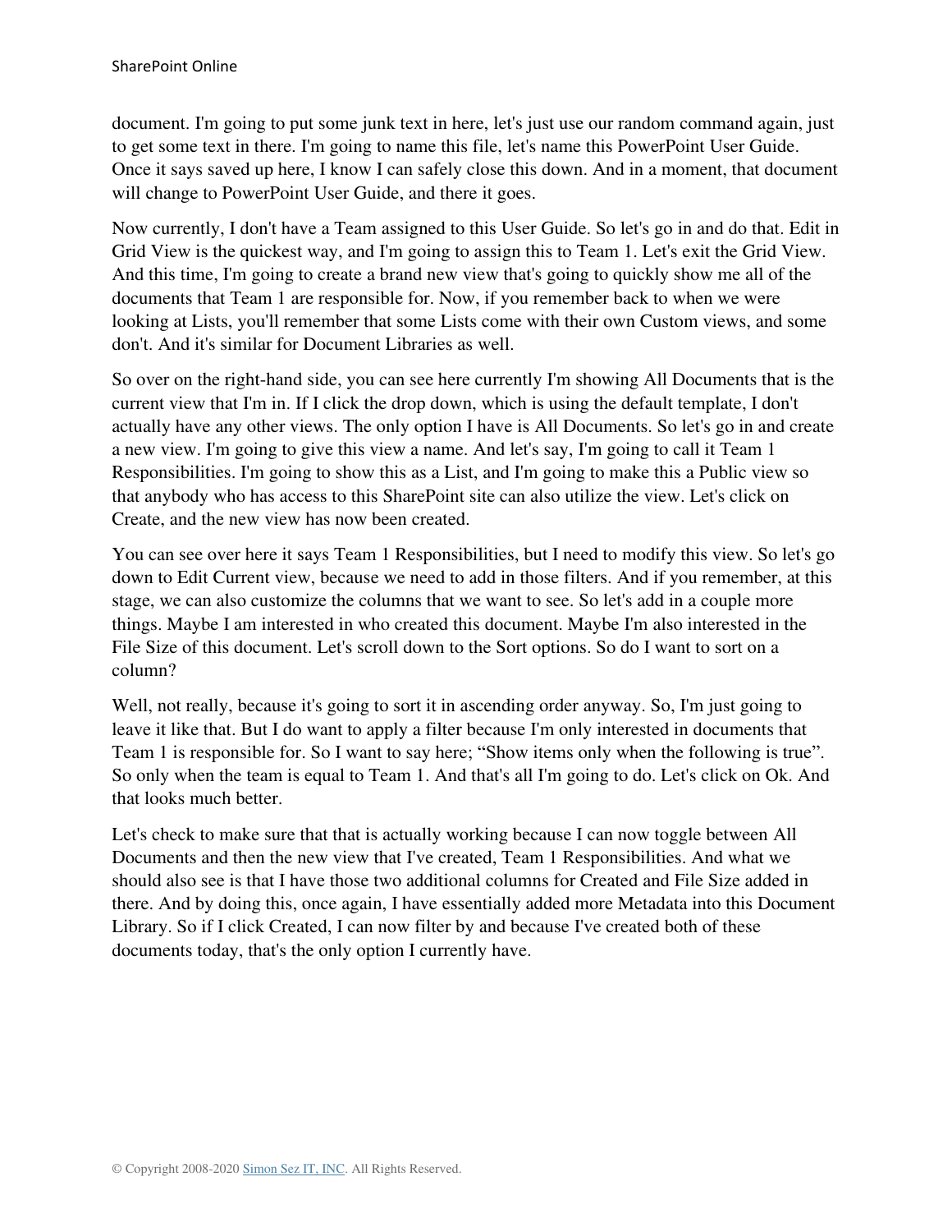document. I'm going to put some junk text in here, let's just use our random command again, just to get some text in there. I'm going to name this file, let's name this PowerPoint User Guide. Once it says saved up here, I know I can safely close this down. And in a moment, that document will change to PowerPoint User Guide, and there it goes.

Now currently, I don't have a Team assigned to this User Guide. So let's go in and do that. Edit in Grid View is the quickest way, and I'm going to assign this to Team 1. Let's exit the Grid View. And this time, I'm going to create a brand new view that's going to quickly show me all of the documents that Team 1 are responsible for. Now, if you remember back to when we were looking at Lists, you'll remember that some Lists come with their own Custom views, and some don't. And it's similar for Document Libraries as well.

So over on the right-hand side, you can see here currently I'm showing All Documents that is the current view that I'm in. If I click the drop down, which is using the default template, I don't actually have any other views. The only option I have is All Documents. So let's go in and create a new view. I'm going to give this view a name. And let's say, I'm going to call it Team 1 Responsibilities. I'm going to show this as a List, and I'm going to make this a Public view so that anybody who has access to this SharePoint site can also utilize the view. Let's click on Create, and the new view has now been created.

You can see over here it says Team 1 Responsibilities, but I need to modify this view. So let's go down to Edit Current view, because we need to add in those filters. And if you remember, at this stage, we can also customize the columns that we want to see. So let's add in a couple more things. Maybe I am interested in who created this document. Maybe I'm also interested in the File Size of this document. Let's scroll down to the Sort options. So do I want to sort on a column?

Well, not really, because it's going to sort it in ascending order anyway. So, I'm just going to leave it like that. But I do want to apply a filter because I'm only interested in documents that Team 1 is responsible for. So I want to say here; "Show items only when the following is true". So only when the team is equal to Team 1. And that's all I'm going to do. Let's click on Ok. And that looks much better.

Let's check to make sure that that is actually working because I can now toggle between All Documents and then the new view that I've created, Team 1 Responsibilities. And what we should also see is that I have those two additional columns for Created and File Size added in there. And by doing this, once again, I have essentially added more Metadata into this Document Library. So if I click Created, I can now filter by and because I've created both of these documents today, that's the only option I currently have.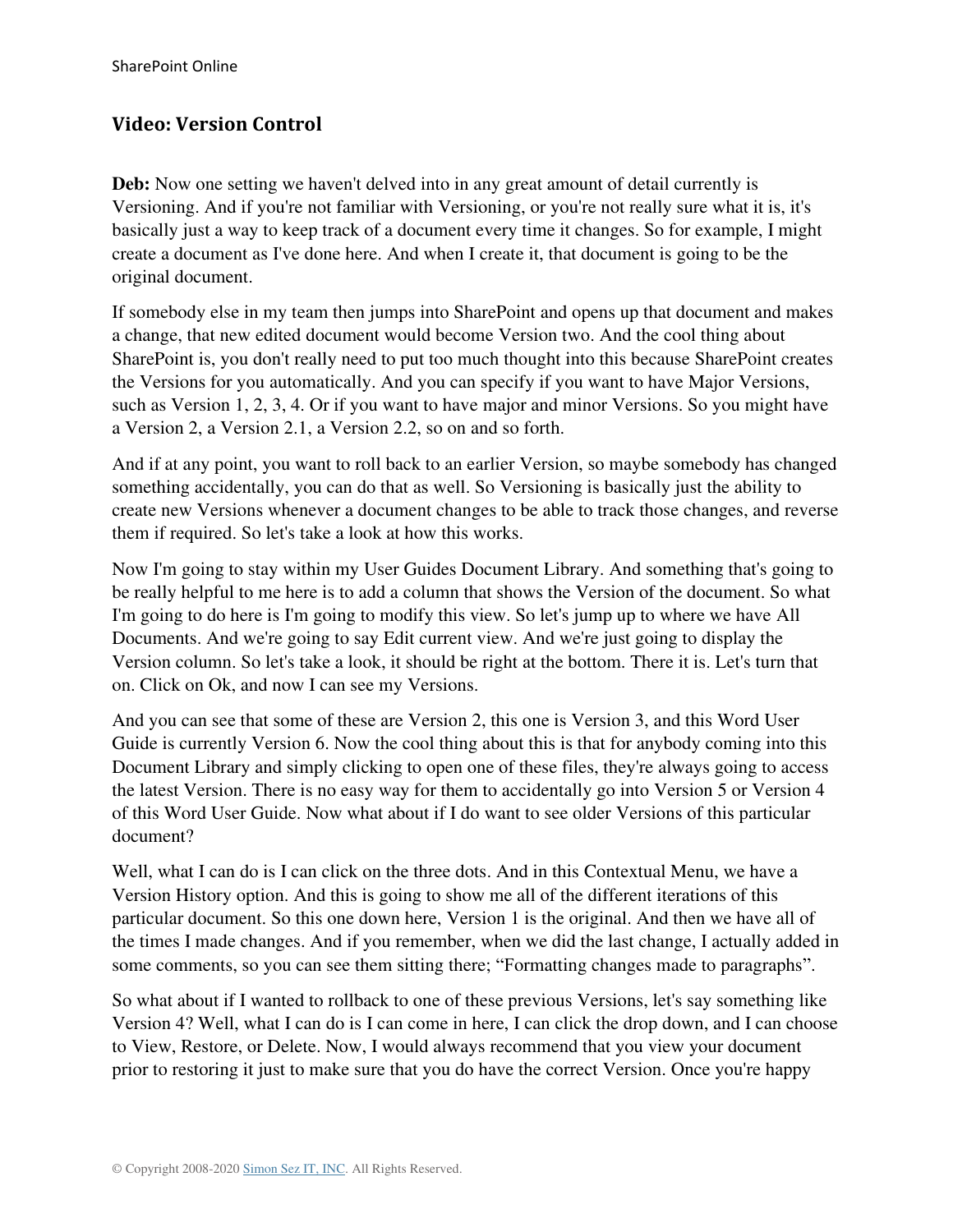## Video: Version Control

**Deb:** Now one setting we haven't delved into in any great amount of detail currently is Versioning. And if you're not familiar with Versioning, or you're not really sure what it is, it's basically just a way to keep track of a document every time it changes. So for example, I might create a document as I've done here. And when I create it, that document is going to be the original document.

If somebody else in my team then jumps into SharePoint and opens up that document and makes a change, that new edited document would become Version two. And the cool thing about SharePoint is, you don't really need to put too much thought into this because SharePoint creates the Versions for you automatically. And you can specify if you want to have Major Versions, such as Version 1, 2, 3, 4. Or if you want to have major and minor Versions. So you might have a Version 2, a Version 2.1, a Version 2.2, so on and so forth.

And if at any point, you want to roll back to an earlier Version, so maybe somebody has changed something accidentally, you can do that as well. So Versioning is basically just the ability to create new Versions whenever a document changes to be able to track those changes, and reverse them if required. So let's take a look at how this works.

Now I'm going to stay within my User Guides Document Library. And something that's going to be really helpful to me here is to add a column that shows the Version of the document. So what I'm going to do here is I'm going to modify this view. So let's jump up to where we have All Documents. And we're going to say Edit current view. And we're just going to display the Version column. So let's take a look, it should be right at the bottom. There it is. Let's turn that on. Click on Ok, and now I can see my Versions.

And you can see that some of these are Version 2, this one is Version 3, and this Word User Guide is currently Version 6. Now the cool thing about this is that for anybody coming into this Document Library and simply clicking to open one of these files, they're always going to access the latest Version. There is no easy way for them to accidentally go into Version 5 or Version 4 of this Word User Guide. Now what about if I do want to see older Versions of this particular document?

Well, what I can do is I can click on the three dots. And in this Contextual Menu, we have a Version History option. And this is going to show me all of the different iterations of this particular document. So this one down here, Version 1 is the original. And then we have all of the times I made changes. And if you remember, when we did the last change, I actually added in some comments, so you can see them sitting there; "Formatting changes made to paragraphs".

So what about if I wanted to rollback to one of these previous Versions, let's say something like Version 4? Well, what I can do is I can come in here, I can click the drop down, and I can choose to View, Restore, or Delete. Now, I would always recommend that you view your document prior to restoring it just to make sure that you do have the correct Version. Once you're happy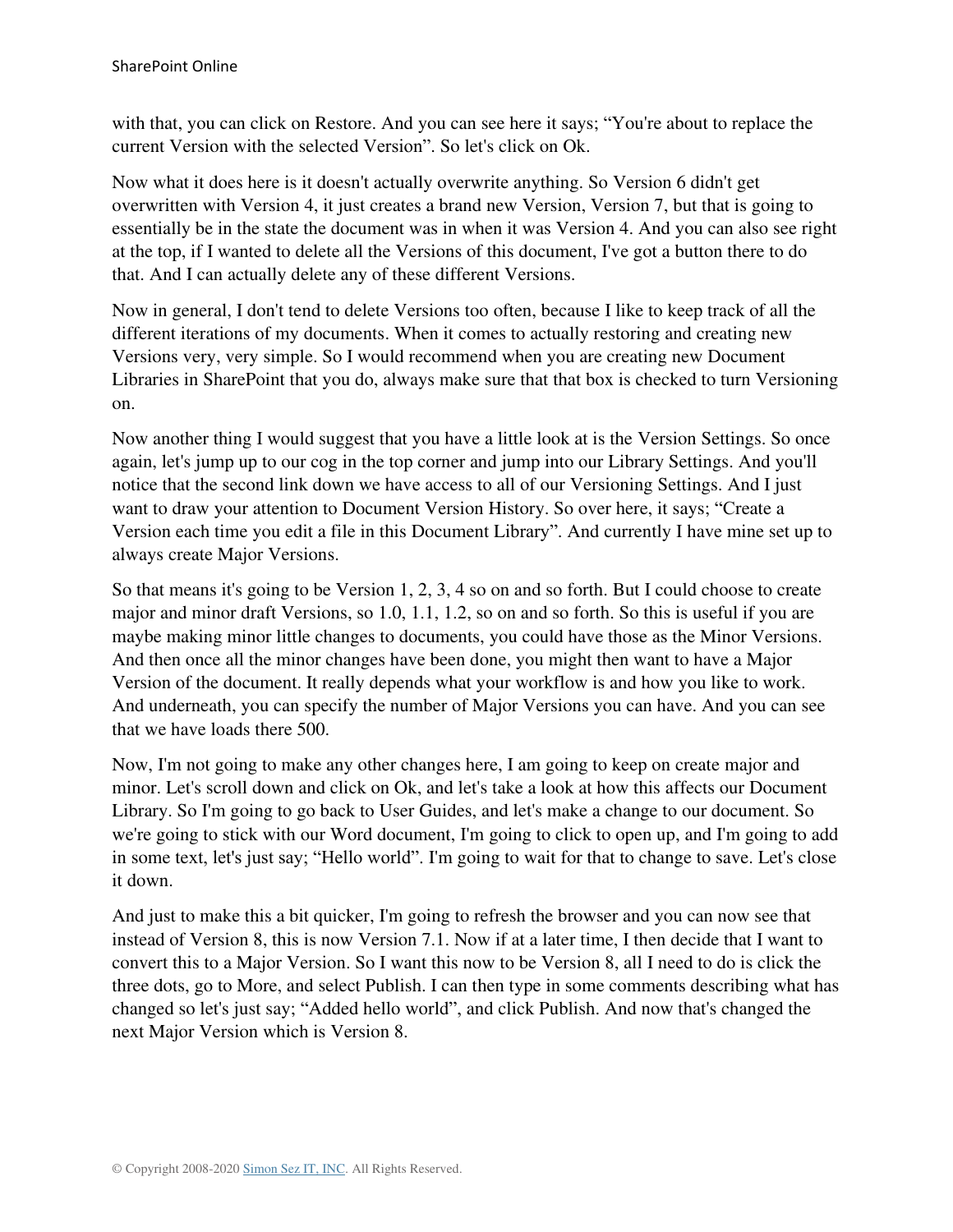with that, you can click on Restore. And you can see here it says; “You're about to replace the current Version with the selected Version”. So let's click on Ok.

Now what it does here is it doesn't actually overwrite anything. So Version 6 didn't get overwritten with Version 4, it just creates a brand new Version, Version 7, but that is going to essentially be in the state the document was in when it was Version 4. And you can also see right at the top, if I wanted to delete all the Versions of this document, I've got a button there to do that. And I can actually delete any of these different Versions.

Now in general, I don't tend to delete Versions too often, because I like to keep track of all the different iterations of my documents. When it comes to actually restoring and creating new Versions very, very simple. So I would recommend when you are creating new Document Libraries in SharePoint that you do, always make sure that that box is checked to turn Versioning on.

Now another thing I would suggest that you have a little look at is the Version Settings. So once again, let's jump up to our cog in the top corner and jump into our Library Settings. And you'll notice that the second link down we have access to all of our Versioning Settings. And I just want to draw your attention to Document Version History. So over here, it says; “Create a Version each time you edit a file in this Document Library”. And currently I have mine set up to always create Major Versions.

So that means it's going to be Version 1, 2, 3, 4 so on and so forth. But I could choose to create major and minor draft Versions, so 1.0, 1.1, 1.2, so on and so forth. So this is useful if you are maybe making minor little changes to documents, you could have those as the Minor Versions. And then once all the minor changes have been done, you might then want to have a Major Version of the document. It really depends what your workflow is and how you like to work. And underneath, you can specify the number of Major Versions you can have. And you can see that we have loads there 500.

Now, I'm not going to make any other changes here, I am going to keep on create major and minor. Let's scroll down and click on Ok, and let's take a look at how this affects our Document Library. So I'm going to go back to User Guides, and let's make a change to our document. So we're going to stick with our Word document, I'm going to click to open up, and I'm going to add in some text, let's just say; “Hello world”. I'm going to wait for that to change to save. Let's close it down.

And just to make this a bit quicker, I'm going to refresh the browser and you can now see that instead of Version 8, this is now Version 7.1. Now if at a later time, I then decide that I want to convert this to a Major Version. So I want this now to be Version 8, all I need to do is click the three dots, go to More, and select Publish. I can then type in some comments describing what has changed so let's just say; “Added hello world”, and click Publish. And now that's changed the next Major Version which is Version 8.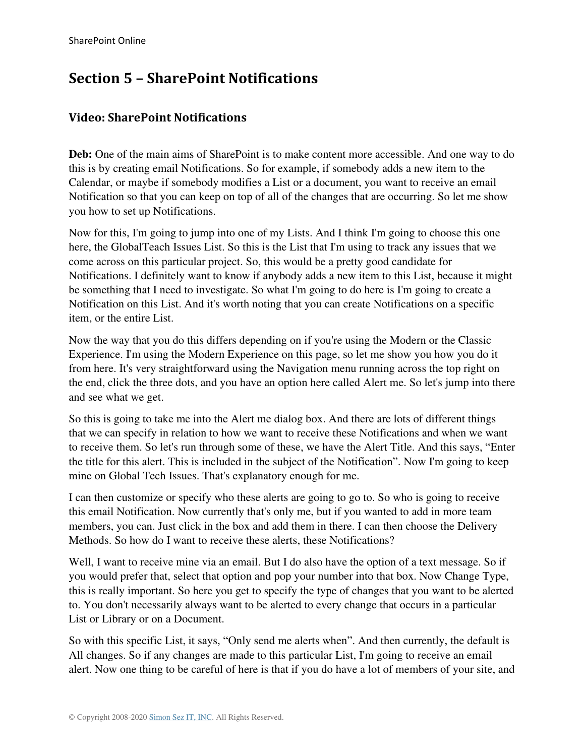# Section 5 – SharePoint Notifications

## Video: SharePoint Notifications

**Deb:** One of the main aims of SharePoint is to make content more accessible. And one way to do this is by creating email Notifications. So for example, if somebody adds a new item to the Calendar, or maybe if somebody modifies a List or a document, you want to receive an email Notification so that you can keep on top of all of the changes that are occurring. So let me show you how to set up Notifications.

Now for this, I'm going to jump into one of my Lists. And I think I'm going to choose this one here, the GlobalTeach Issues List. So this is the List that I'm using to track any issues that we come across on this particular project. So, this would be a pretty good candidate for Notifications. I definitely want to know if anybody adds a new item to this List, because it might be something that I need to investigate. So what I'm going to do here is I'm going to create a Notification on this List. And it's worth noting that you can create Notifications on a specific item, or the entire List.

Now the way that you do this differs depending on if you're using the Modern or the Classic Experience. I'm using the Modern Experience on this page, so let me show you how you do it from here. It's very straightforward using the Navigation menu running across the top right on the end, click the three dots, and you have an option here called Alert me. So let's jump into there and see what we get.

So this is going to take me into the Alert me dialog box. And there are lots of different things that we can specify in relation to how we want to receive these Notifications and when we want to receive them. So let's run through some of these, we have the Alert Title. And this says, "Enter the title for this alert. This is included in the subject of the Notification". Now I'm going to keep mine on Global Tech Issues. That's explanatory enough for me.

I can then customize or specify who these alerts are going to go to. So who is going to receive this email Notification. Now currently that's only me, but if you wanted to add in more team members, you can. Just click in the box and add them in there. I can then choose the Delivery Methods. So how do I want to receive these alerts, these Notifications?

Well, I want to receive mine via an email. But I do also have the option of a text message. So if you would prefer that, select that option and pop your number into that box. Now Change Type, this is really important. So here you get to specify the type of changes that you want to be alerted to. You don't necessarily always want to be alerted to every change that occurs in a particular List or Library or on a Document.

So with this specific List, it says, "Only send me alerts when". And then currently, the default is All changes. So if any changes are made to this particular List, I'm going to receive an email alert. Now one thing to be careful of here is that if you do have a lot of members of your site, and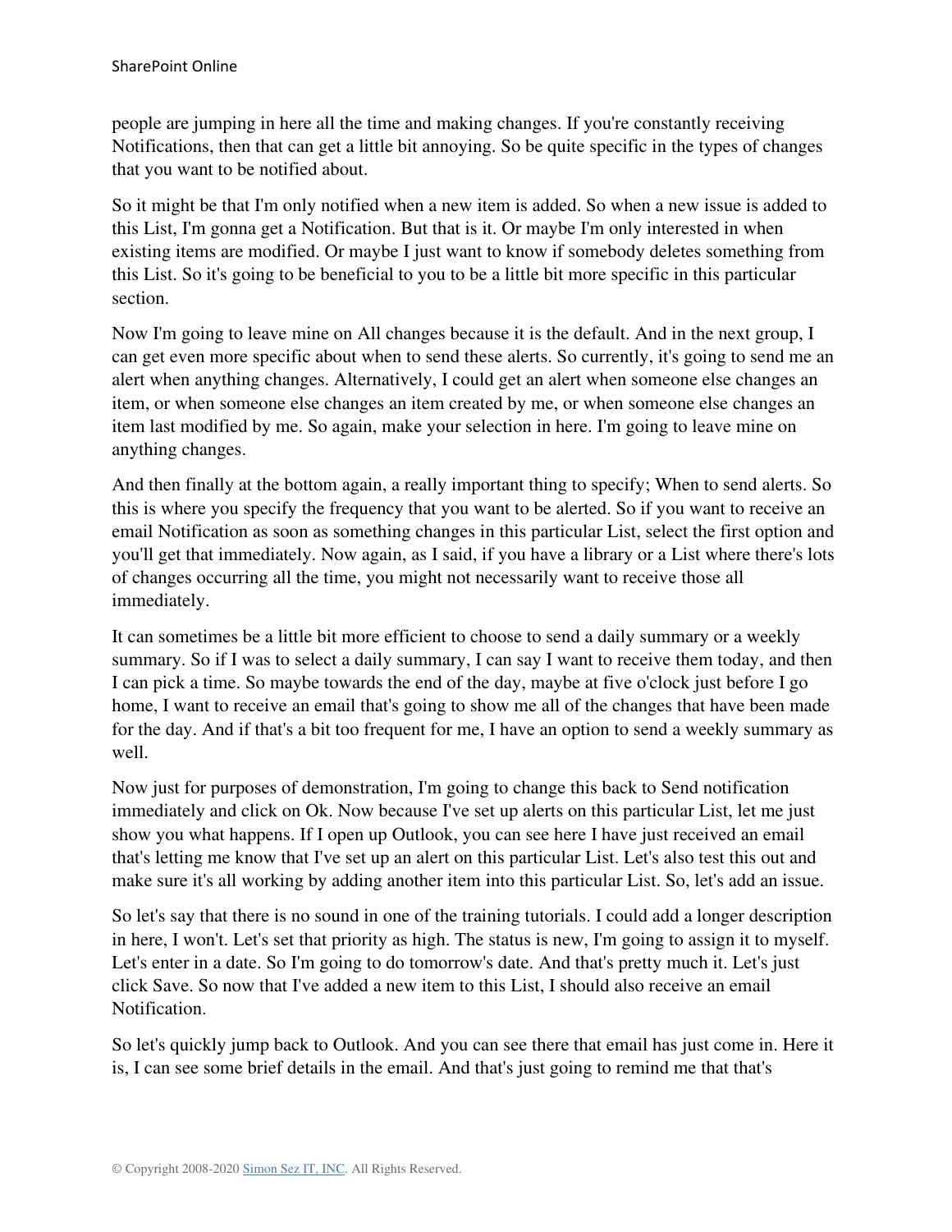people are jumping in here all the time and making changes. If you're constantly receiving Notifications, then that can get a little bit annoying. So be quite specific in the types of changes that you want to be notified about.

So it might be that I'm only notified when a new item is added. So when a new issue is added to this List, I'm gonna get a Notification. But that is it. Or maybe I'm only interested in when existing items are modified. Or maybe I just want to know if somebody deletes something from this List. So it's going to be beneficial to you to be a little bit more specific in this particular section.

Now I'm going to leave mine on All changes because it is the default. And in the next group, I can get even more specific about when to send these alerts. So currently, it's going to send me an alert when anything changes. Alternatively, I could get an alert when someone else changes an item, or when someone else changes an item created by me, or when someone else changes an item last modified by me. So again, make your selection in here. I'm going to leave mine on anything changes.

And then finally at the bottom again, a really important thing to specify; When to send alerts. So this is where you specify the frequency that you want to be alerted. So if you want to receive an email Notification as soon as something changes in this particular List, select the first option and you'll get that immediately. Now again, as I said, if you have a library or a List where there's lots of changes occurring all the time, you might not necessarily want to receive those all immediately.

It can sometimes be a little bit more efficient to choose to send a daily summary or a weekly summary. So if I was to select a daily summary, I can say I want to receive them today, and then I can pick a time. So maybe towards the end of the day, maybe at five o'clock just before I go home, I want to receive an email that's going to show me all of the changes that have been made for the day. And if that's a bit too frequent for me, I have an option to send a weekly summary as well.

Now just for purposes of demonstration, I'm going to change this back to Send notification immediately and click on Ok. Now because I've set up alerts on this particular List, let me just show you what happens. If I open up Outlook, you can see here I have just received an email that's letting me know that I've set up an alert on this particular List. Let's also test this out and make sure it's all working by adding another item into this particular List. So, let's add an issue.

So let's say that there is no sound in one of the training tutorials. I could add a longer description in here, I won't. Let's set that priority as high. The status is new, I'm going to assign it to myself. Let's enter in a date. So I'm going to do tomorrow's date. And that's pretty much it. Let's just click Save. So now that I've added a new item to this List, I should also receive an email Notification.

So let's quickly jump back to Outlook. And you can see there that email has just come in. Here it is, I can see some brief details in the email. And that's just going to remind me that that's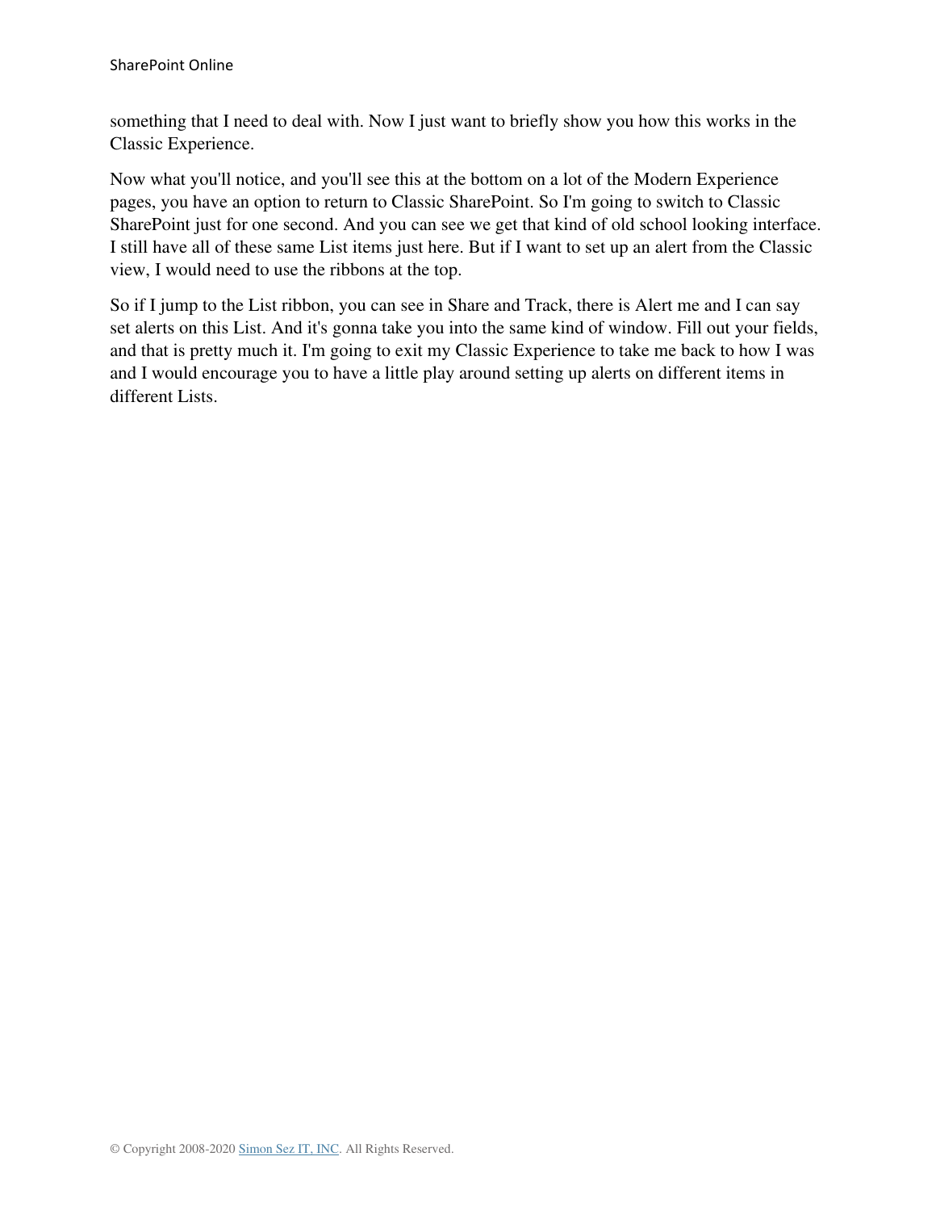something that I need to deal with. Now I just want to briefly show you how this works in the Classic Experience.

Now what you'll notice, and you'll see this at the bottom on a lot of the Modern Experience pages, you have an option to return to Classic SharePoint. So I'm going to switch to Classic SharePoint just for one second. And you can see we get that kind of old school looking interface. I still have all of these same List items just here. But if I want to set up an alert from the Classic view, I would need to use the ribbons at the top.

So if I jump to the List ribbon, you can see in Share and Track, there is Alert me and I can say set alerts on this List. And it's gonna take you into the same kind of window. Fill out your fields, and that is pretty much it. I'm going to exit my Classic Experience to take me back to how I was and I would encourage you to have a little play around setting up alerts on different items in different Lists.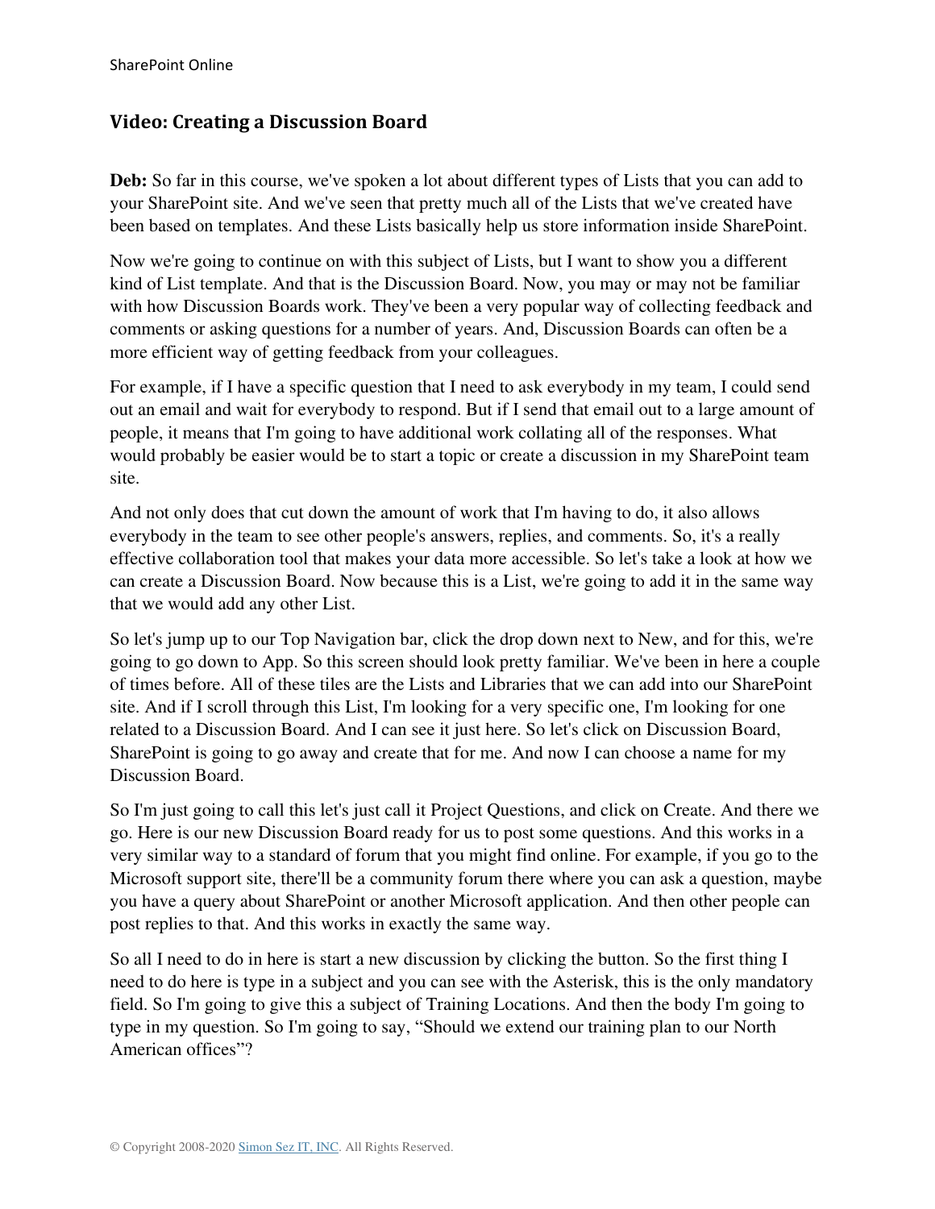## Video: Creating a Discussion Board

**Deb:** So far in this course, we've spoken a lot about different types of Lists that you can add to your SharePoint site. And we've seen that pretty much all of the Lists that we've created have been based on templates. And these Lists basically help us store information inside SharePoint.

Now we're going to continue on with this subject of Lists, but I want to show you a different kind of List template. And that is the Discussion Board. Now, you may or may not be familiar with how Discussion Boards work. They've been a very popular way of collecting feedback and comments or asking questions for a number of years. And, Discussion Boards can often be a more efficient way of getting feedback from your colleagues.

For example, if I have a specific question that I need to ask everybody in my team, I could send out an email and wait for everybody to respond. But if I send that email out to a large amount of people, it means that I'm going to have additional work collating all of the responses. What would probably be easier would be to start a topic or create a discussion in my SharePoint team site.

And not only does that cut down the amount of work that I'm having to do, it also allows everybody in the team to see other people's answers, replies, and comments. So, it's a really effective collaboration tool that makes your data more accessible. So let's take a look at how we can create a Discussion Board. Now because this is a List, we're going to add it in the same way that we would add any other List.

So let's jump up to our Top Navigation bar, click the drop down next to New, and for this, we're going to go down to App. So this screen should look pretty familiar. We've been in here a couple of times before. All of these tiles are the Lists and Libraries that we can add into our SharePoint site. And if I scroll through this List, I'm looking for a very specific one, I'm looking for one related to a Discussion Board. And I can see it just here. So let's click on Discussion Board, SharePoint is going to go away and create that for me. And now I can choose a name for my Discussion Board.

So I'm just going to call this let's just call it Project Questions, and click on Create. And there we go. Here is our new Discussion Board ready for us to post some questions. And this works in a very similar way to a standard of forum that you might find online. For example, if you go to the Microsoft support site, there'll be a community forum there where you can ask a question, maybe you have a query about SharePoint or another Microsoft application. And then other people can post replies to that. And this works in exactly the same way.

So all I need to do in here is start a new discussion by clicking the button. So the first thing I need to do here is type in a subject and you can see with the Asterisk, this is the only mandatory field. So I'm going to give this a subject of Training Locations. And then the body I'm going to type in my question. So I'm going to say, "Should we extend our training plan to our North American offices"?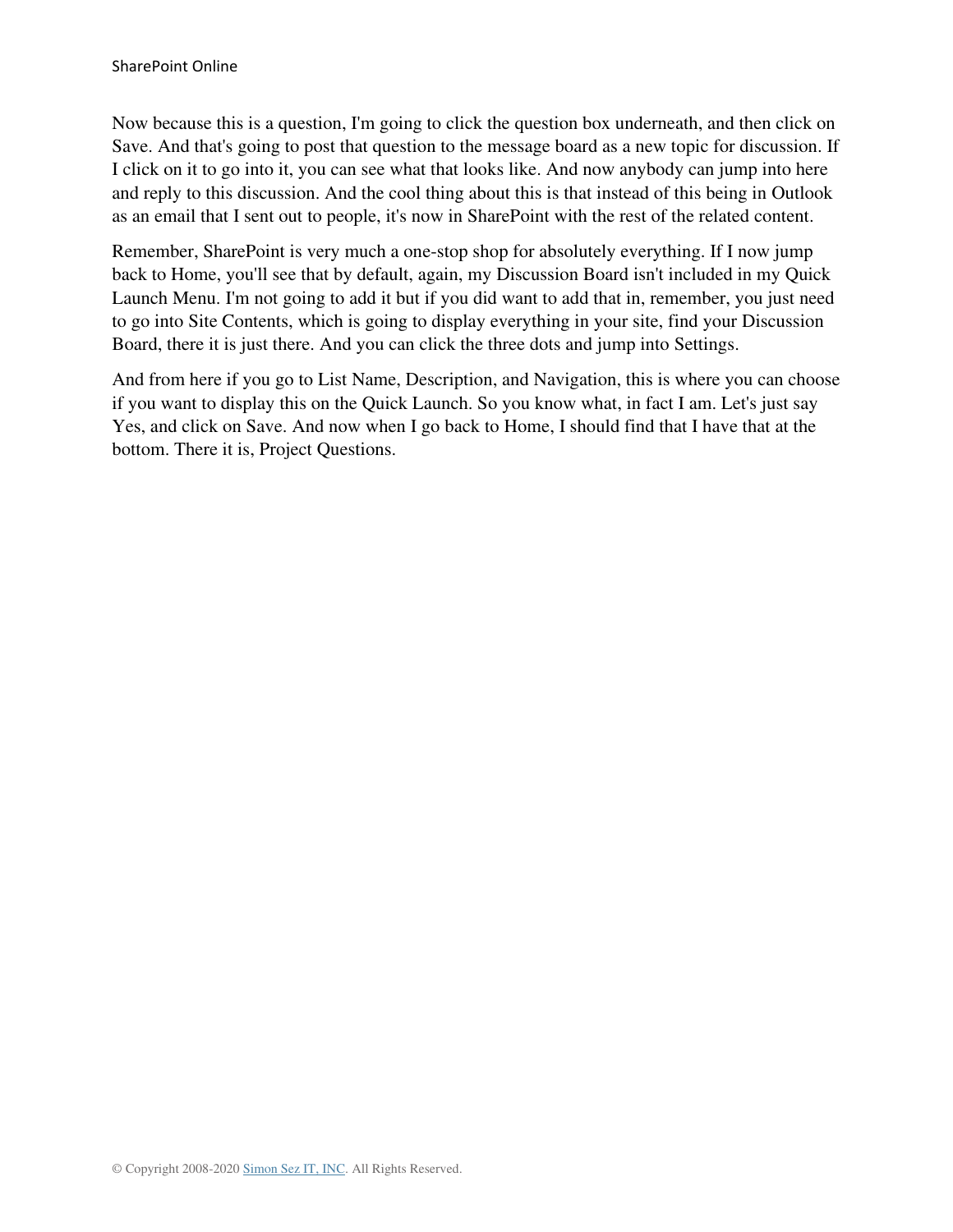Now because this is a question, I'm going to click the question box underneath, and then click on Save. And that's going to post that question to the message board as a new topic for discussion. If I click on it to go into it, you can see what that looks like. And now anybody can jump into here and reply to this discussion. And the cool thing about this is that instead of this being in Outlook as an email that I sent out to people, it's now in SharePoint with the rest of the related content.

Remember, SharePoint is very much a one-stop shop for absolutely everything. If I now jump back to Home, you'll see that by default, again, my Discussion Board isn't included in my Quick Launch Menu. I'm not going to add it but if you did want to add that in, remember, you just need to go into Site Contents, which is going to display everything in your site, find your Discussion Board, there it is just there. And you can click the three dots and jump into Settings.

And from here if you go to List Name, Description, and Navigation, this is where you can choose if you want to display this on the Quick Launch. So you know what, in fact I am. Let's just say Yes, and click on Save. And now when I go back to Home, I should find that I have that at the bottom. There it is, Project Questions.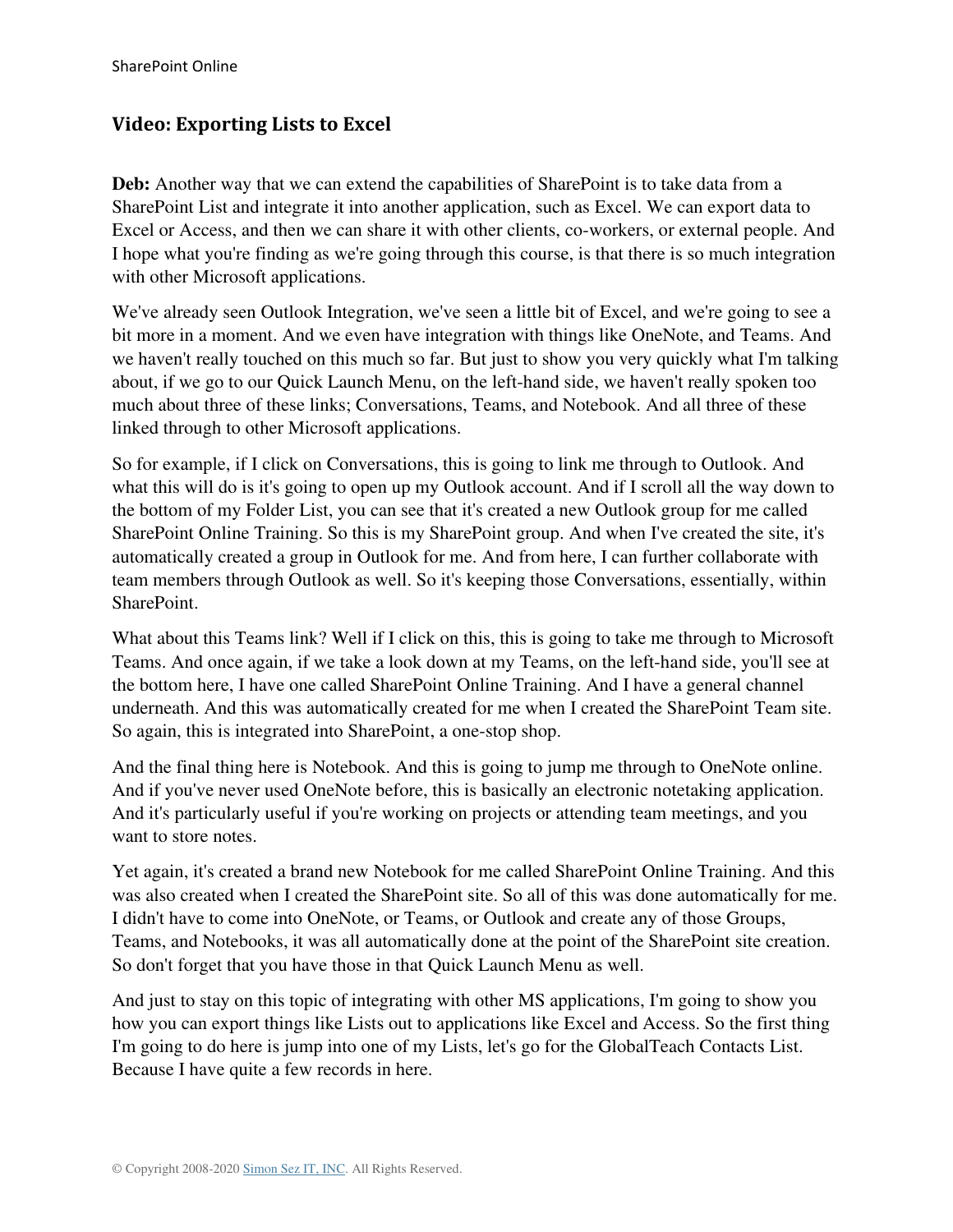## Video: Exporting Lists to Excel

**Deb:** Another way that we can extend the capabilities of SharePoint is to take data from a SharePoint List and integrate it into another application, such as Excel. We can export data to Excel or Access, and then we can share it with other clients, co-workers, or external people. And I hope what you're finding as we're going through this course, is that there is so much integration with other Microsoft applications.

We've already seen Outlook Integration, we've seen a little bit of Excel, and we're going to see a bit more in a moment. And we even have integration with things like OneNote, and Teams. And we haven't really touched on this much so far. But just to show you very quickly what I'm talking about, if we go to our Quick Launch Menu, on the left-hand side, we haven't really spoken too much about three of these links; Conversations, Teams, and Notebook. And all three of these linked through to other Microsoft applications.

So for example, if I click on Conversations, this is going to link me through to Outlook. And what this will do is it's going to open up my Outlook account. And if I scroll all the way down to the bottom of my Folder List, you can see that it's created a new Outlook group for me called SharePoint Online Training. So this is my SharePoint group. And when I've created the site, it's automatically created a group in Outlook for me. And from here, I can further collaborate with team members through Outlook as well. So it's keeping those Conversations, essentially, within SharePoint.

What about this Teams link? Well if I click on this, this is going to take me through to Microsoft Teams. And once again, if we take a look down at my Teams, on the left-hand side, you'll see at the bottom here, I have one called SharePoint Online Training. And I have a general channel underneath. And this was automatically created for me when I created the SharePoint Team site. So again, this is integrated into SharePoint, a one-stop shop.

And the final thing here is Notebook. And this is going to jump me through to OneNote online. And if you've never used OneNote before, this is basically an electronic notetaking application. And it's particularly useful if you're working on projects or attending team meetings, and you want to store notes.

Yet again, it's created a brand new Notebook for me called SharePoint Online Training. And this was also created when I created the SharePoint site. So all of this was done automatically for me. I didn't have to come into OneNote, or Teams, or Outlook and create any of those Groups, Teams, and Notebooks, it was all automatically done at the point of the SharePoint site creation. So don't forget that you have those in that Quick Launch Menu as well.

And just to stay on this topic of integrating with other MS applications, I'm going to show you how you can export things like Lists out to applications like Excel and Access. So the first thing I'm going to do here is jump into one of my Lists, let's go for the GlobalTeach Contacts List. Because I have quite a few records in here.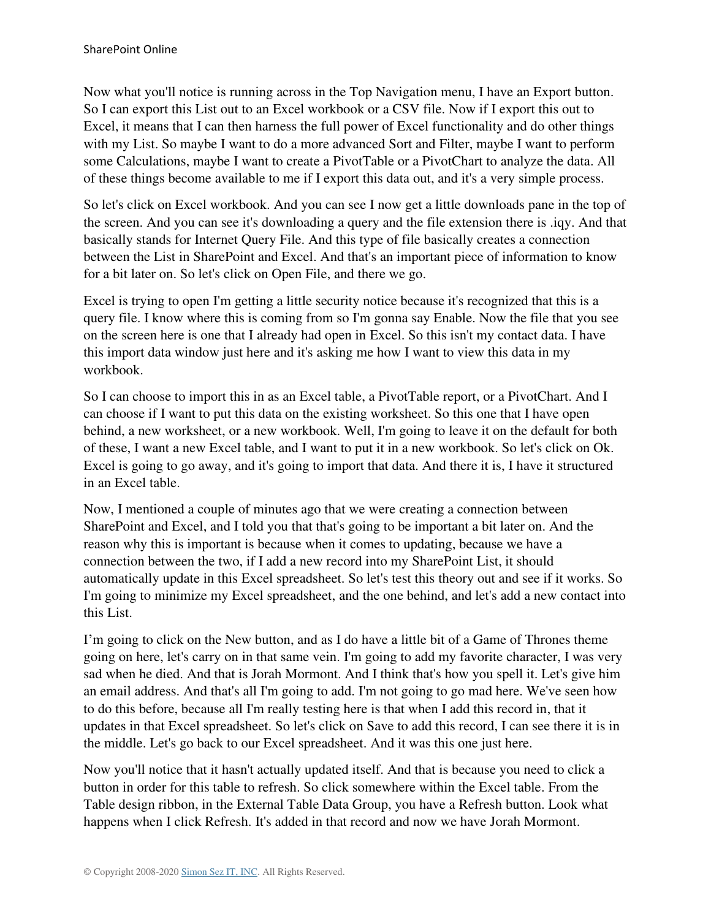Now what you'll notice is running across in the Top Navigation menu, I have an Export button. So I can export this List out to an Excel workbook or a CSV file. Now if I export this out to Excel, it means that I can then harness the full power of Excel functionality and do other things with my List. So maybe I want to do a more advanced Sort and Filter, maybe I want to perform some Calculations, maybe I want to create a PivotTable or a PivotChart to analyze the data. All of these things become available to me if I export this data out, and it's a very simple process.

So let's click on Excel workbook. And you can see I now get a little downloads pane in the top of the screen. And you can see it's downloading a query and the file extension there is .iqy. And that basically stands for Internet Query File. And this type of file basically creates a connection between the List in SharePoint and Excel. And that's an important piece of information to know for a bit later on. So let's click on Open File, and there we go.

Excel is trying to open I'm getting a little security notice because it's recognized that this is a query file. I know where this is coming from so I'm gonna say Enable. Now the file that you see on the screen here is one that I already had open in Excel. So this isn't my contact data. I have this import data window just here and it's asking me how I want to view this data in my workbook.

So I can choose to import this in as an Excel table, a PivotTable report, or a PivotChart. And I can choose if I want to put this data on the existing worksheet. So this one that I have open behind, a new worksheet, or a new workbook. Well, I'm going to leave it on the default for both of these, I want a new Excel table, and I want to put it in a new workbook. So let's click on Ok. Excel is going to go away, and it's going to import that data. And there it is, I have it structured in an Excel table.

Now, I mentioned a couple of minutes ago that we were creating a connection between SharePoint and Excel, and I told you that that's going to be important a bit later on. And the reason why this is important is because when it comes to updating, because we have a connection between the two, if I add a new record into my SharePoint List, it should automatically update in this Excel spreadsheet. So let's test this theory out and see if it works. So I'm going to minimize my Excel spreadsheet, and the one behind, and let's add a new contact into this List.

I'm going to click on the New button, and as I do have a little bit of a Game of Thrones theme going on here, let's carry on in that same vein. I'm going to add my favorite character, I was very sad when he died. And that is Jorah Mormont. And I think that's how you spell it. Let's give him an email address. And that's all I'm going to add. I'm not going to go mad here. We've seen how to do this before, because all I'm really testing here is that when I add this record in, that it updates in that Excel spreadsheet. So let's click on Save to add this record, I can see there it is in the middle. Let's go back to our Excel spreadsheet. And it was this one just here.

Now you'll notice that it hasn't actually updated itself. And that is because you need to click a button in order for this table to refresh. So click somewhere within the Excel table. From the Table design ribbon, in the External Table Data Group, you have a Refresh button. Look what happens when I click Refresh. It's added in that record and now we have Jorah Mormont.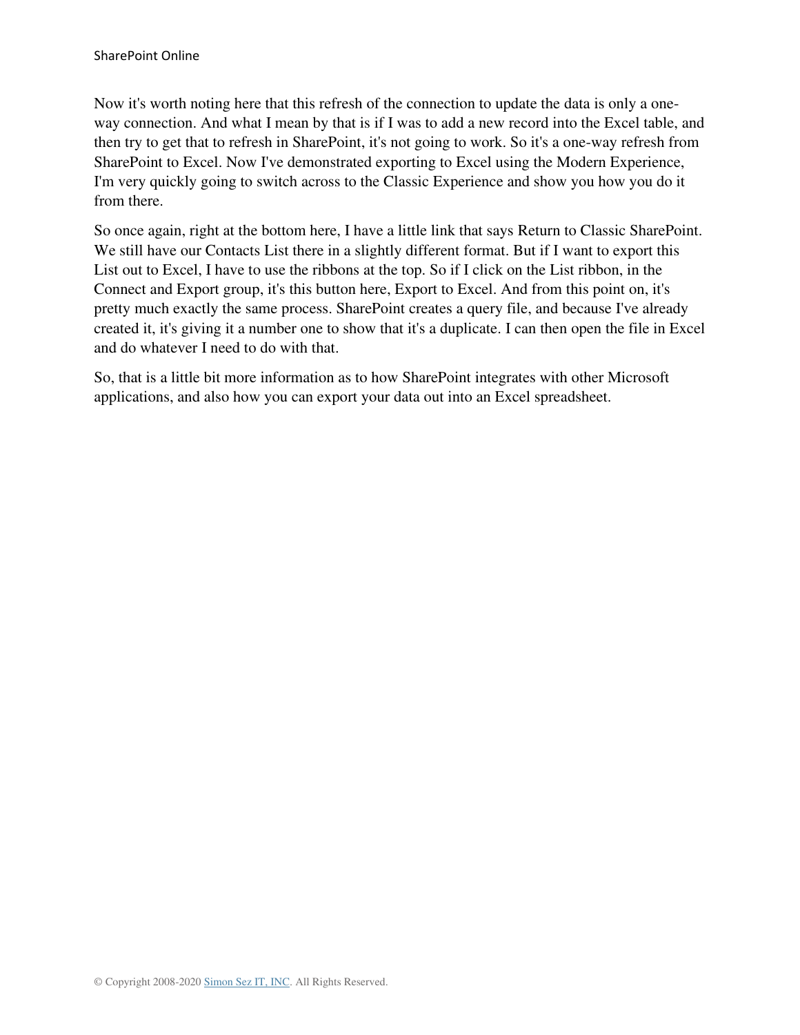Now it's worth noting here that this refresh of the connection to update the data is only a one-way connection. And what I mean by that is if I was to add a new record into the Excel table, and then try to get that to refresh in SharePoint, it's not going to work. So it's a one-way refresh from SharePoint to Excel. Now I've demonstrated exporting to Excel using the Modern Experience, I'm very quickly going to switch across to the Classic Experience and show you how you do it from there.

So once again, right at the bottom here, I have a little link that says Return to Classic SharePoint. We still have our Contacts List there in a slightly different format. But if I want to export this List out to Excel, I have to use the ribbons at the top. So if I click on the List ribbon, in the Connect and Export group, it's this button here, Export to Excel. And from this point on, it's pretty much exactly the same process. SharePoint creates a query file, and because I've already created it, it's giving it a number one to show that it's a duplicate. I can then open the file in Excel and do whatever I need to do with that.

So, that is a little bit more information as to how SharePoint integrates with other Microsoft applications, and also how you can export your data out into an Excel spreadsheet.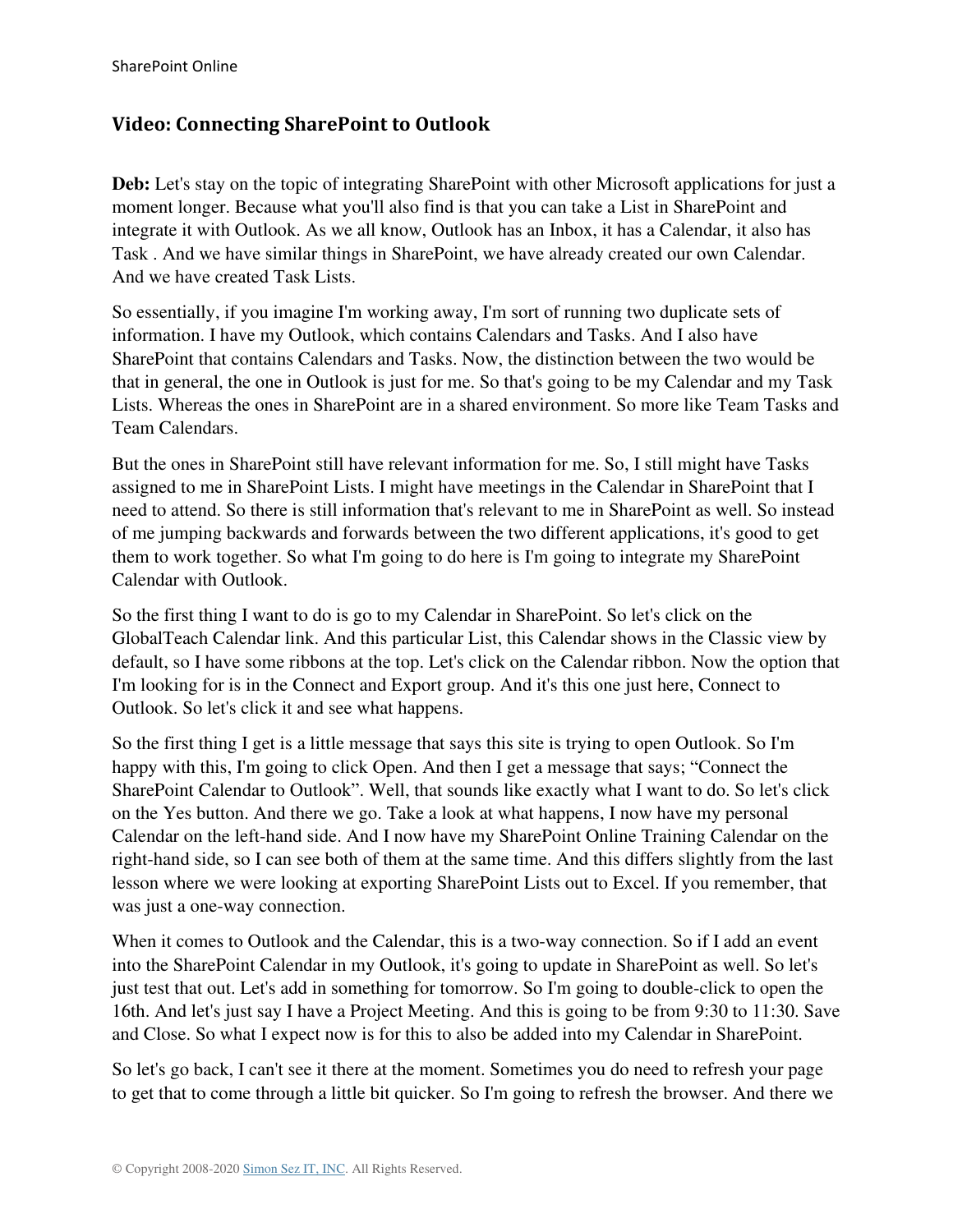## Video: Connecting SharePoint to Outlook

**Deb:** Let's stay on the topic of integrating SharePoint with other Microsoft applications for just a moment longer. Because what you'll also find is that you can take a List in SharePoint and integrate it with Outlook. As we all know, Outlook has an Inbox, it has a Calendar, it also has Task . And we have similar things in SharePoint, we have already created our own Calendar. And we have created Task Lists.

So essentially, if you imagine I'm working away, I'm sort of running two duplicate sets of information. I have my Outlook, which contains Calendars and Tasks. And I also have SharePoint that contains Calendars and Tasks. Now, the distinction between the two would be that in general, the one in Outlook is just for me. So that's going to be my Calendar and my Task Lists. Whereas the ones in SharePoint are in a shared environment. So more like Team Tasks and Team Calendars.

But the ones in SharePoint still have relevant information for me. So, I still might have Tasks assigned to me in SharePoint Lists. I might have meetings in the Calendar in SharePoint that I need to attend. So there is still information that's relevant to me in SharePoint as well. So instead of me jumping backwards and forwards between the two different applications, it's good to get them to work together. So what I'm going to do here is I'm going to integrate my SharePoint Calendar with Outlook.

So the first thing I want to do is go to my Calendar in SharePoint. So let's click on the GlobalTeach Calendar link. And this particular List, this Calendar shows in the Classic view by default, so I have some ribbons at the top. Let's click on the Calendar ribbon. Now the option that I'm looking for is in the Connect and Export group. And it's this one just here, Connect to Outlook. So let's click it and see what happens.

So the first thing I get is a little message that says this site is trying to open Outlook. So I'm happy with this, I'm going to click Open. And then I get a message that says; "Connect the SharePoint Calendar to Outlook". Well, that sounds like exactly what I want to do. So let's click on the Yes button. And there we go. Take a look at what happens, I now have my personal Calendar on the left-hand side. And I now have my SharePoint Online Training Calendar on the right-hand side, so I can see both of them at the same time. And this differs slightly from the last lesson where we were looking at exporting SharePoint Lists out to Excel. If you remember, that was just a one-way connection.

When it comes to Outlook and the Calendar, this is a two-way connection. So if I add an event into the SharePoint Calendar in my Outlook, it's going to update in SharePoint as well. So let's just test that out. Let's add in something for tomorrow. So I'm going to double-click to open the 16th. And let's just say I have a Project Meeting. And this is going to be from 9:30 to 11:30. Save and Close. So what I expect now is for this to also be added into my Calendar in SharePoint.

So let's go back, I can't see it there at the moment. Sometimes you do need to refresh your page to get that to come through a little bit quicker. So I'm going to refresh the browser. And there we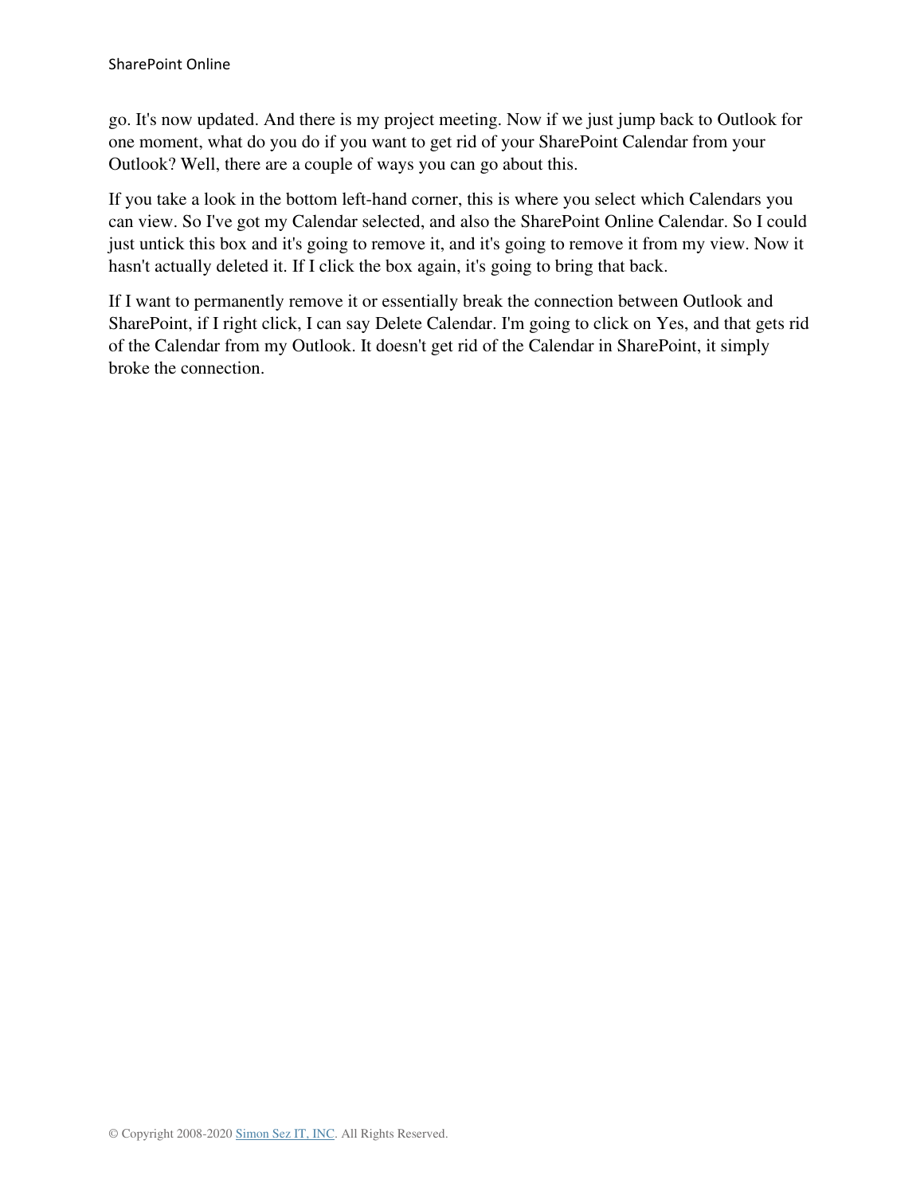go. It's now updated. And there is my project meeting. Now if we just jump back to Outlook for one moment, what do you do if you want to get rid of your SharePoint Calendar from your Outlook? Well, there are a couple of ways you can go about this.

If you take a look in the bottom left-hand corner, this is where you select which Calendars you can view. So I've got my Calendar selected, and also the SharePoint Online Calendar. So I could just untick this box and it's going to remove it, and it's going to remove it from my view. Now it hasn't actually deleted it. If I click the box again, it's going to bring that back.

If I want to permanently remove it or essentially break the connection between Outlook and SharePoint, if I right click, I can say Delete Calendar. I'm going to click on Yes, and that gets rid of the Calendar from my Outlook. It doesn't get rid of the Calendar in SharePoint, it simply broke the connection.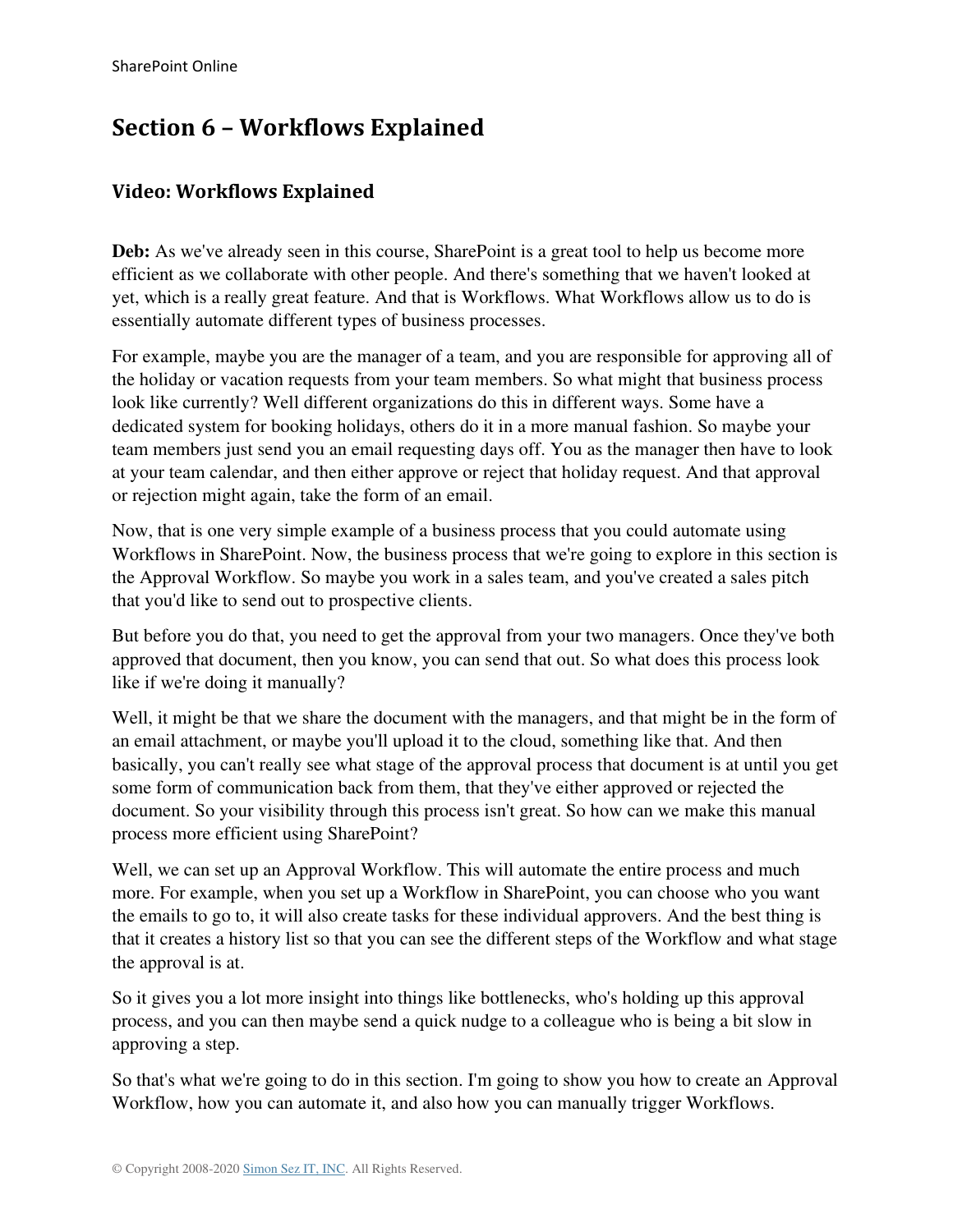# Section 6 – Workflows Explained

## Video: Workflows Explained

**Deb:** As we've already seen in this course, SharePoint is a great tool to help us become more efficient as we collaborate with other people. And there's something that we haven't looked at yet, which is a really great feature. And that is Workflows. What Workflows allow us to do is essentially automate different types of business processes.

For example, maybe you are the manager of a team, and you are responsible for approving all of the holiday or vacation requests from your team members. So what might that business process look like currently? Well different organizations do this in different ways. Some have a dedicated system for booking holidays, others do it in a more manual fashion. So maybe your team members just send you an email requesting days off. You as the manager then have to look at your team calendar, and then either approve or reject that holiday request. And that approval or rejection might again, take the form of an email.

Now, that is one very simple example of a business process that you could automate using Workflows in SharePoint. Now, the business process that we're going to explore in this section is the Approval Workflow. So maybe you work in a sales team, and you've created a sales pitch that you'd like to send out to prospective clients.

But before you do that, you need to get the approval from your two managers. Once they've both approved that document, then you know, you can send that out. So what does this process look like if we're doing it manually?

Well, it might be that we share the document with the managers, and that might be in the form of an email attachment, or maybe you'll upload it to the cloud, something like that. And then basically, you can't really see what stage of the approval process that document is at until you get some form of communication back from them, that they've either approved or rejected the document. So your visibility through this process isn't great. So how can we make this manual process more efficient using SharePoint?

Well, we can set up an Approval Workflow. This will automate the entire process and much more. For example, when you set up a Workflow in SharePoint, you can choose who you want the emails to go to, it will also create tasks for these individual approvers. And the best thing is that it creates a history list so that you can see the different steps of the Workflow and what stage the approval is at.

So it gives you a lot more insight into things like bottlenecks, who's holding up this approval process, and you can then maybe send a quick nudge to a colleague who is being a bit slow in approving a step.

So that's what we're going to do in this section. I'm going to show you how to create an Approval Workflow, how you can automate it, and also how you can manually trigger Workflows.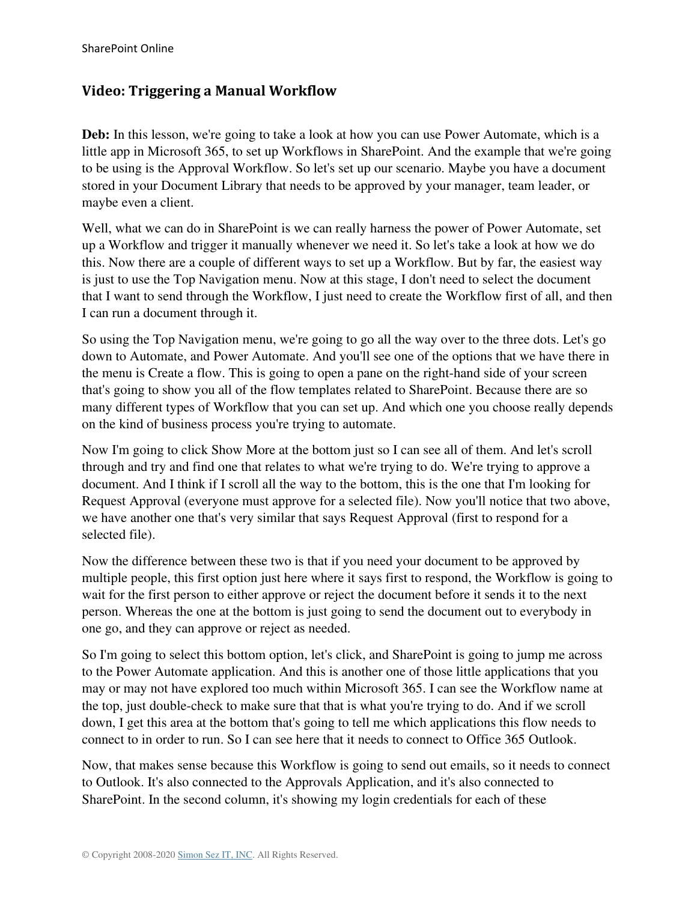## Video: Triggering a Manual Workflow

**Deb:** In this lesson, we're going to take a look at how you can use Power Automate, which is a little app in Microsoft 365, to set up Workflows in SharePoint. And the example that we're going to be using is the Approval Workflow. So let's set up our scenario. Maybe you have a document stored in your Document Library that needs to be approved by your manager, team leader, or maybe even a client.

Well, what we can do in SharePoint is we can really harness the power of Power Automate, set up a Workflow and trigger it manually whenever we need it. So let's take a look at how we do this. Now there are a couple of different ways to set up a Workflow. But by far, the easiest way is just to use the Top Navigation menu. Now at this stage, I don't need to select the document that I want to send through the Workflow, I just need to create the Workflow first of all, and then I can run a document through it.

So using the Top Navigation menu, we're going to go all the way over to the three dots. Let's go down to Automate, and Power Automate. And you'll see one of the options that we have there in the menu is Create a flow. This is going to open a pane on the right-hand side of your screen that's going to show you all of the flow templates related to SharePoint. Because there are so many different types of Workflow that you can set up. And which one you choose really depends on the kind of business process you're trying to automate.

Now I'm going to click Show More at the bottom just so I can see all of them. And let's scroll through and try and find one that relates to what we're trying to do. We're trying to approve a document. And I think if I scroll all the way to the bottom, this is the one that I'm looking for Request Approval (everyone must approve for a selected file). Now you'll notice that two above, we have another one that's very similar that says Request Approval (first to respond for a selected file).

Now the difference between these two is that if you need your document to be approved by multiple people, this first option just here where it says first to respond, the Workflow is going to wait for the first person to either approve or reject the document before it sends it to the next person. Whereas the one at the bottom is just going to send the document out to everybody in one go, and they can approve or reject as needed.

So I'm going to select this bottom option, let's click, and SharePoint is going to jump me across to the Power Automate application. And this is another one of those little applications that you may or may not have explored too much within Microsoft 365. I can see the Workflow name at the top, just double-check to make sure that that is what you're trying to do. And if we scroll down, I get this area at the bottom that's going to tell me which applications this flow needs to connect to in order to run. So I can see here that it needs to connect to Office 365 Outlook.

Now, that makes sense because this Workflow is going to send out emails, so it needs to connect to Outlook. It's also connected to the Approvals Application, and it's also connected to SharePoint. In the second column, it's showing my login credentials for each of these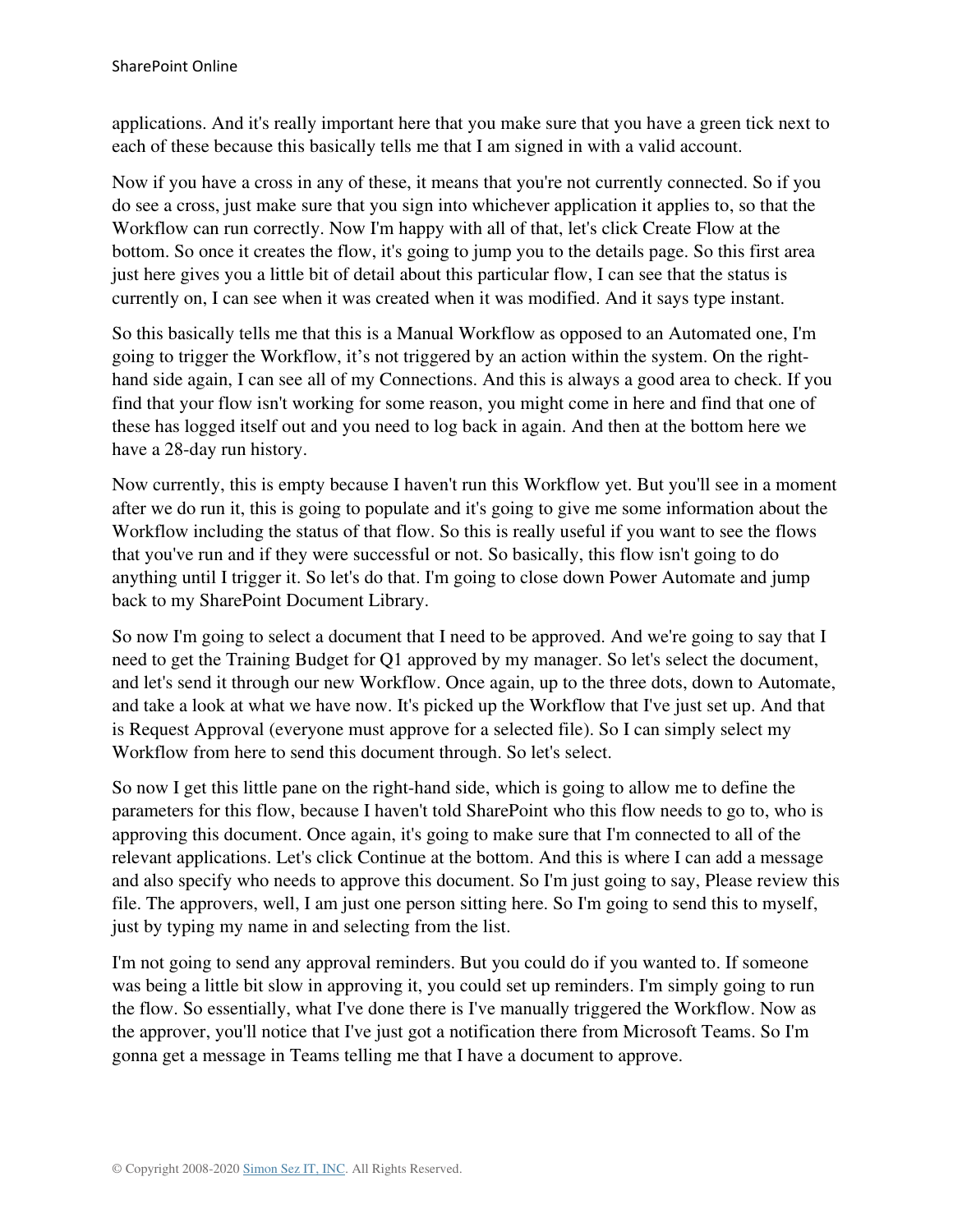applications. And it's really important here that you make sure that you have a green tick next to each of these because this basically tells me that I am signed in with a valid account.

Now if you have a cross in any of these, it means that you're not currently connected. So if you do see a cross, just make sure that you sign into whichever application it applies to, so that the Workflow can run correctly. Now I'm happy with all of that, let's click Create Flow at the bottom. So once it creates the flow, it's going to jump you to the details page. So this first area just here gives you a little bit of detail about this particular flow, I can see that the status is currently on, I can see when it was created when it was modified. And it says type instant.

So this basically tells me that this is a Manual Workflow as opposed to an Automated one, I'm going to trigger the Workflow, it's not triggered by an action within the system. On the right-hand side again, I can see all of my Connections. And this is always a good area to check. If you find that your flow isn't working for some reason, you might come in here and find that one of these has logged itself out and you need to log back in again. And then at the bottom here we have a 28-day run history.

Now currently, this is empty because I haven't run this Workflow yet. But you'll see in a moment after we do run it, this is going to populate and it's going to give me some information about the Workflow including the status of that flow. So this is really useful if you want to see the flows that you've run and if they were successful or not. So basically, this flow isn't going to do anything until I trigger it. So let's do that. I'm going to close down Power Automate and jump back to my SharePoint Document Library.

So now I'm going to select a document that I need to be approved. And we're going to say that I need to get the Training Budget for Q1 approved by my manager. So let's select the document, and let's send it through our new Workflow. Once again, up to the three dots, down to Automate, and take a look at what we have now. It's picked up the Workflow that I've just set up. And that is Request Approval (everyone must approve for a selected file). So I can simply select my Workflow from here to send this document through. So let's select.

So now I get this little pane on the right-hand side, which is going to allow me to define the parameters for this flow, because I haven't told SharePoint who this flow needs to go to, who is approving this document. Once again, it's going to make sure that I'm connected to all of the relevant applications. Let's click Continue at the bottom. And this is where I can add a message and also specify who needs to approve this document. So I'm just going to say, Please review this file. The approvers, well, I am just one person sitting here. So I'm going to send this to myself, just by typing my name in and selecting from the list.

I'm not going to send any approval reminders. But you could do if you wanted to. If someone was being a little bit slow in approving it, you could set up reminders. I'm simply going to run the flow. So essentially, what I've done there is I've manually triggered the Workflow. Now as the approver, you'll notice that I've just got a notification there from Microsoft Teams. So I'm gonna get a message in Teams telling me that I have a document to approve.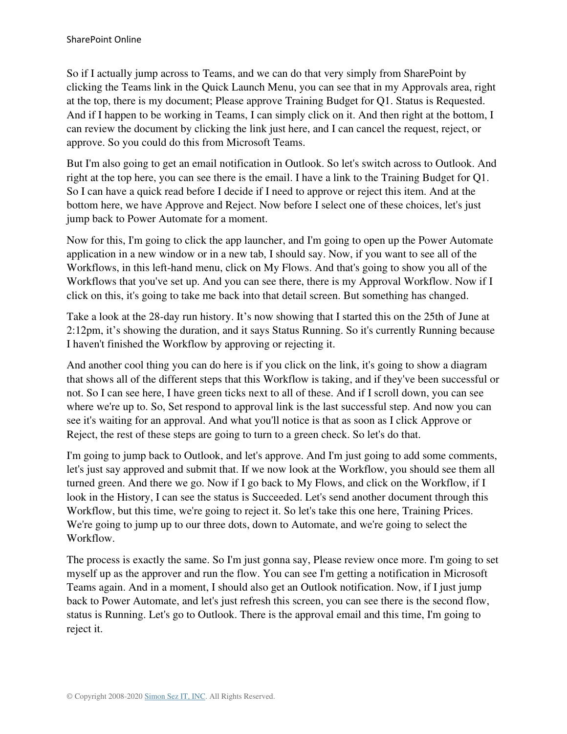So if I actually jump across to Teams, and we can do that very simply from SharePoint by clicking the Teams link in the Quick Launch Menu, you can see that in my Approvals area, right at the top, there is my document; Please approve Training Budget for Q1. Status is Requested. And if I happen to be working in Teams, I can simply click on it. And then right at the bottom, I can review the document by clicking the link just here, and I can cancel the request, reject, or approve. So you could do this from Microsoft Teams.

But I'm also going to get an email notification in Outlook. So let's switch across to Outlook. And right at the top here, you can see there is the email. I have a link to the Training Budget for Q1. So I can have a quick read before I decide if I need to approve or reject this item. And at the bottom here, we have Approve and Reject. Now before I select one of these choices, let's just jump back to Power Automate for a moment.

Now for this, I'm going to click the app launcher, and I'm going to open up the Power Automate application in a new window or in a new tab, I should say. Now, if you want to see all of the Workflows, in this left-hand menu, click on My Flows. And that's going to show you all of the Workflows that you've set up. And you can see there, there is my Approval Workflow. Now if I click on this, it's going to take me back into that detail screen. But something has changed.

Take a look at the 28-day run history. It's now showing that I started this on the 25th of June at 2:12pm, it's showing the duration, and it says Status Running. So it's currently Running because I haven't finished the Workflow by approving or rejecting it.

And another cool thing you can do here is if you click on the link, it's going to show a diagram that shows all of the different steps that this Workflow is taking, and if they've been successful or not. So I can see here, I have green ticks next to all of these. And if I scroll down, you can see where we're up to. So, Set respond to approval link is the last successful step. And now you can see it's waiting for an approval. And what you'll notice is that as soon as I click Approve or Reject, the rest of these steps are going to turn to a green check. So let's do that.

I'm going to jump back to Outlook, and let's approve. And I'm just going to add some comments, let's just say approved and submit that. If we now look at the Workflow, you should see them all turned green. And there we go. Now if I go back to My Flows, and click on the Workflow, if I look in the History, I can see the status is Succeeded. Let's send another document through this Workflow, but this time, we're going to reject it. So let's take this one here, Training Prices. We're going to jump up to our three dots, down to Automate, and we're going to select the Workflow.

The process is exactly the same. So I'm just gonna say, Please review once more. I'm going to set myself up as the approver and run the flow. You can see I'm getting a notification in Microsoft Teams again. And in a moment, I should also get an Outlook notification. Now, if I just jump back to Power Automate, and let's just refresh this screen, you can see there is the second flow, status is Running. Let's go to Outlook. There is the approval email and this time, I'm going to reject it.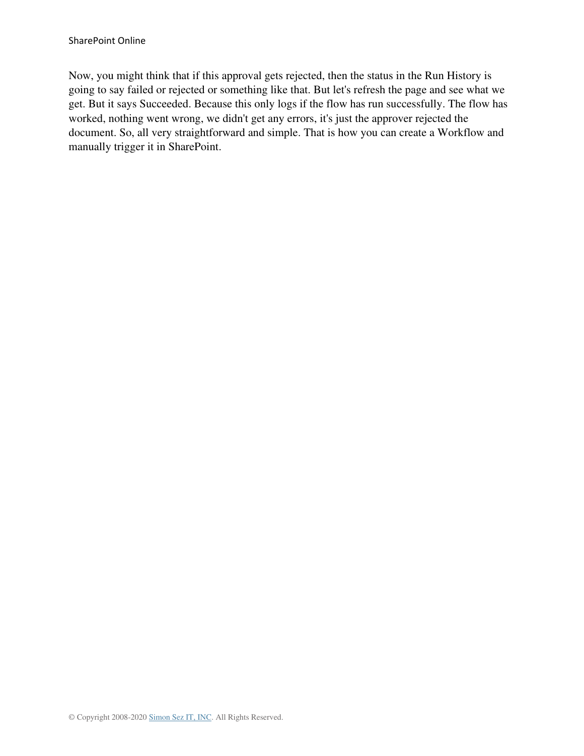Now, you might think that if this approval gets rejected, then the status in the Run History is going to say failed or rejected or something like that. But let's refresh the page and see what we get. But it says Succeeded. Because this only logs if the flow has run successfully. The flow has worked, nothing went wrong, we didn't get any errors, it's just the approver rejected the document. So, all very straightforward and simple. That is how you can create a Workflow and manually trigger it in SharePoint.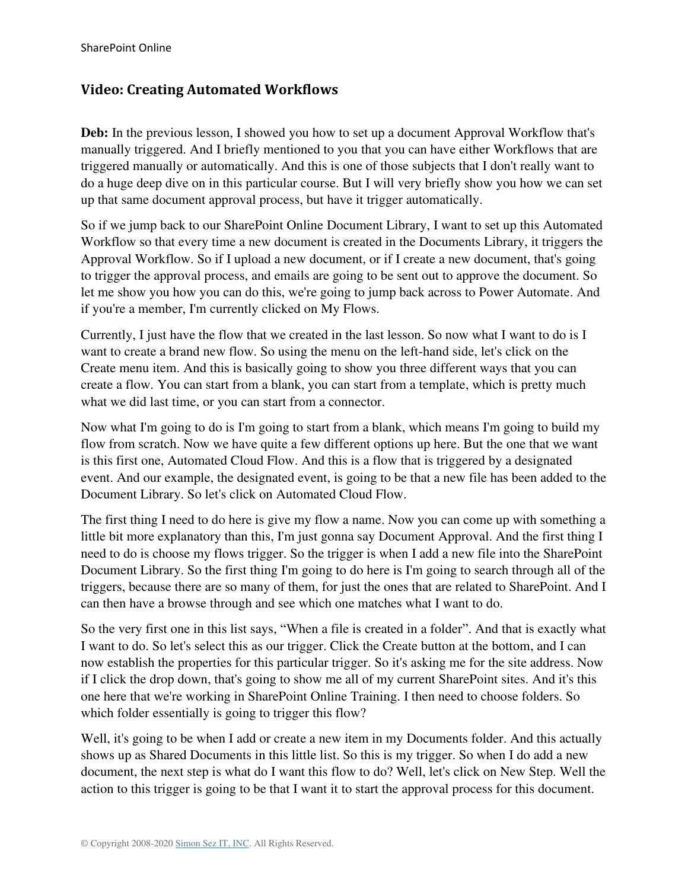## Video: Creating Automated Workflows

**Deb:** In the previous lesson, I showed you how to set up a document Approval Workflow that's manually triggered. And I briefly mentioned to you that you can have either Workflows that are triggered manually or automatically. And this is one of those subjects that I don't really want to do a huge deep dive on in this particular course. But I will very briefly show you how we can set up that same document approval process, but have it trigger automatically.

So if we jump back to our SharePoint Online Document Library, I want to set up this Automated Workflow so that every time a new document is created in the Documents Library, it triggers the Approval Workflow. So if I upload a new document, or if I create a new document, that's going to trigger the approval process, and emails are going to be sent out to approve the document. So let me show you how you can do this, we're going to jump back across to Power Automate. And if you're a member, I'm currently clicked on My Flows.

Currently, I just have the flow that we created in the last lesson. So now what I want to do is I want to create a brand new flow. So using the menu on the left-hand side, let's click on the Create menu item. And this is basically going to show you three different ways that you can create a flow. You can start from a blank, you can start from a template, which is pretty much what we did last time, or you can start from a connector.

Now what I'm going to do is I'm going to start from a blank, which means I'm going to build my flow from scratch. Now we have quite a few different options up here. But the one that we want is this first one, Automated Cloud Flow. And this is a flow that is triggered by a designated event. And our example, the designated event, is going to be that a new file has been added to the Document Library. So let's click on Automated Cloud Flow.

The first thing I need to do here is give my flow a name. Now you can come up with something a little bit more explanatory than this, I'm just gonna say Document Approval. And the first thing I need to do is choose my flows trigger. So the trigger is when I add a new file into the SharePoint Document Library. So the first thing I'm going to do here is I'm going to search through all of the triggers, because there are so many of them, for just the ones that are related to SharePoint. And I can then have a browse through and see which one matches what I want to do.

So the very first one in this list says, "When a file is created in a folder". And that is exactly what I want to do. So let's select this as our trigger. Click the Create button at the bottom, and I can now establish the properties for this particular trigger. So it's asking me for the site address. Now if I click the drop down, that's going to show me all of my current SharePoint sites. And it's this one here that we're working in SharePoint Online Training. I then need to choose folders. So which folder essentially is going to trigger this flow?

Well, it's going to be when I add or create a new item in my Documents folder. And this actually shows up as Shared Documents in this little list. So this is my trigger. So when I do add a new document, the next step is what do I want this flow to do? Well, let's click on New Step. Well the action to this trigger is going to be that I want it to start the approval process for this document.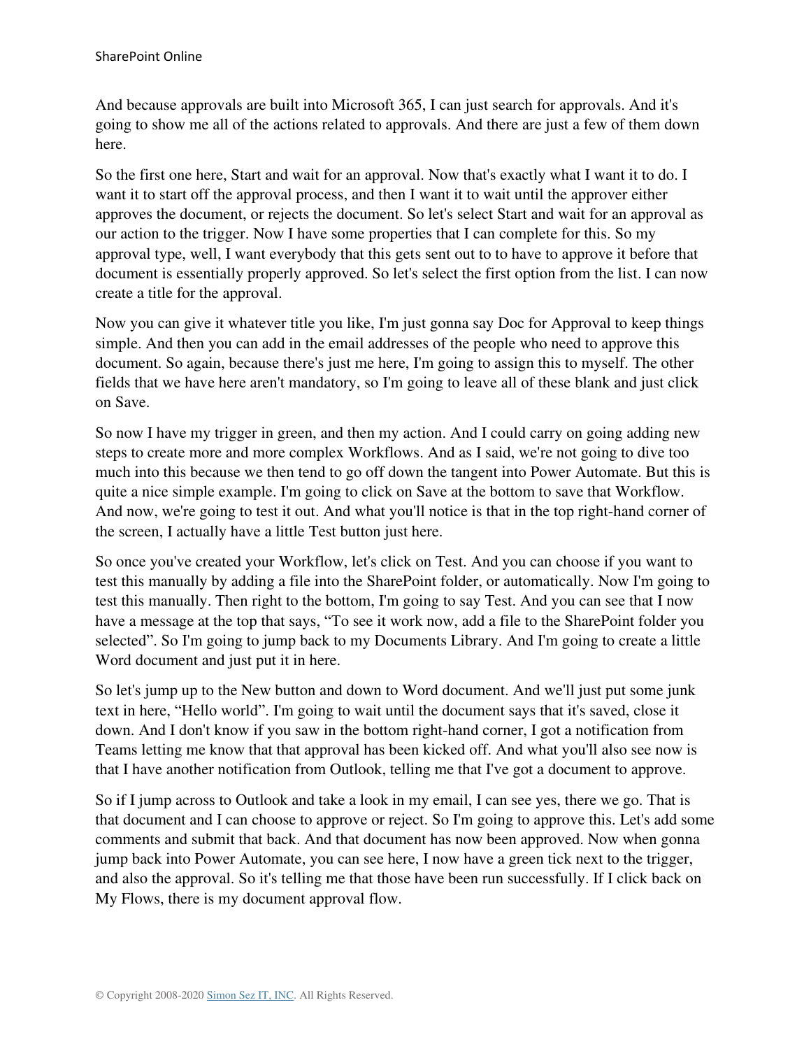And because approvals are built into Microsoft 365, I can just search for approvals. And it's going to show me all of the actions related to approvals. And there are just a few of them down here.

So the first one here, Start and wait for an approval. Now that's exactly what I want it to do. I want it to start off the approval process, and then I want it to wait until the approver either approves the document, or rejects the document. So let's select Start and wait for an approval as our action to the trigger. Now I have some properties that I can complete for this. So my approval type, well, I want everybody that this gets sent out to to have to approve it before that document is essentially properly approved. So let's select the first option from the list. I can now create a title for the approval.

Now you can give it whatever title you like, I'm just gonna say Doc for Approval to keep things simple. And then you can add in the email addresses of the people who need to approve this document. So again, because there's just me here, I'm going to assign this to myself. The other fields that we have here aren't mandatory, so I'm going to leave all of these blank and just click on Save.

So now I have my trigger in green, and then my action. And I could carry on going adding new steps to create more and more complex Workflows. And as I said, we're not going to dive too much into this because we then tend to go off down the tangent into Power Automate. But this is quite a nice simple example. I'm going to click on Save at the bottom to save that Workflow. And now, we're going to test it out. And what you'll notice is that in the top right-hand corner of the screen, I actually have a little Test button just here.

So once you've created your Workflow, let's click on Test. And you can choose if you want to test this manually by adding a file into the SharePoint folder, or automatically. Now I'm going to test this manually. Then right to the bottom, I'm going to say Test. And you can see that I now have a message at the top that says, "To see it work now, add a file to the SharePoint folder you selected". So I'm going to jump back to my Documents Library. And I'm going to create a little Word document and just put it in here.

So let's jump up to the New button and down to Word document. And we'll just put some junk text in here, "Hello world". I'm going to wait until the document says that it's saved, close it down. And I don't know if you saw in the bottom right-hand corner, I got a notification from Teams letting me know that that approval has been kicked off. And what you'll also see now is that I have another notification from Outlook, telling me that I've got a document to approve.

So if I jump across to Outlook and take a look in my email, I can see yes, there we go. That is that document and I can choose to approve or reject. So I'm going to approve this. Let's add some comments and submit that back. And that document has now been approved. Now when gonna jump back into Power Automate, you can see here, I now have a green tick next to the trigger, and also the approval. So it's telling me that those have been run successfully. If I click back on My Flows, there is my document approval flow.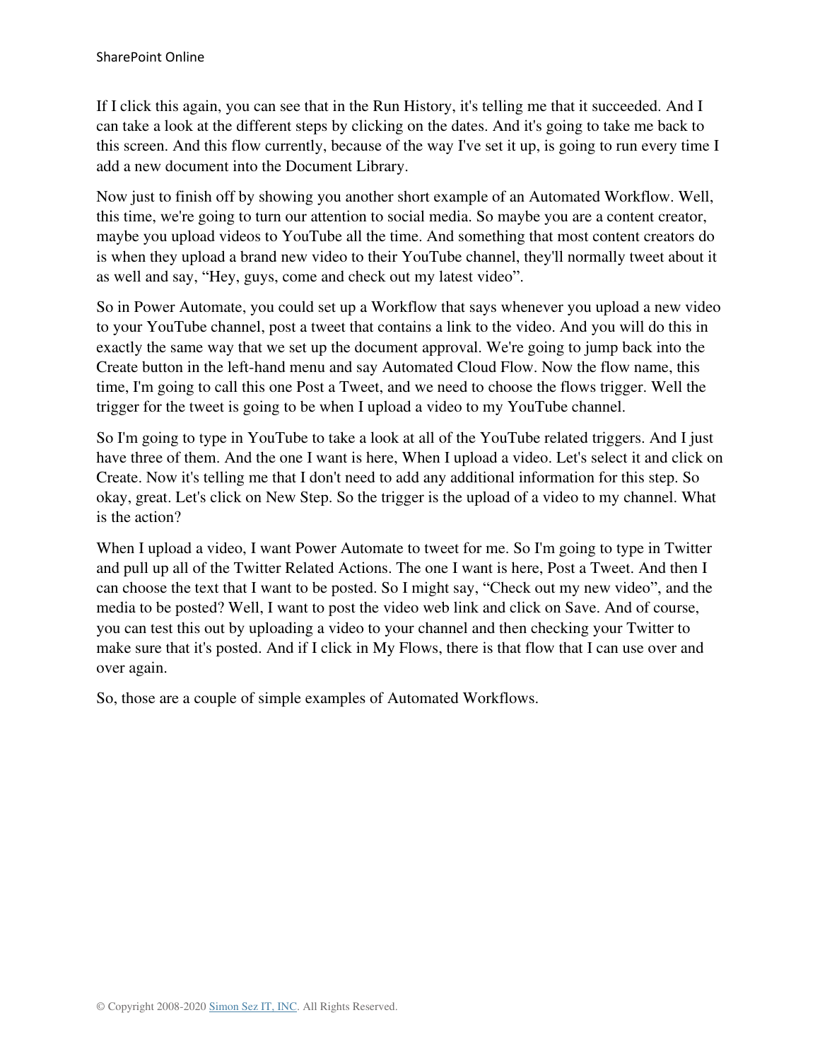If I click this again, you can see that in the Run History, it's telling me that it succeeded. And I can take a look at the different steps by clicking on the dates. And it's going to take me back to this screen. And this flow currently, because of the way I've set it up, is going to run every time I add a new document into the Document Library.

Now just to finish off by showing you another short example of an Automated Workflow. Well, this time, we're going to turn our attention to social media. So maybe you are a content creator, maybe you upload videos to YouTube all the time. And something that most content creators do is when they upload a brand new video to their YouTube channel, they'll normally tweet about it as well and say, “Hey, guys, come and check out my latest video”.

So in Power Automate, you could set up a Workflow that says whenever you upload a new video to your YouTube channel, post a tweet that contains a link to the video. And you will do this in exactly the same way that we set up the document approval. We're going to jump back into the Create button in the left-hand menu and say Automated Cloud Flow. Now the flow name, this time, I'm going to call this one Post a Tweet, and we need to choose the flows trigger. Well the trigger for the tweet is going to be when I upload a video to my YouTube channel.

So I'm going to type in YouTube to take a look at all of the YouTube related triggers. And I just have three of them. And the one I want is here, When I upload a video. Let's select it and click on Create. Now it's telling me that I don't need to add any additional information for this step. So okay, great. Let's click on New Step. So the trigger is the upload of a video to my channel. What is the action?

When I upload a video, I want Power Automate to tweet for me. So I'm going to type in Twitter and pull up all of the Twitter Related Actions. The one I want is here, Post a Tweet. And then I can choose the text that I want to be posted. So I might say, “Check out my new video”, and the media to be posted? Well, I want to post the video web link and click on Save. And of course, you can test this out by uploading a video to your channel and then checking your Twitter to make sure that it's posted. And if I click in My Flows, there is that flow that I can use over and over again.

So, those are a couple of simple examples of Automated Workflows.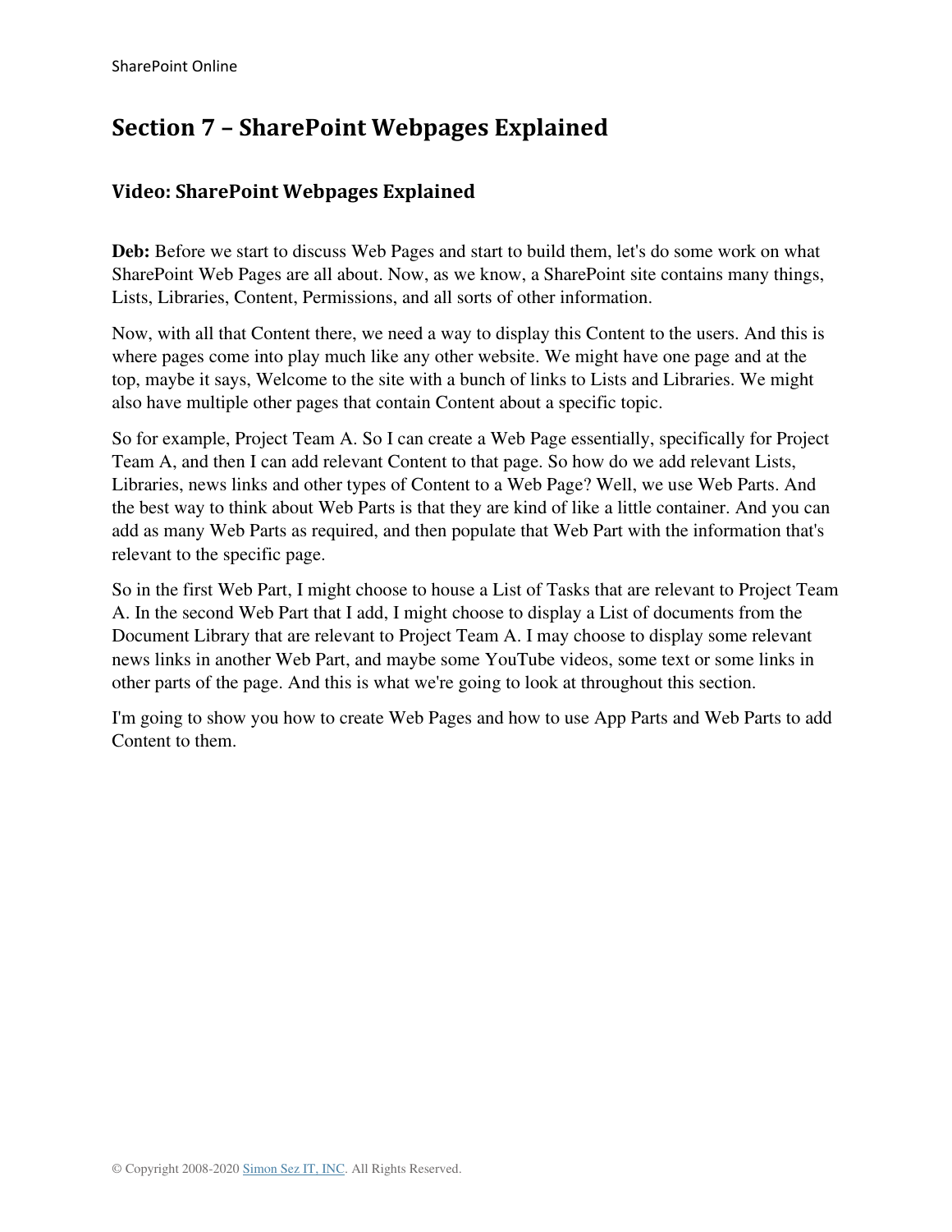# Section 7 – SharePoint Webpages Explained

## Video: SharePoint Webpages Explained

**Deb:** Before we start to discuss Web Pages and start to build them, let's do some work on what SharePoint Web Pages are all about. Now, as we know, a SharePoint site contains many things, Lists, Libraries, Content, Permissions, and all sorts of other information.

Now, with all that Content there, we need a way to display this Content to the users. And this is where pages come into play much like any other website. We might have one page and at the top, maybe it says, Welcome to the site with a bunch of links to Lists and Libraries. We might also have multiple other pages that contain Content about a specific topic.

So for example, Project Team A. So I can create a Web Page essentially, specifically for Project Team A, and then I can add relevant Content to that page. So how do we add relevant Lists, Libraries, news links and other types of Content to a Web Page? Well, we use Web Parts. And the best way to think about Web Parts is that they are kind of like a little container. And you can add as many Web Parts as required, and then populate that Web Part with the information that's relevant to the specific page.

So in the first Web Part, I might choose to house a List of Tasks that are relevant to Project Team A. In the second Web Part that I add, I might choose to display a List of documents from the Document Library that are relevant to Project Team A. I may choose to display some relevant news links in another Web Part, and maybe some YouTube videos, some text or some links in other parts of the page. And this is what we're going to look at throughout this section.

I'm going to show you how to create Web Pages and how to use App Parts and Web Parts to add Content to them.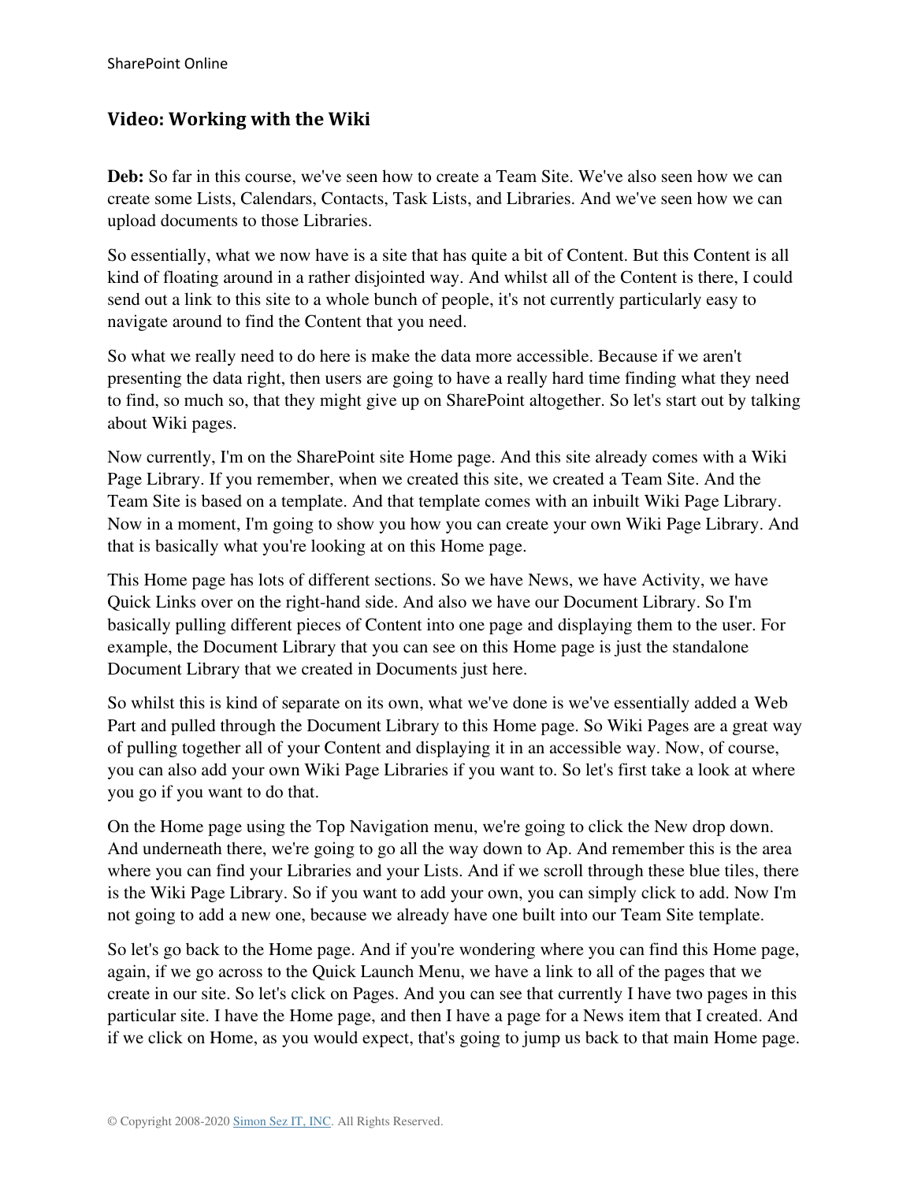## Video: Working with the Wiki

**Deb:** So far in this course, we've seen how to create a Team Site. We've also seen how we can create some Lists, Calendars, Contacts, Task Lists, and Libraries. And we've seen how we can upload documents to those Libraries.

So essentially, what we now have is a site that has quite a bit of Content. But this Content is all kind of floating around in a rather disjointed way. And whilst all of the Content is there, I could send out a link to this site to a whole bunch of people, it's not currently particularly easy to navigate around to find the Content that you need.

So what we really need to do here is make the data more accessible. Because if we aren't presenting the data right, then users are going to have a really hard time finding what they need to find, so much so, that they might give up on SharePoint altogether. So let's start out by talking about Wiki pages.

Now currently, I'm on the SharePoint site Home page. And this site already comes with a Wiki Page Library. If you remember, when we created this site, we created a Team Site. And the Team Site is based on a template. And that template comes with an inbuilt Wiki Page Library. Now in a moment, I'm going to show you how you can create your own Wiki Page Library. And that is basically what you're looking at on this Home page.

This Home page has lots of different sections. So we have News, we have Activity, we have Quick Links over on the right-hand side. And also we have our Document Library. So I'm basically pulling different pieces of Content into one page and displaying them to the user. For example, the Document Library that you can see on this Home page is just the standalone Document Library that we created in Documents just here.

So whilst this is kind of separate on its own, what we've done is we've essentially added a Web Part and pulled through the Document Library to this Home page. So Wiki Pages are a great way of pulling together all of your Content and displaying it in an accessible way. Now, of course, you can also add your own Wiki Page Libraries if you want to. So let's first take a look at where you go if you want to do that.

On the Home page using the Top Navigation menu, we're going to click the New drop down. And underneath there, we're going to go all the way down to Ap. And remember this is the area where you can find your Libraries and your Lists. And if we scroll through these blue tiles, there is the Wiki Page Library. So if you want to add your own, you can simply click to add. Now I'm not going to add a new one, because we already have one built into our Team Site template.

So let's go back to the Home page. And if you're wondering where you can find this Home page, again, if we go across to the Quick Launch Menu, we have a link to all of the pages that we create in our site. So let's click on Pages. And you can see that currently I have two pages in this particular site. I have the Home page, and then I have a page for a News item that I created. And if we click on Home, as you would expect, that's going to jump us back to that main Home page.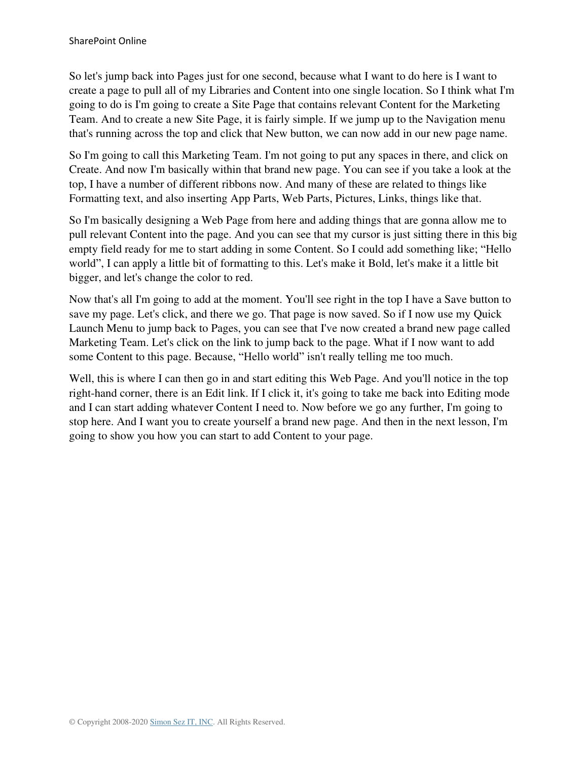So let's jump back into Pages just for one second, because what I want to do here is I want to create a page to pull all of my Libraries and Content into one single location. So I think what I'm going to do is I'm going to create a Site Page that contains relevant Content for the Marketing Team. And to create a new Site Page, it is fairly simple. If we jump up to the Navigation menu that's running across the top and click that New button, we can now add in our new page name.

So I'm going to call this Marketing Team. I'm not going to put any spaces in there, and click on Create. And now I'm basically within that brand new page. You can see if you take a look at the top, I have a number of different ribbons now. And many of these are related to things like Formatting text, and also inserting App Parts, Web Parts, Pictures, Links, things like that.

So I'm basically designing a Web Page from here and adding things that are gonna allow me to pull relevant Content into the page. And you can see that my cursor is just sitting there in this big empty field ready for me to start adding in some Content. So I could add something like; "Hello world", I can apply a little bit of formatting to this. Let's make it Bold, let's make it a little bit bigger, and let's change the color to red.

Now that's all I'm going to add at the moment. You'll see right in the top I have a Save button to save my page. Let's click, and there we go. That page is now saved. So if I now use my Quick Launch Menu to jump back to Pages, you can see that I've now created a brand new page called Marketing Team. Let's click on the link to jump back to the page. What if I now want to add some Content to this page. Because, "Hello world" isn't really telling me too much.

Well, this is where I can then go in and start editing this Web Page. And you'll notice in the top right-hand corner, there is an Edit link. If I click it, it's going to take me back into Editing mode and I can start adding whatever Content I need to. Now before we go any further, I'm going to stop here. And I want you to create yourself a brand new page. And then in the next lesson, I'm going to show you how you can start to add Content to your page.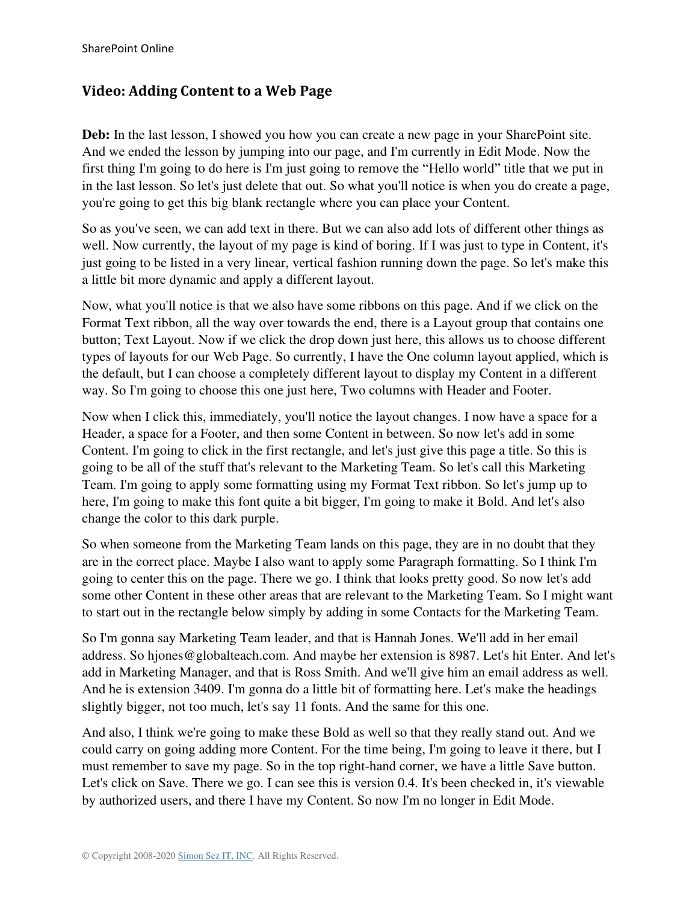## Video: Adding Content to a Web Page

**Deb:** In the last lesson, I showed you how you can create a new page in your SharePoint site. And we ended the lesson by jumping into our page, and I'm currently in Edit Mode. Now the first thing I'm going to do here is I'm just going to remove the "Hello world" title that we put in in the last lesson. So let's just delete that out. So what you'll notice is when you do create a page, you're going to get this big blank rectangle where you can place your Content.

So as you've seen, we can add text in there. But we can also add lots of different other things as well. Now currently, the layout of my page is kind of boring. If I was just to type in Content, it's just going to be listed in a very linear, vertical fashion running down the page. So let's make this a little bit more dynamic and apply a different layout.

Now, what you'll notice is that we also have some ribbons on this page. And if we click on the Format Text ribbon, all the way over towards the end, there is a Layout group that contains one button; Text Layout. Now if we click the drop down just here, this allows us to choose different types of layouts for our Web Page. So currently, I have the One column layout applied, which is the default, but I can choose a completely different layout to display my Content in a different way. So I'm going to choose this one just here, Two columns with Header and Footer.

Now when I click this, immediately, you'll notice the layout changes. I now have a space for a Header, a space for a Footer, and then some Content in between. So now let's add in some Content. I'm going to click in the first rectangle, and let's just give this page a title. So this is going to be all of the stuff that's relevant to the Marketing Team. So let's call this Marketing Team. I'm going to apply some formatting using my Format Text ribbon. So let's jump up to here, I'm going to make this font quite a bit bigger, I'm going to make it Bold. And let's also change the color to this dark purple.

So when someone from the Marketing Team lands on this page, they are in no doubt that they are in the correct place. Maybe I also want to apply some Paragraph formatting. So I think I'm going to center this on the page. There we go. I think that looks pretty good. So now let's add some other Content in these other areas that are relevant to the Marketing Team. So I might want to start out in the rectangle below simply by adding in some Contacts for the Marketing Team.

So I'm gonna say Marketing Team leader, and that is Hannah Jones. We'll add in her email address. So hjones@globalteach.com. And maybe her extension is 8987. Let's hit Enter. And let's add in Marketing Manager, and that is Ross Smith. And we'll give him an email address as well. And he is extension 3409. I'm gonna do a little bit of formatting here. Let's make the headings slightly bigger, not too much, let's say 11 fonts. And the same for this one.

And also, I think we're going to make these Bold as well so that they really stand out. And we could carry on going adding more Content. For the time being, I'm going to leave it there, but I must remember to save my page. So in the top right-hand corner, we have a little Save button. Let's click on Save. There we go. I can see this is version 0.4. It's been checked in, it's viewable by authorized users, and there I have my Content. So now I'm no longer in Edit Mode.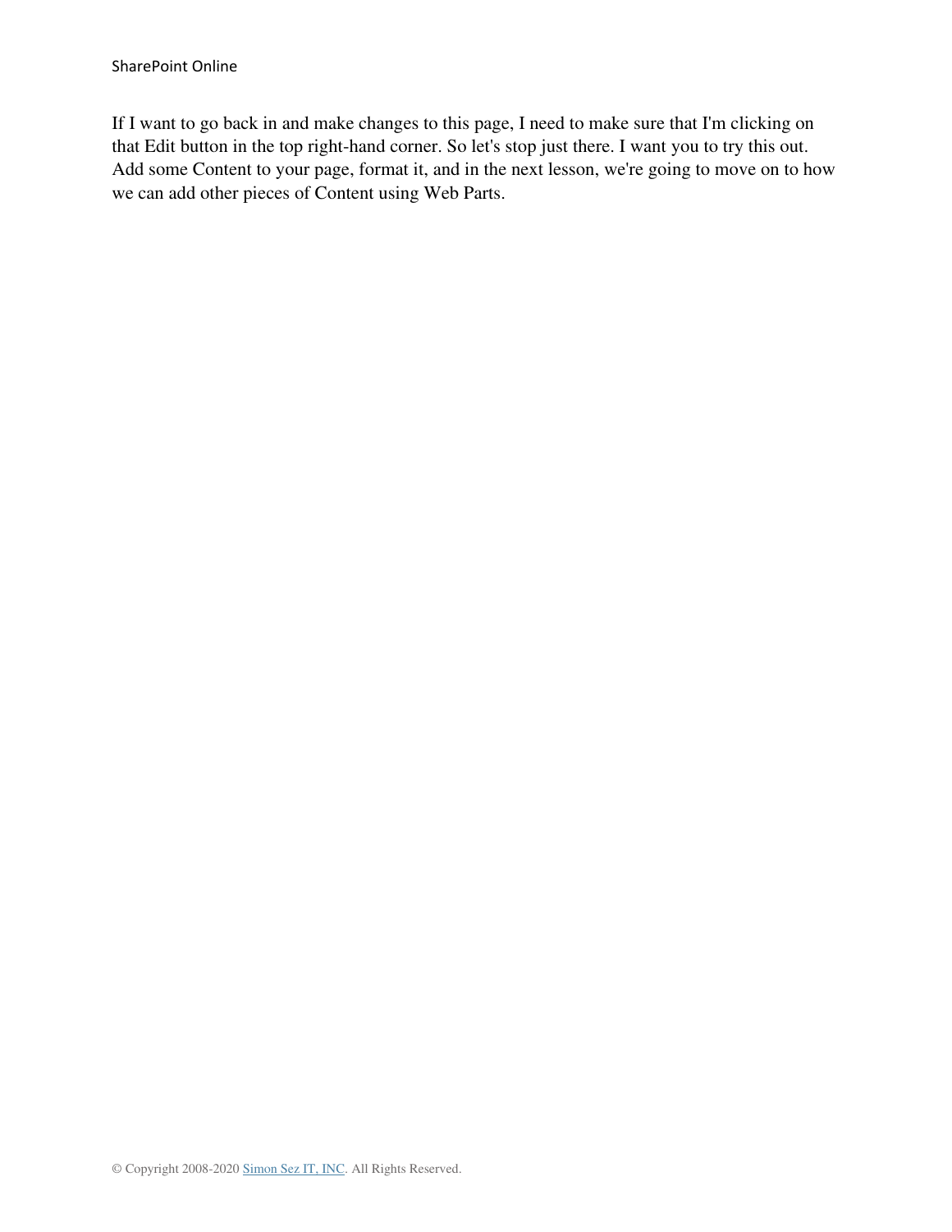If I want to go back in and make changes to this page, I need to make sure that I'm clicking on that Edit button in the top right-hand corner. So let's stop just there. I want you to try this out. Add some Content to your page, format it, and in the next lesson, we're going to move on to how we can add other pieces of Content using Web Parts.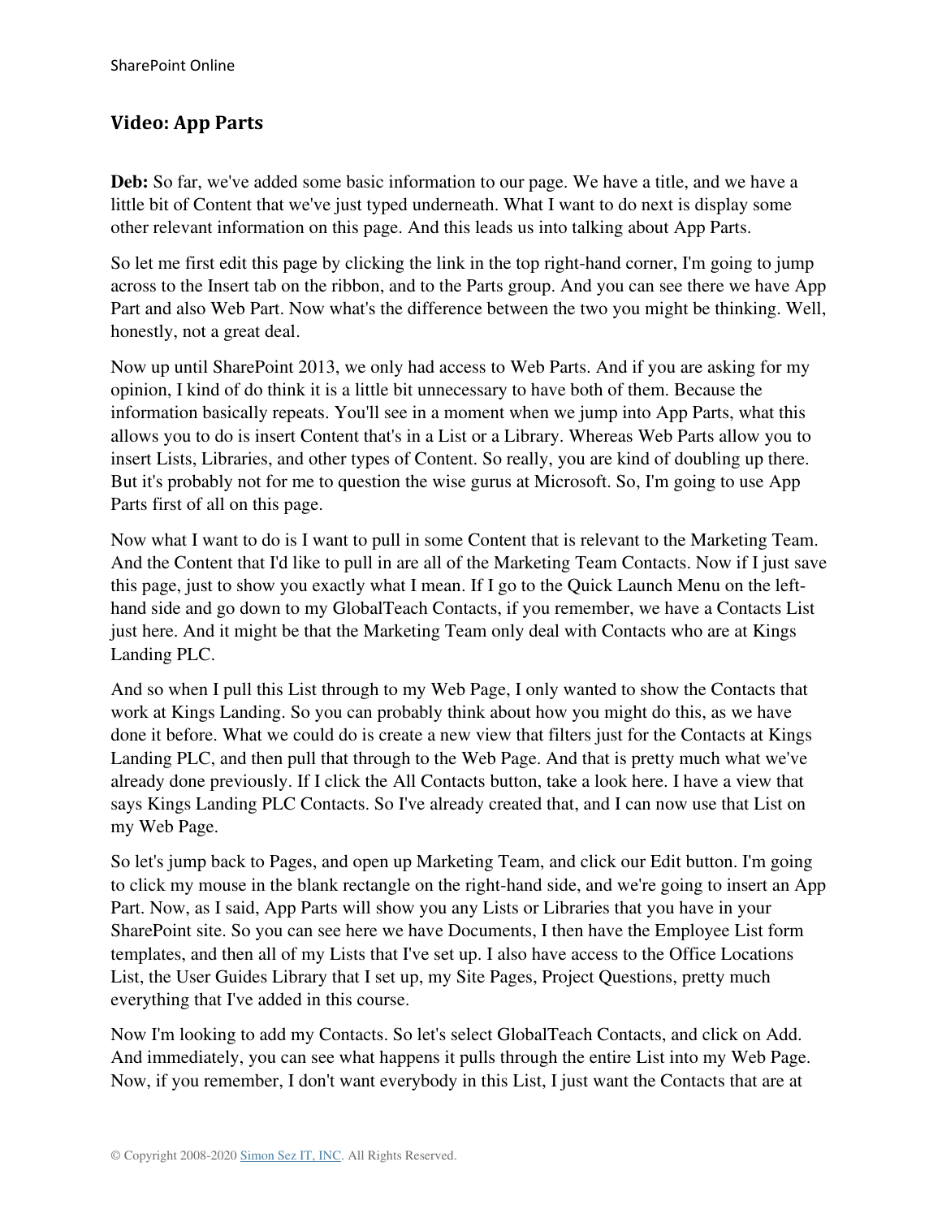## Video: App Parts

**Deb:** So far, we've added some basic information to our page. We have a title, and we have a little bit of Content that we've just typed underneath. What I want to do next is display some other relevant information on this page. And this leads us into talking about App Parts.

So let me first edit this page by clicking the link in the top right-hand corner, I'm going to jump across to the Insert tab on the ribbon, and to the Parts group. And you can see there we have App Part and also Web Part. Now what's the difference between the two you might be thinking. Well, honestly, not a great deal.

Now up until SharePoint 2013, we only had access to Web Parts. And if you are asking for my opinion, I kind of do think it is a little bit unnecessary to have both of them. Because the information basically repeats. You'll see in a moment when we jump into App Parts, what this allows you to do is insert Content that's in a List or a Library. Whereas Web Parts allow you to insert Lists, Libraries, and other types of Content. So really, you are kind of doubling up there. But it's probably not for me to question the wise gurus at Microsoft. So, I'm going to use App Parts first of all on this page.

Now what I want to do is I want to pull in some Content that is relevant to the Marketing Team. And the Content that I'd like to pull in are all of the Marketing Team Contacts. Now if I just save this page, just to show you exactly what I mean. If I go to the Quick Launch Menu on the left-hand side and go down to my GlobalTeach Contacts, if you remember, we have a Contacts List just here. And it might be that the Marketing Team only deal with Contacts who are at Kings Landing PLC.

And so when I pull this List through to my Web Page, I only wanted to show the Contacts that work at Kings Landing. So you can probably think about how you might do this, as we have done it before. What we could do is create a new view that filters just for the Contacts at Kings Landing PLC, and then pull that through to the Web Page. And that is pretty much what we've already done previously. If I click the All Contacts button, take a look here. I have a view that says Kings Landing PLC Contacts. So I've already created that, and I can now use that List on my Web Page.

So let's jump back to Pages, and open up Marketing Team, and click our Edit button. I'm going to click my mouse in the blank rectangle on the right-hand side, and we're going to insert an App Part. Now, as I said, App Parts will show you any Lists or Libraries that you have in your SharePoint site. So you can see here we have Documents, I then have the Employee List form templates, and then all of my Lists that I've set up. I also have access to the Office Locations List, the User Guides Library that I set up, my Site Pages, Project Questions, pretty much everything that I've added in this course.

Now I'm looking to add my Contacts. So let's select GlobalTeach Contacts, and click on Add. And immediately, you can see what happens it pulls through the entire List into my Web Page. Now, if you remember, I don't want everybody in this List, I just want the Contacts that are at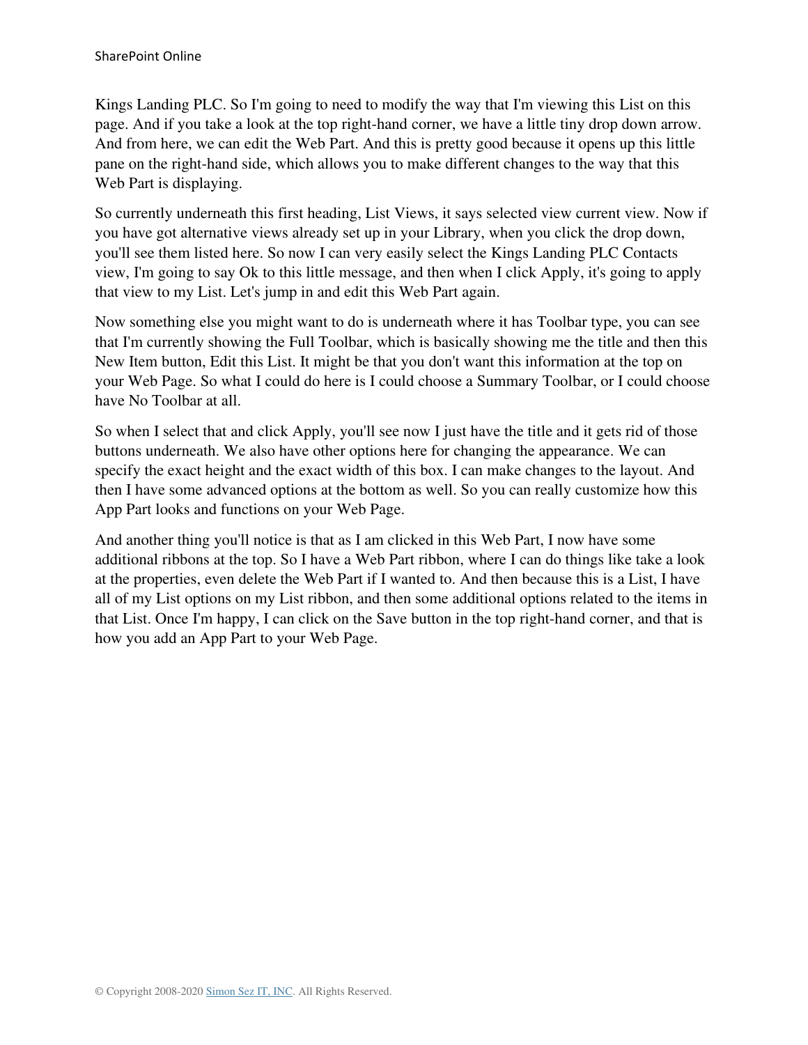Kings Landing PLC. So I'm going to need to modify the way that I'm viewing this List on this page. And if you take a look at the top right-hand corner, we have a little tiny drop down arrow. And from here, we can edit the Web Part. And this is pretty good because it opens up this little pane on the right-hand side, which allows you to make different changes to the way that this Web Part is displaying.

So currently underneath this first heading, List Views, it says selected view current view. Now if you have got alternative views already set up in your Library, when you click the drop down, you'll see them listed here. So now I can very easily select the Kings Landing PLC Contacts view, I'm going to say Ok to this little message, and then when I click Apply, it's going to apply that view to my List. Let's jump in and edit this Web Part again.

Now something else you might want to do is underneath where it has Toolbar type, you can see that I'm currently showing the Full Toolbar, which is basically showing me the title and then this New Item button, Edit this List. It might be that you don't want this information at the top on your Web Page. So what I could do here is I could choose a Summary Toolbar, or I could choose have No Toolbar at all.

So when I select that and click Apply, you'll see now I just have the title and it gets rid of those buttons underneath. We also have other options here for changing the appearance. We can specify the exact height and the exact width of this box. I can make changes to the layout. And then I have some advanced options at the bottom as well. So you can really customize how this App Part looks and functions on your Web Page.

And another thing you'll notice is that as I am clicked in this Web Part, I now have some additional ribbons at the top. So I have a Web Part ribbon, where I can do things like take a look at the properties, even delete the Web Part if I wanted to. And then because this is a List, I have all of my List options on my List ribbon, and then some additional options related to the items in that List. Once I'm happy, I can click on the Save button in the top right-hand corner, and that is how you add an App Part to your Web Page.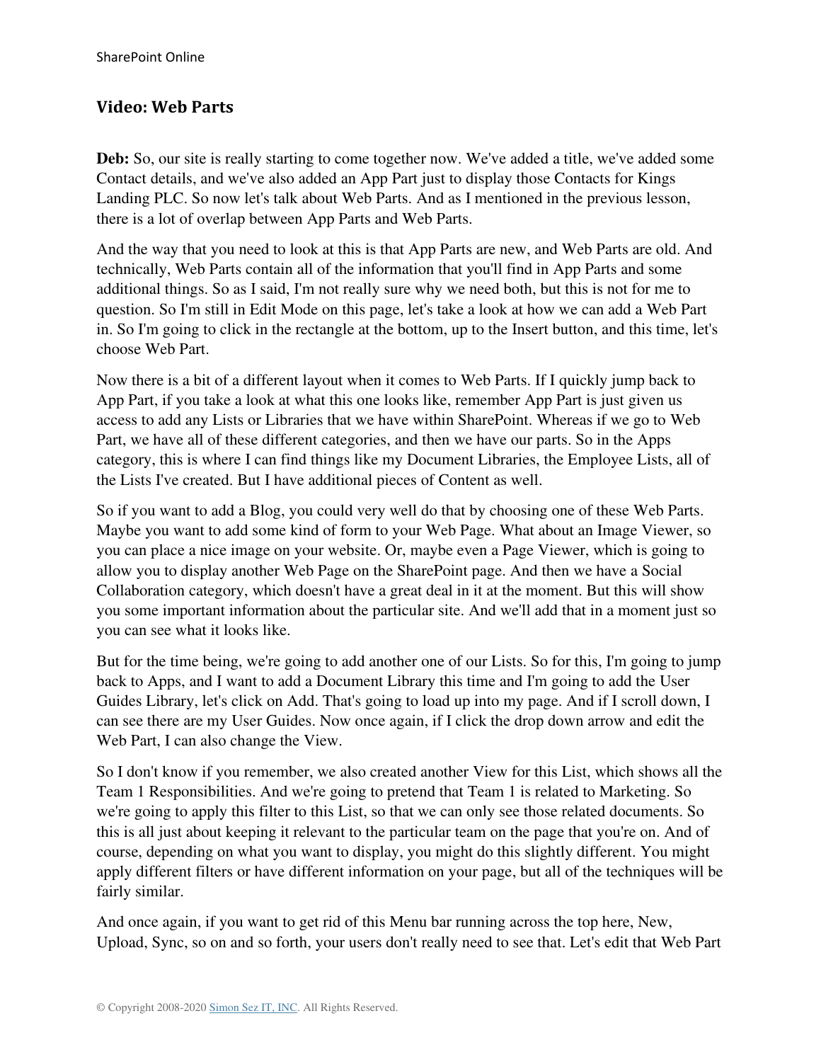## Video: Web Parts

**Deb:** So, our site is really starting to come together now. We've added a title, we've added some Contact details, and we've also added an App Part just to display those Contacts for Kings Landing PLC. So now let's talk about Web Parts. And as I mentioned in the previous lesson, there is a lot of overlap between App Parts and Web Parts.

And the way that you need to look at this is that App Parts are new, and Web Parts are old. And technically, Web Parts contain all of the information that you'll find in App Parts and some additional things. So as I said, I'm not really sure why we need both, but this is not for me to question. So I'm still in Edit Mode on this page, let's take a look at how we can add a Web Part in. So I'm going to click in the rectangle at the bottom, up to the Insert button, and this time, let's choose Web Part.

Now there is a bit of a different layout when it comes to Web Parts. If I quickly jump back to App Part, if you take a look at what this one looks like, remember App Part is just given us access to add any Lists or Libraries that we have within SharePoint. Whereas if we go to Web Part, we have all of these different categories, and then we have our parts. So in the Apps category, this is where I can find things like my Document Libraries, the Employee Lists, all of the Lists I've created. But I have additional pieces of Content as well.

So if you want to add a Blog, you could very well do that by choosing one of these Web Parts. Maybe you want to add some kind of form to your Web Page. What about an Image Viewer, so you can place a nice image on your website. Or, maybe even a Page Viewer, which is going to allow you to display another Web Page on the SharePoint page. And then we have a Social Collaboration category, which doesn't have a great deal in it at the moment. But this will show you some important information about the particular site. And we'll add that in a moment just so you can see what it looks like.

But for the time being, we're going to add another one of our Lists. So for this, I'm going to jump back to Apps, and I want to add a Document Library this time and I'm going to add the User Guides Library, let's click on Add. That's going to load up into my page. And if I scroll down, I can see there are my User Guides. Now once again, if I click the drop down arrow and edit the Web Part, I can also change the View.

So I don't know if you remember, we also created another View for this List, which shows all the Team 1 Responsibilities. And we're going to pretend that Team 1 is related to Marketing. So we're going to apply this filter to this List, so that we can only see those related documents. So this is all just about keeping it relevant to the particular team on the page that you're on. And of course, depending on what you want to display, you might do this slightly different. You might apply different filters or have different information on your page, but all of the techniques will be fairly similar.

And once again, if you want to get rid of this Menu bar running across the top here, New, Upload, Sync, so on and so forth, your users don't really need to see that. Let's edit that Web Part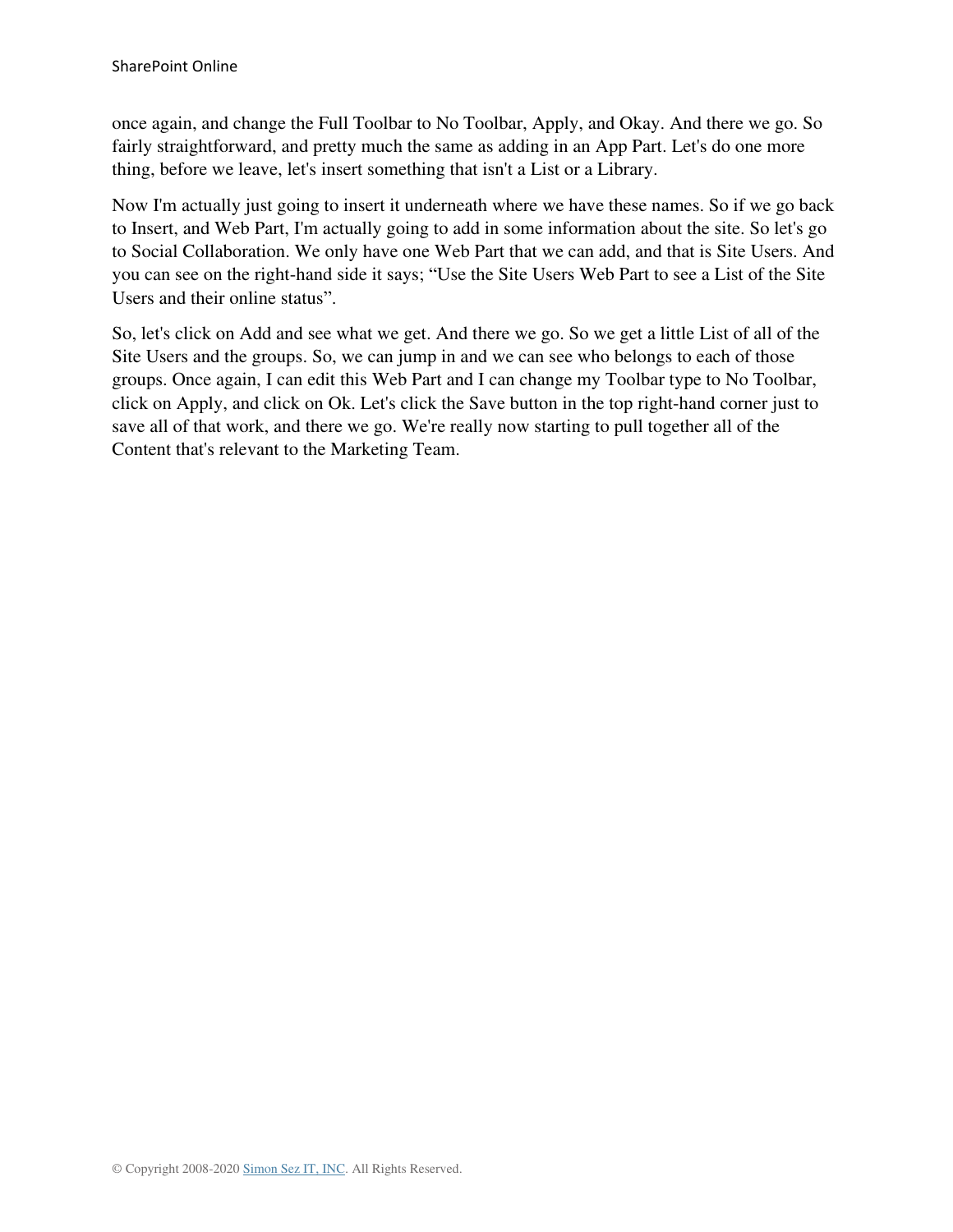once again, and change the Full Toolbar to No Toolbar, Apply, and Okay. And there we go. So fairly straightforward, and pretty much the same as adding in an App Part. Let's do one more thing, before we leave, let's insert something that isn't a List or a Library.

Now I'm actually just going to insert it underneath where we have these names. So if we go back to Insert, and Web Part, I'm actually going to add in some information about the site. So let's go to Social Collaboration. We only have one Web Part that we can add, and that is Site Users. And you can see on the right-hand side it says; "Use the Site Users Web Part to see a List of the Site Users and their online status".

So, let's click on Add and see what we get. And there we go. So we get a little List of all of the Site Users and the groups. So, we can jump in and we can see who belongs to each of those groups. Once again, I can edit this Web Part and I can change my Toolbar type to No Toolbar, click on Apply, and click on Ok. Let's click the Save button in the top right-hand corner just to save all of that work, and there we go. We're really now starting to pull together all of the Content that's relevant to the Marketing Team.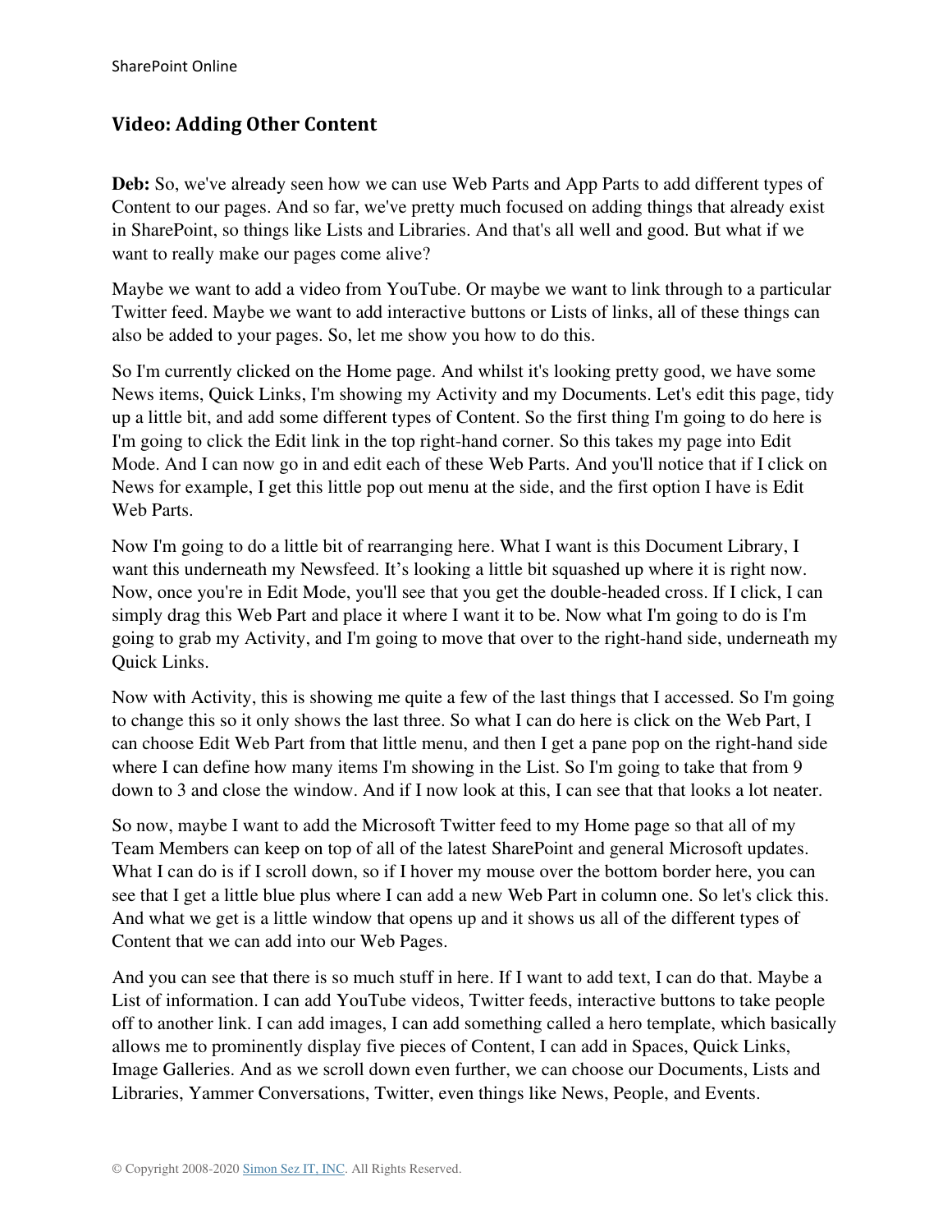## Video: Adding Other Content

**Deb:** So, we've already seen how we can use Web Parts and App Parts to add different types of Content to our pages. And so far, we've pretty much focused on adding things that already exist in SharePoint, so things like Lists and Libraries. And that's all well and good. But what if we want to really make our pages come alive?

Maybe we want to add a video from YouTube. Or maybe we want to link through to a particular Twitter feed. Maybe we want to add interactive buttons or Lists of links, all of these things can also be added to your pages. So, let me show you how to do this.

So I'm currently clicked on the Home page. And whilst it's looking pretty good, we have some News items, Quick Links, I'm showing my Activity and my Documents. Let's edit this page, tidy up a little bit, and add some different types of Content. So the first thing I'm going to do here is I'm going to click the Edit link in the top right-hand corner. So this takes my page into Edit Mode. And I can now go in and edit each of these Web Parts. And you'll notice that if I click on News for example, I get this little pop out menu at the side, and the first option I have is Edit Web Parts.

Now I'm going to do a little bit of rearranging here. What I want is this Document Library, I want this underneath my Newsfeed. It's looking a little bit squashed up where it is right now. Now, once you're in Edit Mode, you'll see that you get the double-headed cross. If I click, I can simply drag this Web Part and place it where I want it to be. Now what I'm going to do is I'm going to grab my Activity, and I'm going to move that over to the right-hand side, underneath my Quick Links.

Now with Activity, this is showing me quite a few of the last things that I accessed. So I'm going to change this so it only shows the last three. So what I can do here is click on the Web Part, I can choose Edit Web Part from that little menu, and then I get a pane pop on the right-hand side where I can define how many items I'm showing in the List. So I'm going to take that from 9 down to 3 and close the window. And if I now look at this, I can see that that looks a lot neater.

So now, maybe I want to add the Microsoft Twitter feed to my Home page so that all of my Team Members can keep on top of all of the latest SharePoint and general Microsoft updates. What I can do is if I scroll down, so if I hover my mouse over the bottom border here, you can see that I get a little blue plus where I can add a new Web Part in column one. So let's click this. And what we get is a little window that opens up and it shows us all of the different types of Content that we can add into our Web Pages.

And you can see that there is so much stuff in here. If I want to add text, I can do that. Maybe a List of information. I can add YouTube videos, Twitter feeds, interactive buttons to take people off to another link. I can add images, I can add something called a hero template, which basically allows me to prominently display five pieces of Content, I can add in Spaces, Quick Links, Image Galleries. And as we scroll down even further, we can choose our Documents, Lists and Libraries, Yammer Conversations, Twitter, even things like News, People, and Events.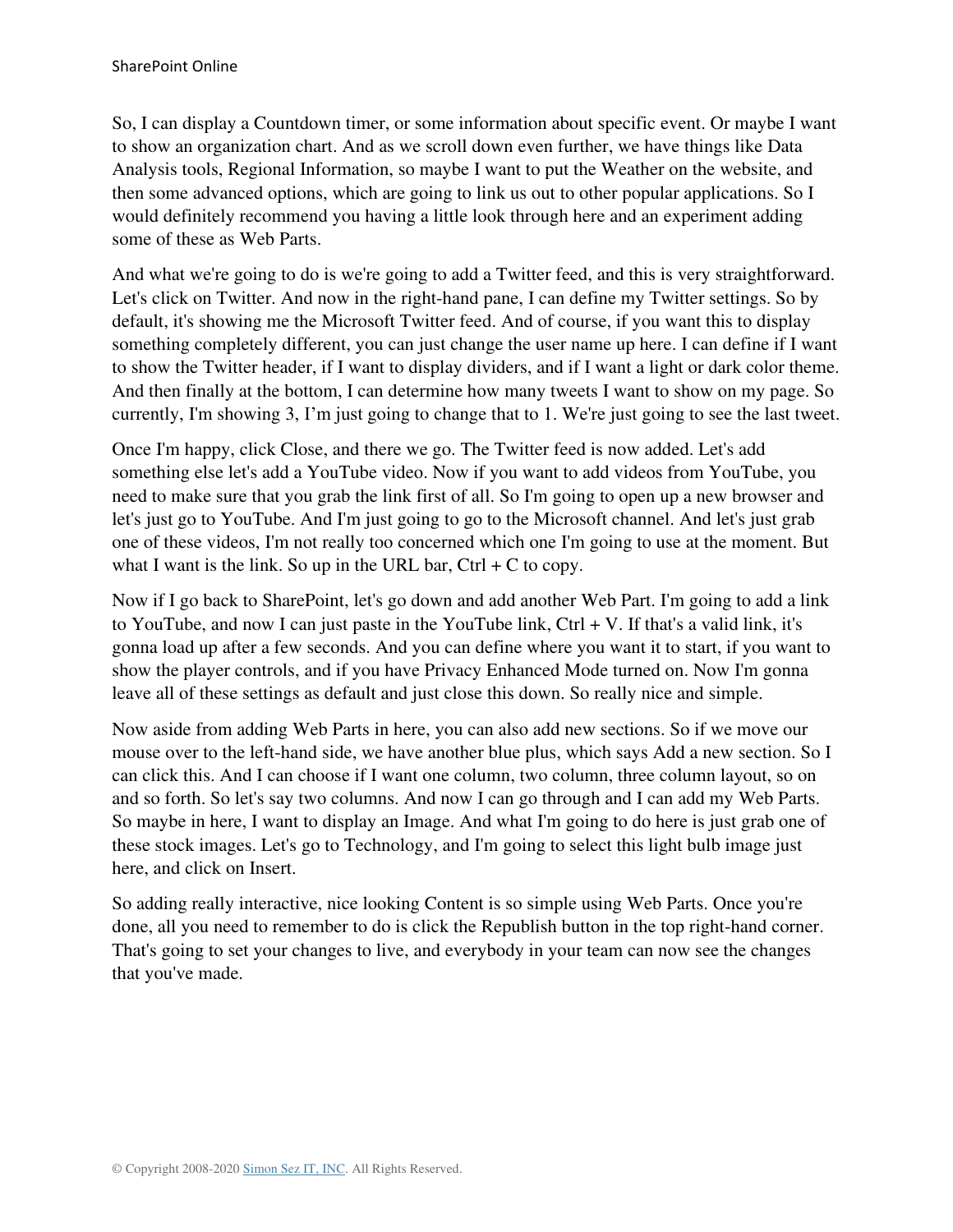So, I can display a Countdown timer, or some information about specific event. Or maybe I want to show an organization chart. And as we scroll down even further, we have things like Data Analysis tools, Regional Information, so maybe I want to put the Weather on the website, and then some advanced options, which are going to link us out to other popular applications. So I would definitely recommend you having a little look through here and an experiment adding some of these as Web Parts.

And what we're going to do is we're going to add a Twitter feed, and this is very straightforward. Let's click on Twitter. And now in the right-hand pane, I can define my Twitter settings. So by default, it's showing me the Microsoft Twitter feed. And of course, if you want this to display something completely different, you can just change the user name up here. I can define if I want to show the Twitter header, if I want to display dividers, and if I want a light or dark color theme. And then finally at the bottom, I can determine how many tweets I want to show on my page. So currently, I'm showing 3, I'm just going to change that to 1. We're just going to see the last tweet.

Once I'm happy, click Close, and there we go. The Twitter feed is now added. Let's add something else let's add a YouTube video. Now if you want to add videos from YouTube, you need to make sure that you grab the link first of all. So I'm going to open up a new browser and let's just go to YouTube. And I'm just going to go to the Microsoft channel. And let's just grab one of these videos, I'm not really too concerned which one I'm going to use at the moment. But what I want is the link. So up in the URL bar, Ctrl + C to copy.

Now if I go back to SharePoint, let's go down and add another Web Part. I'm going to add a link to YouTube, and now I can just paste in the YouTube link, Ctrl + V. If that's a valid link, it's gonna load up after a few seconds. And you can define where you want it to start, if you want to show the player controls, and if you have Privacy Enhanced Mode turned on. Now I'm gonna leave all of these settings as default and just close this down. So really nice and simple.

Now aside from adding Web Parts in here, you can also add new sections. So if we move our mouse over to the left-hand side, we have another blue plus, which says Add a new section. So I can click this. And I can choose if I want one column, two column, three column layout, so on and so forth. So let's say two columns. And now I can go through and I can add my Web Parts. So maybe in here, I want to display an Image. And what I'm going to do here is just grab one of these stock images. Let's go to Technology, and I'm going to select this light bulb image just here, and click on Insert.

So adding really interactive, nice looking Content is so simple using Web Parts. Once you're done, all you need to remember to do is click the Republish button in the top right-hand corner. That's going to set your changes to live, and everybody in your team can now see the changes that you've made.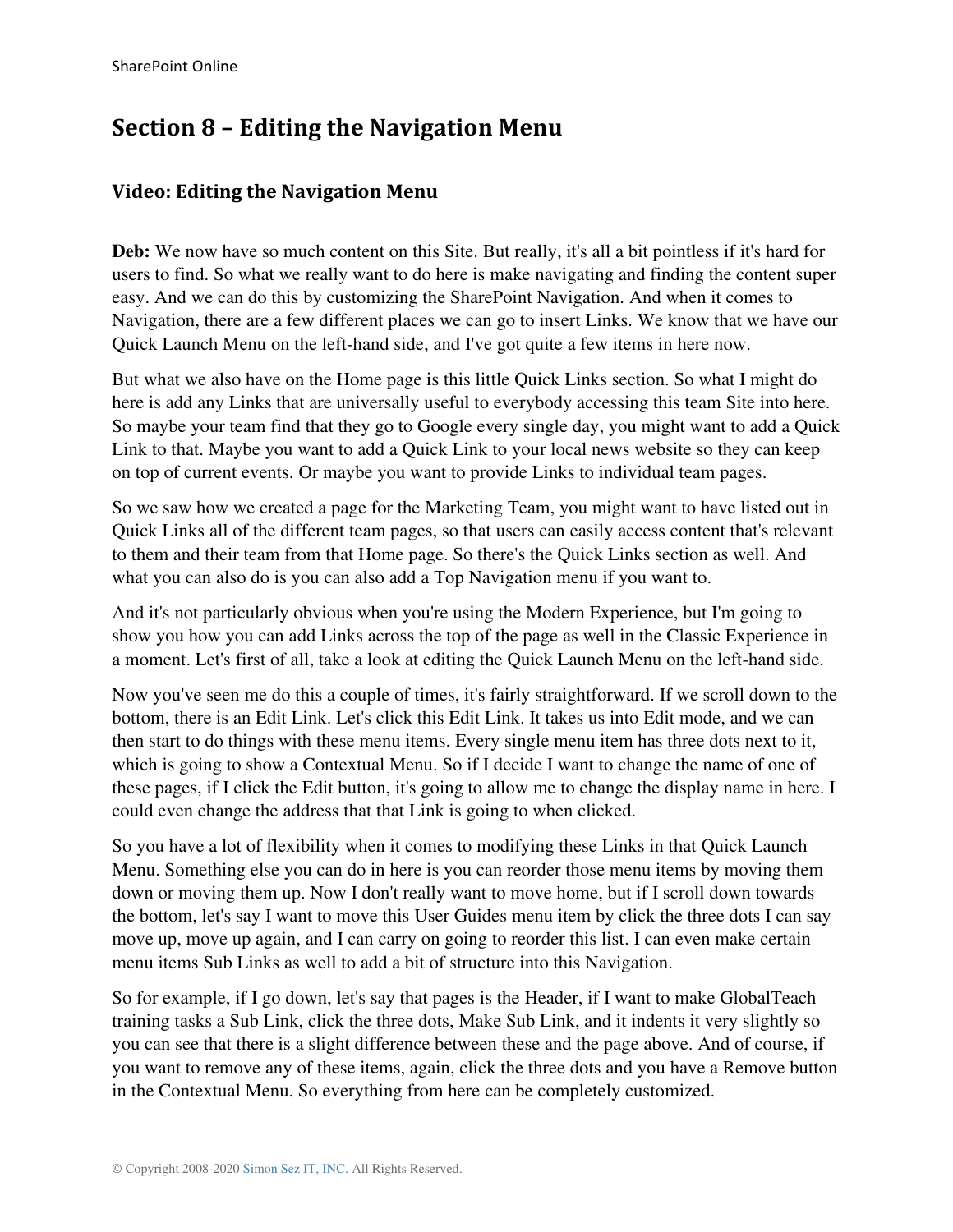# Section 8 – Editing the Navigation Menu

## Video: Editing the Navigation Menu

**Deb:** We now have so much content on this Site. But really, it's all a bit pointless if it's hard for users to find. So what we really want to do here is make navigating and finding the content super easy. And we can do this by customizing the SharePoint Navigation. And when it comes to Navigation, there are a few different places we can go to insert Links. We know that we have our Quick Launch Menu on the left-hand side, and I've got quite a few items in here now.

But what we also have on the Home page is this little Quick Links section. So what I might do here is add any Links that are universally useful to everybody accessing this team Site into here. So maybe your team find that they go to Google every single day, you might want to add a Quick Link to that. Maybe you want to add a Quick Link to your local news website so they can keep on top of current events. Or maybe you want to provide Links to individual team pages.

So we saw how we created a page for the Marketing Team, you might want to have listed out in Quick Links all of the different team pages, so that users can easily access content that's relevant to them and their team from that Home page. So there's the Quick Links section as well. And what you can also do is you can also add a Top Navigation menu if you want to.

And it's not particularly obvious when you're using the Modern Experience, but I'm going to show you how you can add Links across the top of the page as well in the Classic Experience in a moment. Let's first of all, take a look at editing the Quick Launch Menu on the left-hand side.

Now you've seen me do this a couple of times, it's fairly straightforward. If we scroll down to the bottom, there is an Edit Link. Let's click this Edit Link. It takes us into Edit mode, and we can then start to do things with these menu items. Every single menu item has three dots next to it, which is going to show a Contextual Menu. So if I decide I want to change the name of one of these pages, if I click the Edit button, it's going to allow me to change the display name in here. I could even change the address that that Link is going to when clicked.

So you have a lot of flexibility when it comes to modifying these Links in that Quick Launch Menu. Something else you can do in here is you can reorder those menu items by moving them down or moving them up. Now I don't really want to move home, but if I scroll down towards the bottom, let's say I want to move this User Guides menu item by click the three dots I can say move up, move up again, and I can carry on going to reorder this list. I can even make certain menu items Sub Links as well to add a bit of structure into this Navigation.

So for example, if I go down, let's say that pages is the Header, if I want to make GlobalTeach training tasks a Sub Link, click the three dots, Make Sub Link, and it indents it very slightly so you can see that there is a slight difference between these and the page above. And of course, if you want to remove any of these items, again, click the three dots and you have a Remove button in the Contextual Menu. So everything from here can be completely customized.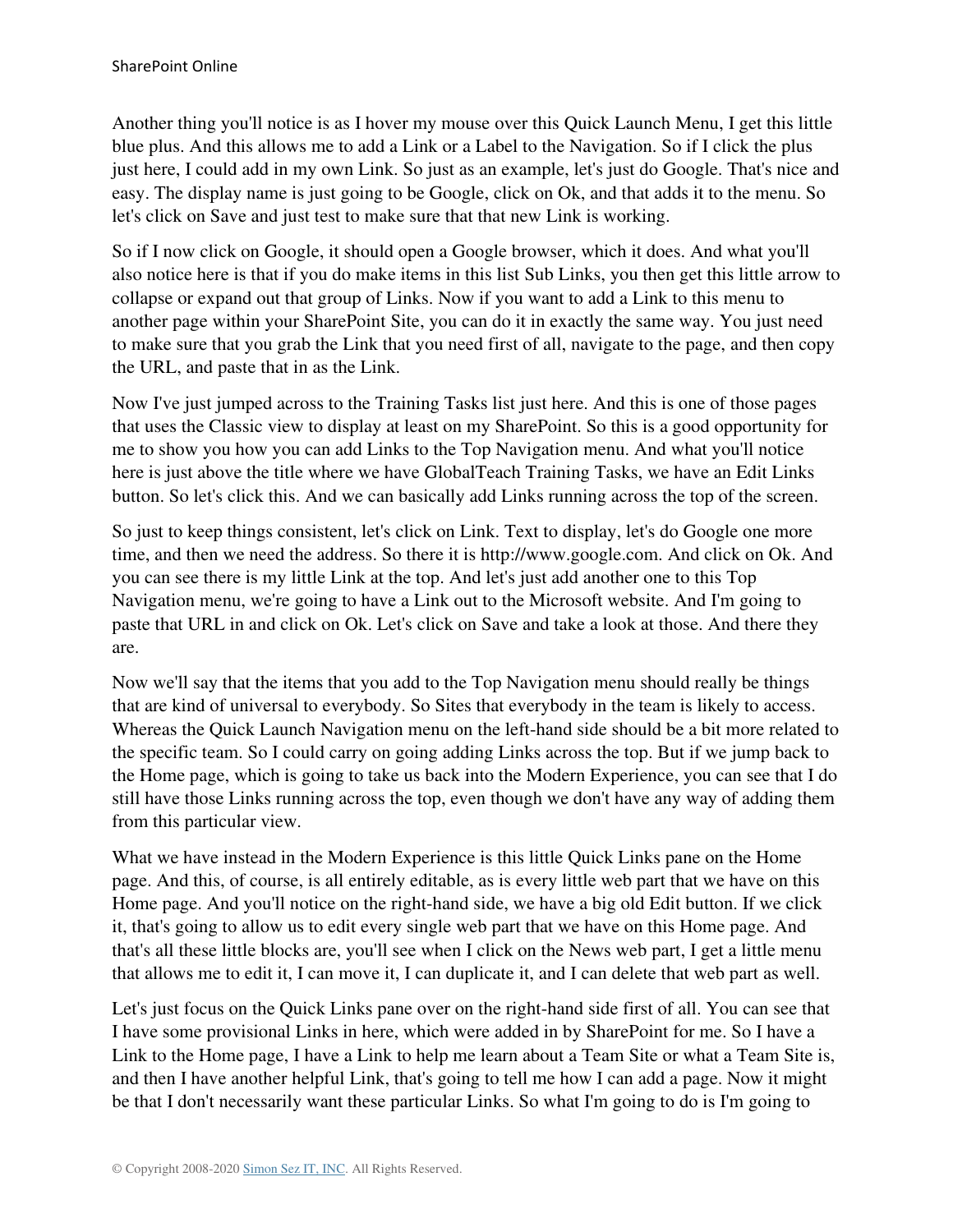Another thing you'll notice is as I hover my mouse over this Quick Launch Menu, I get this little blue plus. And this allows me to add a Link or a Label to the Navigation. So if I click the plus just here, I could add in my own Link. So just as an example, let's just do Google. That's nice and easy. The display name is just going to be Google, click on Ok, and that adds it to the menu. So let's click on Save and just test to make sure that that new Link is working.

So if I now click on Google, it should open a Google browser, which it does. And what you'll also notice here is that if you do make items in this list Sub Links, you then get this little arrow to collapse or expand out that group of Links. Now if you want to add a Link to this menu to another page within your SharePoint Site, you can do it in exactly the same way. You just need to make sure that you grab the Link that you need first of all, navigate to the page, and then copy the URL, and paste that in as the Link.

Now I've just jumped across to the Training Tasks list just here. And this is one of those pages that uses the Classic view to display at least on my SharePoint. So this is a good opportunity for me to show you how you can add Links to the Top Navigation menu. And what you'll notice here is just above the title where we have GlobalTeach Training Tasks, we have an Edit Links button. So let's click this. And we can basically add Links running across the top of the screen.

So just to keep things consistent, let's click on Link. Text to display, let's do Google one more time, and then we need the address. So there it is http://www.google.com. And click on Ok. And you can see there is my little Link at the top. And let's just add another one to this Top Navigation menu, we're going to have a Link out to the Microsoft website. And I'm going to paste that URL in and click on Ok. Let's click on Save and take a look at those. And there they are.

Now we'll say that the items that you add to the Top Navigation menu should really be things that are kind of universal to everybody. So Sites that everybody in the team is likely to access. Whereas the Quick Launch Navigation menu on the left-hand side should be a bit more related to the specific team. So I could carry on going adding Links across the top. But if we jump back to the Home page, which is going to take us back into the Modern Experience, you can see that I do still have those Links running across the top, even though we don't have any way of adding them from this particular view.

What we have instead in the Modern Experience is this little Quick Links pane on the Home page. And this, of course, is all entirely editable, as is every little web part that we have on this Home page. And you'll notice on the right-hand side, we have a big old Edit button. If we click it, that's going to allow us to edit every single web part that we have on this Home page. And that's all these little blocks are, you'll see when I click on the News web part, I get a little menu that allows me to edit it, I can move it, I can duplicate it, and I can delete that web part as well.

Let's just focus on the Quick Links pane over on the right-hand side first of all. You can see that I have some provisional Links in here, which were added in by SharePoint for me. So I have a Link to the Home page, I have a Link to help me learn about a Team Site or what a Team Site is, and then I have another helpful Link, that's going to tell me how I can add a page. Now it might be that I don't necessarily want these particular Links. So what I'm going to do is I'm going to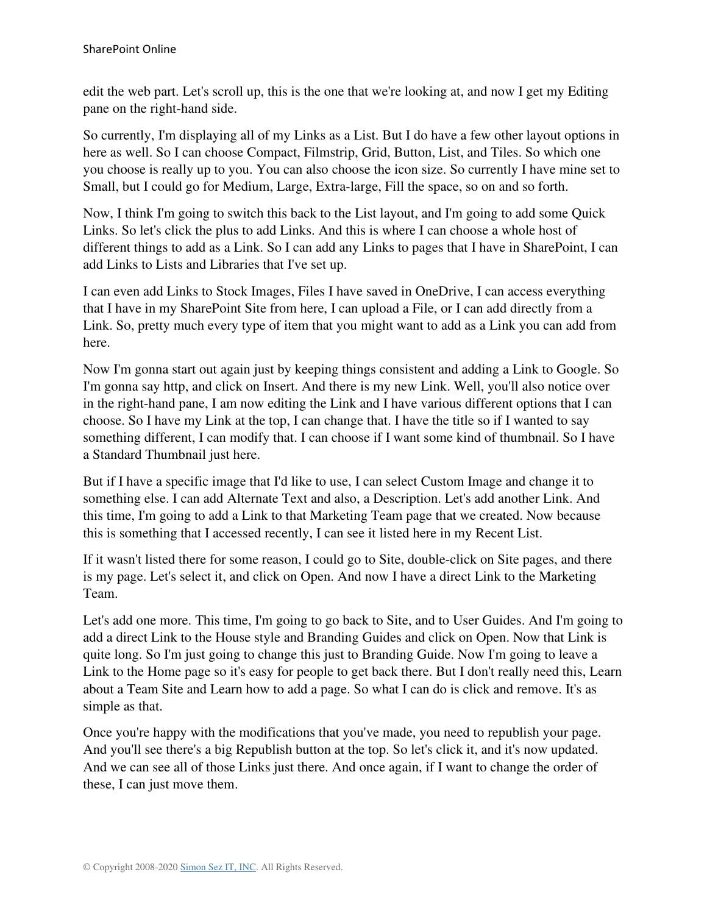edit the web part. Let's scroll up, this is the one that we're looking at, and now I get my Editing pane on the right-hand side.

So currently, I'm displaying all of my Links as a List. But I do have a few other layout options in here as well. So I can choose Compact, Filmstrip, Grid, Button, List, and Tiles. So which one you choose is really up to you. You can also choose the icon size. So currently I have mine set to Small, but I could go for Medium, Large, Extra-large, Fill the space, so on and so forth.

Now, I think I'm going to switch this back to the List layout, and I'm going to add some Quick Links. So let's click the plus to add Links. And this is where I can choose a whole host of different things to add as a Link. So I can add any Links to pages that I have in SharePoint, I can add Links to Lists and Libraries that I've set up.

I can even add Links to Stock Images, Files I have saved in OneDrive, I can access everything that I have in my SharePoint Site from here, I can upload a File, or I can add directly from a Link. So, pretty much every type of item that you might want to add as a Link you can add from here.

Now I'm gonna start out again just by keeping things consistent and adding a Link to Google. So I'm gonna say http, and click on Insert. And there is my new Link. Well, you'll also notice over in the right-hand pane, I am now editing the Link and I have various different options that I can choose. So I have my Link at the top, I can change that. I have the title so if I wanted to say something different, I can modify that. I can choose if I want some kind of thumbnail. So I have a Standard Thumbnail just here.

But if I have a specific image that I'd like to use, I can select Custom Image and change it to something else. I can add Alternate Text and also, a Description. Let's add another Link. And this time, I'm going to add a Link to that Marketing Team page that we created. Now because this is something that I accessed recently, I can see it listed here in my Recent List.

If it wasn't listed there for some reason, I could go to Site, double-click on Site pages, and there is my page. Let's select it, and click on Open. And now I have a direct Link to the Marketing Team.

Let's add one more. This time, I'm going to go back to Site, and to User Guides. And I'm going to add a direct Link to the House style and Branding Guides and click on Open. Now that Link is quite long. So I'm just going to change this just to Branding Guide. Now I'm going to leave a Link to the Home page so it's easy for people to get back there. But I don't really need this, Learn about a Team Site and Learn how to add a page. So what I can do is click and remove. It's as simple as that.

Once you're happy with the modifications that you've made, you need to republish your page. And you'll see there's a big Republish button at the top. So let's click it, and it's now updated. And we can see all of those Links just there. And once again, if I want to change the order of these, I can just move them.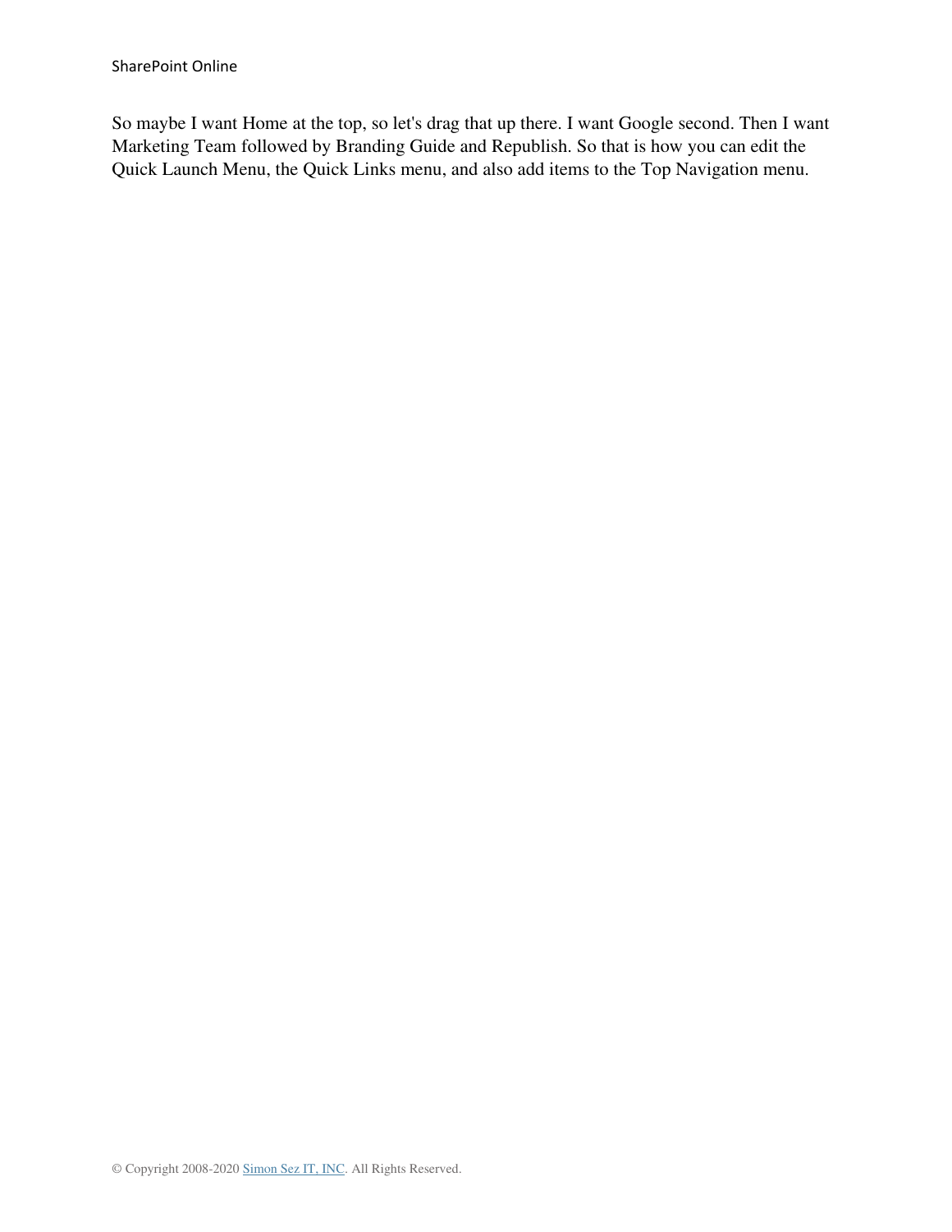So maybe I want Home at the top, so let's drag that up there. I want Google second. Then I want Marketing Team followed by Branding Guide and Republish. So that is how you can edit the Quick Launch Menu, the Quick Links menu, and also add items to the Top Navigation menu.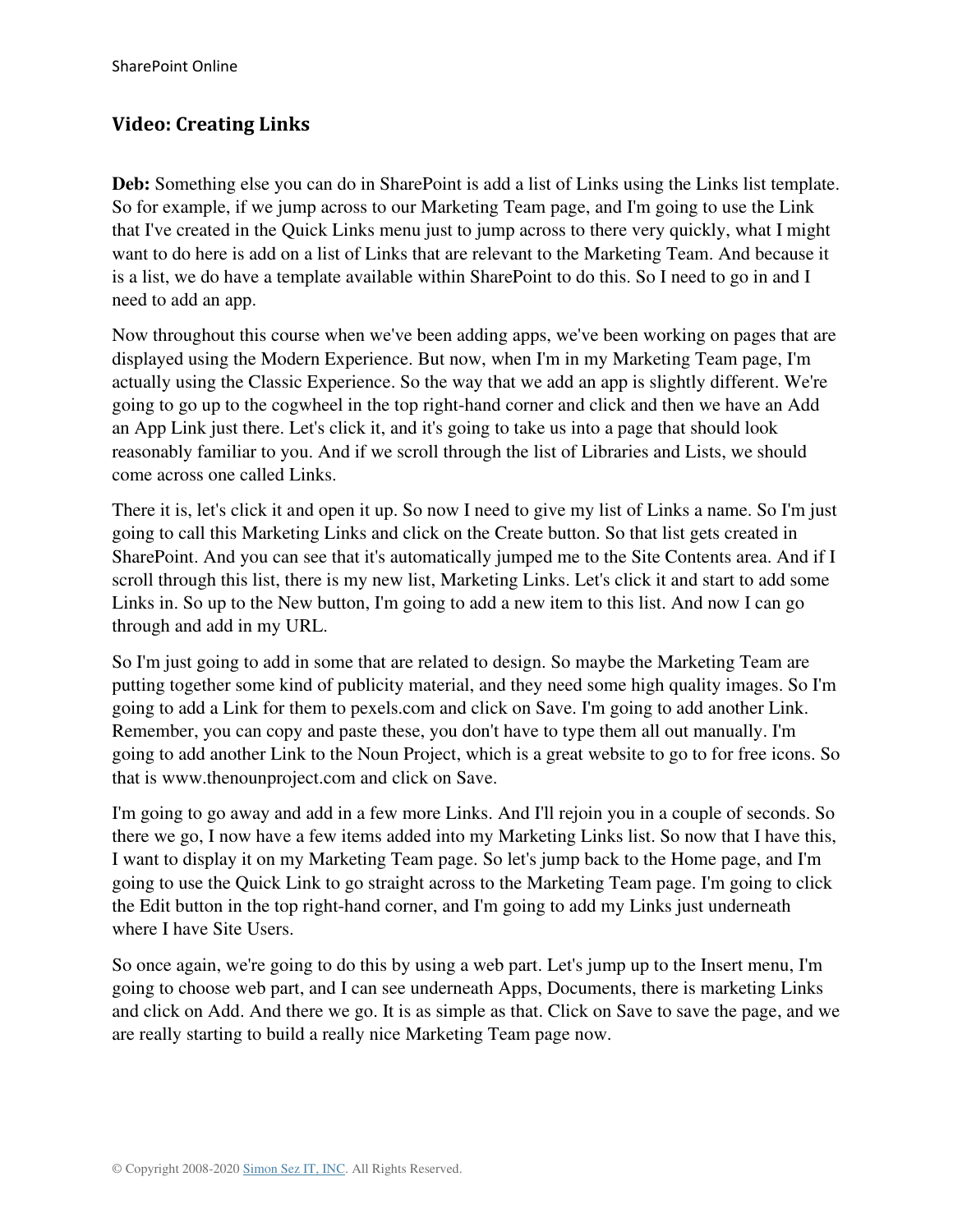## Video: Creating Links

**Deb:** Something else you can do in SharePoint is add a list of Links using the Links list template. So for example, if we jump across to our Marketing Team page, and I'm going to use the Link that I've created in the Quick Links menu just to jump across to there very quickly, what I might want to do here is add on a list of Links that are relevant to the Marketing Team. And because it is a list, we do have a template available within SharePoint to do this. So I need to go in and I need to add an app.

Now throughout this course when we've been adding apps, we've been working on pages that are displayed using the Modern Experience. But now, when I'm in my Marketing Team page, I'm actually using the Classic Experience. So the way that we add an app is slightly different. We're going to go up to the cogwheel in the top right-hand corner and click and then we have an Add an App Link just there. Let's click it, and it's going to take us into a page that should look reasonably familiar to you. And if we scroll through the list of Libraries and Lists, we should come across one called Links.

There it is, let's click it and open it up. So now I need to give my list of Links a name. So I'm just going to call this Marketing Links and click on the Create button. So that list gets created in SharePoint. And you can see that it's automatically jumped me to the Site Contents area. And if I scroll through this list, there is my new list, Marketing Links. Let's click it and start to add some Links in. So up to the New button, I'm going to add a new item to this list. And now I can go through and add in my URL.

So I'm just going to add in some that are related to design. So maybe the Marketing Team are putting together some kind of publicity material, and they need some high quality images. So I'm going to add a Link for them to pexels.com and click on Save. I'm going to add another Link. Remember, you can copy and paste these, you don't have to type them all out manually. I'm going to add another Link to the Noun Project, which is a great website to go to for free icons. So that is www.thenounproject.com and click on Save.

I'm going to go away and add in a few more Links. And I'll rejoin you in a couple of seconds. So there we go, I now have a few items added into my Marketing Links list. So now that I have this, I want to display it on my Marketing Team page. So let's jump back to the Home page, and I'm going to use the Quick Link to go straight across to the Marketing Team page. I'm going to click the Edit button in the top right-hand corner, and I'm going to add my Links just underneath where I have Site Users.

So once again, we're going to do this by using a web part. Let's jump up to the Insert menu, I'm going to choose web part, and I can see underneath Apps, Documents, there is marketing Links and click on Add. And there we go. It is as simple as that. Click on Save to save the page, and we are really starting to build a really nice Marketing Team page now.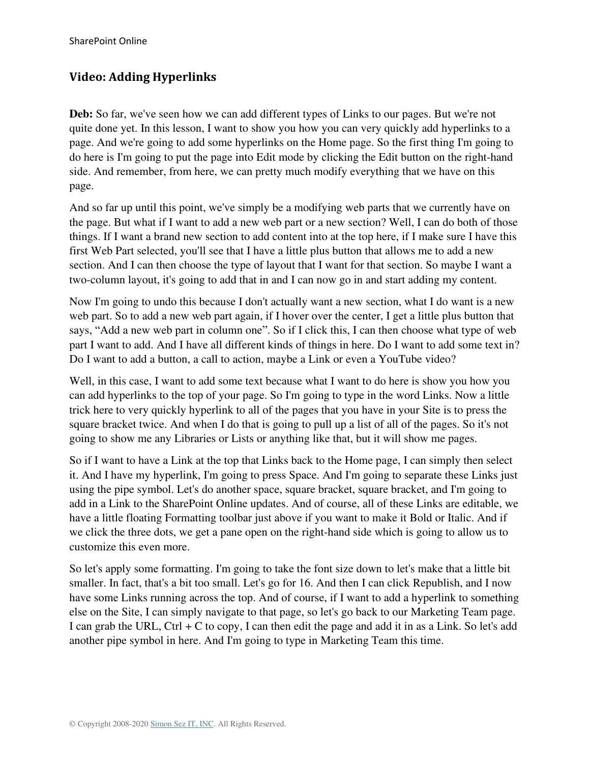## Video: Adding Hyperlinks

**Deb:** So far, we've seen how we can add different types of Links to our pages. But we're not quite done yet. In this lesson, I want to show you how you can very quickly add hyperlinks to a page. And we're going to add some hyperlinks on the Home page. So the first thing I'm going to do here is I'm going to put the page into Edit mode by clicking the Edit button on the right-hand side. And remember, from here, we can pretty much modify everything that we have on this page.

And so far up until this point, we've simply be a modifying web parts that we currently have on the page. But what if I want to add a new web part or a new section? Well, I can do both of those things. If I want a brand new section to add content into at the top here, if I make sure I have this first Web Part selected, you'll see that I have a little plus button that allows me to add a new section. And I can then choose the type of layout that I want for that section. So maybe I want a two-column layout, it's going to add that in and I can now go in and start adding my content.

Now I'm going to undo this because I don't actually want a new section, what I do want is a new web part. So to add a new web part again, if I hover over the center, I get a little plus button that says, "Add a new web part in column one". So if I click this, I can then choose what type of web part I want to add. And I have all different kinds of things in here. Do I want to add some text in? Do I want to add a button, a call to action, maybe a Link or even a YouTube video?

Well, in this case, I want to add some text because what I want to do here is show you how you can add hyperlinks to the top of your page. So I'm going to type in the word Links. Now a little trick here to very quickly hyperlink to all of the pages that you have in your Site is to press the square bracket twice. And when I do that is going to pull up a list of all of the pages. So it's not going to show me any Libraries or Lists or anything like that, but it will show me pages.

So if I want to have a Link at the top that Links back to the Home page, I can simply then select it. And I have my hyperlink, I'm going to press Space. And I'm going to separate these Links just using the pipe symbol. Let's do another space, square bracket, square bracket, and I'm going to add in a Link to the SharePoint Online updates. And of course, all of these Links are editable, we have a little floating Formatting toolbar just above if you want to make it Bold or Italic. And if we click the three dots, we get a pane open on the right-hand side which is going to allow us to customize this even more.

So let's apply some formatting. I'm going to take the font size down to let's make that a little bit smaller. In fact, that's a bit too small. Let's go for 16. And then I can click Republish, and I now have some Links running across the top. And of course, if I want to add a hyperlink to something else on the Site, I can simply navigate to that page, so let's go back to our Marketing Team page. I can grab the URL, Ctrl + C to copy, I can then edit the page and add it in as a Link. So let's add another pipe symbol in here. And I'm going to type in Marketing Team this time.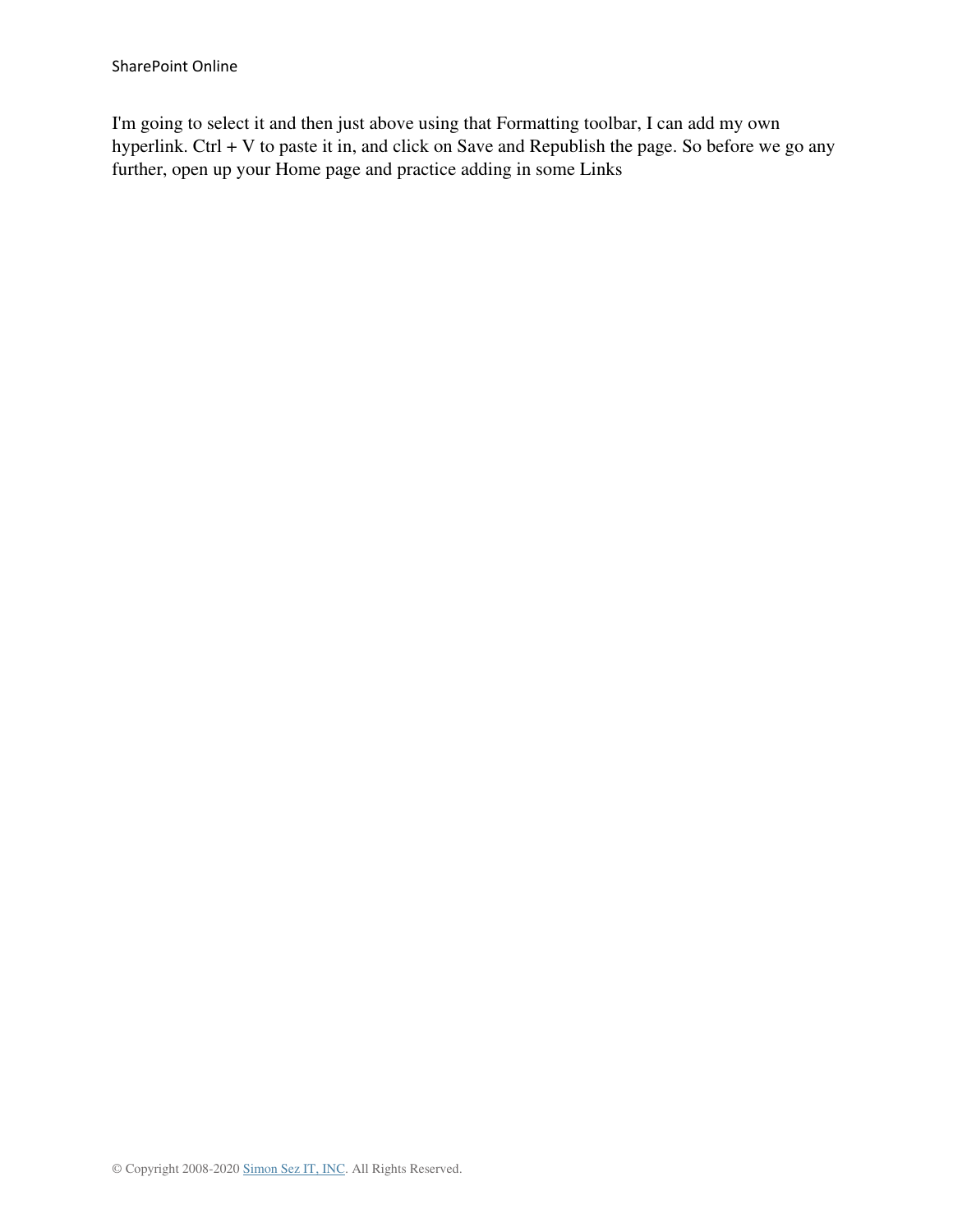I'm going to select it and then just above using that Formatting toolbar, I can add my own hyperlink. Ctrl + V to paste it in, and click on Save and Republish the page. So before we go any further, open up your Home page and practice adding in some Links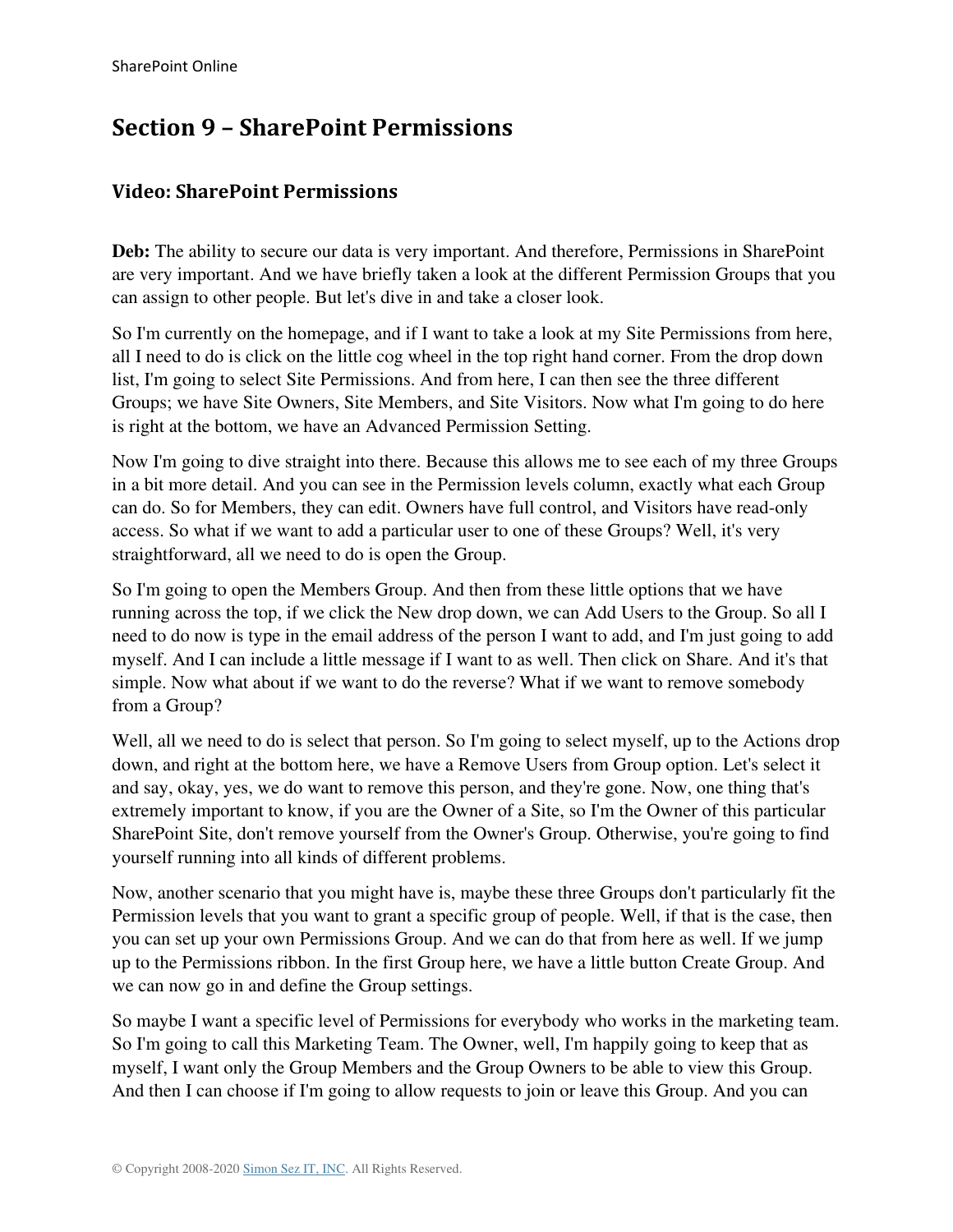# Section 9 – SharePoint Permissions

## Video: SharePoint Permissions

**Deb:** The ability to secure our data is very important. And therefore, Permissions in SharePoint are very important. And we have briefly taken a look at the different Permission Groups that you can assign to other people. But let's dive in and take a closer look.

So I'm currently on the homepage, and if I want to take a look at my Site Permissions from here, all I need to do is click on the little cog wheel in the top right hand corner. From the drop down list, I'm going to select Site Permissions. And from here, I can then see the three different Groups; we have Site Owners, Site Members, and Site Visitors. Now what I'm going to do here is right at the bottom, we have an Advanced Permission Setting.

Now I'm going to dive straight into there. Because this allows me to see each of my three Groups in a bit more detail. And you can see in the Permission levels column, exactly what each Group can do. So for Members, they can edit. Owners have full control, and Visitors have read-only access. So what if we want to add a particular user to one of these Groups? Well, it's very straightforward, all we need to do is open the Group.

So I'm going to open the Members Group. And then from these little options that we have running across the top, if we click the New drop down, we can Add Users to the Group. So all I need to do now is type in the email address of the person I want to add, and I'm just going to add myself. And I can include a little message if I want to as well. Then click on Share. And it's that simple. Now what about if we want to do the reverse? What if we want to remove somebody from a Group?

Well, all we need to do is select that person. So I'm going to select myself, up to the Actions drop down, and right at the bottom here, we have a Remove Users from Group option. Let's select it and say, okay, yes, we do want to remove this person, and they're gone. Now, one thing that's extremely important to know, if you are the Owner of a Site, so I'm the Owner of this particular SharePoint Site, don't remove yourself from the Owner's Group. Otherwise, you're going to find yourself running into all kinds of different problems.

Now, another scenario that you might have is, maybe these three Groups don't particularly fit the Permission levels that you want to grant a specific group of people. Well, if that is the case, then you can set up your own Permissions Group. And we can do that from here as well. If we jump up to the Permissions ribbon. In the first Group here, we have a little button Create Group. And we can now go in and define the Group settings.

So maybe I want a specific level of Permissions for everybody who works in the marketing team. So I'm going to call this Marketing Team. The Owner, well, I'm happily going to keep that as myself, I want only the Group Members and the Group Owners to be able to view this Group. And then I can choose if I'm going to allow requests to join or leave this Group. And you can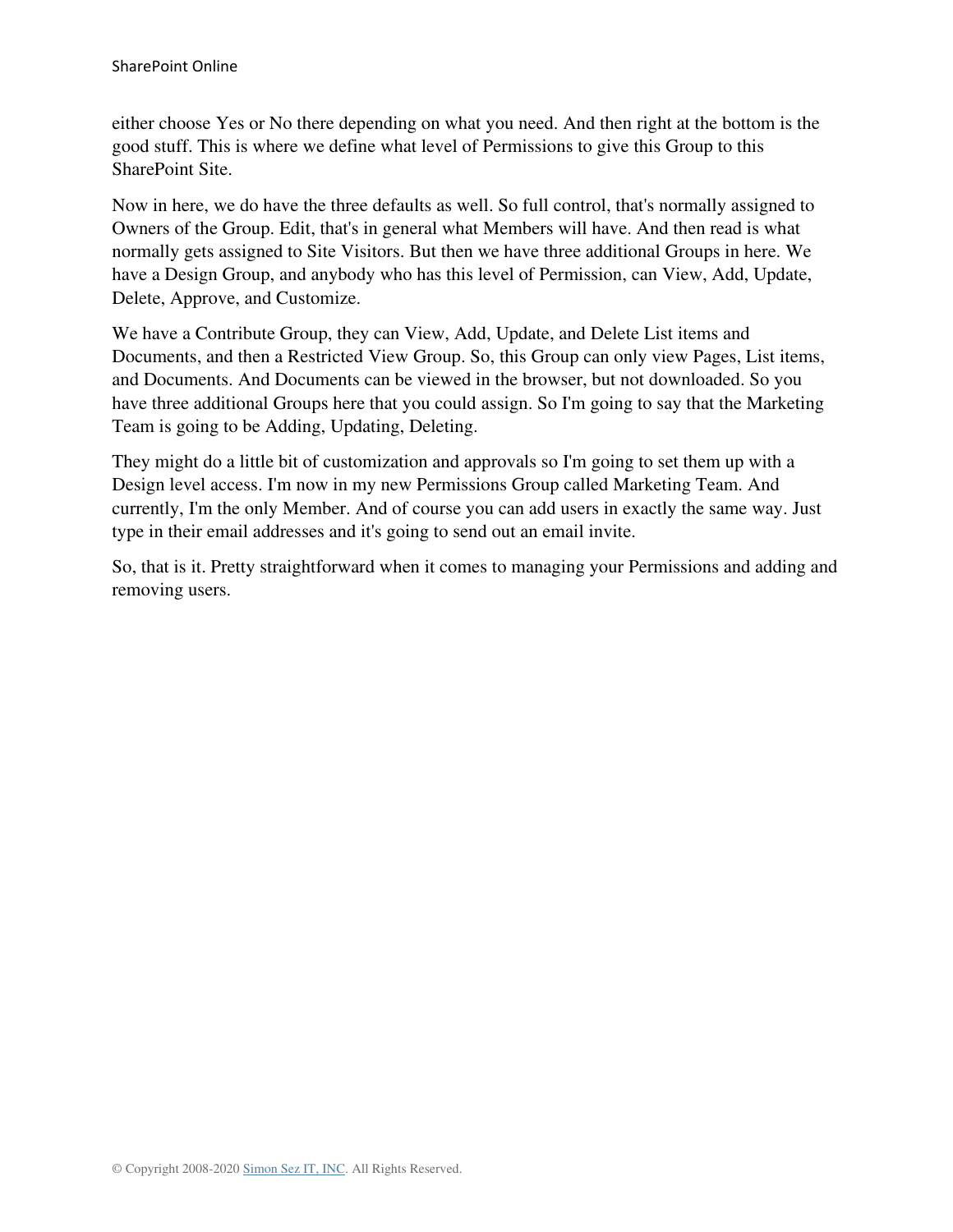either choose Yes or No there depending on what you need. And then right at the bottom is the good stuff. This is where we define what level of Permissions to give this Group to this SharePoint Site.

Now in here, we do have the three defaults as well. So full control, that's normally assigned to Owners of the Group. Edit, that's in general what Members will have. And then read is what normally gets assigned to Site Visitors. But then we have three additional Groups in here. We have a Design Group, and anybody who has this level of Permission, can View, Add, Update, Delete, Approve, and Customize.

We have a Contribute Group, they can View, Add, Update, and Delete List items and Documents, and then a Restricted View Group. So, this Group can only view Pages, List items, and Documents. And Documents can be viewed in the browser, but not downloaded. So you have three additional Groups here that you could assign. So I'm going to say that the Marketing Team is going to be Adding, Updating, Deleting.

They might do a little bit of customization and approvals so I'm going to set them up with a Design level access. I'm now in my new Permissions Group called Marketing Team. And currently, I'm the only Member. And of course you can add users in exactly the same way. Just type in their email addresses and it's going to send out an email invite.

So, that is it. Pretty straightforward when it comes to managing your Permissions and adding and removing users.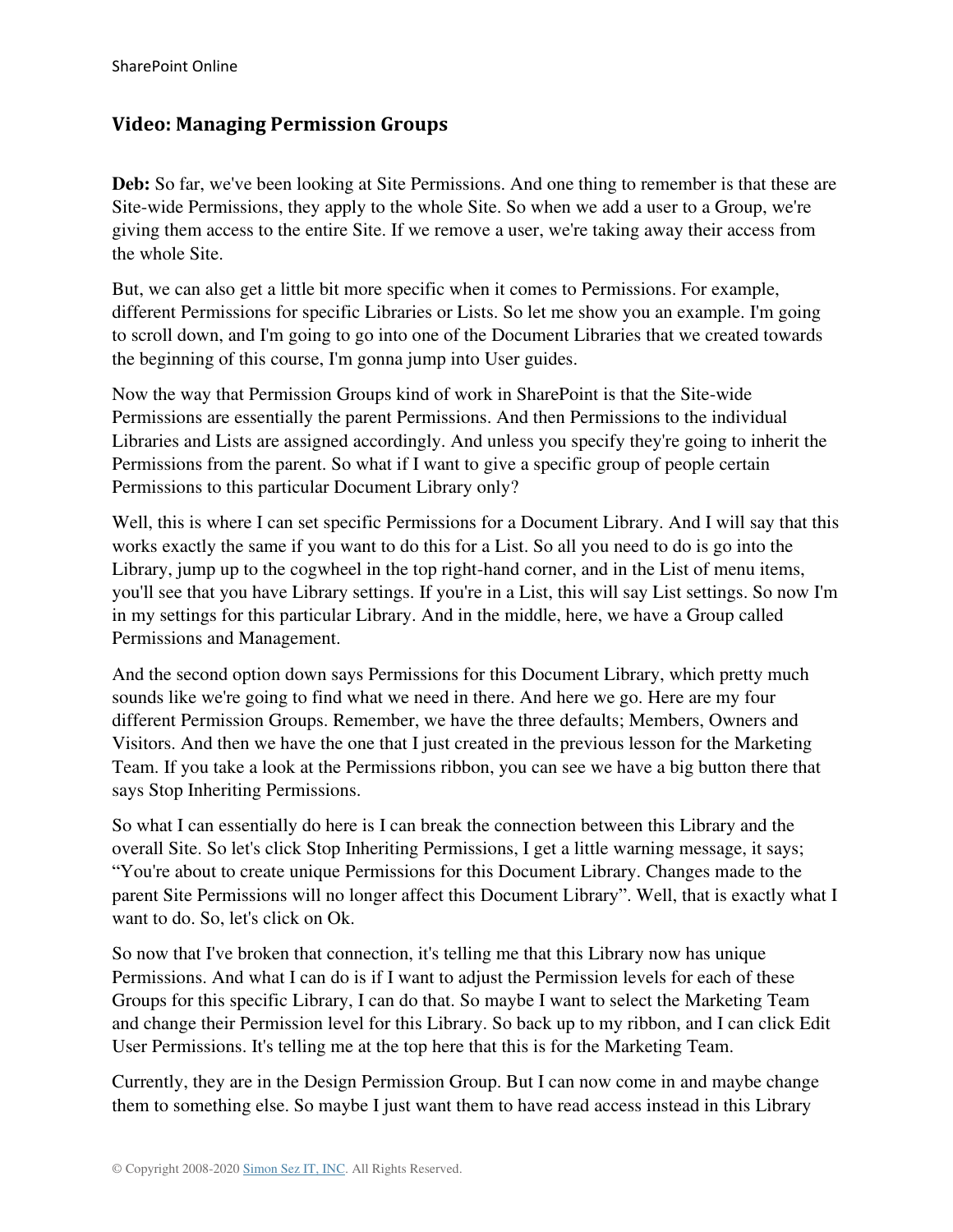## Video: Managing Permission Groups

**Deb:** So far, we've been looking at Site Permissions. And one thing to remember is that these are Site-wide Permissions, they apply to the whole Site. So when we add a user to a Group, we're giving them access to the entire Site. If we remove a user, we're taking away their access from the whole Site.

But, we can also get a little bit more specific when it comes to Permissions. For example, different Permissions for specific Libraries or Lists. So let me show you an example. I'm going to scroll down, and I'm going to go into one of the Document Libraries that we created towards the beginning of this course, I'm gonna jump into User guides.

Now the way that Permission Groups kind of work in SharePoint is that the Site-wide Permissions are essentially the parent Permissions. And then Permissions to the individual Libraries and Lists are assigned accordingly. And unless you specify they're going to inherit the Permissions from the parent. So what if I want to give a specific group of people certain Permissions to this particular Document Library only?

Well, this is where I can set specific Permissions for a Document Library. And I will say that this works exactly the same if you want to do this for a List. So all you need to do is go into the Library, jump up to the cogwheel in the top right-hand corner, and in the List of menu items, you'll see that you have Library settings. If you're in a List, this will say List settings. So now I'm in my settings for this particular Library. And in the middle, here, we have a Group called Permissions and Management.

And the second option down says Permissions for this Document Library, which pretty much sounds like we're going to find what we need in there. And here we go. Here are my four different Permission Groups. Remember, we have the three defaults; Members, Owners and Visitors. And then we have the one that I just created in the previous lesson for the Marketing Team. If you take a look at the Permissions ribbon, you can see we have a big button there that says Stop Inheriting Permissions.

So what I can essentially do here is I can break the connection between this Library and the overall Site. So let's click Stop Inheriting Permissions, I get a little warning message, it says; "You're about to create unique Permissions for this Document Library. Changes made to the parent Site Permissions will no longer affect this Document Library". Well, that is exactly what I want to do. So, let's click on Ok.

So now that I've broken that connection, it's telling me that this Library now has unique Permissions. And what I can do is if I want to adjust the Permission levels for each of these Groups for this specific Library, I can do that. So maybe I want to select the Marketing Team and change their Permission level for this Library. So back up to my ribbon, and I can click Edit User Permissions. It's telling me at the top here that this is for the Marketing Team.

Currently, they are in the Design Permission Group. But I can now come in and maybe change them to something else. So maybe I just want them to have read access instead in this Library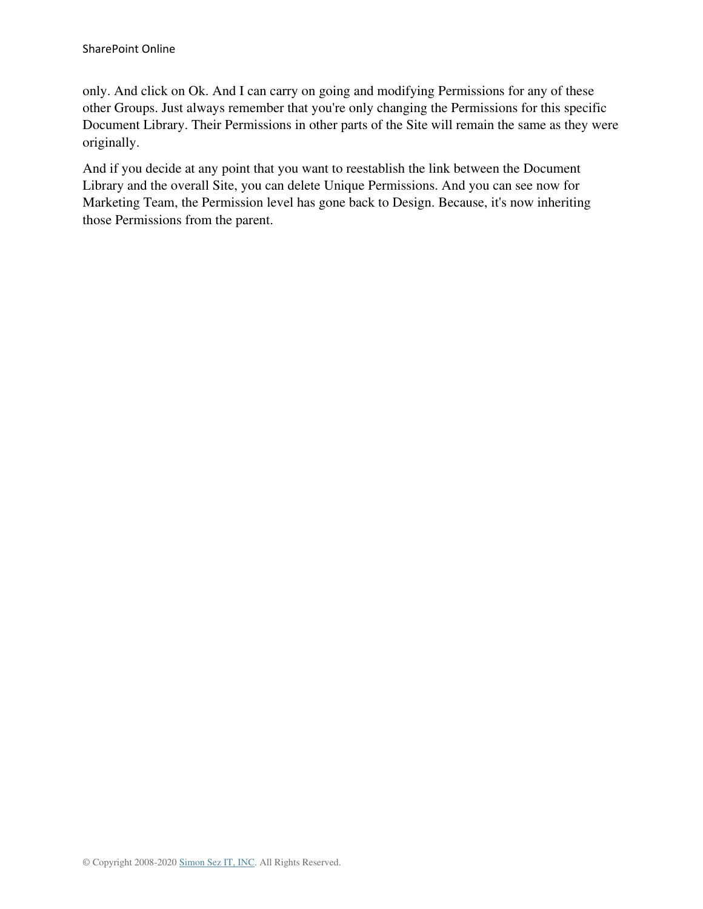only. And click on Ok. And I can carry on going and modifying Permissions for any of these other Groups. Just always remember that you're only changing the Permissions for this specific Document Library. Their Permissions in other parts of the Site will remain the same as they were originally.

And if you decide at any point that you want to reestablish the link between the Document Library and the overall Site, you can delete Unique Permissions. And you can see now for Marketing Team, the Permission level has gone back to Design. Because, it's now inheriting those Permissions from the parent.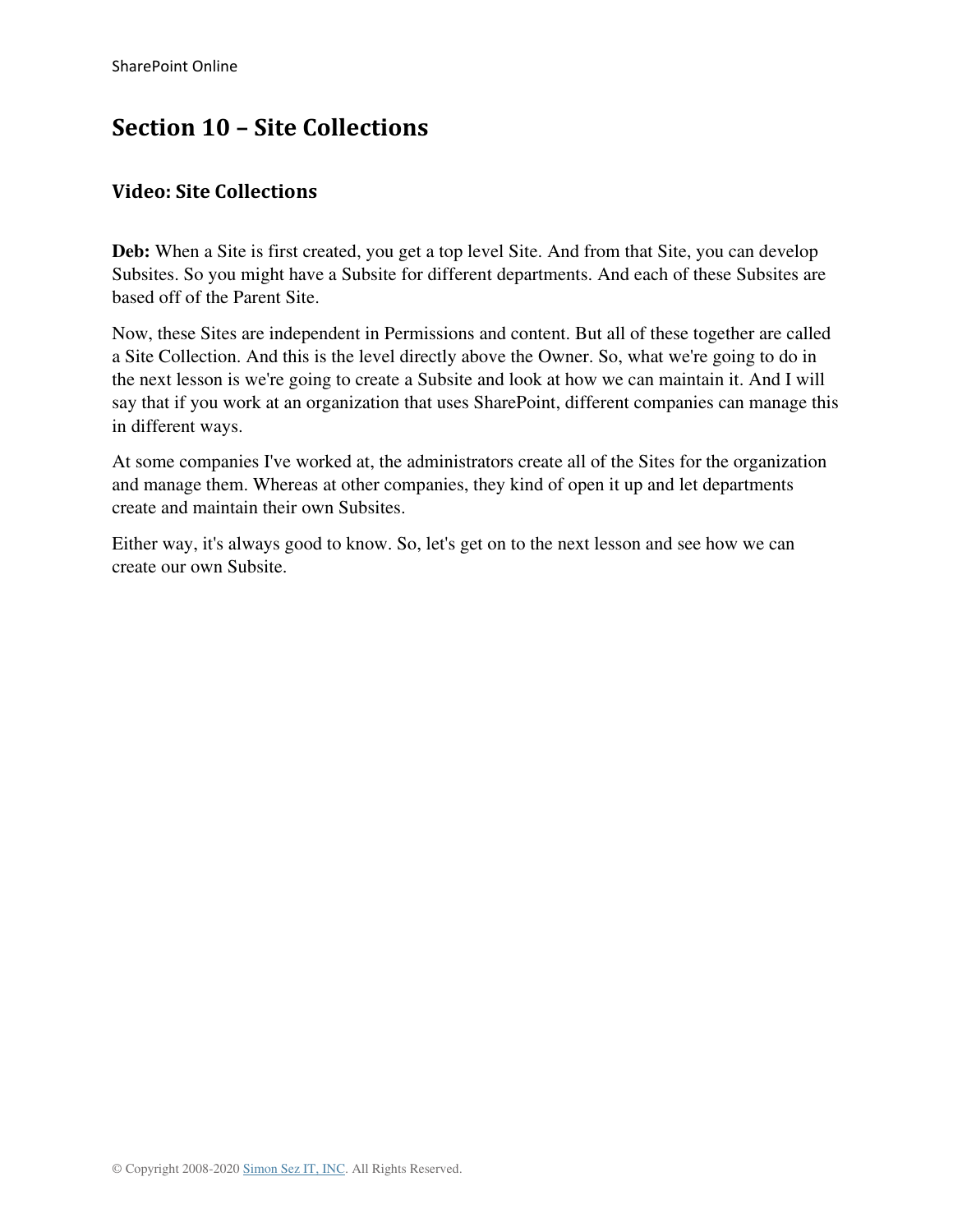# Section 10 – Site Collections

## Video: Site Collections

**Deb:** When a Site is first created, you get a top level Site. And from that Site, you can develop Subsites. So you might have a Subsite for different departments. And each of these Subsites are based off of the Parent Site.

Now, these Sites are independent in Permissions and content. But all of these together are called a Site Collection. And this is the level directly above the Owner. So, what we're going to do in the next lesson is we're going to create a Subsite and look at how we can maintain it. And I will say that if you work at an organization that uses SharePoint, different companies can manage this in different ways.

At some companies I've worked at, the administrators create all of the Sites for the organization and manage them. Whereas at other companies, they kind of open it up and let departments create and maintain their own Subsites.

Either way, it's always good to know. So, let's get on to the next lesson and see how we can create our own Subsite.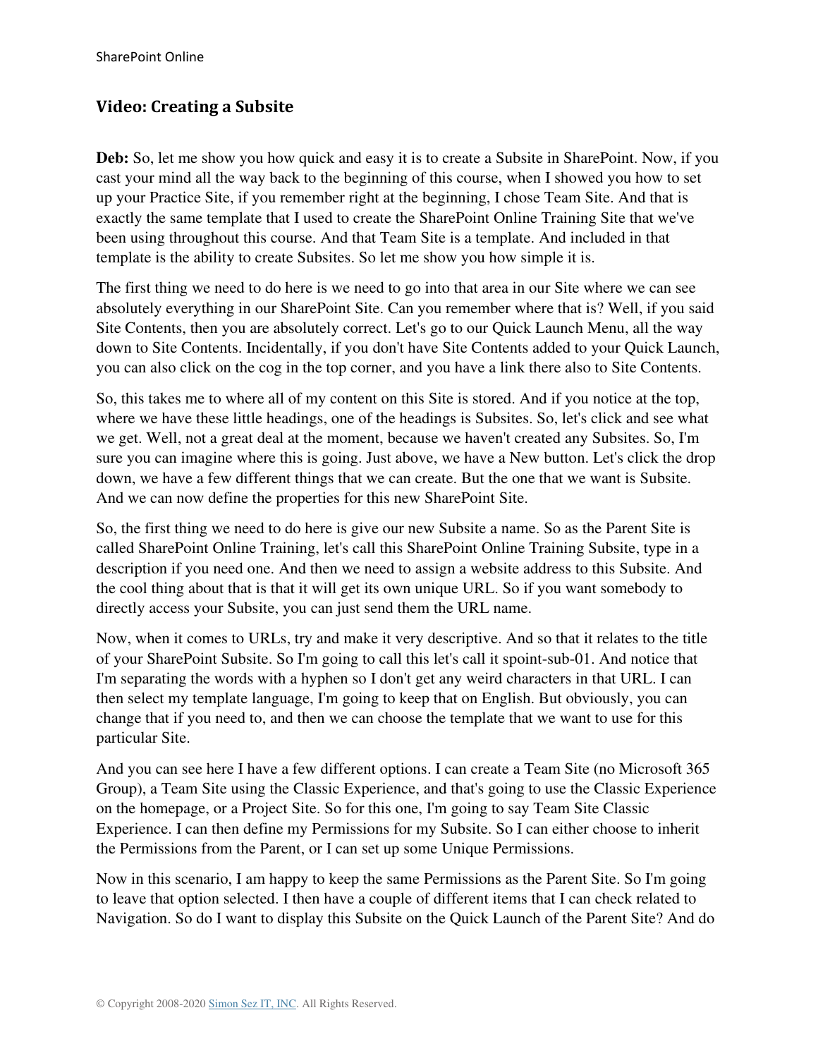## Video: Creating a Subsite

**Deb:** So, let me show you how quick and easy it is to create a Subsite in SharePoint. Now, if you cast your mind all the way back to the beginning of this course, when I showed you how to set up your Practice Site, if you remember right at the beginning, I chose Team Site. And that is exactly the same template that I used to create the SharePoint Online Training Site that we've been using throughout this course. And that Team Site is a template. And included in that template is the ability to create Subsites. So let me show you how simple it is.

The first thing we need to do here is we need to go into that area in our Site where we can see absolutely everything in our SharePoint Site. Can you remember where that is? Well, if you said Site Contents, then you are absolutely correct. Let's go to our Quick Launch Menu, all the way down to Site Contents. Incidentally, if you don't have Site Contents added to your Quick Launch, you can also click on the cog in the top corner, and you have a link there also to Site Contents.

So, this takes me to where all of my content on this Site is stored. And if you notice at the top, where we have these little headings, one of the headings is Subsites. So, let's click and see what we get. Well, not a great deal at the moment, because we haven't created any Subsites. So, I'm sure you can imagine where this is going. Just above, we have a New button. Let's click the drop down, we have a few different things that we can create. But the one that we want is Subsite. And we can now define the properties for this new SharePoint Site.

So, the first thing we need to do here is give our new Subsite a name. So as the Parent Site is called SharePoint Online Training, let's call this SharePoint Online Training Subsite, type in a description if you need one. And then we need to assign a website address to this Subsite. And the cool thing about that is that it will get its own unique URL. So if you want somebody to directly access your Subsite, you can just send them the URL name.

Now, when it comes to URLs, try and make it very descriptive. And so that it relates to the title of your SharePoint Subsite. So I'm going to call this let's call it spoint-sub-01. And notice that I'm separating the words with a hyphen so I don't get any weird characters in that URL. I can then select my template language, I'm going to keep that on English. But obviously, you can change that if you need to, and then we can choose the template that we want to use for this particular Site.

And you can see here I have a few different options. I can create a Team Site (no Microsoft 365 Group), a Team Site using the Classic Experience, and that's going to use the Classic Experience on the homepage, or a Project Site. So for this one, I'm going to say Team Site Classic Experience. I can then define my Permissions for my Subsite. So I can either choose to inherit the Permissions from the Parent, or I can set up some Unique Permissions.

Now in this scenario, I am happy to keep the same Permissions as the Parent Site. So I'm going to leave that option selected. I then have a couple of different items that I can check related to Navigation. So do I want to display this Subsite on the Quick Launch of the Parent Site? And do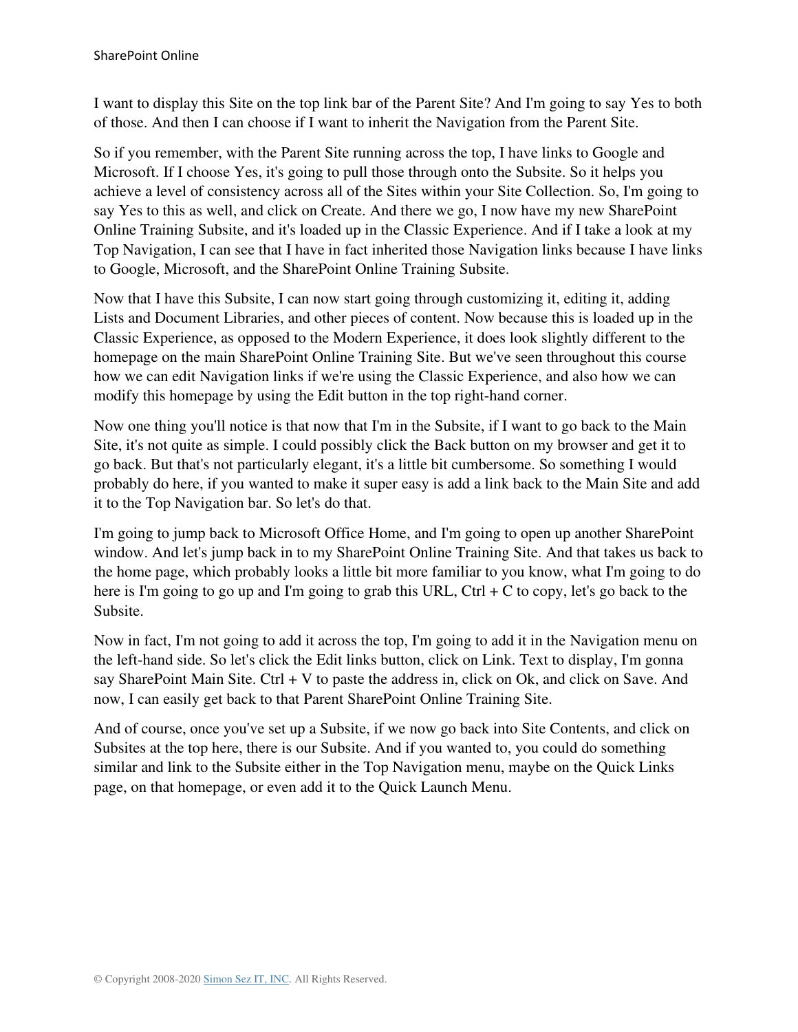I want to display this Site on the top link bar of the Parent Site? And I'm going to say Yes to both of those. And then I can choose if I want to inherit the Navigation from the Parent Site.

So if you remember, with the Parent Site running across the top, I have links to Google and Microsoft. If I choose Yes, it's going to pull those through onto the Subsite. So it helps you achieve a level of consistency across all of the Sites within your Site Collection. So, I'm going to say Yes to this as well, and click on Create. And there we go, I now have my new SharePoint Online Training Subsite, and it's loaded up in the Classic Experience. And if I take a look at my Top Navigation, I can see that I have in fact inherited those Navigation links because I have links to Google, Microsoft, and the SharePoint Online Training Subsite.

Now that I have this Subsite, I can now start going through customizing it, editing it, adding Lists and Document Libraries, and other pieces of content. Now because this is loaded up in the Classic Experience, as opposed to the Modern Experience, it does look slightly different to the homepage on the main SharePoint Online Training Site. But we've seen throughout this course how we can edit Navigation links if we're using the Classic Experience, and also how we can modify this homepage by using the Edit button in the top right-hand corner.

Now one thing you'll notice is that now that I'm in the Subsite, if I want to go back to the Main Site, it's not quite as simple. I could possibly click the Back button on my browser and get it to go back. But that's not particularly elegant, it's a little bit cumbersome. So something I would probably do here, if you wanted to make it super easy is add a link back to the Main Site and add it to the Top Navigation bar. So let's do that.

I'm going to jump back to Microsoft Office Home, and I'm going to open up another SharePoint window. And let's jump back in to my SharePoint Online Training Site. And that takes us back to the home page, which probably looks a little bit more familiar to you know, what I'm going to do here is I'm going to go up and I'm going to grab this URL, Ctrl + C to copy, let's go back to the Subsite.

Now in fact, I'm not going to add it across the top, I'm going to add it in the Navigation menu on the left-hand side. So let's click the Edit links button, click on Link. Text to display, I'm gonna say SharePoint Main Site. Ctrl + V to paste the address in, click on Ok, and click on Save. And now, I can easily get back to that Parent SharePoint Online Training Site.

And of course, once you've set up a Subsite, if we now go back into Site Contents, and click on Subsites at the top here, there is our Subsite. And if you wanted to, you could do something similar and link to the Subsite either in the Top Navigation menu, maybe on the Quick Links page, on that homepage, or even add it to the Quick Launch Menu.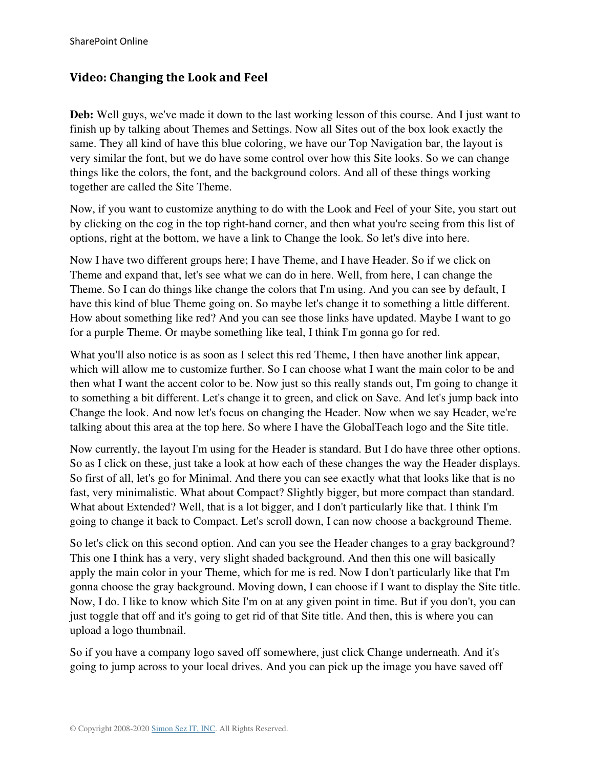## Video: Changing the Look and Feel

**Deb:** Well guys, we've made it down to the last working lesson of this course. And I just want to finish up by talking about Themes and Settings. Now all Sites out of the box look exactly the same. They all kind of have this blue coloring, we have our Top Navigation bar, the layout is very similar the font, but we do have some control over how this Site looks. So we can change things like the colors, the font, and the background colors. And all of these things working together are called the Site Theme.

Now, if you want to customize anything to do with the Look and Feel of your Site, you start out by clicking on the cog in the top right-hand corner, and then what you're seeing from this list of options, right at the bottom, we have a link to Change the look. So let's dive into here.

Now I have two different groups here; I have Theme, and I have Header. So if we click on Theme and expand that, let's see what we can do in here. Well, from here, I can change the Theme. So I can do things like change the colors that I'm using. And you can see by default, I have this kind of blue Theme going on. So maybe let's change it to something a little different. How about something like red? And you can see those links have updated. Maybe I want to go for a purple Theme. Or maybe something like teal, I think I'm gonna go for red.

What you'll also notice is as soon as I select this red Theme, I then have another link appear, which will allow me to customize further. So I can choose what I want the main color to be and then what I want the accent color to be. Now just so this really stands out, I'm going to change it to something a bit different. Let's change it to green, and click on Save. And let's jump back into Change the look. And now let's focus on changing the Header. Now when we say Header, we're talking about this area at the top here. So where I have the GlobalTeach logo and the Site title.

Now currently, the layout I'm using for the Header is standard. But I do have three other options. So as I click on these, just take a look at how each of these changes the way the Header displays. So first of all, let's go for Minimal. And there you can see exactly what that looks like that is no fast, very minimalistic. What about Compact? Slightly bigger, but more compact than standard. What about Extended? Well, that is a lot bigger, and I don't particularly like that. I think I'm going to change it back to Compact. Let's scroll down, I can now choose a background Theme.

So let's click on this second option. And can you see the Header changes to a gray background? This one I think has a very, very slight shaded background. And then this one will basically apply the main color in your Theme, which for me is red. Now I don't particularly like that I'm gonna choose the gray background. Moving down, I can choose if I want to display the Site title. Now, I do. I like to know which Site I'm on at any given point in time. But if you don't, you can just toggle that off and it's going to get rid of that Site title. And then, this is where you can upload a logo thumbnail.

So if you have a company logo saved off somewhere, just click Change underneath. And it's going to jump across to your local drives. And you can pick up the image you have saved off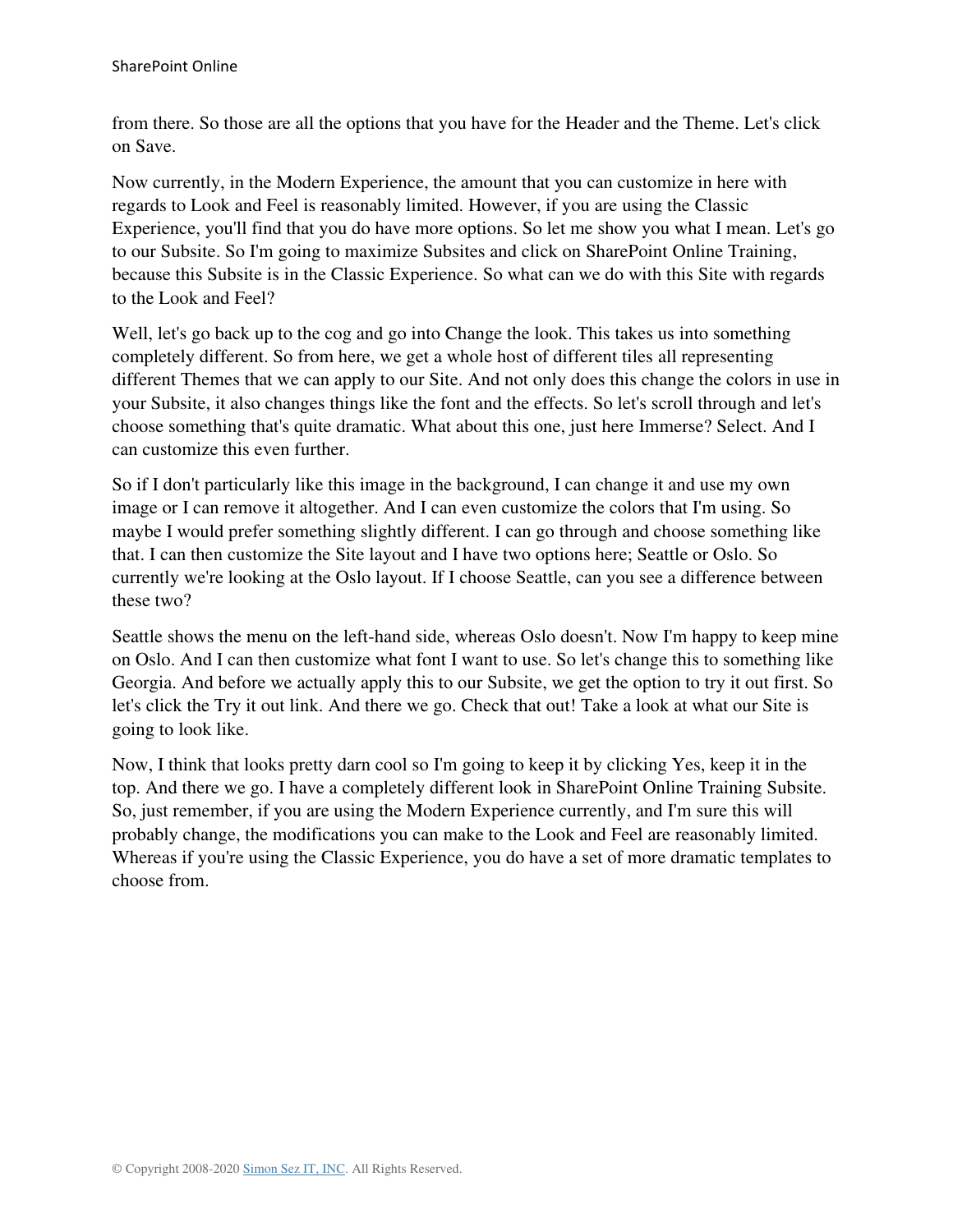from there. So those are all the options that you have for the Header and the Theme. Let's click on Save.

Now currently, in the Modern Experience, the amount that you can customize in here with regards to Look and Feel is reasonably limited. However, if you are using the Classic Experience, you'll find that you do have more options. So let me show you what I mean. Let's go to our Subsite. So I'm going to maximize Subsites and click on SharePoint Online Training, because this Subsite is in the Classic Experience. So what can we do with this Site with regards to the Look and Feel?

Well, let's go back up to the cog and go into Change the look. This takes us into something completely different. So from here, we get a whole host of different tiles all representing different Themes that we can apply to our Site. And not only does this change the colors in use in your Subsite, it also changes things like the font and the effects. So let's scroll through and let's choose something that's quite dramatic. What about this one, just here Immerse? Select. And I can customize this even further.

So if I don't particularly like this image in the background, I can change it and use my own image or I can remove it altogether. And I can even customize the colors that I'm using. So maybe I would prefer something slightly different. I can go through and choose something like that. I can then customize the Site layout and I have two options here; Seattle or Oslo. So currently we're looking at the Oslo layout. If I choose Seattle, can you see a difference between these two?

Seattle shows the menu on the left-hand side, whereas Oslo doesn't. Now I'm happy to keep mine on Oslo. And I can then customize what font I want to use. So let's change this to something like Georgia. And before we actually apply this to our Subsite, we get the option to try it out first. So let's click the Try it out link. And there we go. Check that out! Take a look at what our Site is going to look like.

Now, I think that looks pretty darn cool so I'm going to keep it by clicking Yes, keep it in the top. And there we go. I have a completely different look in SharePoint Online Training Subsite. So, just remember, if you are using the Modern Experience currently, and I'm sure this will probably change, the modifications you can make to the Look and Feel are reasonably limited. Whereas if you're using the Classic Experience, you do have a set of more dramatic templates to choose from.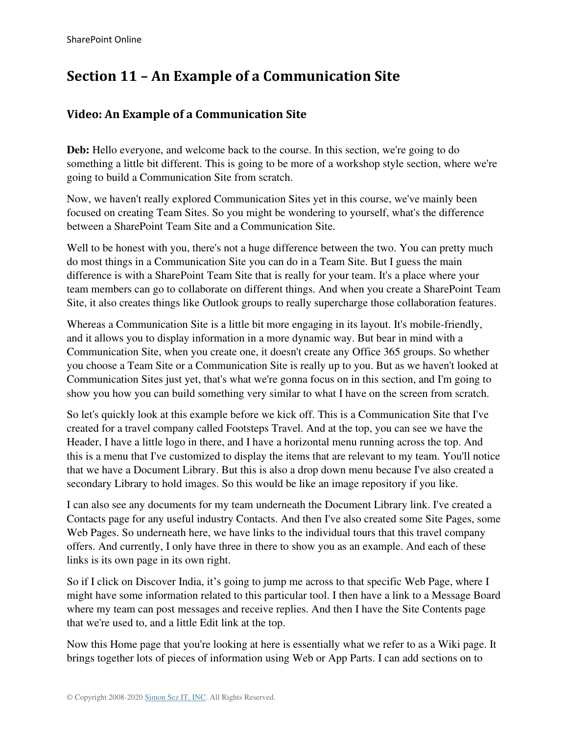# Section 11 – An Example of a Communication Site

## Video: An Example of a Communication Site

**Deb:** Hello everyone, and welcome back to the course. In this section, we're going to do something a little bit different. This is going to be more of a workshop style section, where we're going to build a Communication Site from scratch.

Now, we haven't really explored Communication Sites yet in this course, we've mainly been focused on creating Team Sites. So you might be wondering to yourself, what's the difference between a SharePoint Team Site and a Communication Site.

Well to be honest with you, there's not a huge difference between the two. You can pretty much do most things in a Communication Site you can do in a Team Site. But I guess the main difference is with a SharePoint Team Site that is really for your team. It's a place where your team members can go to collaborate on different things. And when you create a SharePoint Team Site, it also creates things like Outlook groups to really supercharge those collaboration features.

Whereas a Communication Site is a little bit more engaging in its layout. It's mobile-friendly, and it allows you to display information in a more dynamic way. But bear in mind with a Communication Site, when you create one, it doesn't create any Office 365 groups. So whether you choose a Team Site or a Communication Site is really up to you. But as we haven't looked at Communication Sites just yet, that's what we're gonna focus on in this section, and I'm going to show you how you can build something very similar to what I have on the screen from scratch.

So let's quickly look at this example before we kick off. This is a Communication Site that I've created for a travel company called Footsteps Travel. And at the top, you can see we have the Header, I have a little logo in there, and I have a horizontal menu running across the top. And this is a menu that I've customized to display the items that are relevant to my team. You'll notice that we have a Document Library. But this is also a drop down menu because I've also created a secondary Library to hold images. So this would be like an image repository if you like.

I can also see any documents for my team underneath the Document Library link. I've created a Contacts page for any useful industry Contacts. And then I've also created some Site Pages, some Web Pages. So underneath here, we have links to the individual tours that this travel company offers. And currently, I only have three in there to show you as an example. And each of these links is its own page in its own right.

So if I click on Discover India, it's going to jump me across to that specific Web Page, where I might have some information related to this particular tool. I then have a link to a Message Board where my team can post messages and receive replies. And then I have the Site Contents page that we're used to, and a little Edit link at the top.

Now this Home page that you're looking at here is essentially what we refer to as a Wiki page. It brings together lots of pieces of information using Web or App Parts. I can add sections on to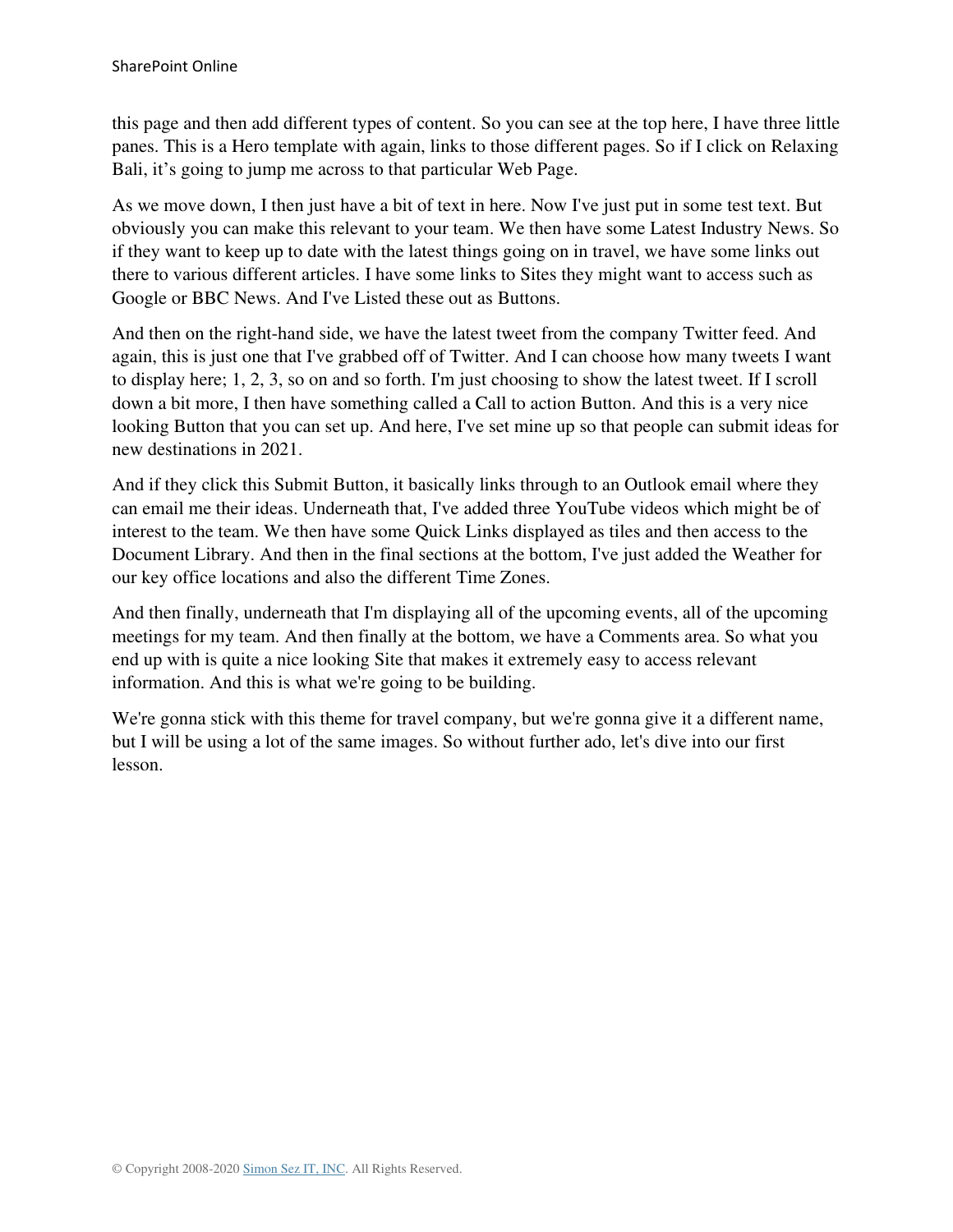this page and then add different types of content. So you can see at the top here, I have three little panes. This is a Hero template with again, links to those different pages. So if I click on Relaxing Bali, it’s going to jump me across to that particular Web Page.

As we move down, I then just have a bit of text in here. Now I've just put in some test text. But obviously you can make this relevant to your team. We then have some Latest Industry News. So if they want to keep up to date with the latest things going on in travel, we have some links out there to various different articles. I have some links to Sites they might want to access such as Google or BBC News. And I've Listed these out as Buttons.

And then on the right-hand side, we have the latest tweet from the company Twitter feed. And again, this is just one that I've grabbed off of Twitter. And I can choose how many tweets I want to display here; 1, 2, 3, so on and so forth. I'm just choosing to show the latest tweet. If I scroll down a bit more, I then have something called a Call to action Button. And this is a very nice looking Button that you can set up. And here, I've set mine up so that people can submit ideas for new destinations in 2021.

And if they click this Submit Button, it basically links through to an Outlook email where they can email me their ideas. Underneath that, I've added three YouTube videos which might be of interest to the team. We then have some Quick Links displayed as tiles and then access to the Document Library. And then in the final sections at the bottom, I've just added the Weather for our key office locations and also the different Time Zones.

And then finally, underneath that I'm displaying all of the upcoming events, all of the upcoming meetings for my team. And then finally at the bottom, we have a Comments area. So what you end up with is quite a nice looking Site that makes it extremely easy to access relevant information. And this is what we're going to be building.

We're gonna stick with this theme for travel company, but we're gonna give it a different name, but I will be using a lot of the same images. So without further ado, let's dive into our first lesson.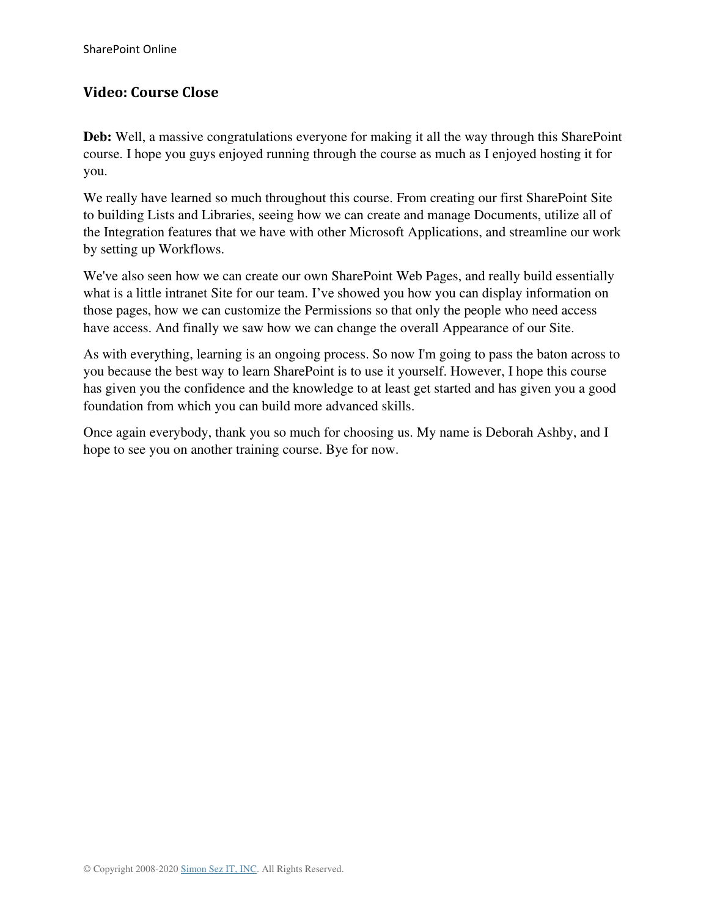## Video: Course Close

**Deb:** Well, a massive congratulations everyone for making it all the way through this SharePoint course. I hope you guys enjoyed running through the course as much as I enjoyed hosting it for you.

We really have learned so much throughout this course. From creating our first SharePoint Site to building Lists and Libraries, seeing how we can create and manage Documents, utilize all of the Integration features that we have with other Microsoft Applications, and streamline our work by setting up Workflows.

We've also seen how we can create our own SharePoint Web Pages, and really build essentially what is a little intranet Site for our team. I've showed you how you can display information on those pages, how we can customize the Permissions so that only the people who need access have access. And finally we saw how we can change the overall Appearance of our Site.

As with everything, learning is an ongoing process. So now I'm going to pass the baton across to you because the best way to learn SharePoint is to use it yourself. However, I hope this course has given you the confidence and the knowledge to at least get started and has given you a good foundation from which you can build more advanced skills.

Once again everybody, thank you so much for choosing us. My name is Deborah Ashby, and I hope to see you on another training course. Bye for now.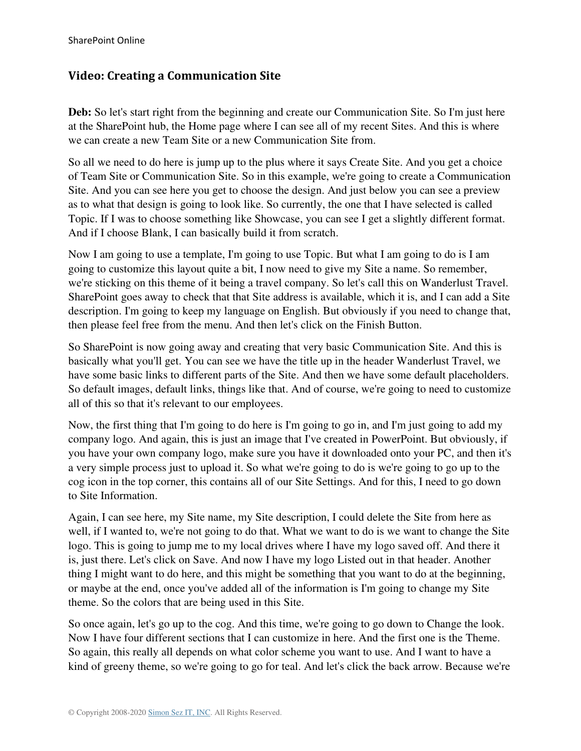## Video: Creating a Communication Site

**Deb:** So let's start right from the beginning and create our Communication Site. So I'm just here at the SharePoint hub, the Home page where I can see all of my recent Sites. And this is where we can create a new Team Site or a new Communication Site from.

So all we need to do here is jump up to the plus where it says Create Site. And you get a choice of Team Site or Communication Site. So in this example, we're going to create a Communication Site. And you can see here you get to choose the design. And just below you can see a preview as to what that design is going to look like. So currently, the one that I have selected is called Topic. If I was to choose something like Showcase, you can see I get a slightly different format. And if I choose Blank, I can basically build it from scratch.

Now I am going to use a template, I'm going to use Topic. But what I am going to do is I am going to customize this layout quite a bit, I now need to give my Site a name. So remember, we're sticking on this theme of it being a travel company. So let's call this on Wanderlust Travel. SharePoint goes away to check that that Site address is available, which it is, and I can add a Site description. I'm going to keep my language on English. But obviously if you need to change that, then please feel free from the menu. And then let's click on the Finish Button.

So SharePoint is now going away and creating that very basic Communication Site. And this is basically what you'll get. You can see we have the title up in the header Wanderlust Travel, we have some basic links to different parts of the Site. And then we have some default placeholders. So default images, default links, things like that. And of course, we're going to need to customize all of this so that it's relevant to our employees.

Now, the first thing that I'm going to do here is I'm going to go in, and I'm just going to add my company logo. And again, this is just an image that I've created in PowerPoint. But obviously, if you have your own company logo, make sure you have it downloaded onto your PC, and then it's a very simple process just to upload it. So what we're going to do is we're going to go up to the cog icon in the top corner, this contains all of our Site Settings. And for this, I need to go down to Site Information.

Again, I can see here, my Site name, my Site description, I could delete the Site from here as well, if I wanted to, we're not going to do that. What we want to do is we want to change the Site logo. This is going to jump me to my local drives where I have my logo saved off. And there it is, just there. Let's click on Save. And now I have my logo Listed out in that header. Another thing I might want to do here, and this might be something that you want to do at the beginning, or maybe at the end, once you've added all of the information is I'm going to change my Site theme. So the colors that are being used in this Site.

So once again, let's go up to the cog. And this time, we're going to go down to Change the look. Now I have four different sections that I can customize in here. And the first one is the Theme. So again, this really all depends on what color scheme you want to use. And I want to have a kind of greeny theme, so we're going to go for teal. And let's click the back arrow. Because we're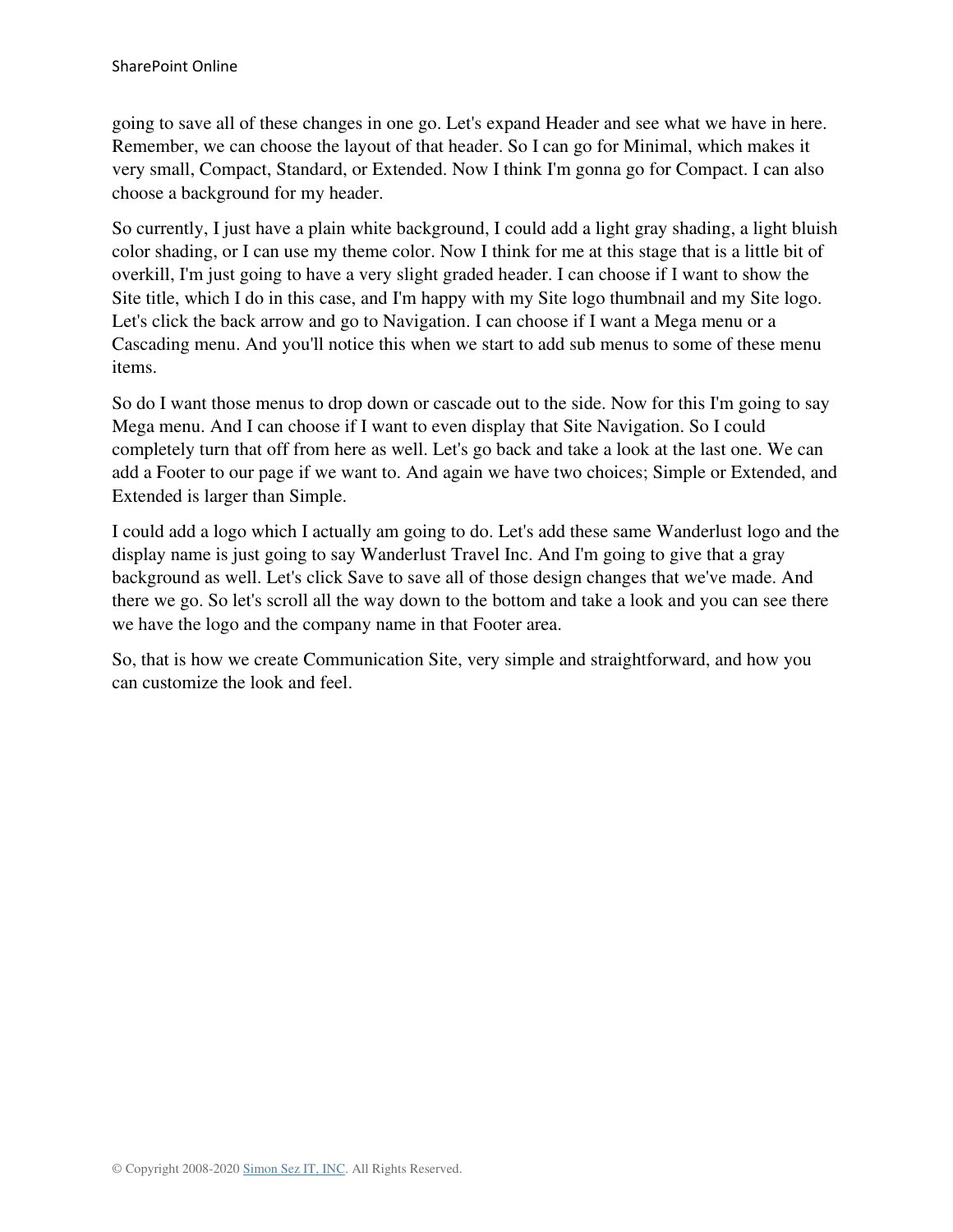going to save all of these changes in one go. Let's expand Header and see what we have in here. Remember, we can choose the layout of that header. So I can go for Minimal, which makes it very small, Compact, Standard, or Extended. Now I think I'm gonna go for Compact. I can also choose a background for my header.

So currently, I just have a plain white background, I could add a light gray shading, a light bluish color shading, or I can use my theme color. Now I think for me at this stage that is a little bit of overkill, I'm just going to have a very slight graded header. I can choose if I want to show the Site title, which I do in this case, and I'm happy with my Site logo thumbnail and my Site logo. Let's click the back arrow and go to Navigation. I can choose if I want a Mega menu or a Cascading menu. And you'll notice this when we start to add sub menus to some of these menu items.

So do I want those menus to drop down or cascade out to the side. Now for this I'm going to say Mega menu. And I can choose if I want to even display that Site Navigation. So I could completely turn that off from here as well. Let's go back and take a look at the last one. We can add a Footer to our page if we want to. And again we have two choices; Simple or Extended, and Extended is larger than Simple.

I could add a logo which I actually am going to do. Let's add these same Wanderlust logo and the display name is just going to say Wanderlust Travel Inc. And I'm going to give that a gray background as well. Let's click Save to save all of those design changes that we've made. And there we go. So let's scroll all the way down to the bottom and take a look and you can see there we have the logo and the company name in that Footer area.

So, that is how we create Communication Site, very simple and straightforward, and how you can customize the look and feel.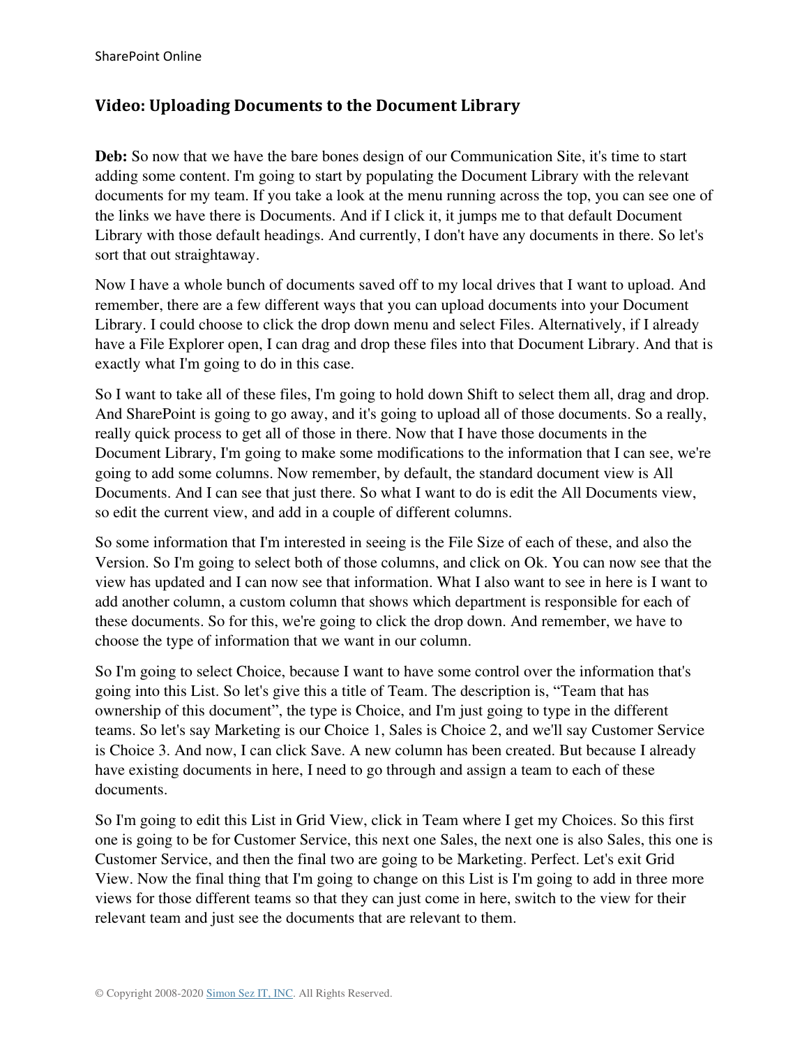## Video: Uploading Documents to the Document Library

**Deb:** So now that we have the bare bones design of our Communication Site, it's time to start adding some content. I'm going to start by populating the Document Library with the relevant documents for my team. If you take a look at the menu running across the top, you can see one of the links we have there is Documents. And if I click it, it jumps me to that default Document Library with those default headings. And currently, I don't have any documents in there. So let's sort that out straightaway.

Now I have a whole bunch of documents saved off to my local drives that I want to upload. And remember, there are a few different ways that you can upload documents into your Document Library. I could choose to click the drop down menu and select Files. Alternatively, if I already have a File Explorer open, I can drag and drop these files into that Document Library. And that is exactly what I'm going to do in this case.

So I want to take all of these files, I'm going to hold down Shift to select them all, drag and drop. And SharePoint is going to go away, and it's going to upload all of those documents. So a really, really quick process to get all of those in there. Now that I have those documents in the Document Library, I'm going to make some modifications to the information that I can see, we're going to add some columns. Now remember, by default, the standard document view is All Documents. And I can see that just there. So what I want to do is edit the All Documents view, so edit the current view, and add in a couple of different columns.

So some information that I'm interested in seeing is the File Size of each of these, and also the Version. So I'm going to select both of those columns, and click on Ok. You can now see that the view has updated and I can now see that information. What I also want to see in here is I want to add another column, a custom column that shows which department is responsible for each of these documents. So for this, we're going to click the drop down. And remember, we have to choose the type of information that we want in our column.

So I'm going to select Choice, because I want to have some control over the information that's going into this List. So let's give this a title of Team. The description is, "Team that has ownership of this document", the type is Choice, and I'm just going to type in the different teams. So let's say Marketing is our Choice 1, Sales is Choice 2, and we'll say Customer Service is Choice 3. And now, I can click Save. A new column has been created. But because I already have existing documents in here, I need to go through and assign a team to each of these documents.

So I'm going to edit this List in Grid View, click in Team where I get my Choices. So this first one is going to be for Customer Service, this next one Sales, the next one is also Sales, this one is Customer Service, and then the final two are going to be Marketing. Perfect. Let's exit Grid View. Now the final thing that I'm going to change on this List is I'm going to add in three more views for those different teams so that they can just come in here, switch to the view for their relevant team and just see the documents that are relevant to them.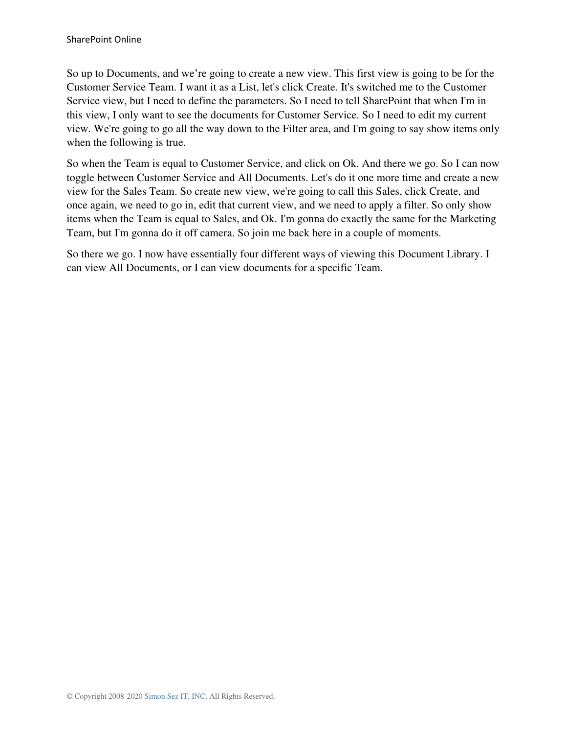So up to Documents, and we’re going to create a new view. This first view is going to be for the Customer Service Team. I want it as a List, let's click Create. It's switched me to the Customer Service view, but I need to define the parameters. So I need to tell SharePoint that when I'm in this view, I only want to see the documents for Customer Service. So I need to edit my current view. We're going to go all the way down to the Filter area, and I'm going to say show items only when the following is true.

So when the Team is equal to Customer Service, and click on Ok. And there we go. So I can now toggle between Customer Service and All Documents. Let's do it one more time and create a new view for the Sales Team. So create new view, we're going to call this Sales, click Create, and once again, we need to go in, edit that current view, and we need to apply a filter. So only show items when the Team is equal to Sales, and Ok. I'm gonna do exactly the same for the Marketing Team, but I'm gonna do it off camera. So join me back here in a couple of moments.

So there we go. I now have essentially four different ways of viewing this Document Library. I can view All Documents, or I can view documents for a specific Team.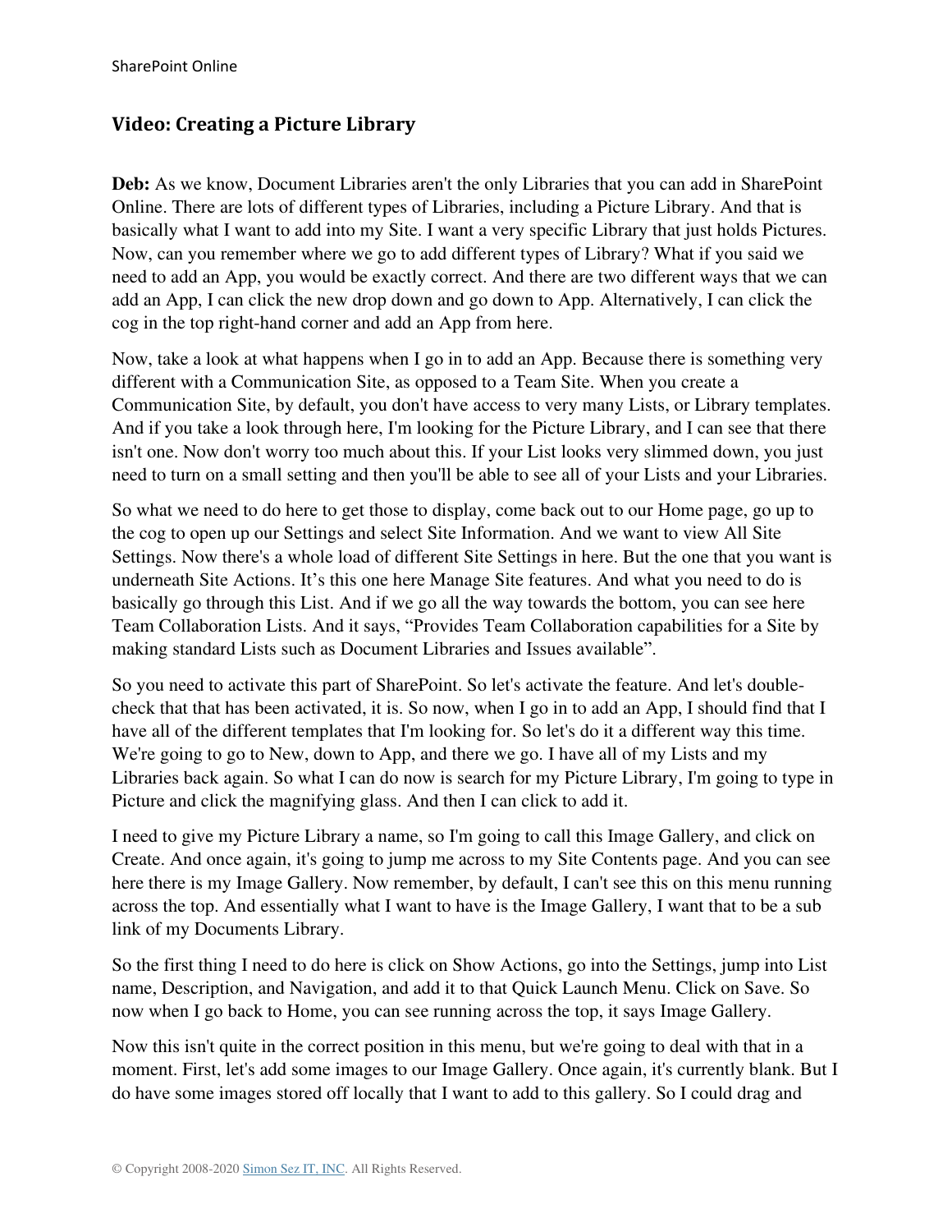## Video: Creating a Picture Library

**Deb:** As we know, Document Libraries aren't the only Libraries that you can add in SharePoint Online. There are lots of different types of Libraries, including a Picture Library. And that is basically what I want to add into my Site. I want a very specific Library that just holds Pictures. Now, can you remember where we go to add different types of Library? What if you said we need to add an App, you would be exactly correct. And there are two different ways that we can add an App, I can click the new drop down and go down to App. Alternatively, I can click the cog in the top right-hand corner and add an App from here.

Now, take a look at what happens when I go in to add an App. Because there is something very different with a Communication Site, as opposed to a Team Site. When you create a Communication Site, by default, you don't have access to very many Lists, or Library templates. And if you take a look through here, I'm looking for the Picture Library, and I can see that there isn't one. Now don't worry too much about this. If your List looks very slimmed down, you just need to turn on a small setting and then you'll be able to see all of your Lists and your Libraries.

So what we need to do here to get those to display, come back out to our Home page, go up to the cog to open up our Settings and select Site Information. And we want to view All Site Settings. Now there's a whole load of different Site Settings in here. But the one that you want is underneath Site Actions. It's this one here Manage Site features. And what you need to do is basically go through this List. And if we go all the way towards the bottom, you can see here Team Collaboration Lists. And it says, "Provides Team Collaboration capabilities for a Site by making standard Lists such as Document Libraries and Issues available".

So you need to activate this part of SharePoint. So let's activate the feature. And let's double-check that that has been activated, it is. So now, when I go in to add an App, I should find that I have all of the different templates that I'm looking for. So let's do it a different way this time. We're going to go to New, down to App, and there we go. I have all of my Lists and my Libraries back again. So what I can do now is search for my Picture Library, I'm going to type in Picture and click the magnifying glass. And then I can click to add it.

I need to give my Picture Library a name, so I'm going to call this Image Gallery, and click on Create. And once again, it's going to jump me across to my Site Contents page. And you can see here there is my Image Gallery. Now remember, by default, I can't see this on this menu running across the top. And essentially what I want to have is the Image Gallery, I want that to be a sub link of my Documents Library.

So the first thing I need to do here is click on Show Actions, go into the Settings, jump into List name, Description, and Navigation, and add it to that Quick Launch Menu. Click on Save. So now when I go back to Home, you can see running across the top, it says Image Gallery.

Now this isn't quite in the correct position in this menu, but we're going to deal with that in a moment. First, let's add some images to our Image Gallery. Once again, it's currently blank. But I do have some images stored off locally that I want to add to this gallery. So I could drag and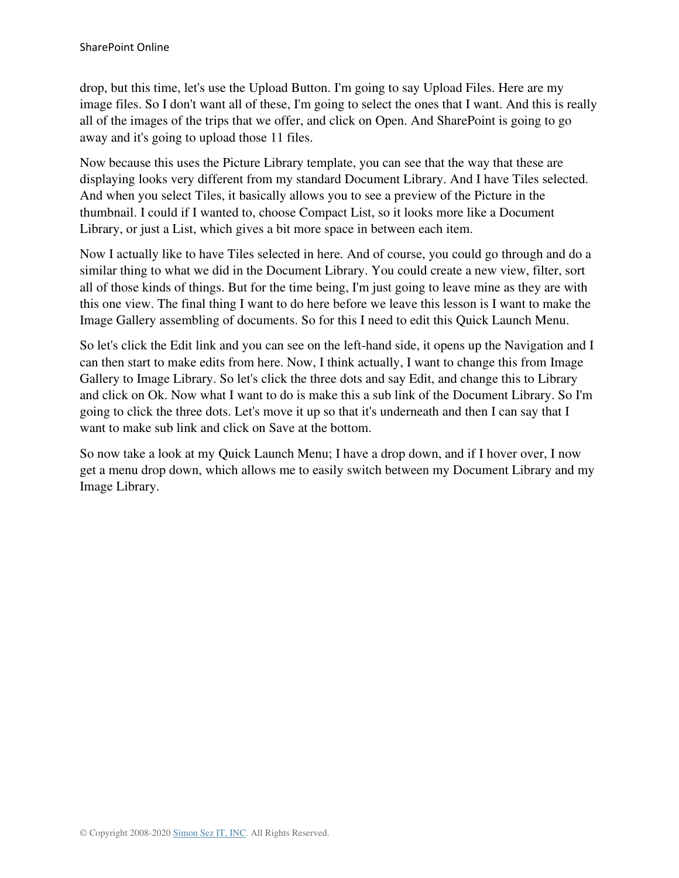drop, but this time, let's use the Upload Button. I'm going to say Upload Files. Here are my image files. So I don't want all of these, I'm going to select the ones that I want. And this is really all of the images of the trips that we offer, and click on Open. And SharePoint is going to go away and it's going to upload those 11 files.

Now because this uses the Picture Library template, you can see that the way that these are displaying looks very different from my standard Document Library. And I have Tiles selected. And when you select Tiles, it basically allows you to see a preview of the Picture in the thumbnail. I could if I wanted to, choose Compact List, so it looks more like a Document Library, or just a List, which gives a bit more space in between each item.

Now I actually like to have Tiles selected in here. And of course, you could go through and do a similar thing to what we did in the Document Library. You could create a new view, filter, sort all of those kinds of things. But for the time being, I'm just going to leave mine as they are with this one view. The final thing I want to do here before we leave this lesson is I want to make the Image Gallery assembling of documents. So for this I need to edit this Quick Launch Menu.

So let's click the Edit link and you can see on the left-hand side, it opens up the Navigation and I can then start to make edits from here. Now, I think actually, I want to change this from Image Gallery to Image Library. So let's click the three dots and say Edit, and change this to Library and click on Ok. Now what I want to do is make this a sub link of the Document Library. So I'm going to click the three dots. Let's move it up so that it's underneath and then I can say that I want to make sub link and click on Save at the bottom.

So now take a look at my Quick Launch Menu; I have a drop down, and if I hover over, I now get a menu drop down, which allows me to easily switch between my Document Library and my Image Library.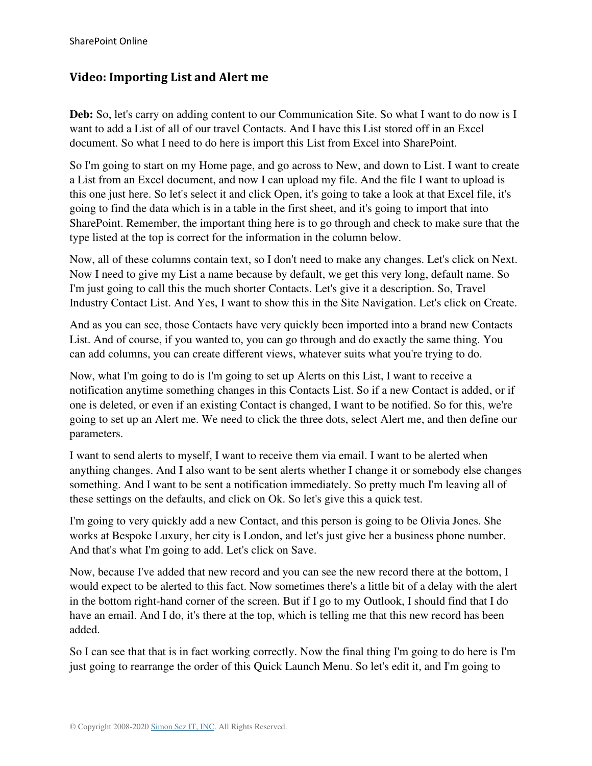## Video: Importing List and Alert me

**Deb:** So, let's carry on adding content to our Communication Site. So what I want to do now is I want to add a List of all of our travel Contacts. And I have this List stored off in an Excel document. So what I need to do here is import this List from Excel into SharePoint.

So I'm going to start on my Home page, and go across to New, and down to List. I want to create a List from an Excel document, and now I can upload my file. And the file I want to upload is this one just here. So let's select it and click Open, it's going to take a look at that Excel file, it's going to find the data which is in a table in the first sheet, and it's going to import that into SharePoint. Remember, the important thing here is to go through and check to make sure that the type listed at the top is correct for the information in the column below.

Now, all of these columns contain text, so I don't need to make any changes. Let's click on Next. Now I need to give my List a name because by default, we get this very long, default name. So I'm just going to call this the much shorter Contacts. Let's give it a description. So, Travel Industry Contact List. And Yes, I want to show this in the Site Navigation. Let's click on Create.

And as you can see, those Contacts have very quickly been imported into a brand new Contacts List. And of course, if you wanted to, you can go through and do exactly the same thing. You can add columns, you can create different views, whatever suits what you're trying to do.

Now, what I'm going to do is I'm going to set up Alerts on this List, I want to receive a notification anytime something changes in this Contacts List. So if a new Contact is added, or if one is deleted, or even if an existing Contact is changed, I want to be notified. So for this, we're going to set up an Alert me. We need to click the three dots, select Alert me, and then define our parameters.

I want to send alerts to myself, I want to receive them via email. I want to be alerted when anything changes. And I also want to be sent alerts whether I change it or somebody else changes something. And I want to be sent a notification immediately. So pretty much I'm leaving all of these settings on the defaults, and click on Ok. So let's give this a quick test.

I'm going to very quickly add a new Contact, and this person is going to be Olivia Jones. She works at Bespoke Luxury, her city is London, and let's just give her a business phone number. And that's what I'm going to add. Let's click on Save.

Now, because I've added that new record and you can see the new record there at the bottom, I would expect to be alerted to this fact. Now sometimes there's a little bit of a delay with the alert in the bottom right-hand corner of the screen. But if I go to my Outlook, I should find that I do have an email. And I do, it's there at the top, which is telling me that this new record has been added.

So I can see that that is in fact working correctly. Now the final thing I'm going to do here is I'm just going to rearrange the order of this Quick Launch Menu. So let's edit it, and I'm going to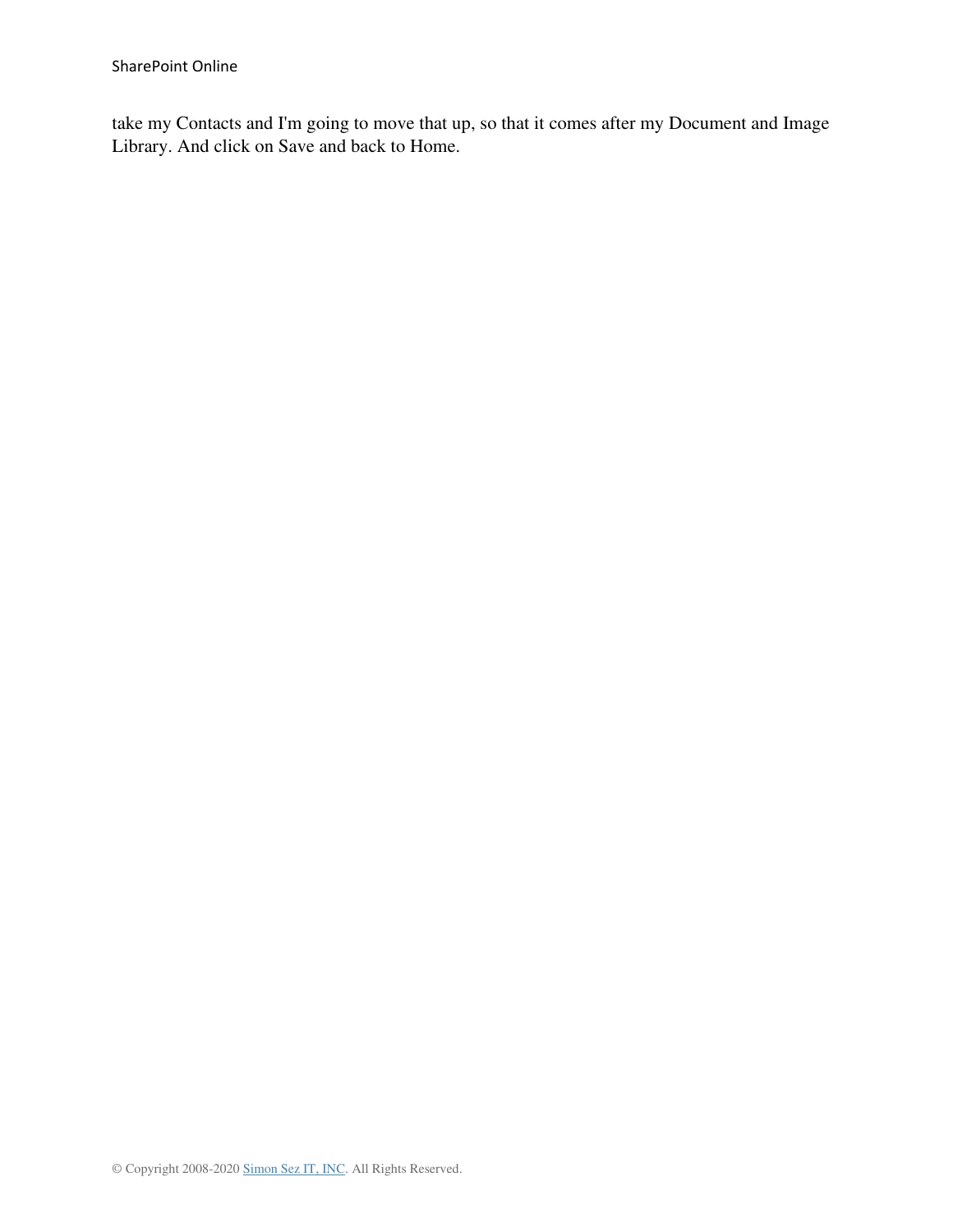take my Contacts and I'm going to move that up, so that it comes after my Document and Image Library. And click on Save and back to Home.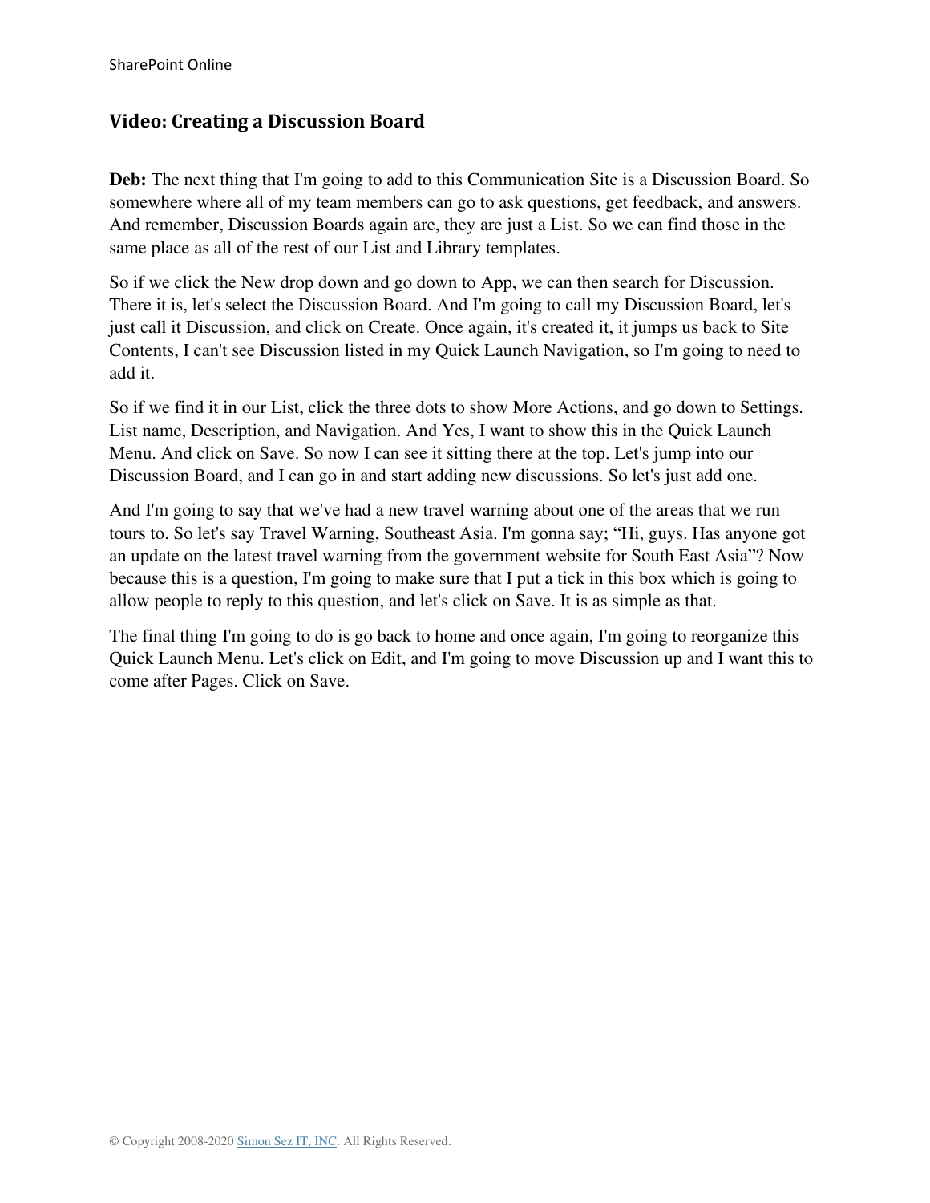## Video: Creating a Discussion Board

**Deb:** The next thing that I'm going to add to this Communication Site is a Discussion Board. So somewhere where all of my team members can go to ask questions, get feedback, and answers. And remember, Discussion Boards again are, they are just a List. So we can find those in the same place as all of the rest of our List and Library templates.

So if we click the New drop down and go down to App, we can then search for Discussion. There it is, let's select the Discussion Board. And I'm going to call my Discussion Board, let's just call it Discussion, and click on Create. Once again, it's created it, it jumps us back to Site Contents, I can't see Discussion listed in my Quick Launch Navigation, so I'm going to need to add it.

So if we find it in our List, click the three dots to show More Actions, and go down to Settings. List name, Description, and Navigation. And Yes, I want to show this in the Quick Launch Menu. And click on Save. So now I can see it sitting there at the top. Let's jump into our Discussion Board, and I can go in and start adding new discussions. So let's just add one.

And I'm going to say that we've had a new travel warning about one of the areas that we run tours to. So let's say Travel Warning, Southeast Asia. I'm gonna say; “Hi, guys. Has anyone got an update on the latest travel warning from the government website for South East Asia”? Now because this is a question, I'm going to make sure that I put a tick in this box which is going to allow people to reply to this question, and let's click on Save. It is as simple as that.

The final thing I'm going to do is go back to home and once again, I'm going to reorganize this Quick Launch Menu. Let's click on Edit, and I'm going to move Discussion up and I want this to come after Pages. Click on Save.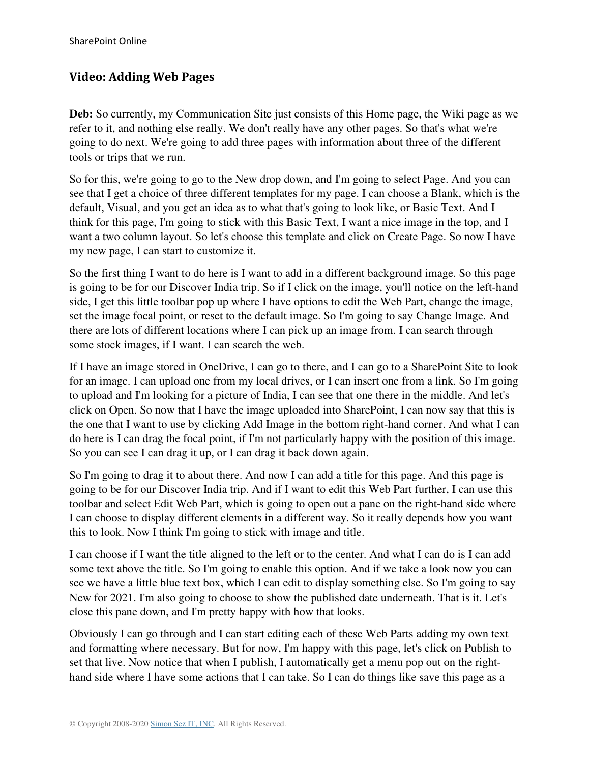## Video: Adding Web Pages

**Deb:** So currently, my Communication Site just consists of this Home page, the Wiki page as we refer to it, and nothing else really. We don't really have any other pages. So that's what we're going to do next. We're going to add three pages with information about three of the different tools or trips that we run.

So for this, we're going to go to the New drop down, and I'm going to select Page. And you can see that I get a choice of three different templates for my page. I can choose a Blank, which is the default, Visual, and you get an idea as to what that's going to look like, or Basic Text. And I think for this page, I'm going to stick with this Basic Text, I want a nice image in the top, and I want a two column layout. So let's choose this template and click on Create Page. So now I have my new page, I can start to customize it.

So the first thing I want to do here is I want to add in a different background image. So this page is going to be for our Discover India trip. So if I click on the image, you'll notice on the left-hand side, I get this little toolbar pop up where I have options to edit the Web Part, change the image, set the image focal point, or reset to the default image. So I'm going to say Change Image. And there are lots of different locations where I can pick up an image from. I can search through some stock images, if I want. I can search the web.

If I have an image stored in OneDrive, I can go to there, and I can go to a SharePoint Site to look for an image. I can upload one from my local drives, or I can insert one from a link. So I'm going to upload and I'm looking for a picture of India, I can see that one there in the middle. And let's click on Open. So now that I have the image uploaded into SharePoint, I can now say that this is the one that I want to use by clicking Add Image in the bottom right-hand corner. And what I can do here is I can drag the focal point, if I'm not particularly happy with the position of this image. So you can see I can drag it up, or I can drag it back down again.

So I'm going to drag it to about there. And now I can add a title for this page. And this page is going to be for our Discover India trip. And if I want to edit this Web Part further, I can use this toolbar and select Edit Web Part, which is going to open out a pane on the right-hand side where I can choose to display different elements in a different way. So it really depends how you want this to look. Now I think I'm going to stick with image and title.

I can choose if I want the title aligned to the left or to the center. And what I can do is I can add some text above the title. So I'm going to enable this option. And if we take a look now you can see we have a little blue text box, which I can edit to display something else. So I'm going to say New for 2021. I'm also going to choose to show the published date underneath. That is it. Let's close this pane down, and I'm pretty happy with how that looks.

Obviously I can go through and I can start editing each of these Web Parts adding my own text and formatting where necessary. But for now, I'm happy with this page, let's click on Publish to set that live. Now notice that when I publish, I automatically get a menu pop out on the right-hand side where I have some actions that I can take. So I can do things like save this page as a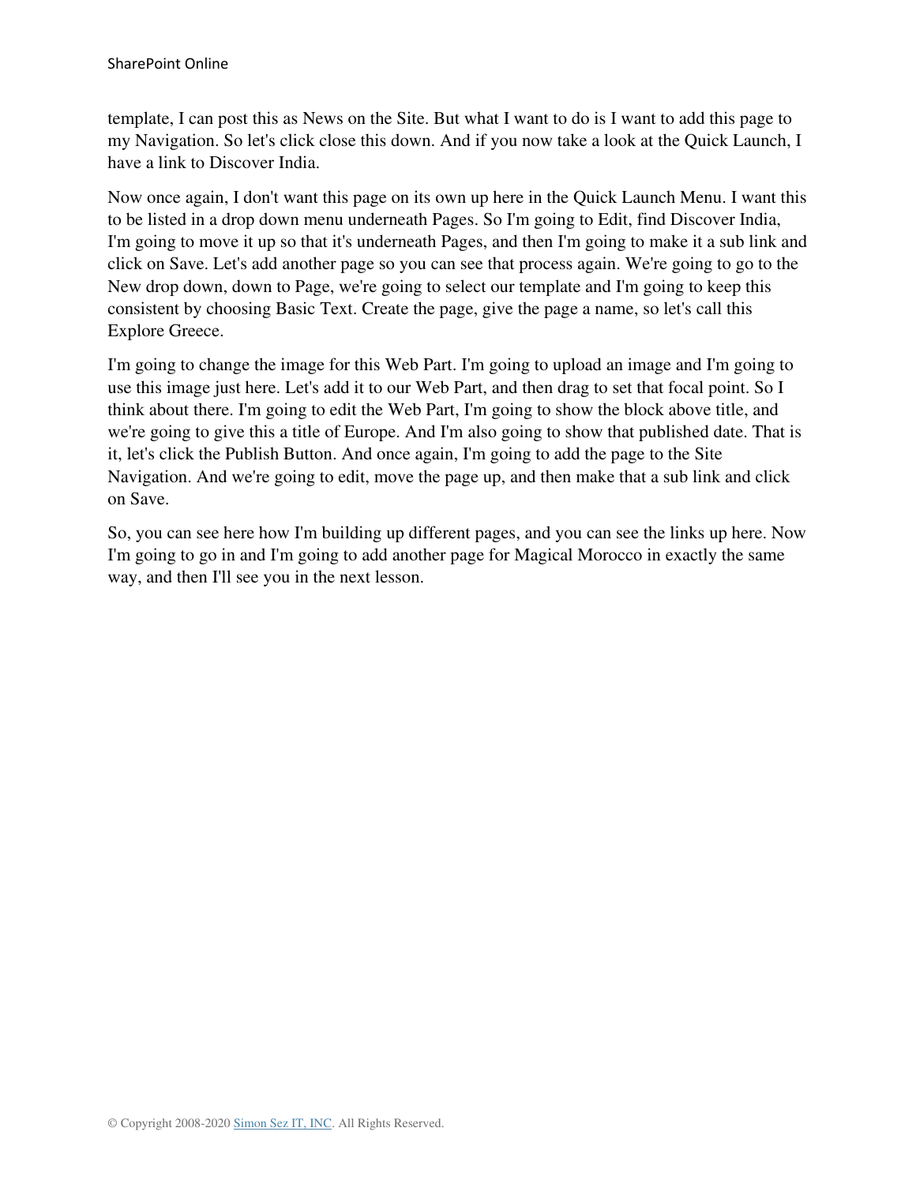template, I can post this as News on the Site. But what I want to do is I want to add this page to my Navigation. So let's click close this down. And if you now take a look at the Quick Launch, I have a link to Discover India.

Now once again, I don't want this page on its own up here in the Quick Launch Menu. I want this to be listed in a drop down menu underneath Pages. So I'm going to Edit, find Discover India, I'm going to move it up so that it's underneath Pages, and then I'm going to make it a sub link and click on Save. Let's add another page so you can see that process again. We're going to go to the New drop down, down to Page, we're going to select our template and I'm going to keep this consistent by choosing Basic Text. Create the page, give the page a name, so let's call this Explore Greece.

I'm going to change the image for this Web Part. I'm going to upload an image and I'm going to use this image just here. Let's add it to our Web Part, and then drag to set that focal point. So I think about there. I'm going to edit the Web Part, I'm going to show the block above title, and we're going to give this a title of Europe. And I'm also going to show that published date. That is it, let's click the Publish Button. And once again, I'm going to add the page to the Site Navigation. And we're going to edit, move the page up, and then make that a sub link and click on Save.

So, you can see here how I'm building up different pages, and you can see the links up here. Now I'm going to go in and I'm going to add another page for Magical Morocco in exactly the same way, and then I'll see you in the next lesson.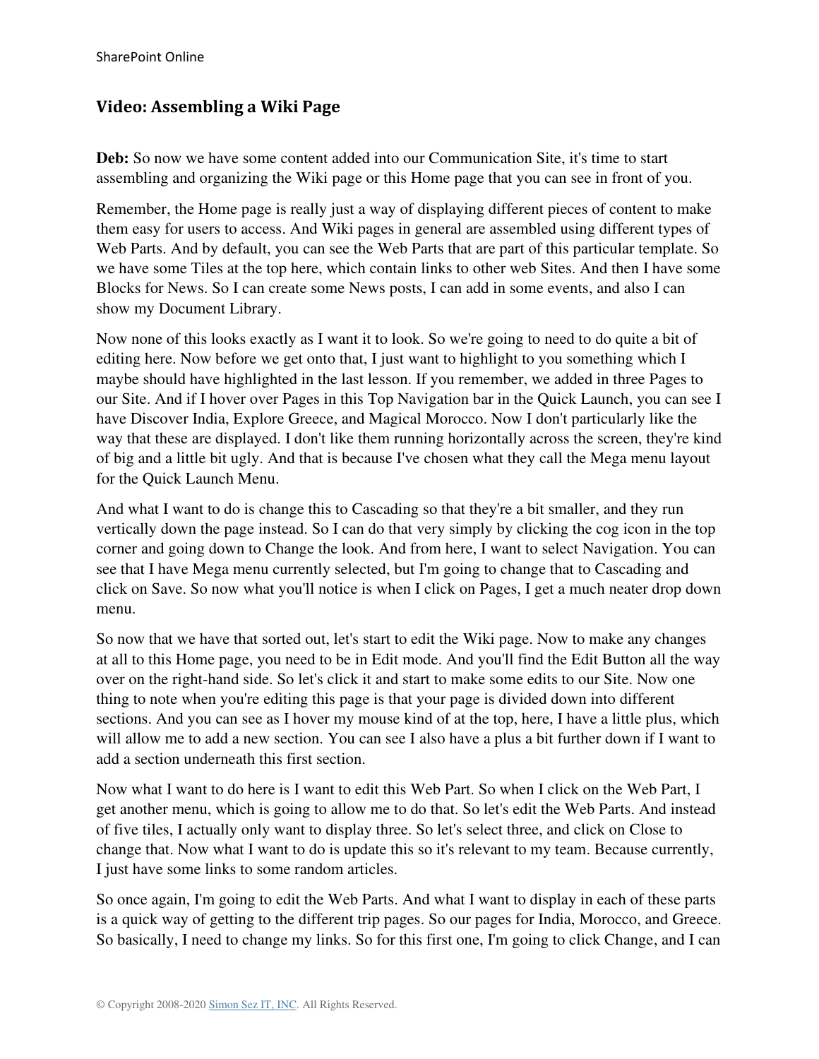## Video: Assembling a Wiki Page

**Deb:** So now we have some content added into our Communication Site, it's time to start assembling and organizing the Wiki page or this Home page that you can see in front of you.

Remember, the Home page is really just a way of displaying different pieces of content to make them easy for users to access. And Wiki pages in general are assembled using different types of Web Parts. And by default, you can see the Web Parts that are part of this particular template. So we have some Tiles at the top here, which contain links to other web Sites. And then I have some Blocks for News. So I can create some News posts, I can add in some events, and also I can show my Document Library.

Now none of this looks exactly as I want it to look. So we're going to need to do quite a bit of editing here. Now before we get onto that, I just want to highlight to you something which I maybe should have highlighted in the last lesson. If you remember, we added in three Pages to our Site. And if I hover over Pages in this Top Navigation bar in the Quick Launch, you can see I have Discover India, Explore Greece, and Magical Morocco. Now I don't particularly like the way that these are displayed. I don't like them running horizontally across the screen, they're kind of big and a little bit ugly. And that is because I've chosen what they call the Mega menu layout for the Quick Launch Menu.

And what I want to do is change this to Cascading so that they're a bit smaller, and they run vertically down the page instead. So I can do that very simply by clicking the cog icon in the top corner and going down to Change the look. And from here, I want to select Navigation. You can see that I have Mega menu currently selected, but I'm going to change that to Cascading and click on Save. So now what you'll notice is when I click on Pages, I get a much neater drop down menu.

So now that we have that sorted out, let's start to edit the Wiki page. Now to make any changes at all to this Home page, you need to be in Edit mode. And you'll find the Edit Button all the way over on the right-hand side. So let's click it and start to make some edits to our Site. Now one thing to note when you're editing this page is that your page is divided down into different sections. And you can see as I hover my mouse kind of at the top, here, I have a little plus, which will allow me to add a new section. You can see I also have a plus a bit further down if I want to add a section underneath this first section.

Now what I want to do here is I want to edit this Web Part. So when I click on the Web Part, I get another menu, which is going to allow me to do that. So let's edit the Web Parts. And instead of five tiles, I actually only want to display three. So let's select three, and click on Close to change that. Now what I want to do is update this so it's relevant to my team. Because currently, I just have some links to some random articles.

So once again, I'm going to edit the Web Parts. And what I want to display in each of these parts is a quick way of getting to the different trip pages. So our pages for India, Morocco, and Greece. So basically, I need to change my links. So for this first one, I'm going to click Change, and I can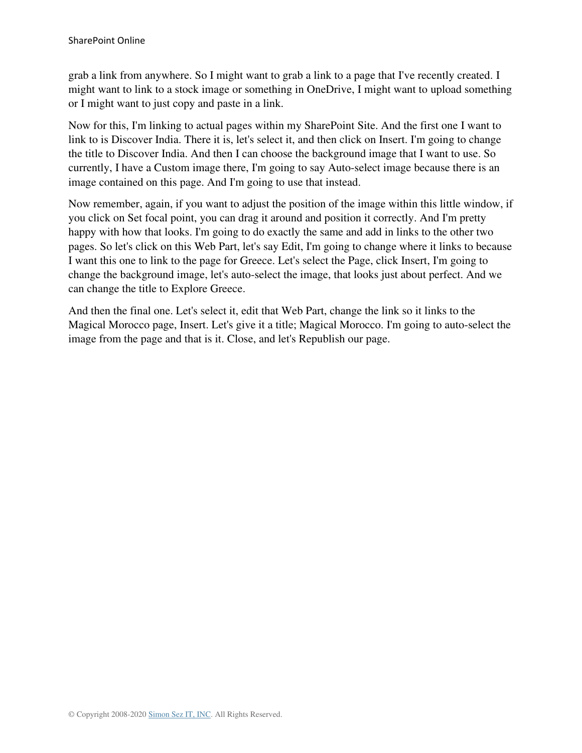grab a link from anywhere. So I might want to grab a link to a page that I've recently created. I might want to link to a stock image or something in OneDrive, I might want to upload something or I might want to just copy and paste in a link.

Now for this, I'm linking to actual pages within my SharePoint Site. And the first one I want to link to is Discover India. There it is, let's select it, and then click on Insert. I'm going to change the title to Discover India. And then I can choose the background image that I want to use. So currently, I have a Custom image there, I'm going to say Auto-select image because there is an image contained on this page. And I'm going to use that instead.

Now remember, again, if you want to adjust the position of the image within this little window, if you click on Set focal point, you can drag it around and position it correctly. And I'm pretty happy with how that looks. I'm going to do exactly the same and add in links to the other two pages. So let's click on this Web Part, let's say Edit, I'm going to change where it links to because I want this one to link to the page for Greece. Let's select the Page, click Insert, I'm going to change the background image, let's auto-select the image, that looks just about perfect. And we can change the title to Explore Greece.

And then the final one. Let's select it, edit that Web Part, change the link so it links to the Magical Morocco page, Insert. Let's give it a title; Magical Morocco. I'm going to auto-select the image from the page and that is it. Close, and let's Republish our page.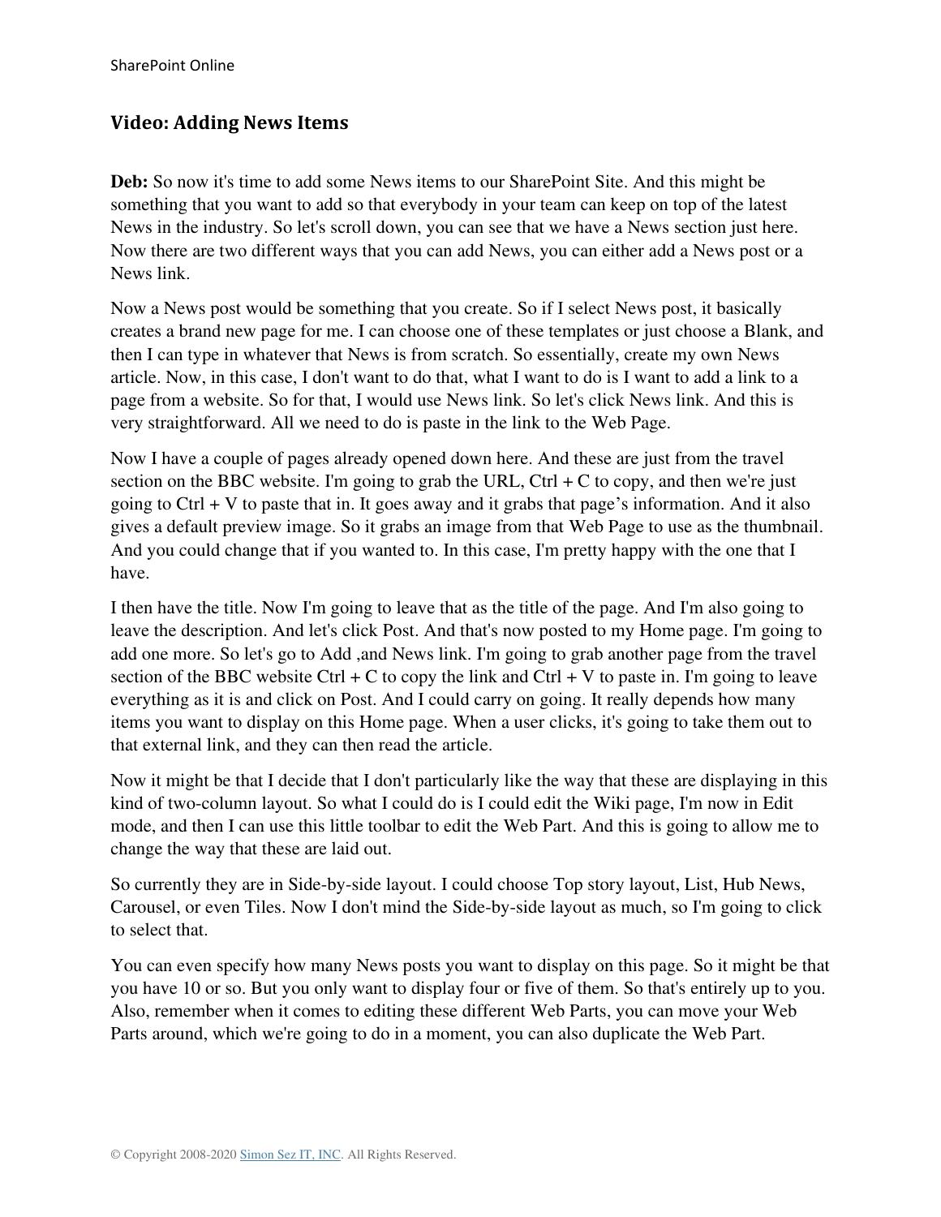## Video: Adding News Items

**Deb:** So now it's time to add some News items to our SharePoint Site. And this might be something that you want to add so that everybody in your team can keep on top of the latest News in the industry. So let's scroll down, you can see that we have a News section just here. Now there are two different ways that you can add News, you can either add a News post or a News link.

Now a News post would be something that you create. So if I select News post, it basically creates a brand new page for me. I can choose one of these templates or just choose a Blank, and then I can type in whatever that News is from scratch. So essentially, create my own News article. Now, in this case, I don't want to do that, what I want to do is I want to add a link to a page from a website. So for that, I would use News link. So let's click News link. And this is very straightforward. All we need to do is paste in the link to the Web Page.

Now I have a couple of pages already opened down here. And these are just from the travel section on the BBC website. I'm going to grab the URL, Ctrl + C to copy, and then we're just going to Ctrl + V to paste that in. It goes away and it grabs that page's information. And it also gives a default preview image. So it grabs an image from that Web Page to use as the thumbnail. And you could change that if you wanted to. In this case, I'm pretty happy with the one that I have.

I then have the title. Now I'm going to leave that as the title of the page. And I'm also going to leave the description. And let's click Post. And that's now posted to my Home page. I'm going to add one more. So let's go to Add ,and News link. I'm going to grab another page from the travel section of the BBC website Ctrl + C to copy the link and Ctrl + V to paste in. I'm going to leave everything as it is and click on Post. And I could carry on going. It really depends how many items you want to display on this Home page. When a user clicks, it's going to take them out to that external link, and they can then read the article.

Now it might be that I decide that I don't particularly like the way that these are displaying in this kind of two-column layout. So what I could do is I could edit the Wiki page, I'm now in Edit mode, and then I can use this little toolbar to edit the Web Part. And this is going to allow me to change the way that these are laid out.

So currently they are in Side-by-side layout. I could choose Top story layout, List, Hub News, Carousel, or even Tiles. Now I don't mind the Side-by-side layout as much, so I'm going to click to select that.

You can even specify how many News posts you want to display on this page. So it might be that you have 10 or so. But you only want to display four or five of them. So that's entirely up to you. Also, remember when it comes to editing these different Web Parts, you can move your Web Parts around, which we're going to do in a moment, you can also duplicate the Web Part.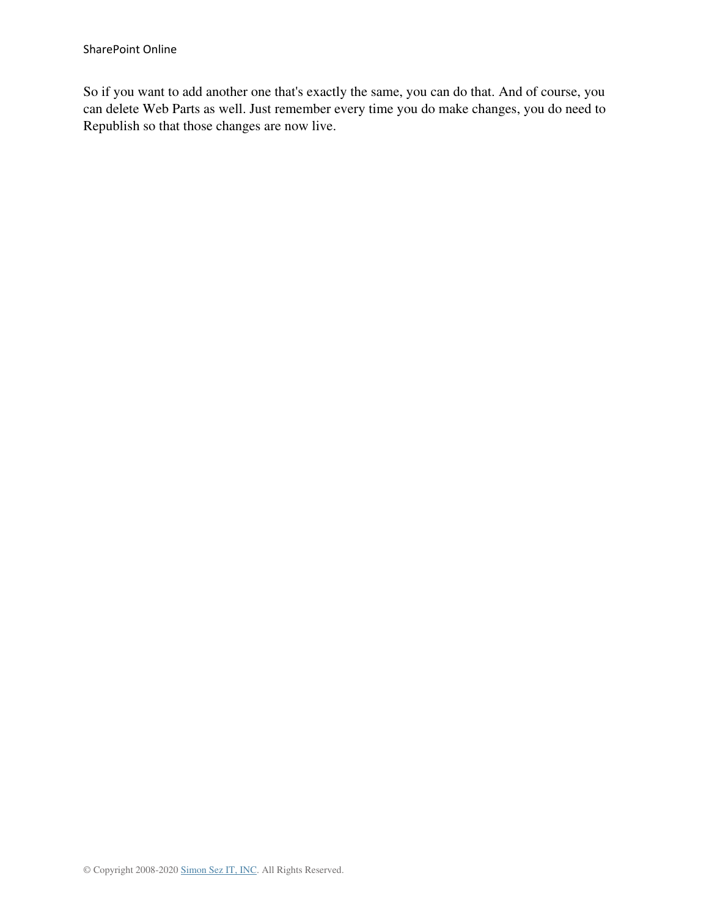So if you want to add another one that's exactly the same, you can do that. And of course, you can delete Web Parts as well. Just remember every time you do make changes, you do need to Republish so that those changes are now live.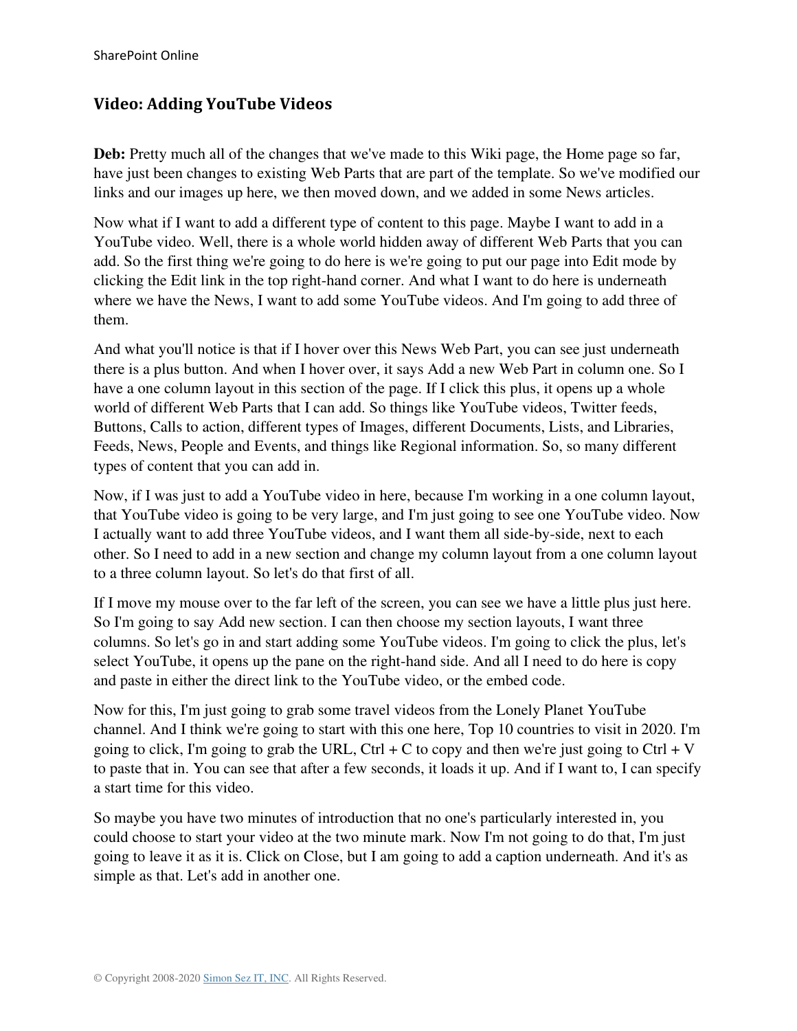## Video: Adding YouTube Videos

**Deb:** Pretty much all of the changes that we've made to this Wiki page, the Home page so far, have just been changes to existing Web Parts that are part of the template. So we've modified our links and our images up here, we then moved down, and we added in some News articles.

Now what if I want to add a different type of content to this page. Maybe I want to add in a YouTube video. Well, there is a whole world hidden away of different Web Parts that you can add. So the first thing we're going to do here is we're going to put our page into Edit mode by clicking the Edit link in the top right-hand corner. And what I want to do here is underneath where we have the News, I want to add some YouTube videos. And I'm going to add three of them.

And what you'll notice is that if I hover over this News Web Part, you can see just underneath there is a plus button. And when I hover over, it says Add a new Web Part in column one. So I have a one column layout in this section of the page. If I click this plus, it opens up a whole world of different Web Parts that I can add. So things like YouTube videos, Twitter feeds, Buttons, Calls to action, different types of Images, different Documents, Lists, and Libraries, Feeds, News, People and Events, and things like Regional information. So, so many different types of content that you can add in.

Now, if I was just to add a YouTube video in here, because I'm working in a one column layout, that YouTube video is going to be very large, and I'm just going to see one YouTube video. Now I actually want to add three YouTube videos, and I want them all side-by-side, next to each other. So I need to add in a new section and change my column layout from a one column layout to a three column layout. So let's do that first of all.

If I move my mouse over to the far left of the screen, you can see we have a little plus just here. So I'm going to say Add new section. I can then choose my section layouts, I want three columns. So let's go in and start adding some YouTube videos. I'm going to click the plus, let's select YouTube, it opens up the pane on the right-hand side. And all I need to do here is copy and paste in either the direct link to the YouTube video, or the embed code.

Now for this, I'm just going to grab some travel videos from the Lonely Planet YouTube channel. And I think we're going to start with this one here, Top 10 countries to visit in 2020. I'm going to click, I'm going to grab the URL, Ctrl + C to copy and then we're just going to Ctrl + V to paste that in. You can see that after a few seconds, it loads it up. And if I want to, I can specify a start time for this video.

So maybe you have two minutes of introduction that no one's particularly interested in, you could choose to start your video at the two minute mark. Now I'm not going to do that, I'm just going to leave it as it is. Click on Close, but I am going to add a caption underneath. And it's as simple as that. Let's add in another one.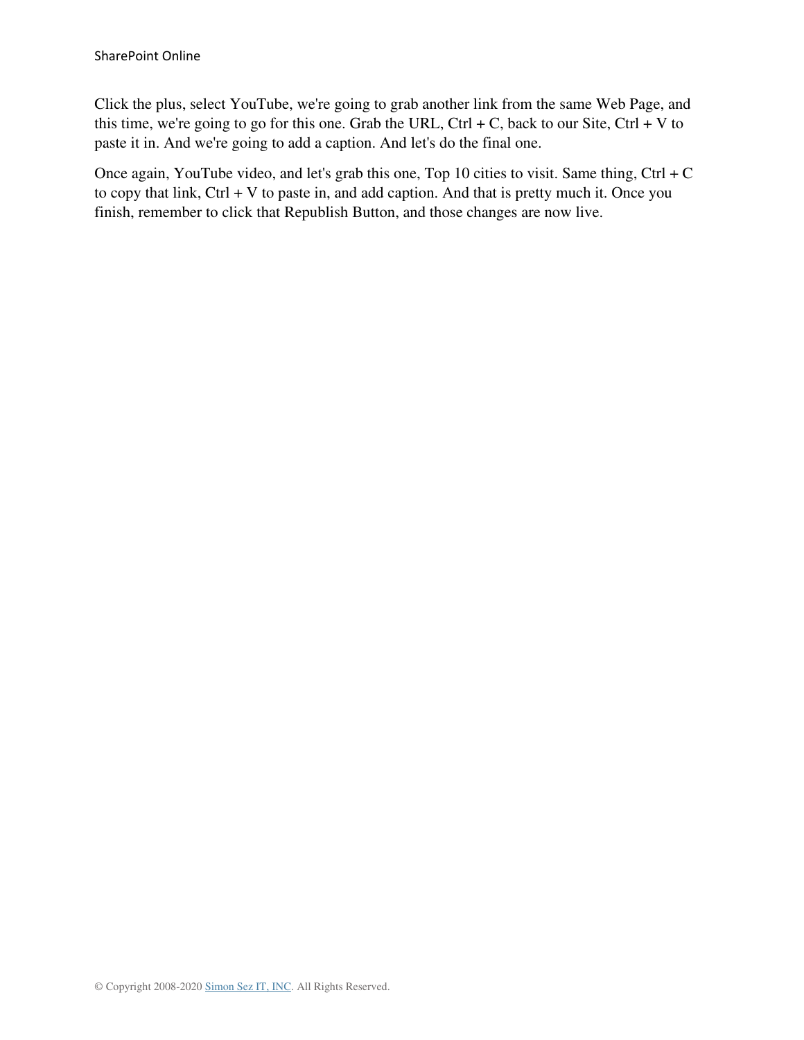Click the plus, select YouTube, we're going to grab another link from the same Web Page, and this time, we're going to go for this one. Grab the URL, Ctrl + C, back to our Site, Ctrl + V to paste it in. And we're going to add a caption. And let's do the final one.

Once again, YouTube video, and let's grab this one, Top 10 cities to visit. Same thing, Ctrl + C to copy that link, Ctrl + V to paste in, and add caption. And that is pretty much it. Once you finish, remember to click that Republish Button, and those changes are now live.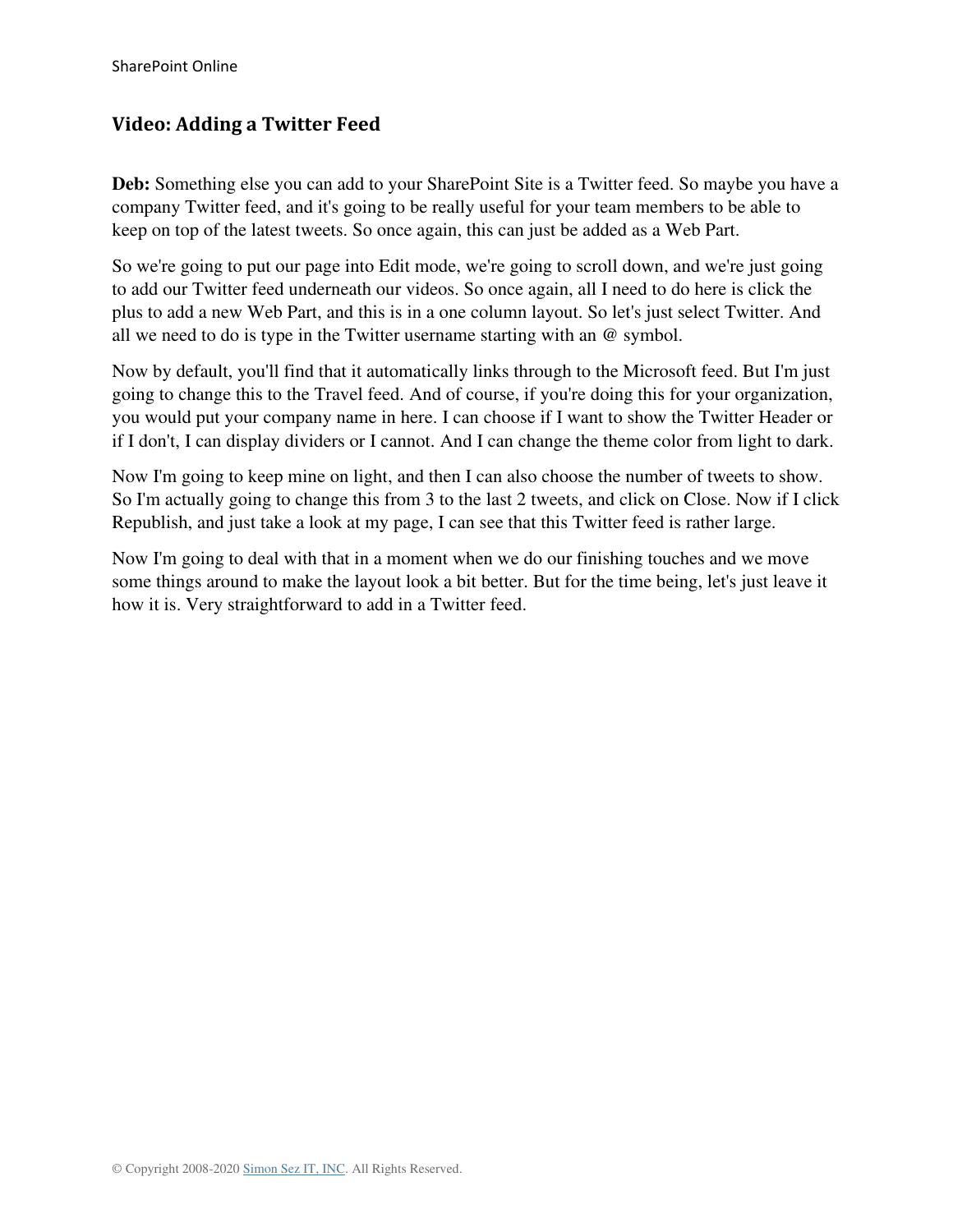## Video: Adding a Twitter Feed

**Deb:** Something else you can add to your SharePoint Site is a Twitter feed. So maybe you have a company Twitter feed, and it's going to be really useful for your team members to be able to keep on top of the latest tweets. So once again, this can just be added as a Web Part.

So we're going to put our page into Edit mode, we're going to scroll down, and we're just going to add our Twitter feed underneath our videos. So once again, all I need to do here is click the plus to add a new Web Part, and this is in a one column layout. So let's just select Twitter. And all we need to do is type in the Twitter username starting with an @ symbol.

Now by default, you'll find that it automatically links through to the Microsoft feed. But I'm just going to change this to the Travel feed. And of course, if you're doing this for your organization, you would put your company name in here. I can choose if I want to show the Twitter Header or if I don't, I can display dividers or I cannot. And I can change the theme color from light to dark.

Now I'm going to keep mine on light, and then I can also choose the number of tweets to show. So I'm actually going to change this from 3 to the last 2 tweets, and click on Close. Now if I click Republish, and just take a look at my page, I can see that this Twitter feed is rather large.

Now I'm going to deal with that in a moment when we do our finishing touches and we move some things around to make the layout look a bit better. But for the time being, let's just leave it how it is. Very straightforward to add in a Twitter feed.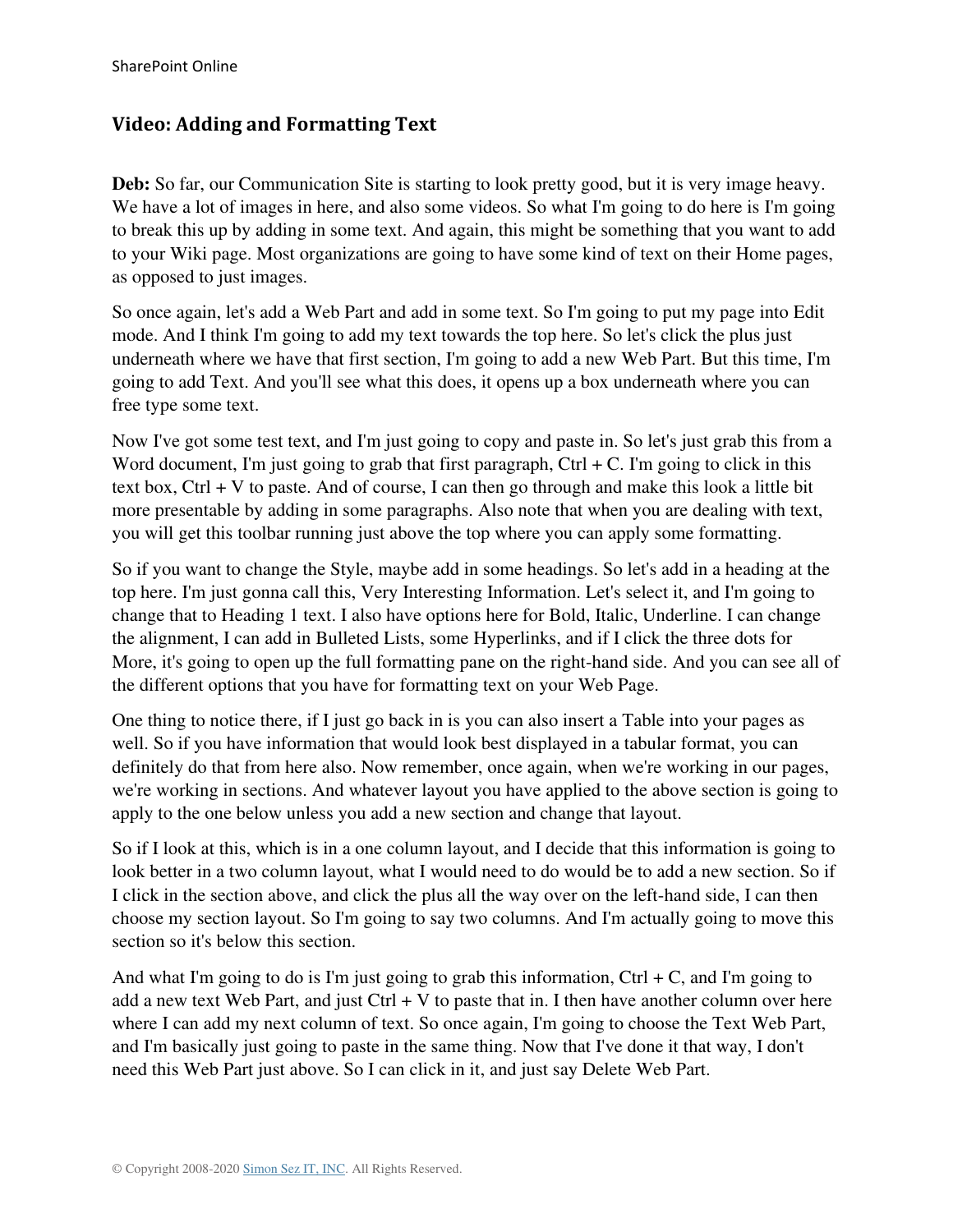## Video: Adding and Formatting Text

**Deb:** So far, our Communication Site is starting to look pretty good, but it is very image heavy. We have a lot of images in here, and also some videos. So what I'm going to do here is I'm going to break this up by adding in some text. And again, this might be something that you want to add to your Wiki page. Most organizations are going to have some kind of text on their Home pages, as opposed to just images.

So once again, let's add a Web Part and add in some text. So I'm going to put my page into Edit mode. And I think I'm going to add my text towards the top here. So let's click the plus just underneath where we have that first section, I'm going to add a new Web Part. But this time, I'm going to add Text. And you'll see what this does, it opens up a box underneath where you can free type some text.

Now I've got some test text, and I'm just going to copy and paste in. So let's just grab this from a Word document, I'm just going to grab that first paragraph, Ctrl + C. I'm going to click in this text box, Ctrl + V to paste. And of course, I can then go through and make this look a little bit more presentable by adding in some paragraphs. Also note that when you are dealing with text, you will get this toolbar running just above the top where you can apply some formatting.

So if you want to change the Style, maybe add in some headings. So let's add in a heading at the top here. I'm just gonna call this, Very Interesting Information. Let's select it, and I'm going to change that to Heading 1 text. I also have options here for Bold, Italic, Underline. I can change the alignment, I can add in Bulleted Lists, some Hyperlinks, and if I click the three dots for More, it's going to open up the full formatting pane on the right-hand side. And you can see all of the different options that you have for formatting text on your Web Page.

One thing to notice there, if I just go back in is you can also insert a Table into your pages as well. So if you have information that would look best displayed in a tabular format, you can definitely do that from here also. Now remember, once again, when we're working in our pages, we're working in sections. And whatever layout you have applied to the above section is going to apply to the one below unless you add a new section and change that layout.

So if I look at this, which is in a one column layout, and I decide that this information is going to look better in a two column layout, what I would need to do would be to add a new section. So if I click in the section above, and click the plus all the way over on the left-hand side, I can then choose my section layout. So I'm going to say two columns. And I'm actually going to move this section so it's below this section.

And what I'm going to do is I'm just going to grab this information, Ctrl + C, and I'm going to add a new text Web Part, and just Ctrl + V to paste that in. I then have another column over here where I can add my next column of text. So once again, I'm going to choose the Text Web Part, and I'm basically just going to paste in the same thing. Now that I've done it that way, I don't need this Web Part just above. So I can click in it, and just say Delete Web Part.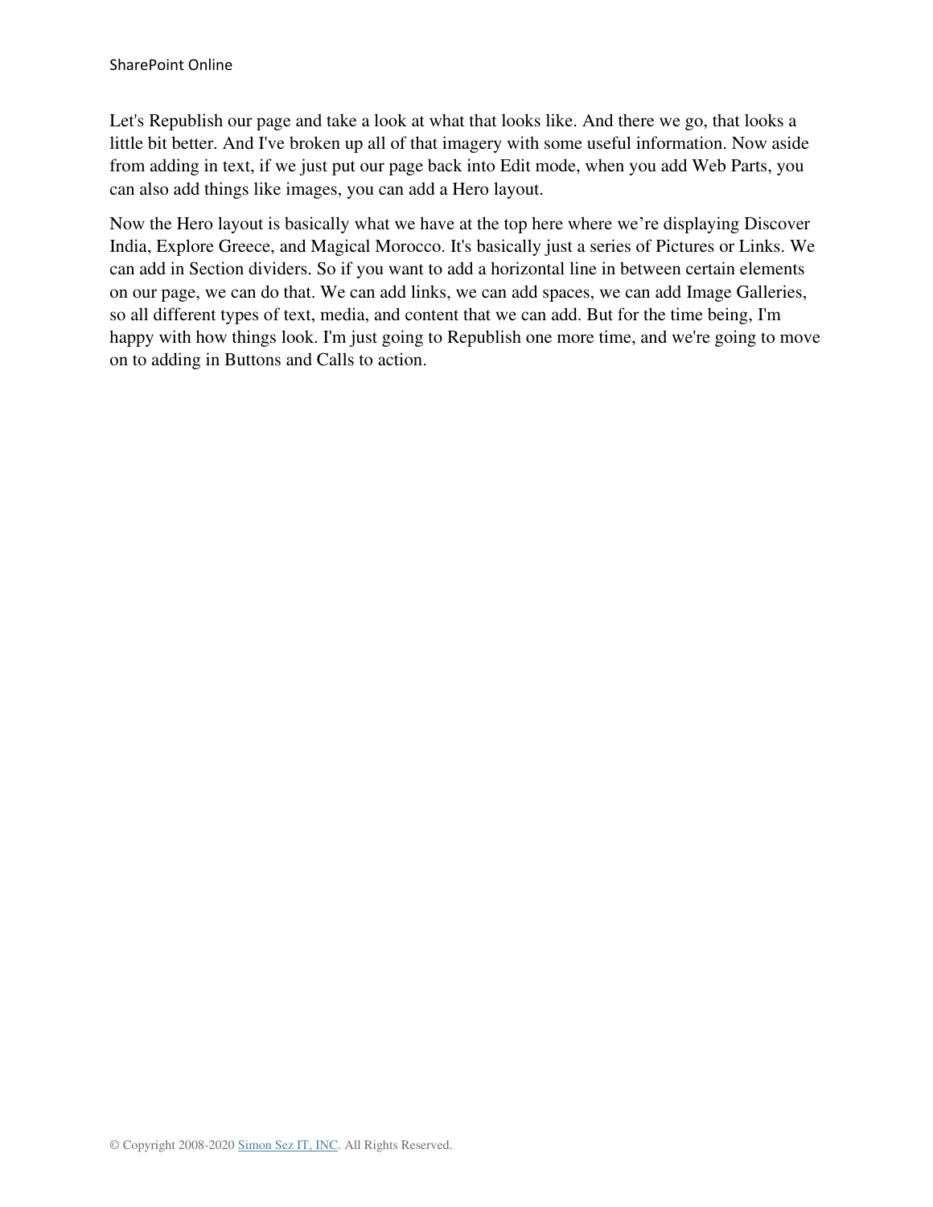Let's Republish our page and take a look at what that looks like. And there we go, that looks a little bit better. And I've broken up all of that imagery with some useful information. Now aside from adding in text, if we just put our page back into Edit mode, when you add Web Parts, you can also add things like images, you can add a Hero layout.

Now the Hero layout is basically what we have at the top here where we're displaying Discover India, Explore Greece, and Magical Morocco. It's basically just a series of Pictures or Links. We can add in Section dividers. So if you want to add a horizontal line in between certain elements on our page, we can do that. We can add links, we can add spaces, we can add Image Galleries, so all different types of text, media, and content that we can add. But for the time being, I'm happy with how things look. I'm just going to Republish one more time, and we're going to move on to adding in Buttons and Calls to action.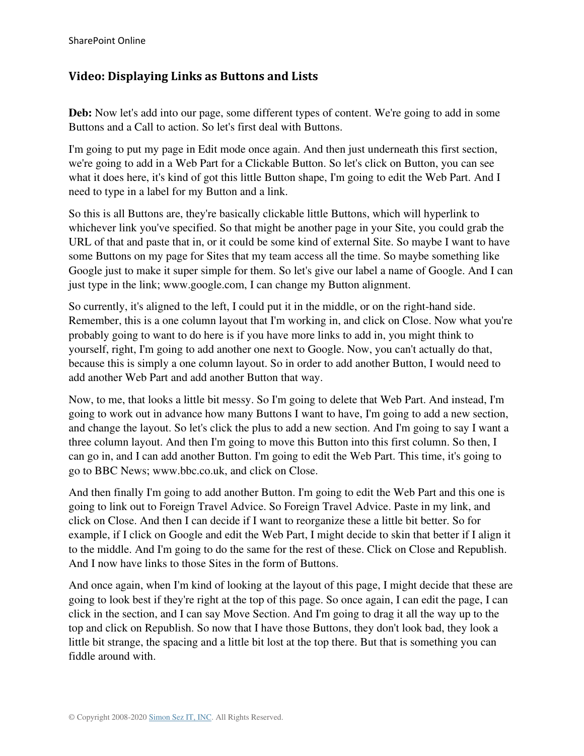## Video: Displaying Links as Buttons and Lists

**Deb:** Now let's add into our page, some different types of content. We're going to add in some Buttons and a Call to action. So let's first deal with Buttons.

I'm going to put my page in Edit mode once again. And then just underneath this first section, we're going to add in a Web Part for a Clickable Button. So let's click on Button, you can see what it does here, it's kind of got this little Button shape, I'm going to edit the Web Part. And I need to type in a label for my Button and a link.

So this is all Buttons are, they're basically clickable little Buttons, which will hyperlink to whichever link you've specified. So that might be another page in your Site, you could grab the URL of that and paste that in, or it could be some kind of external Site. So maybe I want to have some Buttons on my page for Sites that my team access all the time. So maybe something like Google just to make it super simple for them. So let's give our label a name of Google. And I can just type in the link; www.google.com, I can change my Button alignment.

So currently, it's aligned to the left, I could put it in the middle, or on the right-hand side. Remember, this is a one column layout that I'm working in, and click on Close. Now what you're probably going to want to do here is if you have more links to add in, you might think to yourself, right, I'm going to add another one next to Google. Now, you can't actually do that, because this is simply a one column layout. So in order to add another Button, I would need to add another Web Part and add another Button that way.

Now, to me, that looks a little bit messy. So I'm going to delete that Web Part. And instead, I'm going to work out in advance how many Buttons I want to have, I'm going to add a new section, and change the layout. So let's click the plus to add a new section. And I'm going to say I want a three column layout. And then I'm going to move this Button into this first column. So then, I can go in, and I can add another Button. I'm going to edit the Web Part. This time, it's going to go to BBC News; www.bbc.co.uk, and click on Close.

And then finally I'm going to add another Button. I'm going to edit the Web Part and this one is going to link out to Foreign Travel Advice. So Foreign Travel Advice. Paste in my link, and click on Close. And then I can decide if I want to reorganize these a little bit better. So for example, if I click on Google and edit the Web Part, I might decide to skin that better if I align it to the middle. And I'm going to do the same for the rest of these. Click on Close and Republish. And I now have links to those Sites in the form of Buttons.

And once again, when I'm kind of looking at the layout of this page, I might decide that these are going to look best if they're right at the top of this page. So once again, I can edit the page, I can click in the section, and I can say Move Section. And I'm going to drag it all the way up to the top and click on Republish. So now that I have those Buttons, they don't look bad, they look a little bit strange, the spacing and a little bit lost at the top there. But that is something you can fiddle around with.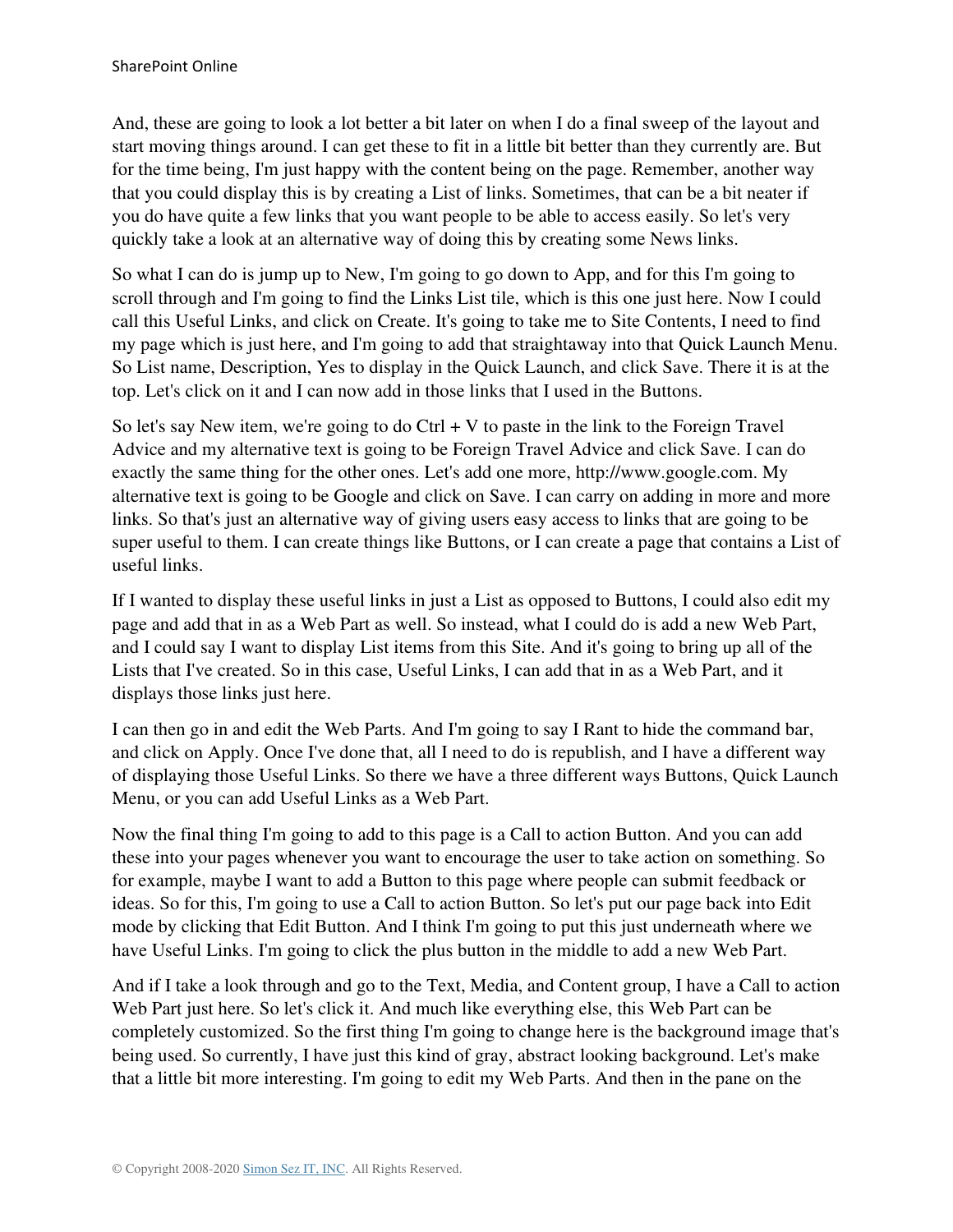And, these are going to look a lot better a bit later on when I do a final sweep of the layout and start moving things around. I can get these to fit in a little bit better than they currently are. But for the time being, I'm just happy with the content being on the page. Remember, another way that you could display this is by creating a List of links. Sometimes, that can be a bit neater if you do have quite a few links that you want people to be able to access easily. So let's very quickly take a look at an alternative way of doing this by creating some News links.

So what I can do is jump up to New, I'm going to go down to App, and for this I'm going to scroll through and I'm going to find the Links List tile, which is this one just here. Now I could call this Useful Links, and click on Create. It's going to take me to Site Contents, I need to find my page which is just here, and I'm going to add that straightaway into that Quick Launch Menu. So List name, Description, Yes to display in the Quick Launch, and click Save. There it is at the top. Let's click on it and I can now add in those links that I used in the Buttons.

So let's say New item, we're going to do Ctrl + V to paste in the link to the Foreign Travel Advice and my alternative text is going to be Foreign Travel Advice and click Save. I can do exactly the same thing for the other ones. Let's add one more, http://www.google.com. My alternative text is going to be Google and click on Save. I can carry on adding in more and more links. So that's just an alternative way of giving users easy access to links that are going to be super useful to them. I can create things like Buttons, or I can create a page that contains a List of useful links.

If I wanted to display these useful links in just a List as opposed to Buttons, I could also edit my page and add that in as a Web Part as well. So instead, what I could do is add a new Web Part, and I could say I want to display List items from this Site. And it's going to bring up all of the Lists that I've created. So in this case, Useful Links, I can add that in as a Web Part, and it displays those links just here.

I can then go in and edit the Web Parts. And I'm going to say I Rant to hide the command bar, and click on Apply. Once I've done that, all I need to do is republish, and I have a different way of displaying those Useful Links. So there we have a three different ways Buttons, Quick Launch Menu, or you can add Useful Links as a Web Part.

Now the final thing I'm going to add to this page is a Call to action Button. And you can add these into your pages whenever you want to encourage the user to take action on something. So for example, maybe I want to add a Button to this page where people can submit feedback or ideas. So for this, I'm going to use a Call to action Button. So let's put our page back into Edit mode by clicking that Edit Button. And I think I'm going to put this just underneath where we have Useful Links. I'm going to click the plus button in the middle to add a new Web Part.

And if I take a look through and go to the Text, Media, and Content group, I have a Call to action Web Part just here. So let's click it. And much like everything else, this Web Part can be completely customized. So the first thing I'm going to change here is the background image that's being used. So currently, I have just this kind of gray, abstract looking background. Let's make that a little bit more interesting. I'm going to edit my Web Parts. And then in the pane on the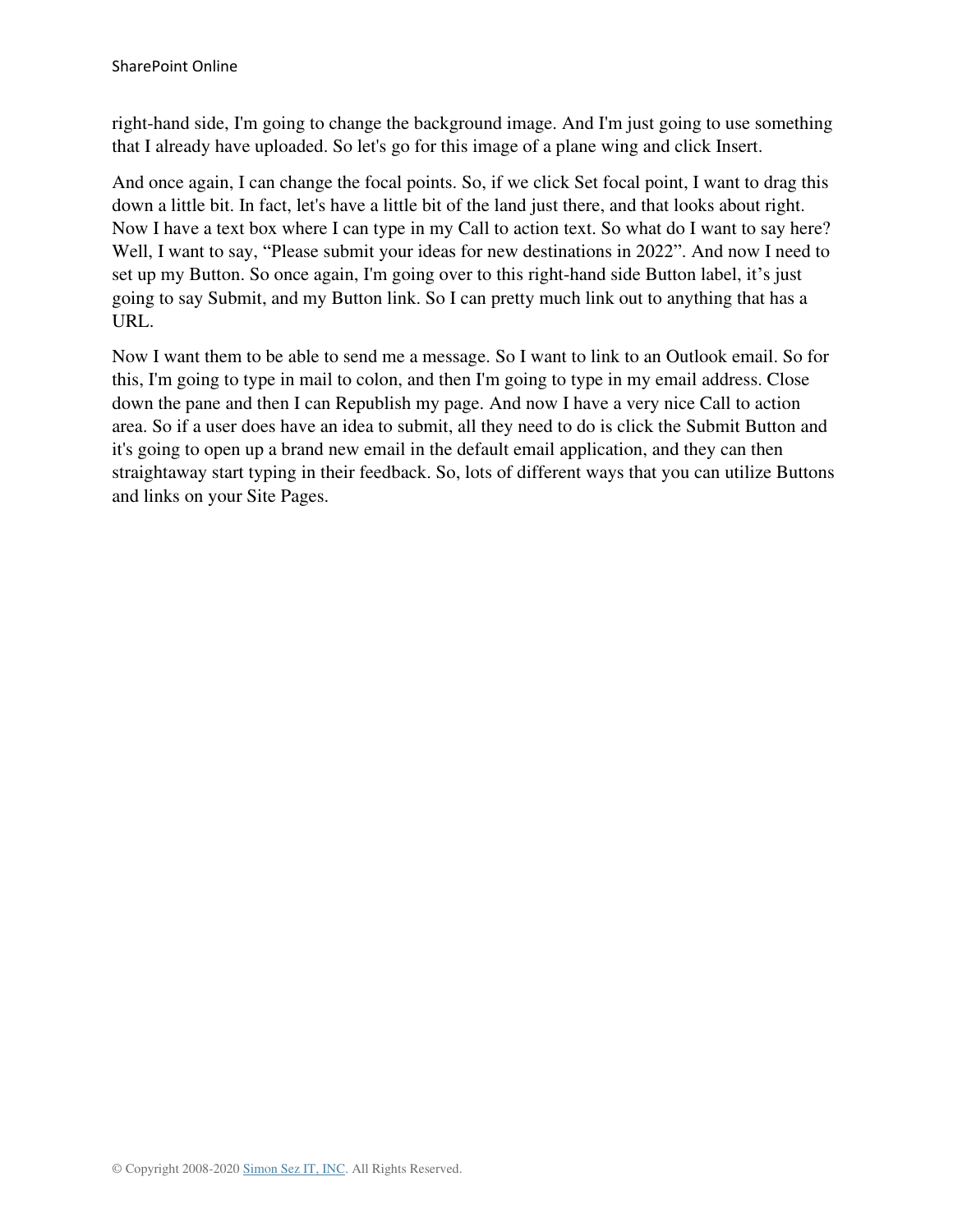right-hand side, I'm going to change the background image. And I'm just going to use something that I already have uploaded. So let's go for this image of a plane wing and click Insert.

And once again, I can change the focal points. So, if we click Set focal point, I want to drag this down a little bit. In fact, let's have a little bit of the land just there, and that looks about right. Now I have a text box where I can type in my Call to action text. So what do I want to say here? Well, I want to say, "Please submit your ideas for new destinations in 2022". And now I need to set up my Button. So once again, I'm going over to this right-hand side Button label, it's just going to say Submit, and my Button link. So I can pretty much link out to anything that has a URL.

Now I want them to be able to send me a message. So I want to link to an Outlook email. So for this, I'm going to type in mail to colon, and then I'm going to type in my email address. Close down the pane and then I can Republish my page. And now I have a very nice Call to action area. So if a user does have an idea to submit, all they need to do is click the Submit Button and it's going to open up a brand new email in the default email application, and they can then straightaway start typing in their feedback. So, lots of different ways that you can utilize Buttons and links on your Site Pages.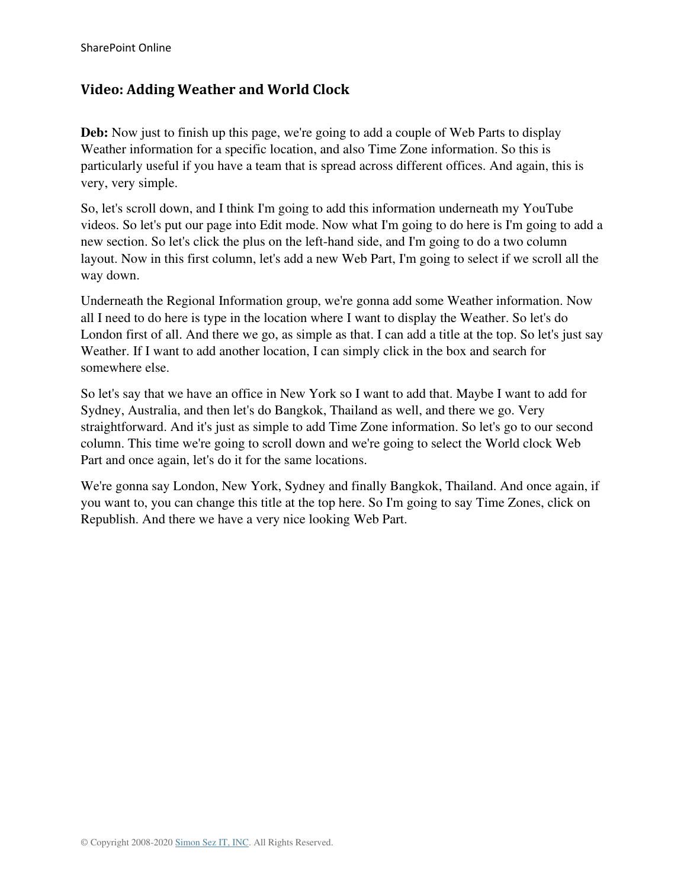## Video: Adding Weather and World Clock

**Deb:** Now just to finish up this page, we're going to add a couple of Web Parts to display Weather information for a specific location, and also Time Zone information. So this is particularly useful if you have a team that is spread across different offices. And again, this is very, very simple.

So, let's scroll down, and I think I'm going to add this information underneath my YouTube videos. So let's put our page into Edit mode. Now what I'm going to do here is I'm going to add a new section. So let's click the plus on the left-hand side, and I'm going to do a two column layout. Now in this first column, let's add a new Web Part, I'm going to select if we scroll all the way down.

Underneath the Regional Information group, we're gonna add some Weather information. Now all I need to do here is type in the location where I want to display the Weather. So let's do London first of all. And there we go, as simple as that. I can add a title at the top. So let's just say Weather. If I want to add another location, I can simply click in the box and search for somewhere else.

So let's say that we have an office in New York so I want to add that. Maybe I want to add for Sydney, Australia, and then let's do Bangkok, Thailand as well, and there we go. Very straightforward. And it's just as simple to add Time Zone information. So let's go to our second column. This time we're going to scroll down and we're going to select the World clock Web Part and once again, let's do it for the same locations.

We're gonna say London, New York, Sydney and finally Bangkok, Thailand. And once again, if you want to, you can change this title at the top here. So I'm going to say Time Zones, click on Republish. And there we have a very nice looking Web Part.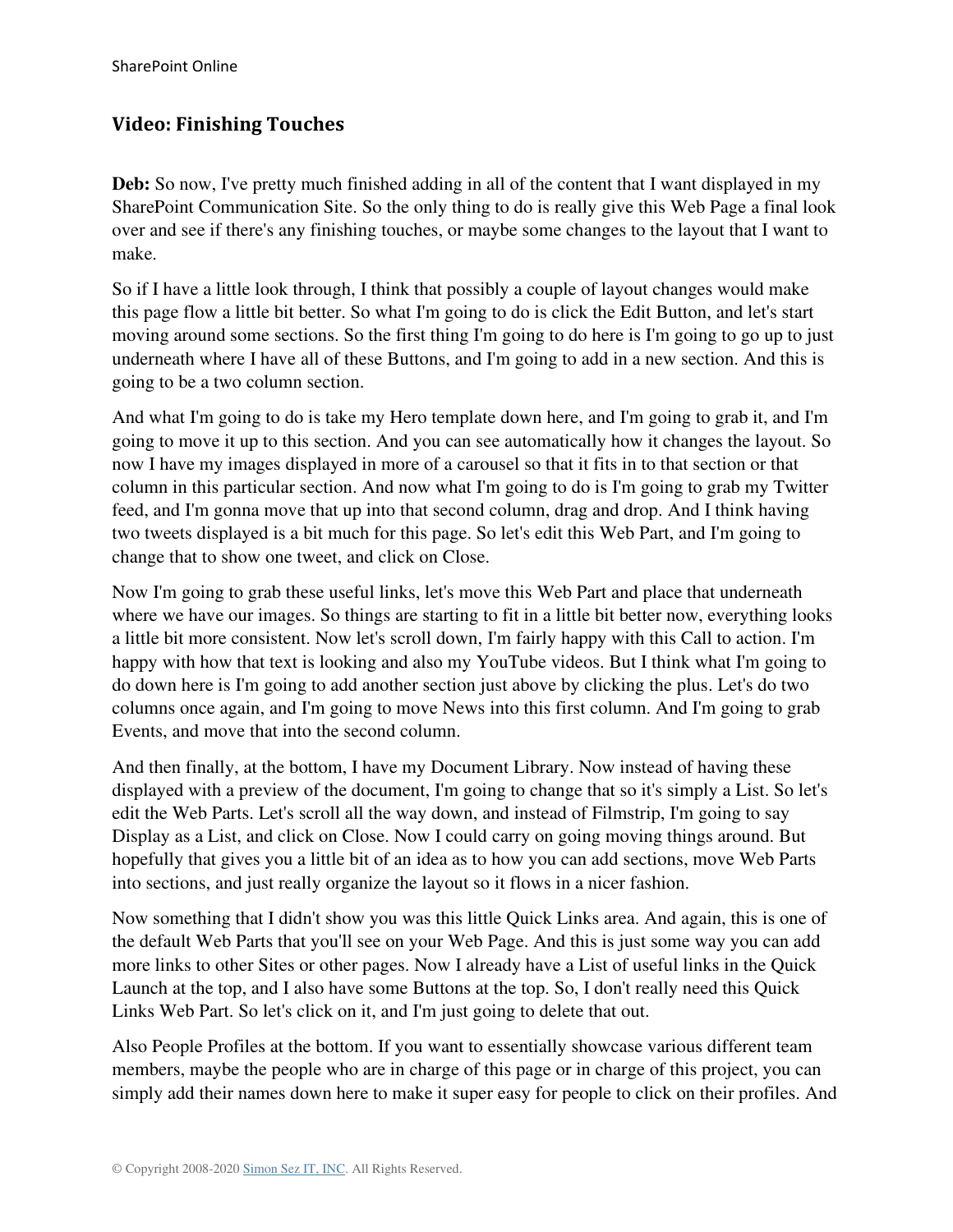## Video: Finishing Touches

**Deb:** So now, I've pretty much finished adding in all of the content that I want displayed in my SharePoint Communication Site. So the only thing to do is really give this Web Page a final look over and see if there's any finishing touches, or maybe some changes to the layout that I want to make.

So if I have a little look through, I think that possibly a couple of layout changes would make this page flow a little bit better. So what I'm going to do is click the Edit Button, and let's start moving around some sections. So the first thing I'm going to do here is I'm going to go up to just underneath where I have all of these Buttons, and I'm going to add in a new section. And this is going to be a two column section.

And what I'm going to do is take my Hero template down here, and I'm going to grab it, and I'm going to move it up to this section. And you can see automatically how it changes the layout. So now I have my images displayed in more of a carousel so that it fits in to that section or that column in this particular section. And now what I'm going to do is I'm going to grab my Twitter feed, and I'm gonna move that up into that second column, drag and drop. And I think having two tweets displayed is a bit much for this page. So let's edit this Web Part, and I'm going to change that to show one tweet, and click on Close.

Now I'm going to grab these useful links, let's move this Web Part and place that underneath where we have our images. So things are starting to fit in a little bit better now, everything looks a little bit more consistent. Now let's scroll down, I'm fairly happy with this Call to action. I'm happy with how that text is looking and also my YouTube videos. But I think what I'm going to do down here is I'm going to add another section just above by clicking the plus. Let's do two columns once again, and I'm going to move News into this first column. And I'm going to grab Events, and move that into the second column.

And then finally, at the bottom, I have my Document Library. Now instead of having these displayed with a preview of the document, I'm going to change that so it's simply a List. So let's edit the Web Parts. Let's scroll all the way down, and instead of Filmstrip, I'm going to say Display as a List, and click on Close. Now I could carry on going moving things around. But hopefully that gives you a little bit of an idea as to how you can add sections, move Web Parts into sections, and just really organize the layout so it flows in a nicer fashion.

Now something that I didn't show you was this little Quick Links area. And again, this is one of the default Web Parts that you'll see on your Web Page. And this is just some way you can add more links to other Sites or other pages. Now I already have a List of useful links in the Quick Launch at the top, and I also have some Buttons at the top. So, I don't really need this Quick Links Web Part. So let's click on it, and I'm just going to delete that out.

Also People Profiles at the bottom. If you want to essentially showcase various different team members, maybe the people who are in charge of this page or in charge of this project, you can simply add their names down here to make it super easy for people to click on their profiles. And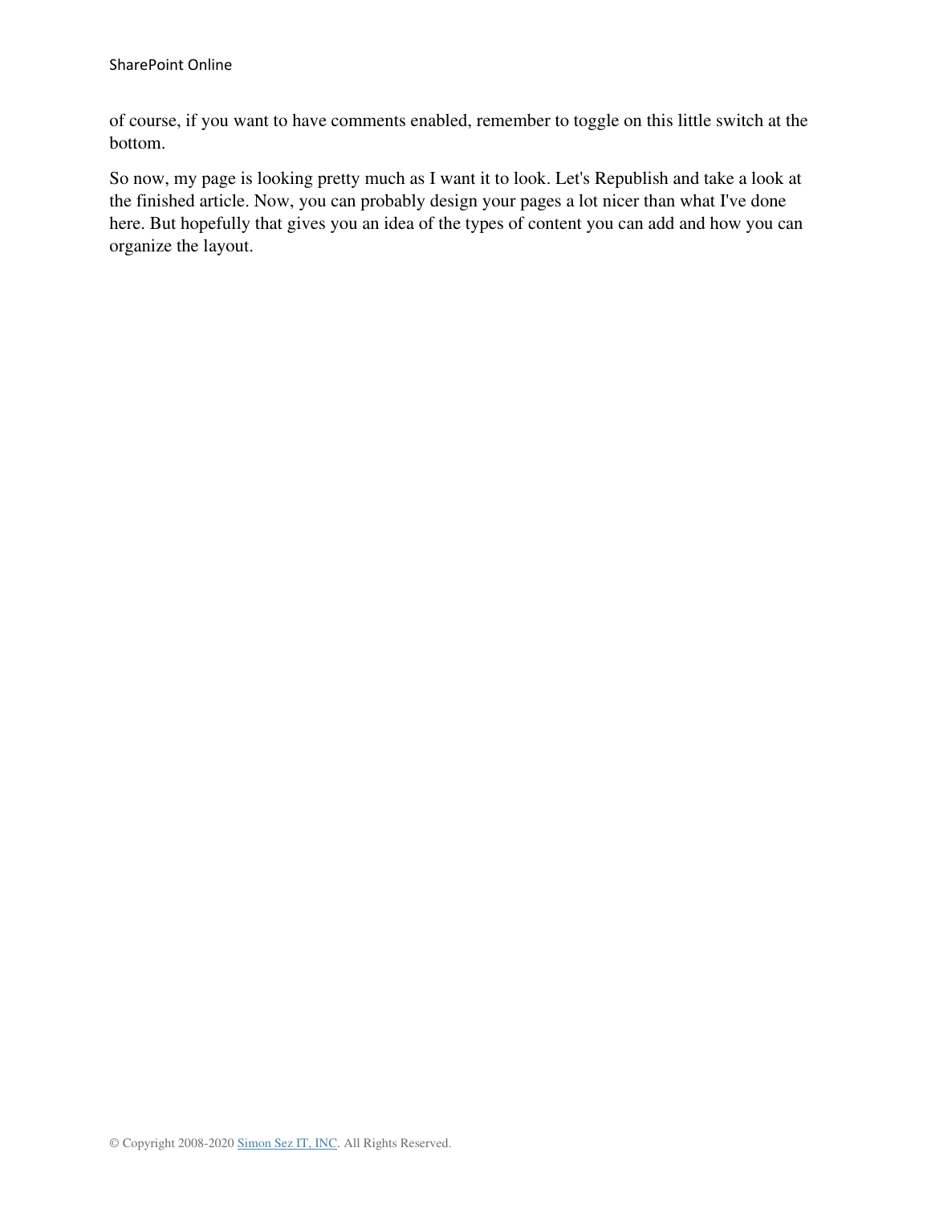of course, if you want to have comments enabled, remember to toggle on this little switch at the bottom.

So now, my page is looking pretty much as I want it to look. Let's Republish and take a look at the finished article. Now, you can probably design your pages a lot nicer than what I've done here. But hopefully that gives you an idea of the types of content you can add and how you can organize the layout.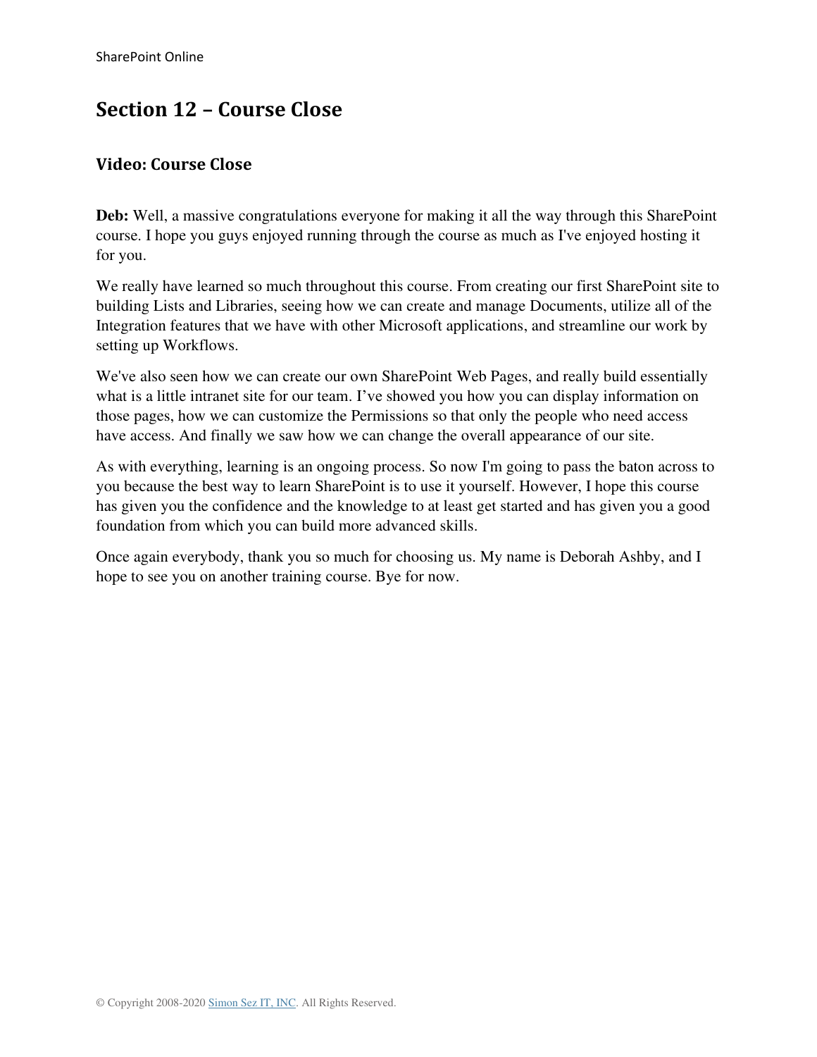## Section 12 – Course Close

### Video: Course Close

**Deb:** Well, a massive congratulations everyone for making it all the way through this SharePoint course. I hope you guys enjoyed running through the course as much as I've enjoyed hosting it for you.

We really have learned so much throughout this course. From creating our first SharePoint site to building Lists and Libraries, seeing how we can create and manage Documents, utilize all of the Integration features that we have with other Microsoft applications, and streamline our work by setting up Workflows.

We've also seen how we can create our own SharePoint Web Pages, and really build essentially what is a little intranet site for our team. I've showed you how you can display information on those pages, how we can customize the Permissions so that only the people who need access have access. And finally we saw how we can change the overall appearance of our site.

As with everything, learning is an ongoing process. So now I'm going to pass the baton across to you because the best way to learn SharePoint is to use it yourself. However, I hope this course has given you the confidence and the knowledge to at least get started and has given you a good foundation from which you can build more advanced skills.

Once again everybody, thank you so much for choosing us. My name is Deborah Ashby, and I hope to see you on another training course. Bye for now.